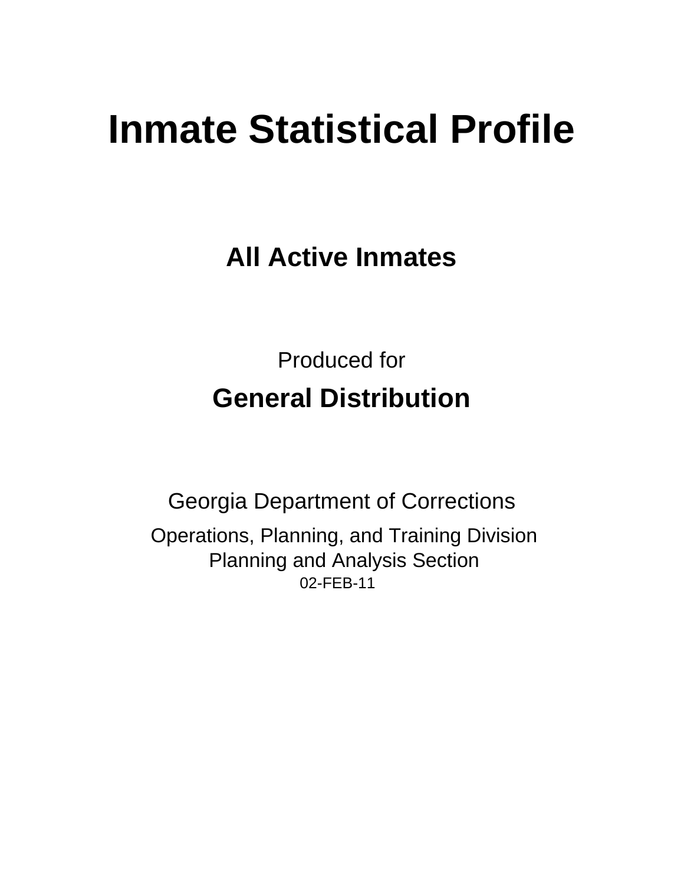# Inmate Statistical Profile

## All Active Inmates

Produced for

## General Distribution

Georgia Department of Corrections

Operations, Planning, and Training Division
Planning and Analysis Section
02-FEB-11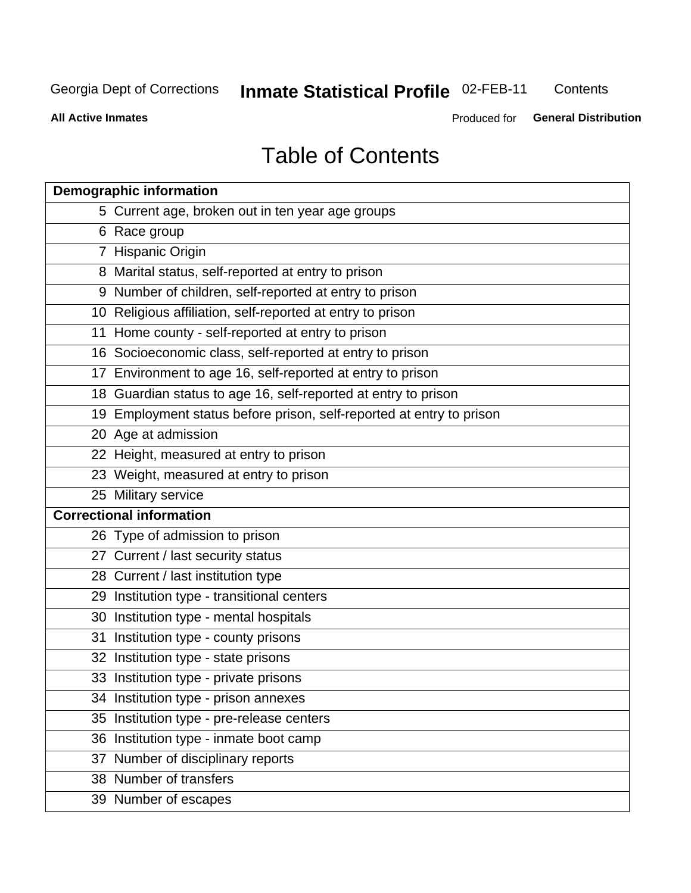# Table of Contents

| Demographic information | |
|---|---|
| 5 | Current age, broken out in ten year age groups |
| 6 | Race group |
| 7 | Hispanic Origin |
| 8 | Marital status, self-reported at entry to prison |
| 9 | Number of children, self-reported at entry to prison |
| 10 | Religious affiliation, self-reported at entry to prison |
| 11 | Home county - self-reported at entry to prison |
| 16 | Socioeconomic class, self-reported at entry to prison |
| 17 | Environment to age 16, self-reported at entry to prison |
| 18 | Guardian status to age 16, self-reported at entry to prison |
| 19 | Employment status before prison, self-reported at entry to prison |
| 20 | Age at admission |
| 22 | Height, measured at entry to prison |
| 23 | Weight, measured at entry to prison |
| 25 | Military service |
| **Correctional information** | |
| 26 | Type of admission to prison |
| 27 | Current / last security status |
| 28 | Current / last institution type |
| 29 | Institution type - transitional centers |
| 30 | Institution type - mental hospitals |
| 31 | Institution type - county prisons |
| 32 | Institution type - state prisons |
| 33 | Institution type - private prisons |
| 34 | Institution type - prison annexes |
| 35 | Institution type - pre-release centers |
| 36 | Institution type - inmate boot camp |
| 37 | Number of disciplinary reports |
| 38 | Number of transfers |
| 39 | Number of escapes |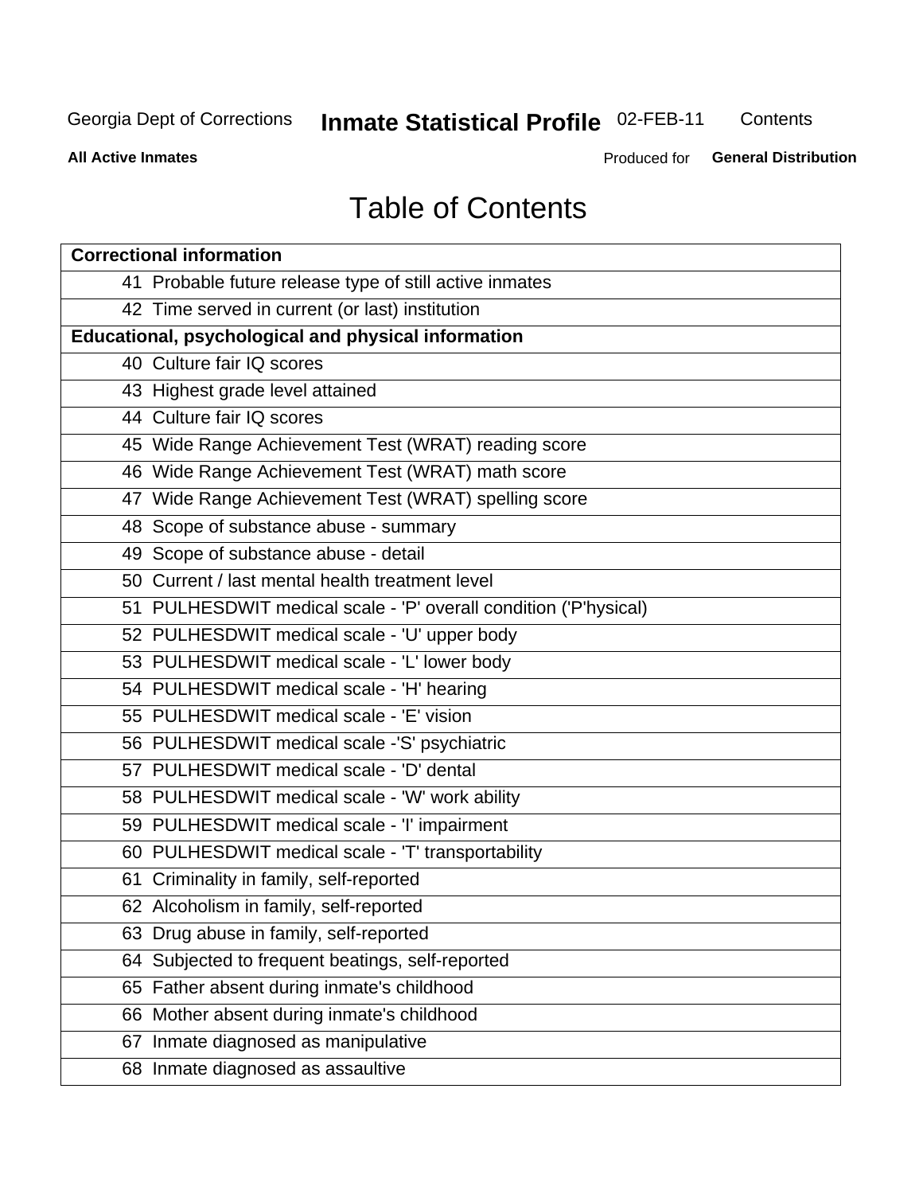# Table of Contents

| Correctional information | |
|---|---|
| 41 | Probable future release type of still active inmates |
| 42 | Time served in current (or last) institution |
| **Educational, psychological and physical information** | |
| 40 | Culture fair IQ scores |
| 43 | Highest grade level attained |
| 44 | Culture fair IQ scores |
| 45 | Wide Range Achievement Test (WRAT) reading score |
| 46 | Wide Range Achievement Test (WRAT) math score |
| 47 | Wide Range Achievement Test (WRAT) spelling score |
| 48 | Scope of substance abuse - summary |
| 49 | Scope of substance abuse - detail |
| 50 | Current / last mental health treatment level |
| 51 | PULHESDWIT medical scale - 'P' overall condition ('P'hysical) |
| 52 | PULHESDWIT medical scale - 'U' upper body |
| 53 | PULHESDWIT medical scale - 'L' lower body |
| 54 | PULHESDWIT medical scale - 'H' hearing |
| 55 | PULHESDWIT medical scale - 'E' vision |
| 56 | PULHESDWIT medical scale -'S' psychiatric |
| 57 | PULHESDWIT medical scale - 'D' dental |
| 58 | PULHESDWIT medical scale - 'W' work ability |
| 59 | PULHESDWIT medical scale - 'I' impairment |
| 60 | PULHESDWIT medical scale - 'T' transportability |
| 61 | Criminality in family, self-reported |
| 62 | Alcoholism in family, self-reported |
| 63 | Drug abuse in family, self-reported |
| 64 | Subjected to frequent beatings, self-reported |
| 65 | Father absent during inmate's childhood |
| 66 | Mother absent during inmate's childhood |
| 67 | Inmate diagnosed as manipulative |
| 68 | Inmate diagnosed as assaultive |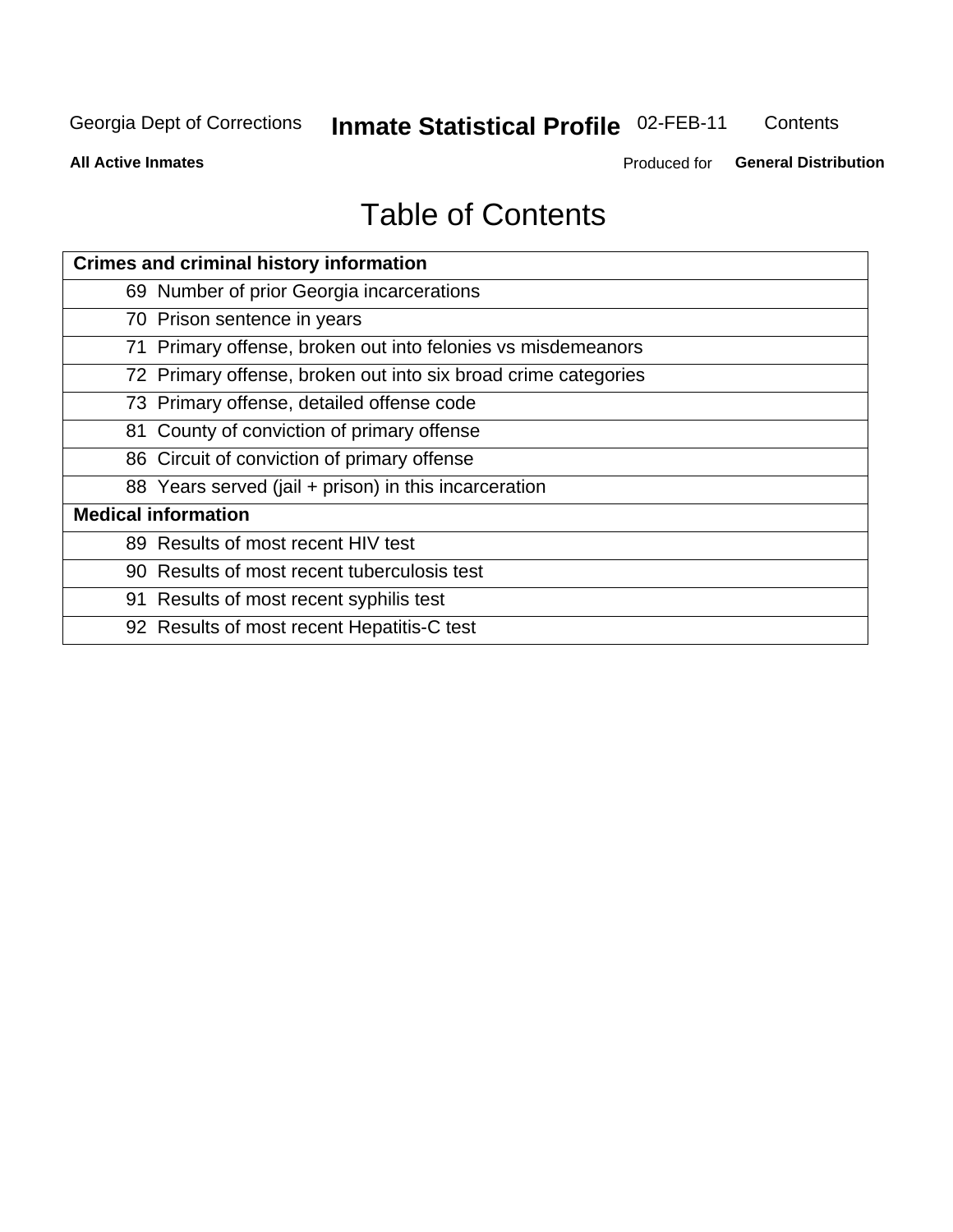# Table of Contents

| Crimes and criminal history information | |
|---|---|
| 69 | Number of prior Georgia incarcerations |
| 70 | Prison sentence in years |
| 71 | Primary offense, broken out into felonies vs misdemeanors |
| 72 | Primary offense, broken out into six broad crime categories |
| 73 | Primary offense, detailed offense code |
| 81 | County of conviction of primary offense |
| 86 | Circuit of conviction of primary offense |
| 88 | Years served (jail + prison) in this incarceration |
| **Medical information** | |
| 89 | Results of most recent HIV test |
| 90 | Results of most recent tuberculosis test |
| 91 | Results of most recent syphilis test |
| 92 | Results of most recent Hepatitis-C test |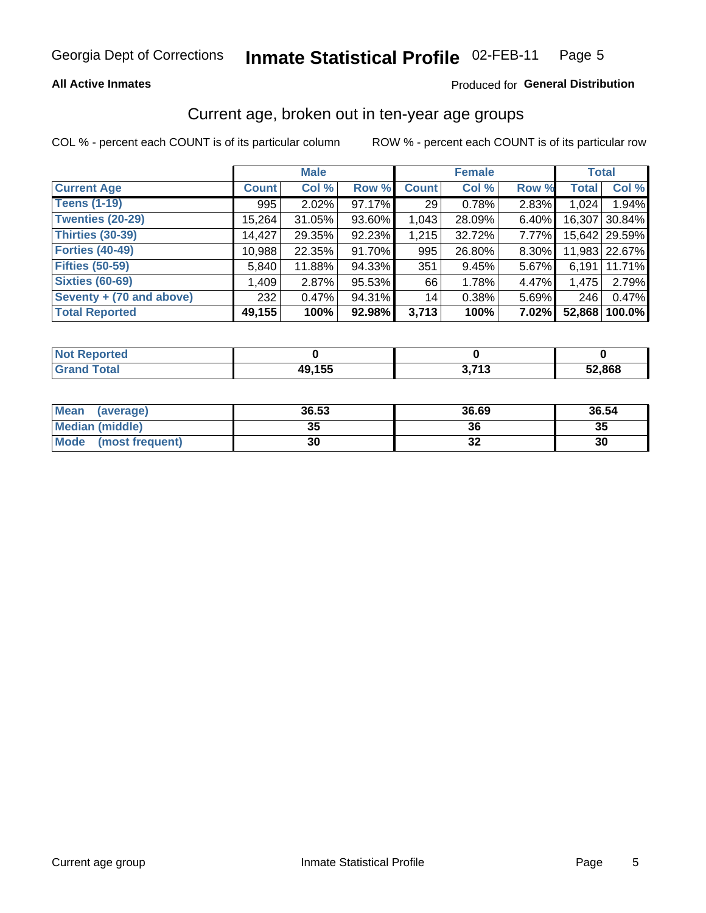Georgia Dept of Corrections **Inmate Statistical Profile** 02-FEB-11

**All Active Inmates**

Produced for **General Distribution**

## Current age, broken out in ten-year age groups

COL % - percent each COUNT is of its particular column ROW % - percent each COUNT is of its particular row

| | Male | | | Female | | | Total | |
|---|---|---|---|---|---|---|---|---|
| **Current Age** | **Count** | **Col %** | **Row %** | **Count** | **Col %** | **Row %** | **Total** | **Col %** |
| **Teens (1-19)** | 995 | 2.02% | 97.17% | 29 | 0.78% | 2.83% | 1,024 | 1.94% |
| **Twenties (20-29)** | 15,264 | 31.05% | 93.60% | 1,043 | 28.09% | 6.40% | 16,307 | 30.84% |
| **Thirties (30-39)** | 14,427 | 29.35% | 92.23% | 1,215 | 32.72% | 7.77% | 15,642 | 29.59% |
| **Forties (40-49)** | 10,988 | 22.35% | 91.70% | 995 | 26.80% | 8.30% | 11,983 | 22.67% |
| **Fifties (50-59)** | 5,840 | 11.88% | 94.33% | 351 | 9.45% | 5.67% | 6,191 | 11.71% |
| **Sixties (60-69)** | 1,409 | 2.87% | 95.53% | 66 | 1.78% | 4.47% | 1,475 | 2.79% |
| **Seventy + (70 and above)** | 232 | 0.47% | 94.31% | 14 | 0.38% | 5.69% | 246 | 0.47% |
| **Total Reported** | **49,155** | **100%** | **92.98%** | **3,713** | **100%** | **7.02%** | **52,868** | **100.0%** |

| | Male | Female | Total |
|---|---|---|---|
| **Not Reported** | **0** | **0** | **0** |
| **Grand Total** | **49,155** | **3,713** | **52,868** |

| | Male | Female | Total |
|---|---|---|---|
| **Mean (average)** | **36.53** | **36.69** | **36.54** |
| **Median (middle)** | **35** | **36** | **35** |
| **Mode (most frequent)** | **30** | **32** | **30** |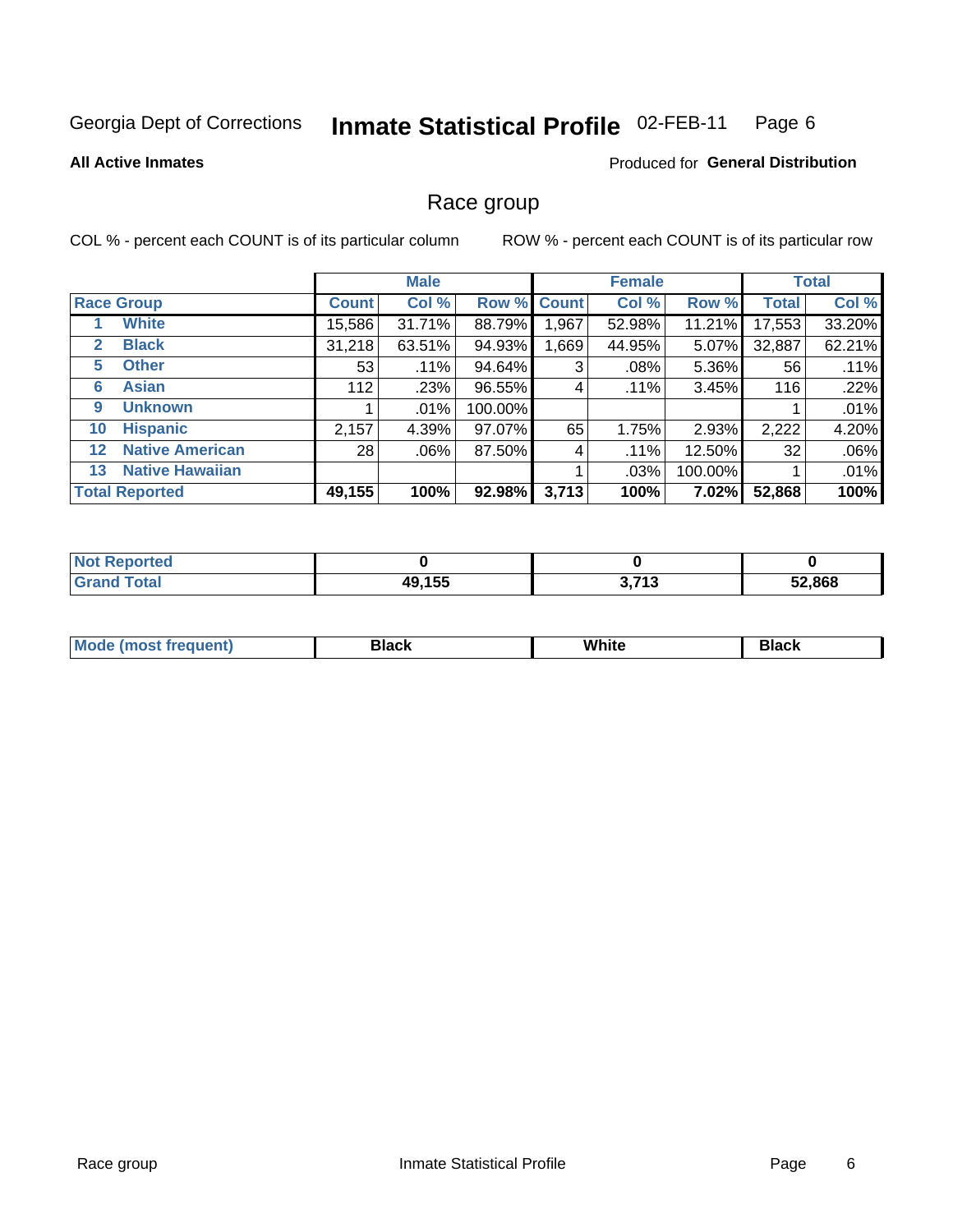Georgia Dept of Corrections **Inmate Statistical Profile** 02-FEB-11

**All Active Inmates**

Produced for **General Distribution**

## Race group

COL % - percent each COUNT is of its particular column

ROW % - percent each COUNT is of its particular row

| | | Male | | | Female | | | Total | |
|---|---|---|---|---|---|---|---|---|---|
| **Race Group** | | **Count** | **Col %** | **Row %** | **Count** | **Col %** | **Row %** | **Total** | **Col %** |
| 1 | White | 15,586 | 31.71% | 88.79% | 1,967 | 52.98% | 11.21% | 17,553 | 33.20% |
| 2 | Black | 31,218 | 63.51% | 94.93% | 1,669 | 44.95% | 5.07% | 32,887 | 62.21% |
| 5 | Other | 53 | .11% | 94.64% | 3 | .08% | 5.36% | 56 | .11% |
| 6 | Asian | 112 | .23% | 96.55% | 4 | .11% | 3.45% | 116 | .22% |
| 9 | Unknown | 1 | .01% | 100.00% | | | | 1 | .01% |
| 10 | Hispanic | 2,157 | 4.39% | 97.07% | 65 | 1.75% | 2.93% | 2,222 | 4.20% |
| 12 | Native American | 28 | .06% | 87.50% | 4 | .11% | 12.50% | 32 | .06% |
| 13 | Native Hawaiian | | | | 1 | .03% | 100.00% | 1 | .01% |
| **Total Reported** | | **49,155** | **100%** | **92.98%** | **3,713** | **100%** | **7.02%** | **52,868** | **100%** |

| | Male | Female | Total |
|---|---|---|---|
| Not Reported | **0** | **0** | **0** |
| Grand Total | **49,155** | **3,713** | **52,868** |

| | Male | Female | Total |
|---|---|---|---|
| Mode (most frequent) | **Black** | **White** | **Black** |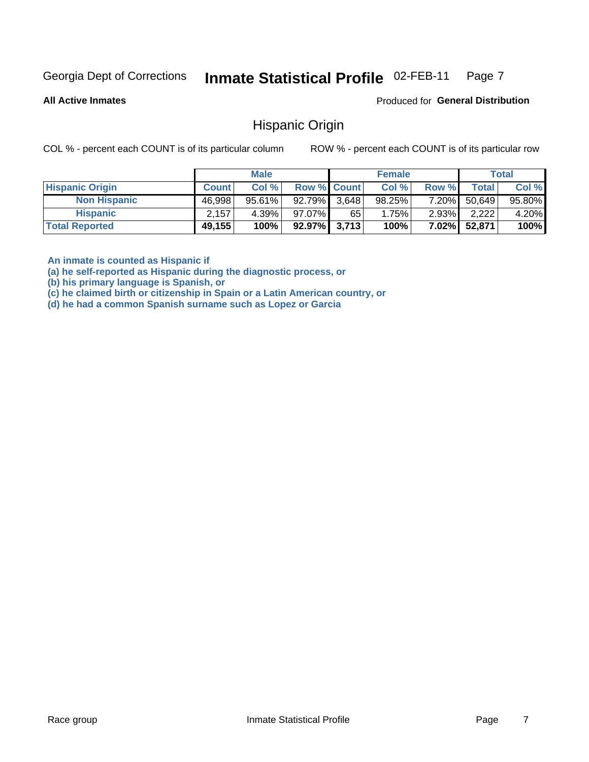Georgia Dept of Corrections **Inmate Statistical Profile** 02-FEB-11

**All Active Inmates**

Produced for **General Distribution**

## Hispanic Origin

COL % - percent each COUNT is of its particular column

ROW % - percent each COUNT is of its particular row

| | Male | | | Female | | | Total | |
|---|---|---|---|---|---|---|---|---|
| **Hispanic Origin** | **Count** | **Col %** | **Row %** | **Count** | **Col %** | **Row %** | **Total** | **Col %** |
| **Non Hispanic** | 46,998 | 95.61% | 92.79% | 3,648 | 98.25% | 7.20% | 50,649 | 95.80% |
| **Hispanic** | 2,157 | 4.39% | 97.07% | 65 | 1.75% | 2.93% | 2,222 | 4.20% |
| **Total Reported** | **49,155** | **100%** | **92.97%** | **3,713** | **100%** | **7.02%** | **52,871** | **100%** |

**An inmate is counted as Hispanic if**
**(a) he self-reported as Hispanic during the diagnostic process, or**
**(b) his primary language is Spanish, or**
**(c) he claimed birth or citizenship in Spain or a Latin American country, or**
**(d) he had a common Spanish surname such as Lopez or Garcia**

Race group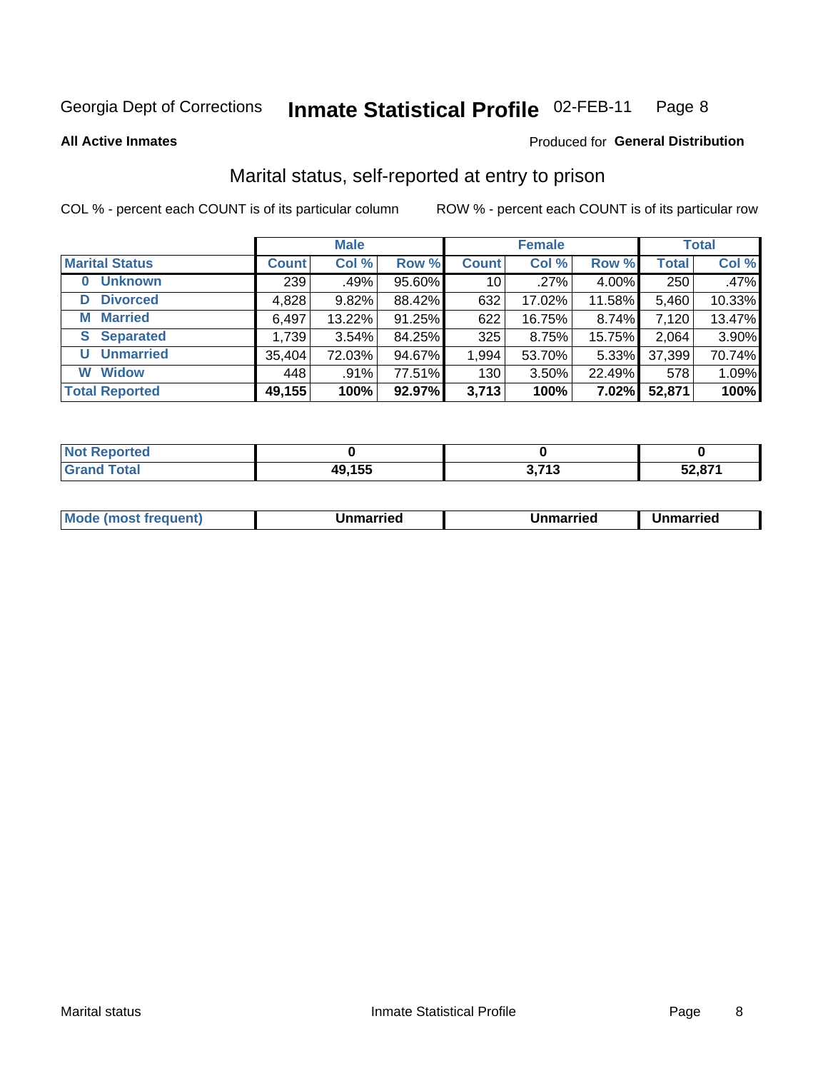Georgia Dept of Corrections **Inmate Statistical Profile** 02-FEB-11

**All Active Inmates**

Produced for **General Distribution**

## Marital status, self-reported at entry to prison

COL % - percent each COUNT is of its particular column

ROW % - percent each COUNT is of its particular row

| | Male | | | Female | | | Total | |
|---|---|---|---|---|---|---|---|---|
| **Marital Status** | **Count** | **Col %** | **Row %** | **Count** | **Col %** | **Row %** | **Total** | **Col %** |
| **0 Unknown** | 239 | .49% | 95.60% | 10 | .27% | 4.00% | 250 | .47% |
| **D Divorced** | 4,828 | 9.82% | 88.42% | 632 | 17.02% | 11.58% | 5,460 | 10.33% |
| **M Married** | 6,497 | 13.22% | 91.25% | 622 | 16.75% | 8.74% | 7,120 | 13.47% |
| **S Separated** | 1,739 | 3.54% | 84.25% | 325 | 8.75% | 15.75% | 2,064 | 3.90% |
| **U Unmarried** | 35,404 | 72.03% | 94.67% | 1,994 | 53.70% | 5.33% | 37,399 | 70.74% |
| **W Widow** | 448 | .91% | 77.51% | 130 | 3.50% | 22.49% | 578 | 1.09% |
| **Total Reported** | **49,155** | **100%** | **92.97%** | **3,713** | **100%** | **7.02%** | **52,871** | **100%** |

| | Male | Female | Total |
|---|---|---|---|
| **Not Reported** | **0** | **0** | **0** |
| **Grand Total** | **49,155** | **3,713** | **52,871** |

| | Male | Female | Total |
|---|---|---|---|
| **Mode (most frequent)** | **Unmarried** | **Unmarried** | **Unmarried** |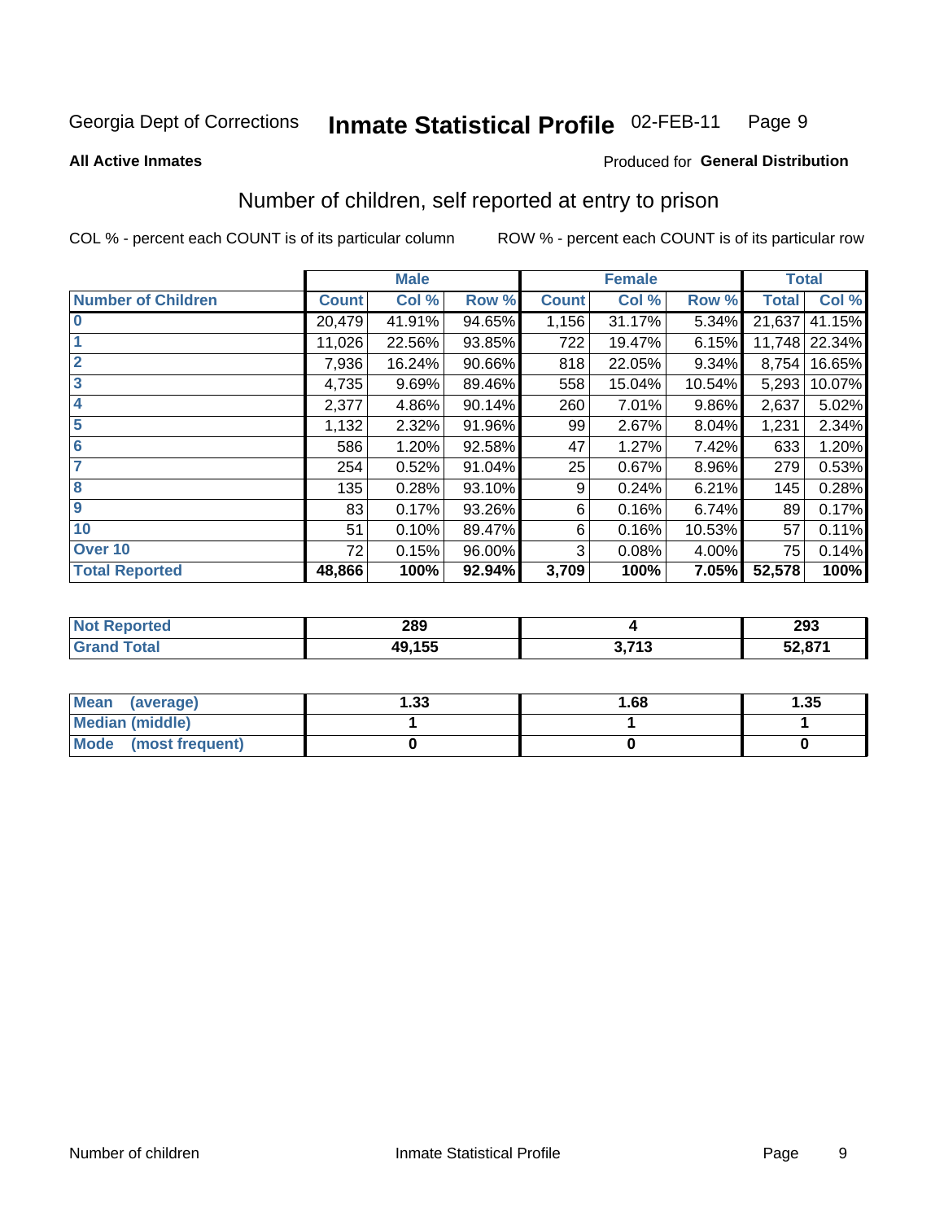Georgia Dept of Corrections **Inmate Statistical Profile** 02-FEB-11

**All Active Inmates**

Produced for **General Distribution**

## Number of children, self reported at entry to prison

COL % - percent each COUNT is of its particular column    ROW % - percent each COUNT is of its particular row

| | Male | | | Female | | | Total | |
|---|---|---|---|---|---|---|---|---|
| **Number of Children** | **Count** | **Col %** | **Row %** | **Count** | **Col %** | **Row %** | **Total** | **Col %** |
| **0** | 20,479 | 41.91% | 94.65% | 1,156 | 31.17% | 5.34% | 21,637 | 41.15% |
| **1** | 11,026 | 22.56% | 93.85% | 722 | 19.47% | 6.15% | 11,748 | 22.34% |
| **2** | 7,936 | 16.24% | 90.66% | 818 | 22.05% | 9.34% | 8,754 | 16.65% |
| **3** | 4,735 | 9.69% | 89.46% | 558 | 15.04% | 10.54% | 5,293 | 10.07% |
| **4** | 2,377 | 4.86% | 90.14% | 260 | 7.01% | 9.86% | 2,637 | 5.02% |
| **5** | 1,132 | 2.32% | 91.96% | 99 | 2.67% | 8.04% | 1,231 | 2.34% |
| **6** | 586 | 1.20% | 92.58% | 47 | 1.27% | 7.42% | 633 | 1.20% |
| **7** | 254 | 0.52% | 91.04% | 25 | 0.67% | 8.96% | 279 | 0.53% |
| **8** | 135 | 0.28% | 93.10% | 9 | 0.24% | 6.21% | 145 | 0.28% |
| **9** | 83 | 0.17% | 93.26% | 6 | 0.16% | 6.74% | 89 | 0.17% |
| **10** | 51 | 0.10% | 89.47% | 6 | 0.16% | 10.53% | 57 | 0.11% |
| **Over 10** | 72 | 0.15% | 96.00% | 3 | 0.08% | 4.00% | 75 | 0.14% |
| **Total Reported** | **48,866** | **100%** | **92.94%** | **3,709** | **100%** | **7.05%** | **52,578** | **100%** |

| | Male | Female | Total |
|---|---|---|---|
| **Not Reported** | **289** | **4** | **293** |
| **Grand Total** | **49,155** | **3,713** | **52,871** |

| | Male | Female | Total |
|---|---|---|---|
| **Mean (average)** | **1.33** | **1.68** | **1.35** |
| **Median (middle)** | **1** | **1** | **1** |
| **Mode (most frequent)** | **0** | **0** | **0** |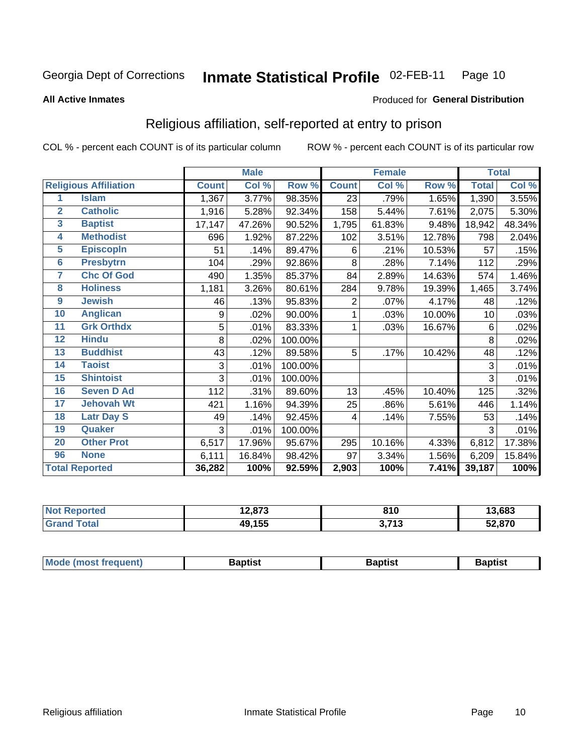Georgia Dept of Corrections **Inmate Statistical Profile** 02-FEB-11

**All Active Inmates**

Produced for **General Distribution**

## Religious affiliation, self-reported at entry to prison

COL % - percent each COUNT is of its particular column ROW % - percent each COUNT is of its particular row

| | | Male | | | Female | | | Total | |
|---|---|---|---|---|---|---|---|---|---|
| **Religious Affiliation** | | **Count** | **Col %** | **Row %** | **Count** | **Col %** | **Row %** | **Total** | **Col %** |
| 1 | Islam | 1,367 | 3.77% | 98.35% | 23 | .79% | 1.65% | 1,390 | 3.55% |
| 2 | Catholic | 1,916 | 5.28% | 92.34% | 158 | 5.44% | 7.61% | 2,075 | 5.30% |
| 3 | Baptist | 17,147 | 47.26% | 90.52% | 1,795 | 61.83% | 9.48% | 18,942 | 48.34% |
| 4 | Methodist | 696 | 1.92% | 87.22% | 102 | 3.51% | 12.78% | 798 | 2.04% |
| 5 | Episcopln | 51 | .14% | 89.47% | 6 | .21% | 10.53% | 57 | .15% |
| 6 | Presbytrn | 104 | .29% | 92.86% | 8 | .28% | 7.14% | 112 | .29% |
| 7 | Chc Of God | 490 | 1.35% | 85.37% | 84 | 2.89% | 14.63% | 574 | 1.46% |
| 8 | Holiness | 1,181 | 3.26% | 80.61% | 284 | 9.78% | 19.39% | 1,465 | 3.74% |
| 9 | Jewish | 46 | .13% | 95.83% | 2 | .07% | 4.17% | 48 | .12% |
| 10 | Anglican | 9 | .02% | 90.00% | 1 | .03% | 10.00% | 10 | .03% |
| 11 | Grk Orthdx | 5 | .01% | 83.33% | 1 | .03% | 16.67% | 6 | .02% |
| 12 | Hindu | 8 | .02% | 100.00% | | | | 8 | .02% |
| 13 | Buddhist | 43 | .12% | 89.58% | 5 | .17% | 10.42% | 48 | .12% |
| 14 | Taoist | 3 | .01% | 100.00% | | | | 3 | .01% |
| 15 | Shintoist | 3 | .01% | 100.00% | | | | 3 | .01% |
| 16 | Seven D Ad | 112 | .31% | 89.60% | 13 | .45% | 10.40% | 125 | .32% |
| 17 | Jehovah Wt | 421 | 1.16% | 94.39% | 25 | .86% | 5.61% | 446 | 1.14% |
| 18 | Latr Day S | 49 | .14% | 92.45% | 4 | .14% | 7.55% | 53 | .14% |
| 19 | Quaker | 3 | .01% | 100.00% | | | | 3 | .01% |
| 20 | Other Prot | 6,517 | 17.96% | 95.67% | 295 | 10.16% | 4.33% | 6,812 | 17.38% |
| 96 | None | 6,111 | 16.84% | 98.42% | 97 | 3.34% | 1.56% | 6,209 | 15.84% |
| **Total Reported** | | **36,282** | **100%** | **92.59%** | **2,903** | **100%** | **7.41%** | **39,187** | **100%** |

| | Male | Female | Total |
|---|---|---|---|
| **Not Reported** | **12,873** | **810** | **13,683** |
| **Grand Total** | **49,155** | **3,713** | **52,870** |

| | Male | Female | Total |
|---|---|---|---|
| **Mode (most frequent)** | **Baptist** | **Baptist** | **Baptist** |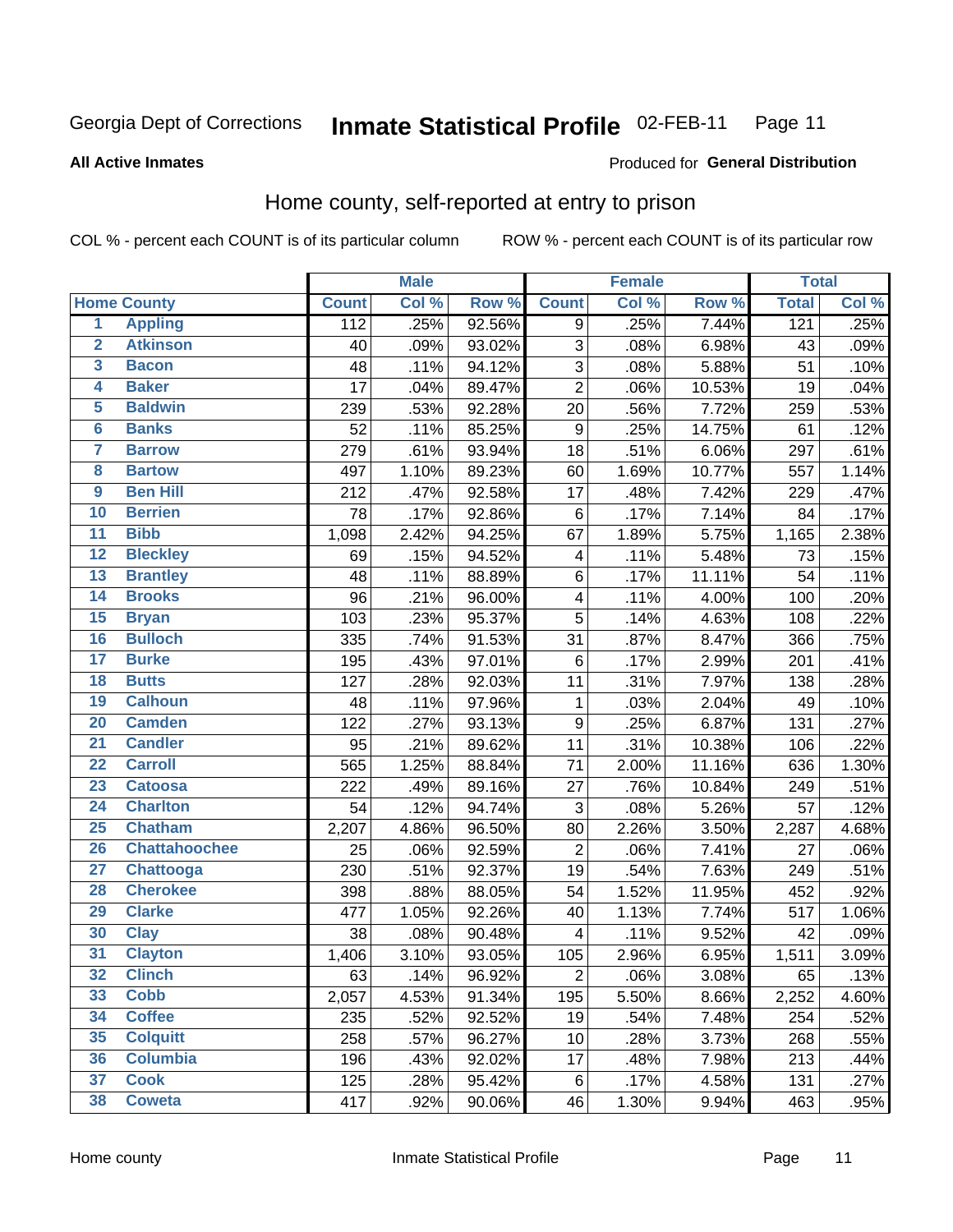Georgia Dept of Corrections **Inmate Statistical Profile** 02-FEB-11 Page 11

**All Active Inmates**

Produced for **General Distribution**

## Home county, self-reported at entry to prison

COL % - percent each COUNT is of its particular column ROW % - percent each COUNT is of its particular row

| Home County | | Male | | | Female | | | Total | |
|---|---|---|---|---|---|---|---|---|---|
| | | Count | Col % | Row % | Count | Col % | Row % | Total | Col % |
| 1 | Appling | 112 | .25% | 92.56% | 9 | .25% | 7.44% | 121 | .25% |
| 2 | Atkinson | 40 | .09% | 93.02% | 3 | .08% | 6.98% | 43 | .09% |
| 3 | Bacon | 48 | .11% | 94.12% | 3 | .08% | 5.88% | 51 | .10% |
| 4 | Baker | 17 | .04% | 89.47% | 2 | .06% | 10.53% | 19 | .04% |
| 5 | Baldwin | 239 | .53% | 92.28% | 20 | .56% | 7.72% | 259 | .53% |
| 6 | Banks | 52 | .11% | 85.25% | 9 | .25% | 14.75% | 61 | .12% |
| 7 | Barrow | 279 | .61% | 93.94% | 18 | .51% | 6.06% | 297 | .61% |
| 8 | Bartow | 497 | 1.10% | 89.23% | 60 | 1.69% | 10.77% | 557 | 1.14% |
| 9 | Ben Hill | 212 | .47% | 92.58% | 17 | .48% | 7.42% | 229 | .47% |
| 10 | Berrien | 78 | .17% | 92.86% | 6 | .17% | 7.14% | 84 | .17% |
| 11 | Bibb | 1,098 | 2.42% | 94.25% | 67 | 1.89% | 5.75% | 1,165 | 2.38% |
| 12 | Bleckley | 69 | .15% | 94.52% | 4 | .11% | 5.48% | 73 | .15% |
| 13 | Brantley | 48 | .11% | 88.89% | 6 | .17% | 11.11% | 54 | .11% |
| 14 | Brooks | 96 | .21% | 96.00% | 4 | .11% | 4.00% | 100 | .20% |
| 15 | Bryan | 103 | .23% | 95.37% | 5 | .14% | 4.63% | 108 | .22% |
| 16 | Bulloch | 335 | .74% | 91.53% | 31 | .87% | 8.47% | 366 | .75% |
| 17 | Burke | 195 | .43% | 97.01% | 6 | .17% | 2.99% | 201 | .41% |
| 18 | Butts | 127 | .28% | 92.03% | 11 | .31% | 7.97% | 138 | .28% |
| 19 | Calhoun | 48 | .11% | 97.96% | 1 | .03% | 2.04% | 49 | .10% |
| 20 | Camden | 122 | .27% | 93.13% | 9 | .25% | 6.87% | 131 | .27% |
| 21 | Candler | 95 | .21% | 89.62% | 11 | .31% | 10.38% | 106 | .22% |
| 22 | Carroll | 565 | 1.25% | 88.84% | 71 | 2.00% | 11.16% | 636 | 1.30% |
| 23 | Catoosa | 222 | .49% | 89.16% | 27 | .76% | 10.84% | 249 | .51% |
| 24 | Charlton | 54 | .12% | 94.74% | 3 | .08% | 5.26% | 57 | .12% |
| 25 | Chatham | 2,207 | 4.86% | 96.50% | 80 | 2.26% | 3.50% | 2,287 | 4.68% |
| 26 | Chattahoochee | 25 | .06% | 92.59% | 2 | .06% | 7.41% | 27 | .06% |
| 27 | Chattooga | 230 | .51% | 92.37% | 19 | .54% | 7.63% | 249 | .51% |
| 28 | Cherokee | 398 | .88% | 88.05% | 54 | 1.52% | 11.95% | 452 | .92% |
| 29 | Clarke | 477 | 1.05% | 92.26% | 40 | 1.13% | 7.74% | 517 | 1.06% |
| 30 | Clay | 38 | .08% | 90.48% | 4 | .11% | 9.52% | 42 | .09% |
| 31 | Clayton | 1,406 | 3.10% | 93.05% | 105 | 2.96% | 6.95% | 1,511 | 3.09% |
| 32 | Clinch | 63 | .14% | 96.92% | 2 | .06% | 3.08% | 65 | .13% |
| 33 | Cobb | 2,057 | 4.53% | 91.34% | 195 | 5.50% | 8.66% | 2,252 | 4.60% |
| 34 | Coffee | 235 | .52% | 92.52% | 19 | .54% | 7.48% | 254 | .52% |
| 35 | Colquitt | 258 | .57% | 96.27% | 10 | .28% | 3.73% | 268 | .55% |
| 36 | Columbia | 196 | .43% | 92.02% | 17 | .48% | 7.98% | 213 | .44% |
| 37 | Cook | 125 | .28% | 95.42% | 6 | .17% | 4.58% | 131 | .27% |
| 38 | Coweta | 417 | .92% | 90.06% | 46 | 1.30% | 9.94% | 463 | .95% |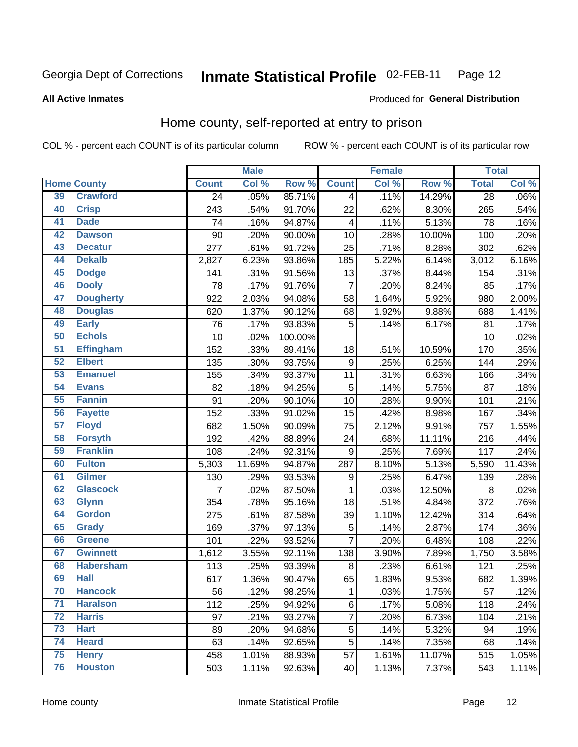Georgia Dept of Corrections **Inmate Statistical Profile** 02-FEB-11

**All Active Inmates**

Produced for **General Distribution**

## Home county, self-reported at entry to prison

COL % - percent each COUNT is of its particular column ROW % - percent each COUNT is of its particular row

| Home County | | Male | | | Female | | | Total | |
|---|---|---|---|---|---|---|---|---|---|
| | | Count | Col % | Row % | Count | Col % | Row % | Total | Col % |
| 39 | Crawford | 24 | .05% | 85.71% | 4 | .11% | 14.29% | 28 | .06% |
| 40 | Crisp | 243 | .54% | 91.70% | 22 | .62% | 8.30% | 265 | .54% |
| 41 | Dade | 74 | .16% | 94.87% | 4 | .11% | 5.13% | 78 | .16% |
| 42 | Dawson | 90 | .20% | 90.00% | 10 | .28% | 10.00% | 100 | .20% |
| 43 | Decatur | 277 | .61% | 91.72% | 25 | .71% | 8.28% | 302 | .62% |
| 44 | Dekalb | 2,827 | 6.23% | 93.86% | 185 | 5.22% | 6.14% | 3,012 | 6.16% |
| 45 | Dodge | 141 | .31% | 91.56% | 13 | .37% | 8.44% | 154 | .31% |
| 46 | Dooly | 78 | .17% | 91.76% | 7 | .20% | 8.24% | 85 | .17% |
| 47 | Dougherty | 922 | 2.03% | 94.08% | 58 | 1.64% | 5.92% | 980 | 2.00% |
| 48 | Douglas | 620 | 1.37% | 90.12% | 68 | 1.92% | 9.88% | 688 | 1.41% |
| 49 | Early | 76 | .17% | 93.83% | 5 | .14% | 6.17% | 81 | .17% |
| 50 | Echols | 10 | .02% | 100.00% | | | | 10 | .02% |
| 51 | Effingham | 152 | .33% | 89.41% | 18 | .51% | 10.59% | 170 | .35% |
| 52 | Elbert | 135 | .30% | 93.75% | 9 | .25% | 6.25% | 144 | .29% |
| 53 | Emanuel | 155 | .34% | 93.37% | 11 | .31% | 6.63% | 166 | .34% |
| 54 | Evans | 82 | .18% | 94.25% | 5 | .14% | 5.75% | 87 | .18% |
| 55 | Fannin | 91 | .20% | 90.10% | 10 | .28% | 9.90% | 101 | .21% |
| 56 | Fayette | 152 | .33% | 91.02% | 15 | .42% | 8.98% | 167 | .34% |
| 57 | Floyd | 682 | 1.50% | 90.09% | 75 | 2.12% | 9.91% | 757 | 1.55% |
| 58 | Forsyth | 192 | .42% | 88.89% | 24 | .68% | 11.11% | 216 | .44% |
| 59 | Franklin | 108 | .24% | 92.31% | 9 | .25% | 7.69% | 117 | .24% |
| 60 | Fulton | 5,303 | 11.69% | 94.87% | 287 | 8.10% | 5.13% | 5,590 | 11.43% |
| 61 | Gilmer | 130 | .29% | 93.53% | 9 | .25% | 6.47% | 139 | .28% |
| 62 | Glascock | 7 | .02% | 87.50% | 1 | .03% | 12.50% | 8 | .02% |
| 63 | Glynn | 354 | .78% | 95.16% | 18 | .51% | 4.84% | 372 | .76% |
| 64 | Gordon | 275 | .61% | 87.58% | 39 | 1.10% | 12.42% | 314 | .64% |
| 65 | Grady | 169 | .37% | 97.13% | 5 | .14% | 2.87% | 174 | .36% |
| 66 | Greene | 101 | .22% | 93.52% | 7 | .20% | 6.48% | 108 | .22% |
| 67 | Gwinnett | 1,612 | 3.55% | 92.11% | 138 | 3.90% | 7.89% | 1,750 | 3.58% |
| 68 | Habersham | 113 | .25% | 93.39% | 8 | .23% | 6.61% | 121 | .25% |
| 69 | Hall | 617 | 1.36% | 90.47% | 65 | 1.83% | 9.53% | 682 | 1.39% |
| 70 | Hancock | 56 | .12% | 98.25% | 1 | .03% | 1.75% | 57 | .12% |
| 71 | Haralson | 112 | .25% | 94.92% | 6 | .17% | 5.08% | 118 | .24% |
| 72 | Harris | 97 | .21% | 93.27% | 7 | .20% | 6.73% | 104 | .21% |
| 73 | Hart | 89 | .20% | 94.68% | 5 | .14% | 5.32% | 94 | .19% |
| 74 | Heard | 63 | .14% | 92.65% | 5 | .14% | 7.35% | 68 | .14% |
| 75 | Henry | 458 | 1.01% | 88.93% | 57 | 1.61% | 11.07% | 515 | 1.05% |
| 76 | Houston | 503 | 1.11% | 92.63% | 40 | 1.13% | 7.37% | 543 | 1.11% |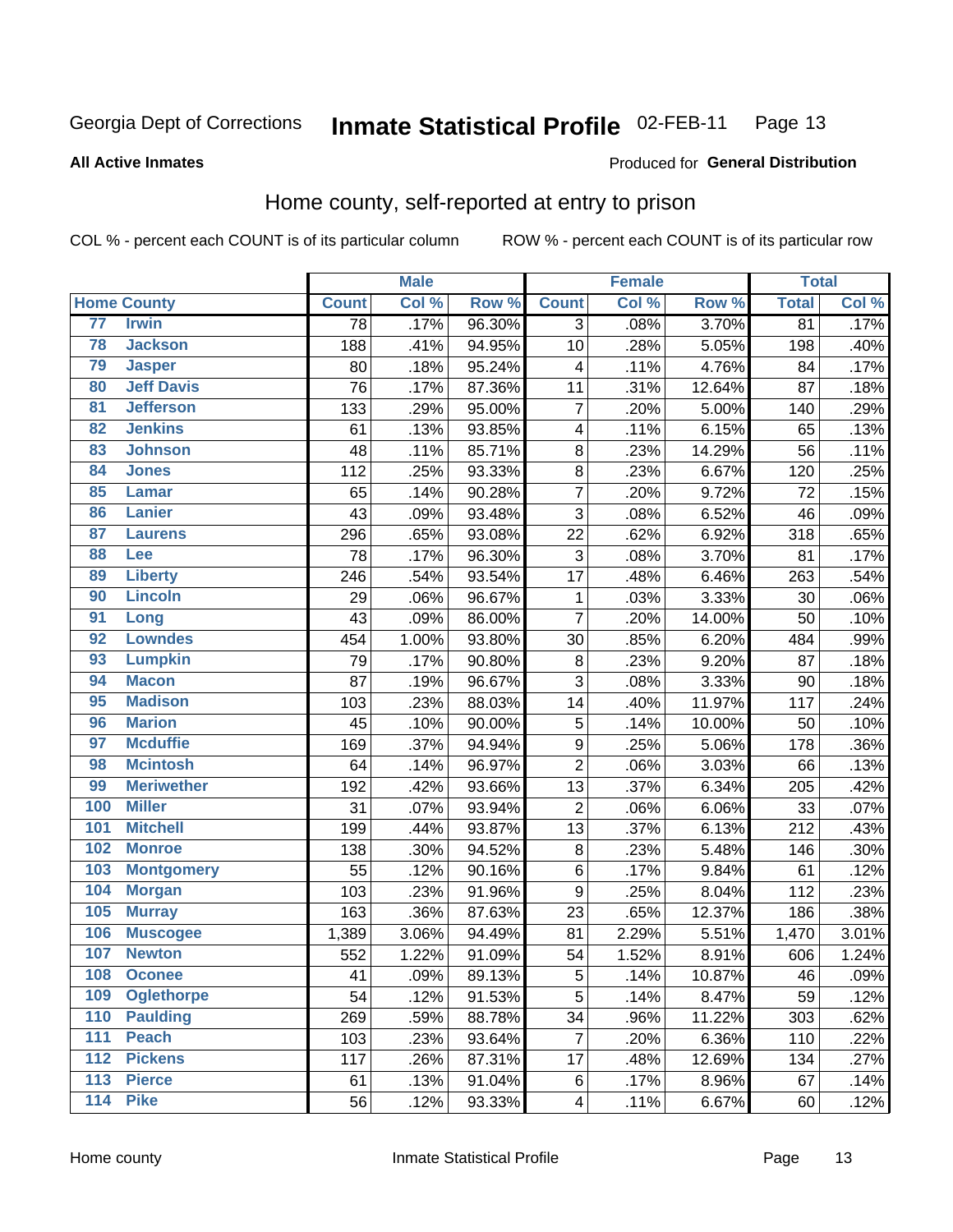Georgia Dept of Corrections **Inmate Statistical Profile** 02-FEB-11

**All Active Inmates**

Produced for **General Distribution**

## Home county, self-reported at entry to prison

COL % - percent each COUNT is of its particular column ROW % - percent each COUNT is of its particular row

| Home County | | Male | | | Female | | | Total | |
|---|---|---|---|---|---|---|---|---|---|
| | | Count | Col % | Row % | Count | Col % | Row % | Total | Col % |
| 77 | Irwin | 78 | .17% | 96.30% | 3 | .08% | 3.70% | 81 | .17% |
| 78 | Jackson | 188 | .41% | 94.95% | 10 | .28% | 5.05% | 198 | .40% |
| 79 | Jasper | 80 | .18% | 95.24% | 4 | .11% | 4.76% | 84 | .17% |
| 80 | Jeff Davis | 76 | .17% | 87.36% | 11 | .31% | 12.64% | 87 | .18% |
| 81 | Jefferson | 133 | .29% | 95.00% | 7 | .20% | 5.00% | 140 | .29% |
| 82 | Jenkins | 61 | .13% | 93.85% | 4 | .11% | 6.15% | 65 | .13% |
| 83 | Johnson | 48 | .11% | 85.71% | 8 | .23% | 14.29% | 56 | .11% |
| 84 | Jones | 112 | .25% | 93.33% | 8 | .23% | 6.67% | 120 | .25% |
| 85 | Lamar | 65 | .14% | 90.28% | 7 | .20% | 9.72% | 72 | .15% |
| 86 | Lanier | 43 | .09% | 93.48% | 3 | .08% | 6.52% | 46 | .09% |
| 87 | Laurens | 296 | .65% | 93.08% | 22 | .62% | 6.92% | 318 | .65% |
| 88 | Lee | 78 | .17% | 96.30% | 3 | .08% | 3.70% | 81 | .17% |
| 89 | Liberty | 246 | .54% | 93.54% | 17 | .48% | 6.46% | 263 | .54% |
| 90 | Lincoln | 29 | .06% | 96.67% | 1 | .03% | 3.33% | 30 | .06% |
| 91 | Long | 43 | .09% | 86.00% | 7 | .20% | 14.00% | 50 | .10% |
| 92 | Lowndes | 454 | 1.00% | 93.80% | 30 | .85% | 6.20% | 484 | .99% |
| 93 | Lumpkin | 79 | .17% | 90.80% | 8 | .23% | 9.20% | 87 | .18% |
| 94 | Macon | 87 | .19% | 96.67% | 3 | .08% | 3.33% | 90 | .18% |
| 95 | Madison | 103 | .23% | 88.03% | 14 | .40% | 11.97% | 117 | .24% |
| 96 | Marion | 45 | .10% | 90.00% | 5 | .14% | 10.00% | 50 | .10% |
| 97 | Mcduffie | 169 | .37% | 94.94% | 9 | .25% | 5.06% | 178 | .36% |
| 98 | Mcintosh | 64 | .14% | 96.97% | 2 | .06% | 3.03% | 66 | .13% |
| 99 | Meriwether | 192 | .42% | 93.66% | 13 | .37% | 6.34% | 205 | .42% |
| 100 | Miller | 31 | .07% | 93.94% | 2 | .06% | 6.06% | 33 | .07% |
| 101 | Mitchell | 199 | .44% | 93.87% | 13 | .37% | 6.13% | 212 | .43% |
| 102 | Monroe | 138 | .30% | 94.52% | 8 | .23% | 5.48% | 146 | .30% |
| 103 | Montgomery | 55 | .12% | 90.16% | 6 | .17% | 9.84% | 61 | .12% |
| 104 | Morgan | 103 | .23% | 91.96% | 9 | .25% | 8.04% | 112 | .23% |
| 105 | Murray | 163 | .36% | 87.63% | 23 | .65% | 12.37% | 186 | .38% |
| 106 | Muscogee | 1,389 | 3.06% | 94.49% | 81 | 2.29% | 5.51% | 1,470 | 3.01% |
| 107 | Newton | 552 | 1.22% | 91.09% | 54 | 1.52% | 8.91% | 606 | 1.24% |
| 108 | Oconee | 41 | .09% | 89.13% | 5 | .14% | 10.87% | 46 | .09% |
| 109 | Oglethorpe | 54 | .12% | 91.53% | 5 | .14% | 8.47% | 59 | .12% |
| 110 | Paulding | 269 | .59% | 88.78% | 34 | .96% | 11.22% | 303 | .62% |
| 111 | Peach | 103 | .23% | 93.64% | 7 | .20% | 6.36% | 110 | .22% |
| 112 | Pickens | 117 | .26% | 87.31% | 17 | .48% | 12.69% | 134 | .27% |
| 113 | Pierce | 61 | .13% | 91.04% | 6 | .17% | 8.96% | 67 | .14% |
| 114 | Pike | 56 | .12% | 93.33% | 4 | .11% | 6.67% | 60 | .12% |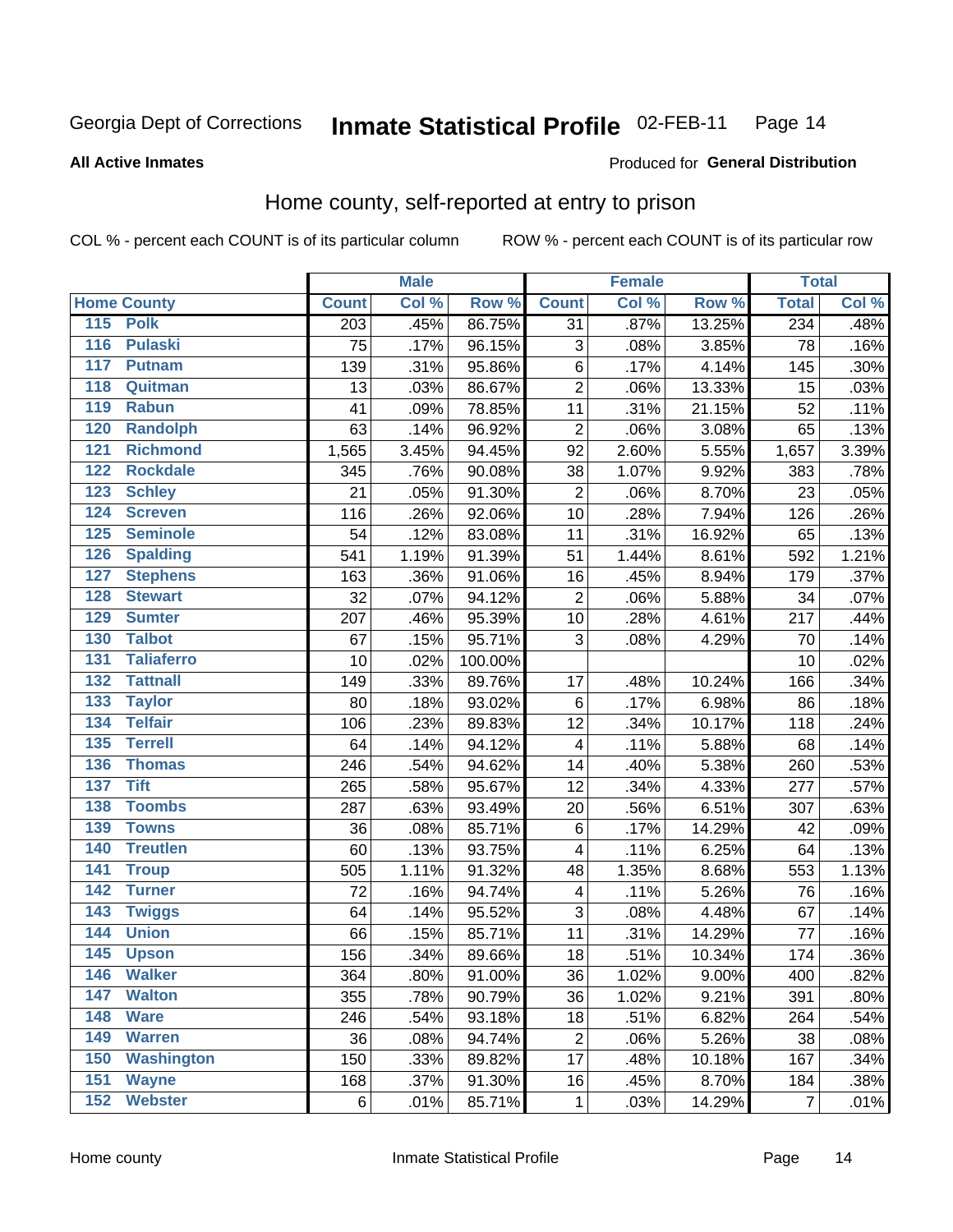Georgia Dept of Corrections **Inmate Statistical Profile** 02-FEB-11

**All Active Inmates**

Produced for **General Distribution**

## Home county, self-reported at entry to prison

COL % - percent each COUNT is of its particular column    ROW % - percent each COUNT is of its particular row

| Home County | | Male | | | Female | | | Total | |
|---|---|---|---|---|---|---|---|---|---|
| | | Count | Col % | Row % | Count | Col % | Row % | Total | Col % |
| 115 | Polk | 203 | .45% | 86.75% | 31 | .87% | 13.25% | 234 | .48% |
| 116 | Pulaski | 75 | .17% | 96.15% | 3 | .08% | 3.85% | 78 | .16% |
| 117 | Putnam | 139 | .31% | 95.86% | 6 | .17% | 4.14% | 145 | .30% |
| 118 | Quitman | 13 | .03% | 86.67% | 2 | .06% | 13.33% | 15 | .03% |
| 119 | Rabun | 41 | .09% | 78.85% | 11 | .31% | 21.15% | 52 | .11% |
| 120 | Randolph | 63 | .14% | 96.92% | 2 | .06% | 3.08% | 65 | .13% |
| 121 | Richmond | 1,565 | 3.45% | 94.45% | 92 | 2.60% | 5.55% | 1,657 | 3.39% |
| 122 | Rockdale | 345 | .76% | 90.08% | 38 | 1.07% | 9.92% | 383 | .78% |
| 123 | Schley | 21 | .05% | 91.30% | 2 | .06% | 8.70% | 23 | .05% |
| 124 | Screven | 116 | .26% | 92.06% | 10 | .28% | 7.94% | 126 | .26% |
| 125 | Seminole | 54 | .12% | 83.08% | 11 | .31% | 16.92% | 65 | .13% |
| 126 | Spalding | 541 | 1.19% | 91.39% | 51 | 1.44% | 8.61% | 592 | 1.21% |
| 127 | Stephens | 163 | .36% | 91.06% | 16 | .45% | 8.94% | 179 | .37% |
| 128 | Stewart | 32 | .07% | 94.12% | 2 | .06% | 5.88% | 34 | .07% |
| 129 | Sumter | 207 | .46% | 95.39% | 10 | .28% | 4.61% | 217 | .44% |
| 130 | Talbot | 67 | .15% | 95.71% | 3 | .08% | 4.29% | 70 | .14% |
| 131 | Taliaferro | 10 | .02% | 100.00% | | | | 10 | .02% |
| 132 | Tattnall | 149 | .33% | 89.76% | 17 | .48% | 10.24% | 166 | .34% |
| 133 | Taylor | 80 | .18% | 93.02% | 6 | .17% | 6.98% | 86 | .18% |
| 134 | Telfair | 106 | .23% | 89.83% | 12 | .34% | 10.17% | 118 | .24% |
| 135 | Terrell | 64 | .14% | 94.12% | 4 | .11% | 5.88% | 68 | .14% |
| 136 | Thomas | 246 | .54% | 94.62% | 14 | .40% | 5.38% | 260 | .53% |
| 137 | Tift | 265 | .58% | 95.67% | 12 | .34% | 4.33% | 277 | .57% |
| 138 | Toombs | 287 | .63% | 93.49% | 20 | .56% | 6.51% | 307 | .63% |
| 139 | Towns | 36 | .08% | 85.71% | 6 | .17% | 14.29% | 42 | .09% |
| 140 | Treutlen | 60 | .13% | 93.75% | 4 | .11% | 6.25% | 64 | .13% |
| 141 | Troup | 505 | 1.11% | 91.32% | 48 | 1.35% | 8.68% | 553 | 1.13% |
| 142 | Turner | 72 | .16% | 94.74% | 4 | .11% | 5.26% | 76 | .16% |
| 143 | Twiggs | 64 | .14% | 95.52% | 3 | .08% | 4.48% | 67 | .14% |
| 144 | Union | 66 | .15% | 85.71% | 11 | .31% | 14.29% | 77 | .16% |
| 145 | Upson | 156 | .34% | 89.66% | 18 | .51% | 10.34% | 174 | .36% |
| 146 | Walker | 364 | .80% | 91.00% | 36 | 1.02% | 9.00% | 400 | .82% |
| 147 | Walton | 355 | .78% | 90.79% | 36 | 1.02% | 9.21% | 391 | .80% |
| 148 | Ware | 246 | .54% | 93.18% | 18 | .51% | 6.82% | 264 | .54% |
| 149 | Warren | 36 | .08% | 94.74% | 2 | .06% | 5.26% | 38 | .08% |
| 150 | Washington | 150 | .33% | 89.82% | 17 | .48% | 10.18% | 167 | .34% |
| 151 | Wayne | 168 | .37% | 91.30% | 16 | .45% | 8.70% | 184 | .38% |
| 152 | Webster | 6 | .01% | 85.71% | 1 | .03% | 14.29% | 7 | .01% |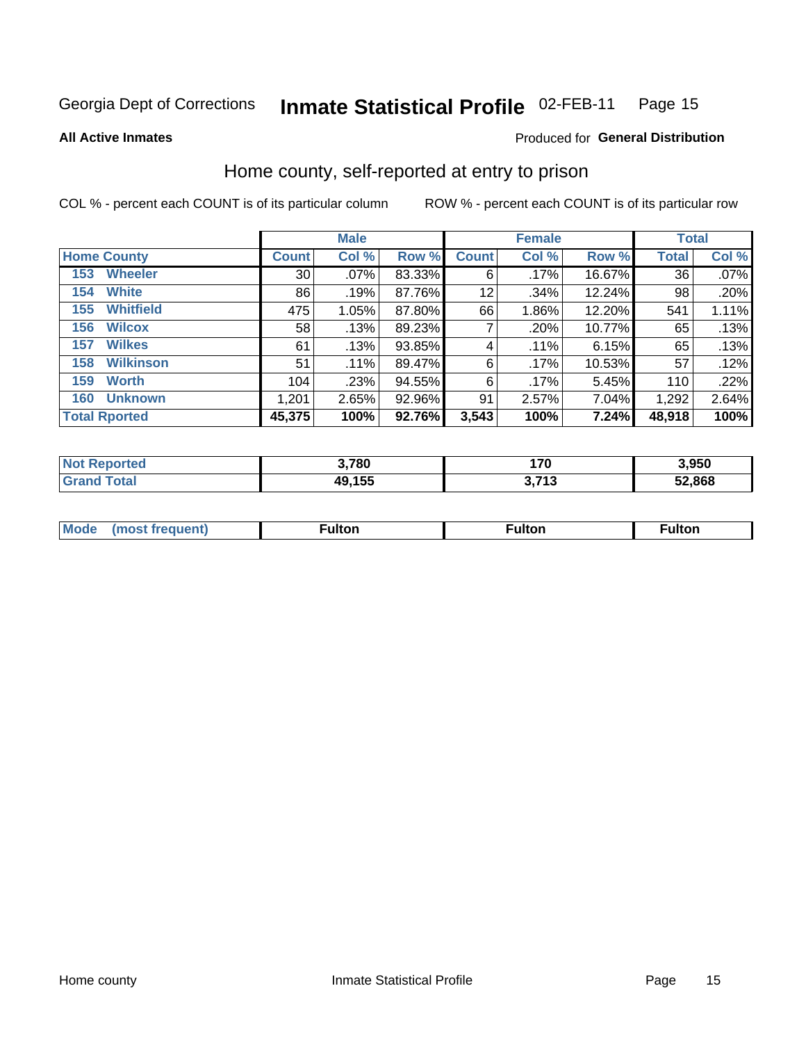Georgia Dept of Corrections **Inmate Statistical Profile** 02-FEB-11

**All Active Inmates**

Produced for **General Distribution**

## Home county, self-reported at entry to prison

COL % - percent each COUNT is of its particular column ROW % - percent each COUNT is of its particular row

| Home County | Male | | | Female | | | Total | |
|---|---|---|---|---|---|---|---|---|
| | Count | Col % | Row % | Count | Col % | Row % | Total | Col % |
| 153 Wheeler | 30 | .07% | 83.33% | 6 | .17% | 16.67% | 36 | .07% |
| 154 White | 86 | .19% | 87.76% | 12 | .34% | 12.24% | 98 | .20% |
| 155 Whitfield | 475 | 1.05% | 87.80% | 66 | 1.86% | 12.20% | 541 | 1.11% |
| 156 Wilcox | 58 | .13% | 89.23% | 7 | .20% | 10.77% | 65 | .13% |
| 157 Wilkes | 61 | .13% | 93.85% | 4 | .11% | 6.15% | 65 | .13% |
| 158 Wilkinson | 51 | .11% | 89.47% | 6 | .17% | 10.53% | 57 | .12% |
| 159 Worth | 104 | .23% | 94.55% | 6 | .17% | 5.45% | 110 | .22% |
| 160 Unknown | 1,201 | 2.65% | 92.96% | 91 | 2.57% | 7.04% | 1,292 | 2.64% |
| **Total Rported** | **45,375** | **100%** | **92.76%** | **3,543** | **100%** | **7.24%** | **48,918** | **100%** |

| | Male | Female | Total |
|---|---|---|---|
| Not Reported | 3,780 | 170 | 3,950 |
| Grand Total | 49,155 | 3,713 | 52,868 |

| | Male | Female | Total |
|---|---|---|---|
| Mode (most frequent) | Fulton | Fulton | Fulton |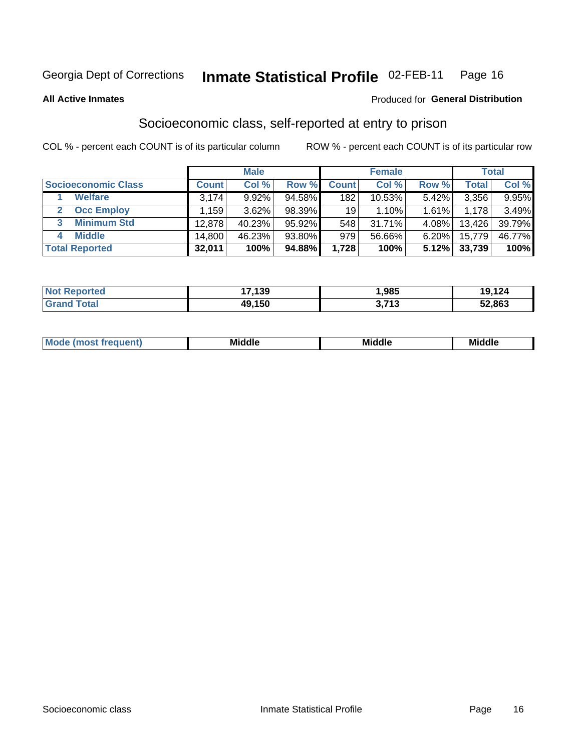Georgia Dept of Corrections **Inmate Statistical Profile** 02-FEB-11

**All Active Inmates**

Produced for **General Distribution**

## Socioeconomic class, self-reported at entry to prison

COL % - percent each COUNT is of its particular column    ROW % - percent each COUNT is of its particular row

| | Male | | | Female | | | Total | |
|---|---|---|---|---|---|---|---|---|
| **Socioeconomic Class** | **Count** | **Col %** | **Row %** | **Count** | **Col %** | **Row %** | **Total** | **Col %** |
| 1 **Welfare** | 3,174 | 9.92% | 94.58% | 182 | 10.53% | 5.42% | 3,356 | 9.95% |
| 2 **Occ Employ** | 1,159 | 3.62% | 98.39% | 19 | 1.10% | 1.61% | 1,178 | 3.49% |
| 3 **Minimum Std** | 12,878 | 40.23% | 95.92% | 548 | 31.71% | 4.08% | 13,426 | 39.79% |
| 4 **Middle** | 14,800 | 46.23% | 93.80% | 979 | 56.66% | 6.20% | 15,779 | 46.77% |
| **Total Reported** | **32,011** | **100%** | **94.88%** | **1,728** | **100%** | **5.12%** | **33,739** | **100%** |

| | Male | Female | Total |
|---|---|---|---|
| **Not Reported** | **17,139** | **1,985** | **19,124** |
| **Grand Total** | **49,150** | **3,713** | **52,863** |

| | Male | Female | Total |
|---|---|---|---|
| **Mode (most frequent)** | **Middle** | **Middle** | **Middle** |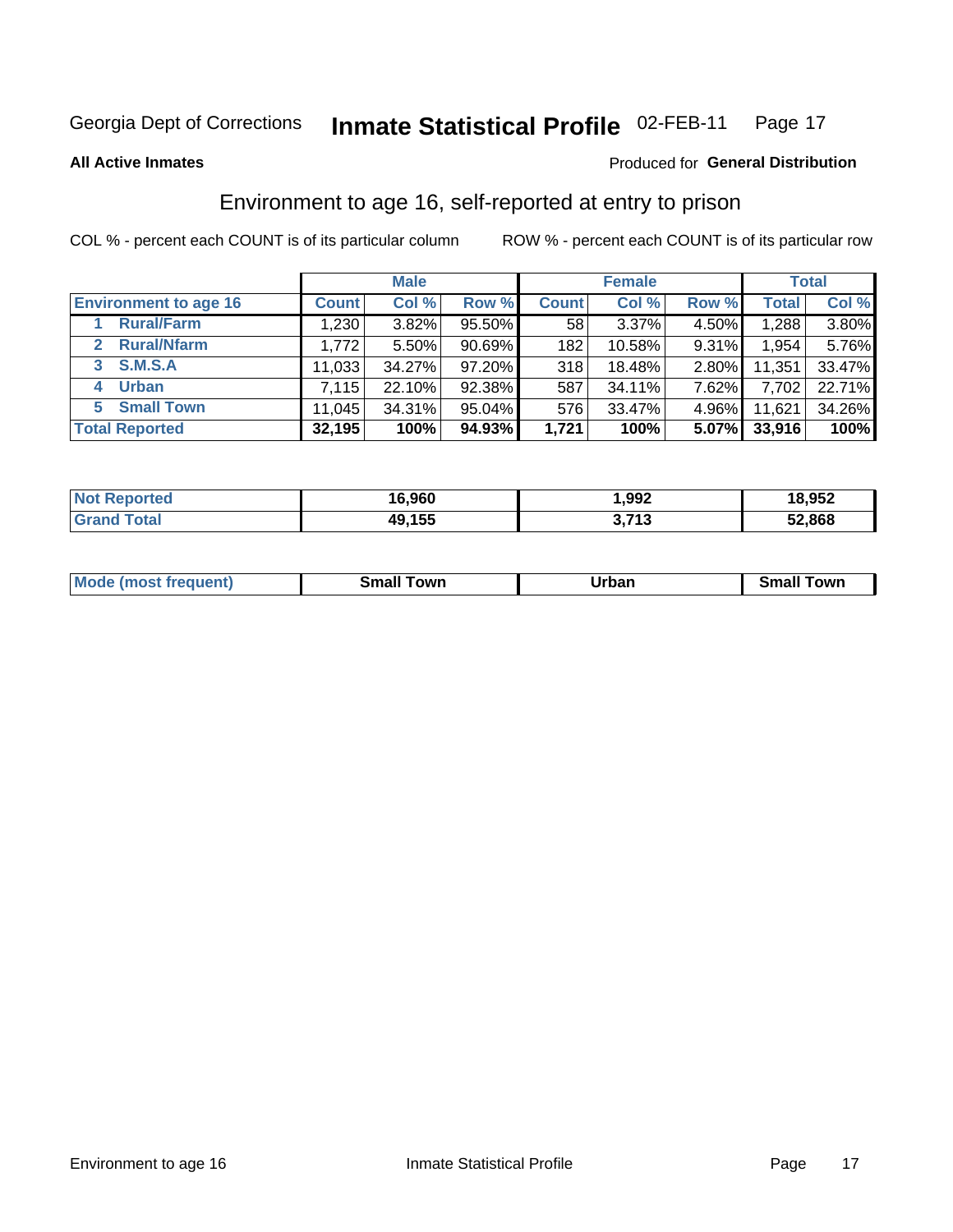Georgia Dept of Corrections **Inmate Statistical Profile** 02-FEB-11

**All Active Inmates**

Produced for **General Distribution**

## Environment to age 16, self-reported at entry to prison

COL % - percent each COUNT is of its particular column

ROW % - percent each COUNT is of its particular row

| Environment to age 16 | Male | | | Female | | | Total | |
|---|---|---|---|---|---|---|---|---|
| | Count | Col % | Row % | Count | Col % | Row % | Total | Col % |
| 1 Rural/Farm | 1,230 | 3.82% | 95.50% | 58 | 3.37% | 4.50% | 1,288 | 3.80% |
| 2 Rural/Nfarm | 1,772 | 5.50% | 90.69% | 182 | 10.58% | 9.31% | 1,954 | 5.76% |
| 3 S.M.S.A | 11,033 | 34.27% | 97.20% | 318 | 18.48% | 2.80% | 11,351 | 33.47% |
| 4 Urban | 7,115 | 22.10% | 92.38% | 587 | 34.11% | 7.62% | 7,702 | 22.71% |
| 5 Small Town | 11,045 | 34.31% | 95.04% | 576 | 33.47% | 4.96% | 11,621 | 34.26% |
| **Total Reported** | **32,195** | **100%** | **94.93%** | **1,721** | **100%** | **5.07%** | **33,916** | **100%** |

| | Male | Female | Total |
|---|---|---|---|
| Not Reported | 16,960 | 1,992 | 18,952 |
| Grand Total | 49,155 | 3,713 | 52,868 |

| | Male | Female | Total |
|---|---|---|---|
| Mode (most frequent) | Small Town | Urban | Small Town |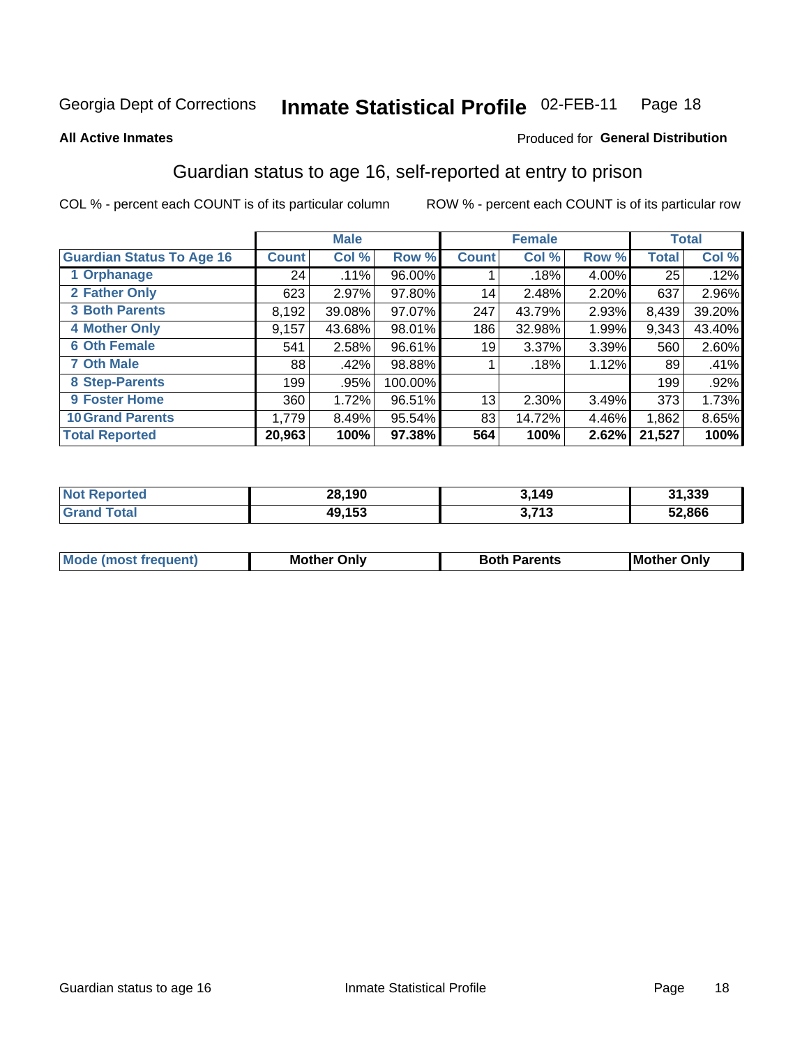Georgia Dept of Corrections **Inmate Statistical Profile** 02-FEB-11

**All Active Inmates**

Produced for **General Distribution**

## Guardian status to age 16, self-reported at entry to prison

COL % - percent each COUNT is of its particular column ROW % - percent each COUNT is of its particular row

| | Male | | | Female | | | Total | |
|---|---|---|---|---|---|---|---|---|
| **Guardian Status To Age 16** | **Count** | **Col %** | **Row %** | **Count** | **Col %** | **Row %** | **Total** | **Col %** |
| 1 Orphanage | 24 | .11% | 96.00% | 1 | .18% | 4.00% | 25 | .12% |
| 2 Father Only | 623 | 2.97% | 97.80% | 14 | 2.48% | 2.20% | 637 | 2.96% |
| 3 Both Parents | 8,192 | 39.08% | 97.07% | 247 | 43.79% | 2.93% | 8,439 | 39.20% |
| 4 Mother Only | 9,157 | 43.68% | 98.01% | 186 | 32.98% | 1.99% | 9,343 | 43.40% |
| 6 Oth Female | 541 | 2.58% | 96.61% | 19 | 3.37% | 3.39% | 560 | 2.60% |
| 7 Oth Male | 88 | .42% | 98.88% | 1 | .18% | 1.12% | 89 | .41% |
| 8 Step-Parents | 199 | .95% | 100.00% | | | | 199 | .92% |
| 9 Foster Home | 360 | 1.72% | 96.51% | 13 | 2.30% | 3.49% | 373 | 1.73% |
| 10 Grand Parents | 1,779 | 8.49% | 95.54% | 83 | 14.72% | 4.46% | 1,862 | 8.65% |
| **Total Reported** | **20,963** | **100%** | **97.38%** | **564** | **100%** | **2.62%** | **21,527** | **100%** |

| | Male | Female | Total |
|---|---|---|---|
| Not Reported | 28,190 | 3,149 | 31,339 |
| Grand Total | 49,153 | 3,713 | 52,866 |

| | Male | Female | Total |
|---|---|---|---|
| Mode (most frequent) | Mother Only | Both Parents | Mother Only |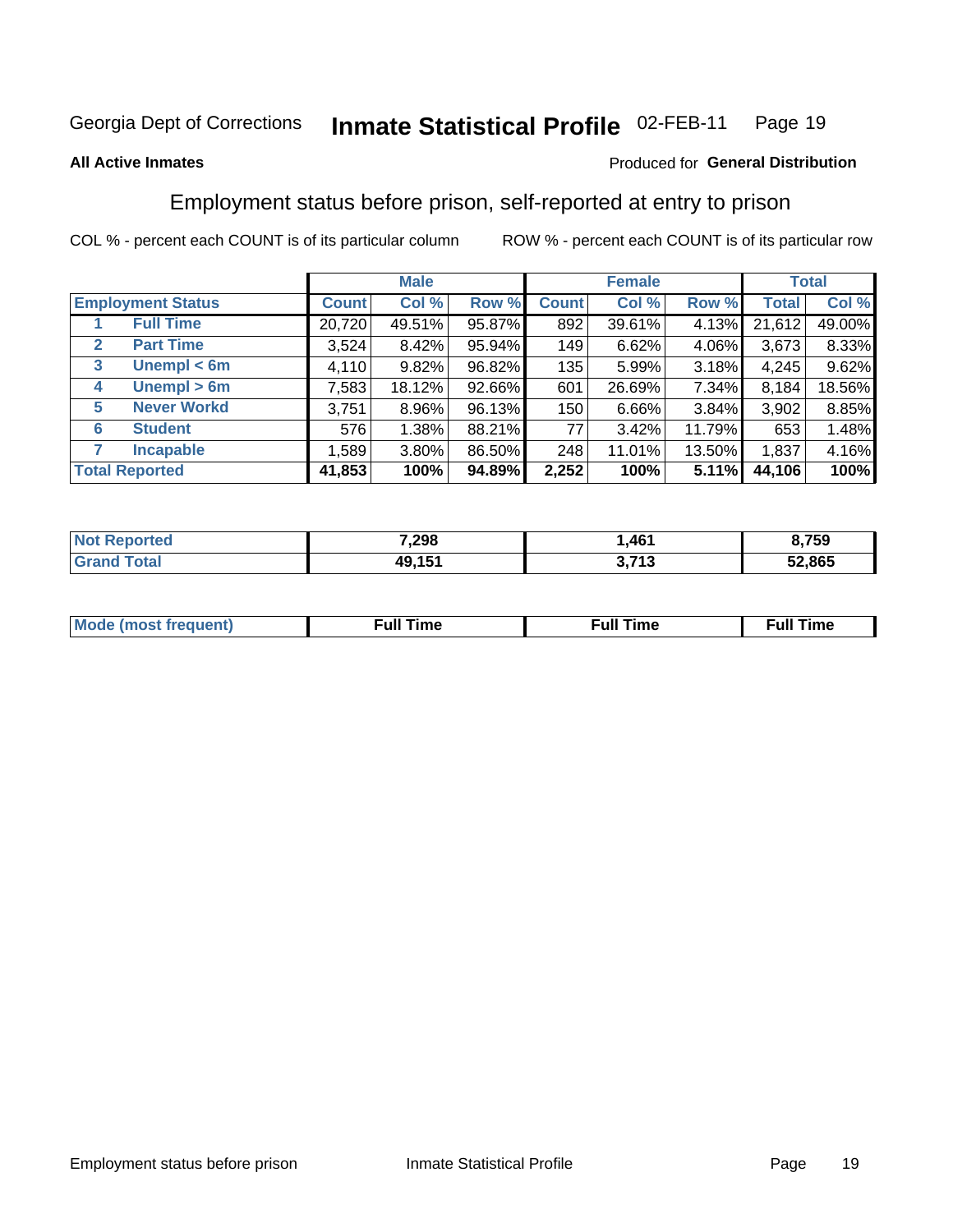Georgia Dept of Corrections **Inmate Statistical Profile** 02-FEB-11

**All Active Inmates**

Produced for **General Distribution**

## Employment status before prison, self-reported at entry to prison

COL % - percent each COUNT is of its particular column    ROW % - percent each COUNT is of its particular row

| | | Male | | | Female | | | Total | |
|---|---|---|---|---|---|---|---|---|---|
| **Employment Status** | | **Count** | **Col %** | **Row %** | **Count** | **Col %** | **Row %** | **Total** | **Col %** |
| 1 | **Full Time** | 20,720 | 49.51% | 95.87% | 892 | 39.61% | 4.13% | 21,612 | 49.00% |
| 2 | **Part Time** | 3,524 | 8.42% | 95.94% | 149 | 6.62% | 4.06% | 3,673 | 8.33% |
| 3 | **Unempl < 6m** | 4,110 | 9.82% | 96.82% | 135 | 5.99% | 3.18% | 4,245 | 9.62% |
| 4 | **Unempl > 6m** | 7,583 | 18.12% | 92.66% | 601 | 26.69% | 7.34% | 8,184 | 18.56% |
| 5 | **Never Workd** | 3,751 | 8.96% | 96.13% | 150 | 6.66% | 3.84% | 3,902 | 8.85% |
| 6 | **Student** | 576 | 1.38% | 88.21% | 77 | 3.42% | 11.79% | 653 | 1.48% |
| 7 | **Incapable** | 1,589 | 3.80% | 86.50% | 248 | 11.01% | 13.50% | 1,837 | 4.16% |
| **Total Reported** | | **41,853** | **100%** | **94.89%** | **2,252** | **100%** | **5.11%** | **44,106** | **100%** |

| | Male | Female | Total |
|---|---|---|---|
| **Not Reported** | **7,298** | **1,461** | **8,759** |
| **Grand Total** | **49,151** | **3,713** | **52,865** |

| | Male | Female | Total |
|---|---|---|---|
| **Mode (most frequent)** | **Full Time** | **Full Time** | **Full Time** |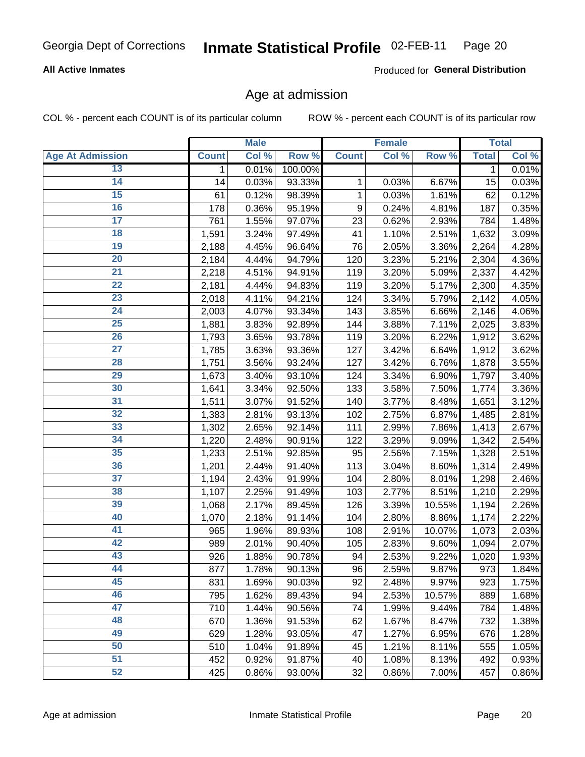# Age at admission

**All Active Inmates**

Produced for **General Distribution**

COL % - percent each COUNT is of its particular column

ROW % - percent each COUNT is of its particular row

| | Male | | | Female | | | Total | |
|---|---|---|---|---|---|---|---|---|
| Age At Admission | Count | Col % | Row % | Count | Col % | Row % | Total | Col % |
| 13 | 1 | 0.01% | 100.00% | | | | 1 | 0.01% |
| 14 | 14 | 0.03% | 93.33% | 1 | 0.03% | 6.67% | 15 | 0.03% |
| 15 | 61 | 0.12% | 98.39% | 1 | 0.03% | 1.61% | 62 | 0.12% |
| 16 | 178 | 0.36% | 95.19% | 9 | 0.24% | 4.81% | 187 | 0.35% |
| 17 | 761 | 1.55% | 97.07% | 23 | 0.62% | 2.93% | 784 | 1.48% |
| 18 | 1,591 | 3.24% | 97.49% | 41 | 1.10% | 2.51% | 1,632 | 3.09% |
| 19 | 2,188 | 4.45% | 96.64% | 76 | 2.05% | 3.36% | 2,264 | 4.28% |
| 20 | 2,184 | 4.44% | 94.79% | 120 | 3.23% | 5.21% | 2,304 | 4.36% |
| 21 | 2,218 | 4.51% | 94.91% | 119 | 3.20% | 5.09% | 2,337 | 4.42% |
| 22 | 2,181 | 4.44% | 94.83% | 119 | 3.20% | 5.17% | 2,300 | 4.35% |
| 23 | 2,018 | 4.11% | 94.21% | 124 | 3.34% | 5.79% | 2,142 | 4.05% |
| 24 | 2,003 | 4.07% | 93.34% | 143 | 3.85% | 6.66% | 2,146 | 4.06% |
| 25 | 1,881 | 3.83% | 92.89% | 144 | 3.88% | 7.11% | 2,025 | 3.83% |
| 26 | 1,793 | 3.65% | 93.78% | 119 | 3.20% | 6.22% | 1,912 | 3.62% |
| 27 | 1,785 | 3.63% | 93.36% | 127 | 3.42% | 6.64% | 1,912 | 3.62% |
| 28 | 1,751 | 3.56% | 93.24% | 127 | 3.42% | 6.76% | 1,878 | 3.55% |
| 29 | 1,673 | 3.40% | 93.10% | 124 | 3.34% | 6.90% | 1,797 | 3.40% |
| 30 | 1,641 | 3.34% | 92.50% | 133 | 3.58% | 7.50% | 1,774 | 3.36% |
| 31 | 1,511 | 3.07% | 91.52% | 140 | 3.77% | 8.48% | 1,651 | 3.12% |
| 32 | 1,383 | 2.81% | 93.13% | 102 | 2.75% | 6.87% | 1,485 | 2.81% |
| 33 | 1,302 | 2.65% | 92.14% | 111 | 2.99% | 7.86% | 1,413 | 2.67% |
| 34 | 1,220 | 2.48% | 90.91% | 122 | 3.29% | 9.09% | 1,342 | 2.54% |
| 35 | 1,233 | 2.51% | 92.85% | 95 | 2.56% | 7.15% | 1,328 | 2.51% |
| 36 | 1,201 | 2.44% | 91.40% | 113 | 3.04% | 8.60% | 1,314 | 2.49% |
| 37 | 1,194 | 2.43% | 91.99% | 104 | 2.80% | 8.01% | 1,298 | 2.46% |
| 38 | 1,107 | 2.25% | 91.49% | 103 | 2.77% | 8.51% | 1,210 | 2.29% |
| 39 | 1,068 | 2.17% | 89.45% | 126 | 3.39% | 10.55% | 1,194 | 2.26% |
| 40 | 1,070 | 2.18% | 91.14% | 104 | 2.80% | 8.86% | 1,174 | 2.22% |
| 41 | 965 | 1.96% | 89.93% | 108 | 2.91% | 10.07% | 1,073 | 2.03% |
| 42 | 989 | 2.01% | 90.40% | 105 | 2.83% | 9.60% | 1,094 | 2.07% |
| 43 | 926 | 1.88% | 90.78% | 94 | 2.53% | 9.22% | 1,020 | 1.93% |
| 44 | 877 | 1.78% | 90.13% | 96 | 2.59% | 9.87% | 973 | 1.84% |
| 45 | 831 | 1.69% | 90.03% | 92 | 2.48% | 9.97% | 923 | 1.75% |
| 46 | 795 | 1.62% | 89.43% | 94 | 2.53% | 10.57% | 889 | 1.68% |
| 47 | 710 | 1.44% | 90.56% | 74 | 1.99% | 9.44% | 784 | 1.48% |
| 48 | 670 | 1.36% | 91.53% | 62 | 1.67% | 8.47% | 732 | 1.38% |
| 49 | 629 | 1.28% | 93.05% | 47 | 1.27% | 6.95% | 676 | 1.28% |
| 50 | 510 | 1.04% | 91.89% | 45 | 1.21% | 8.11% | 555 | 1.05% |
| 51 | 452 | 0.92% | 91.87% | 40 | 1.08% | 8.13% | 492 | 0.93% |
| 52 | 425 | 0.86% | 93.00% | 32 | 0.86% | 7.00% | 457 | 0.86% |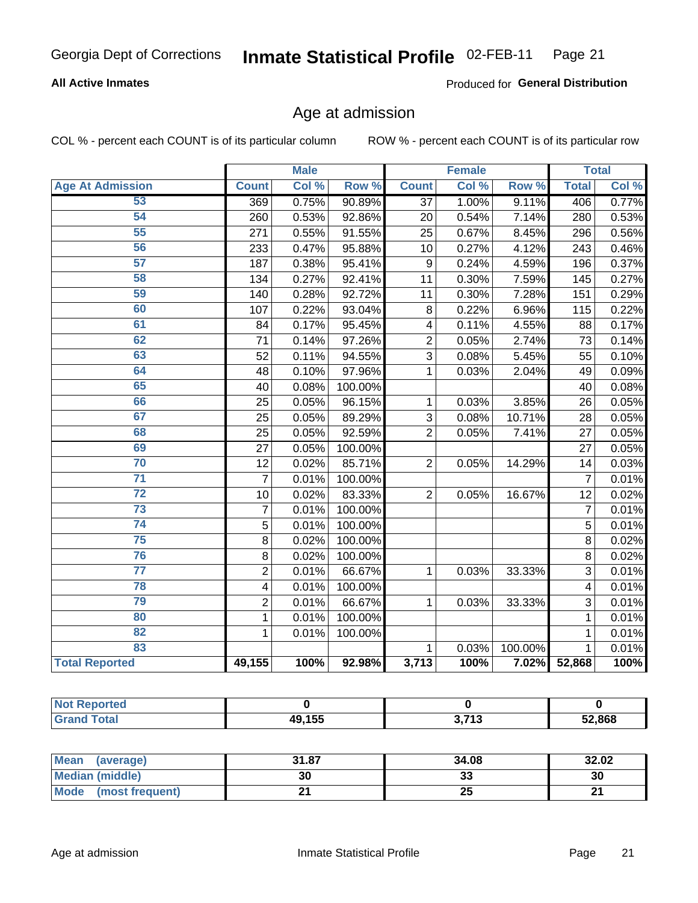Georgia Dept of Corrections **Inmate Statistical Profile** 02-FEB-11

**All Active Inmates**

Produced for **General Distribution**

## Age at admission

COL % - percent each COUNT is of its particular column ROW % - percent each COUNT is of its particular row

| | Male | | | Female | | | Total | |
|---|---|---|---|---|---|---|---|---|
| **Age At Admission** | **Count** | **Col %** | **Row %** | **Count** | **Col %** | **Row %** | **Total** | **Col %** |
| 53 | 369 | 0.75% | 90.89% | 37 | 1.00% | 9.11% | 406 | 0.77% |
| 54 | 260 | 0.53% | 92.86% | 20 | 0.54% | 7.14% | 280 | 0.53% |
| 55 | 271 | 0.55% | 91.55% | 25 | 0.67% | 8.45% | 296 | 0.56% |
| 56 | 233 | 0.47% | 95.88% | 10 | 0.27% | 4.12% | 243 | 0.46% |
| 57 | 187 | 0.38% | 95.41% | 9 | 0.24% | 4.59% | 196 | 0.37% |
| 58 | 134 | 0.27% | 92.41% | 11 | 0.30% | 7.59% | 145 | 0.27% |
| 59 | 140 | 0.28% | 92.72% | 11 | 0.30% | 7.28% | 151 | 0.29% |
| 60 | 107 | 0.22% | 93.04% | 8 | 0.22% | 6.96% | 115 | 0.22% |
| 61 | 84 | 0.17% | 95.45% | 4 | 0.11% | 4.55% | 88 | 0.17% |
| 62 | 71 | 0.14% | 97.26% | 2 | 0.05% | 2.74% | 73 | 0.14% |
| 63 | 52 | 0.11% | 94.55% | 3 | 0.08% | 5.45% | 55 | 0.10% |
| 64 | 48 | 0.10% | 97.96% | 1 | 0.03% | 2.04% | 49 | 0.09% |
| 65 | 40 | 0.08% | 100.00% | | | | 40 | 0.08% |
| 66 | 25 | 0.05% | 96.15% | 1 | 0.03% | 3.85% | 26 | 0.05% |
| 67 | 25 | 0.05% | 89.29% | 3 | 0.08% | 10.71% | 28 | 0.05% |
| 68 | 25 | 0.05% | 92.59% | 2 | 0.05% | 7.41% | 27 | 0.05% |
| 69 | 27 | 0.05% | 100.00% | | | | 27 | 0.05% |
| 70 | 12 | 0.02% | 85.71% | 2 | 0.05% | 14.29% | 14 | 0.03% |
| 71 | 7 | 0.01% | 100.00% | | | | 7 | 0.01% |
| 72 | 10 | 0.02% | 83.33% | 2 | 0.05% | 16.67% | 12 | 0.02% |
| 73 | 7 | 0.01% | 100.00% | | | | 7 | 0.01% |
| 74 | 5 | 0.01% | 100.00% | | | | 5 | 0.01% |
| 75 | 8 | 0.02% | 100.00% | | | | 8 | 0.02% |
| 76 | 8 | 0.02% | 100.00% | | | | 8 | 0.02% |
| 77 | 2 | 0.01% | 66.67% | 1 | 0.03% | 33.33% | 3 | 0.01% |
| 78 | 4 | 0.01% | 100.00% | | | | 4 | 0.01% |
| 79 | 2 | 0.01% | 66.67% | 1 | 0.03% | 33.33% | 3 | 0.01% |
| 80 | 1 | 0.01% | 100.00% | | | | 1 | 0.01% |
| 82 | 1 | 0.01% | 100.00% | | | | 1 | 0.01% |
| 83 | | | | 1 | 0.03% | 100.00% | 1 | 0.01% |
| **Total Reported** | **49,155** | **100%** | **92.98%** | **3,713** | **100%** | **7.02%** | **52,868** | **100%** |

| | Male | Female | Total |
|---|---|---|---|
| **Not Reported** | **0** | **0** | **0** |
| **Grand Total** | **49,155** | **3,713** | **52,868** |

| | Male | Female | Total |
|---|---|---|---|
| **Mean (average)** | **31.87** | **34.08** | **32.02** |
| **Median (middle)** | **30** | **33** | **30** |
| **Mode (most frequent)** | **21** | **25** | **21** |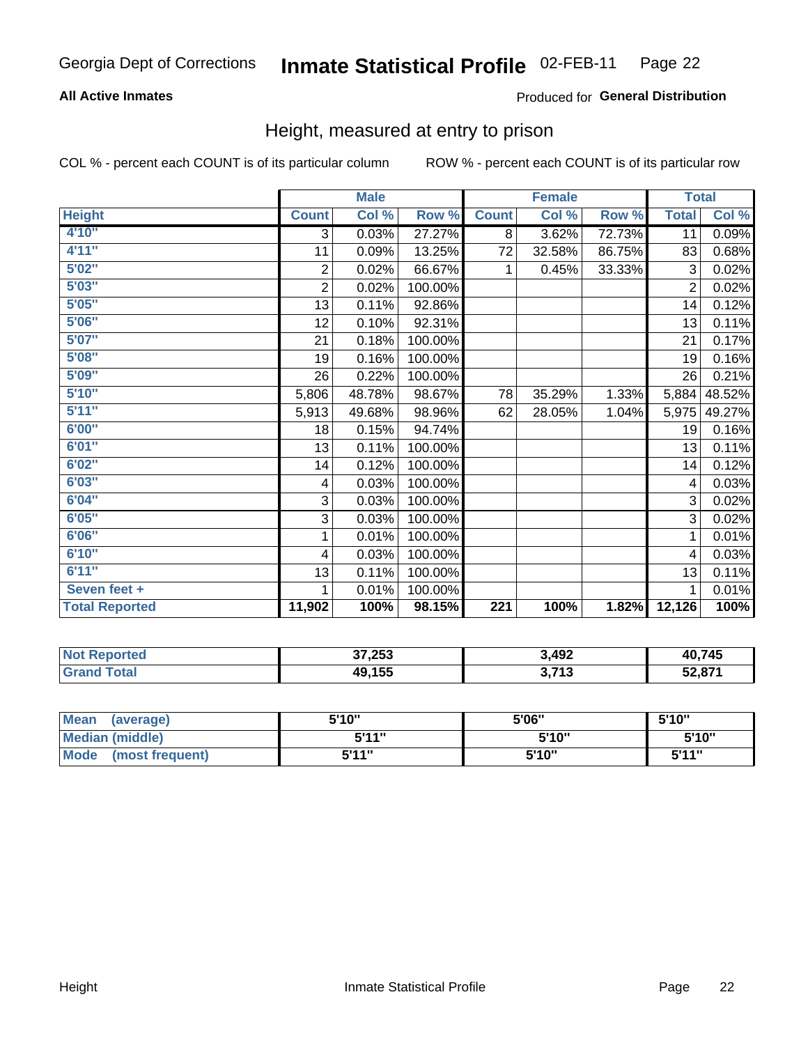Georgia Dept of Corrections **Inmate Statistical Profile** 02-FEB-11

**All Active Inmates**

Produced for **General Distribution**

## Height, measured at entry to prison

COL % - percent each COUNT is of its particular column    ROW % - percent each COUNT is of its particular row

| | Male | | | Female | | | Total | |
|---|---|---|---|---|---|---|---|---|
| **Height** | **Count** | **Col %** | **Row %** | **Count** | **Col %** | **Row %** | **Total** | **Col %** |
| **4'10"** | 3 | 0.03% | 27.27% | 8 | 3.62% | 72.73% | 11 | 0.09% |
| **4'11"** | 11 | 0.09% | 13.25% | 72 | 32.58% | 86.75% | 83 | 0.68% |
| **5'02"** | 2 | 0.02% | 66.67% | 1 | 0.45% | 33.33% | 3 | 0.02% |
| **5'03"** | 2 | 0.02% | 100.00% | | | | 2 | 0.02% |
| **5'05"** | 13 | 0.11% | 92.86% | | | | 14 | 0.12% |
| **5'06"** | 12 | 0.10% | 92.31% | | | | 13 | 0.11% |
| **5'07"** | 21 | 0.18% | 100.00% | | | | 21 | 0.17% |
| **5'08"** | 19 | 0.16% | 100.00% | | | | 19 | 0.16% |
| **5'09"** | 26 | 0.22% | 100.00% | | | | 26 | 0.21% |
| **5'10"** | 5,806 | 48.78% | 98.67% | 78 | 35.29% | 1.33% | 5,884 | 48.52% |
| **5'11"** | 5,913 | 49.68% | 98.96% | 62 | 28.05% | 1.04% | 5,975 | 49.27% |
| **6'00"** | 18 | 0.15% | 94.74% | | | | 19 | 0.16% |
| **6'01"** | 13 | 0.11% | 100.00% | | | | 13 | 0.11% |
| **6'02"** | 14 | 0.12% | 100.00% | | | | 14 | 0.12% |
| **6'03"** | 4 | 0.03% | 100.00% | | | | 4 | 0.03% |
| **6'04"** | 3 | 0.03% | 100.00% | | | | 3 | 0.02% |
| **6'05"** | 3 | 0.03% | 100.00% | | | | 3 | 0.02% |
| **6'06"** | 1 | 0.01% | 100.00% | | | | 1 | 0.01% |
| **6'10"** | 4 | 0.03% | 100.00% | | | | 4 | 0.03% |
| **6'11"** | 13 | 0.11% | 100.00% | | | | 13 | 0.11% |
| **Seven feet +** | 1 | 0.01% | 100.00% | | | | 1 | 0.01% |
| **Total Reported** | **11,902** | **100%** | **98.15%** | **221** | **100%** | **1.82%** | **12,126** | **100%** |

| | Male | Female | Total |
|---|---|---|---|
| **Not Reported** | **37,253** | **3,492** | **40,745** |
| **Grand Total** | **49,155** | **3,713** | **52,871** |

| | Male | Female | Total |
|---|---|---|---|
| **Mean (average)** | **5'10"** | **5'06"** | **5'10"** |
| **Median (middle)** | **5'11"** | **5'10"** | **5'10"** |
| **Mode (most frequent)** | **5'11"** | **5'10"** | **5'11"** |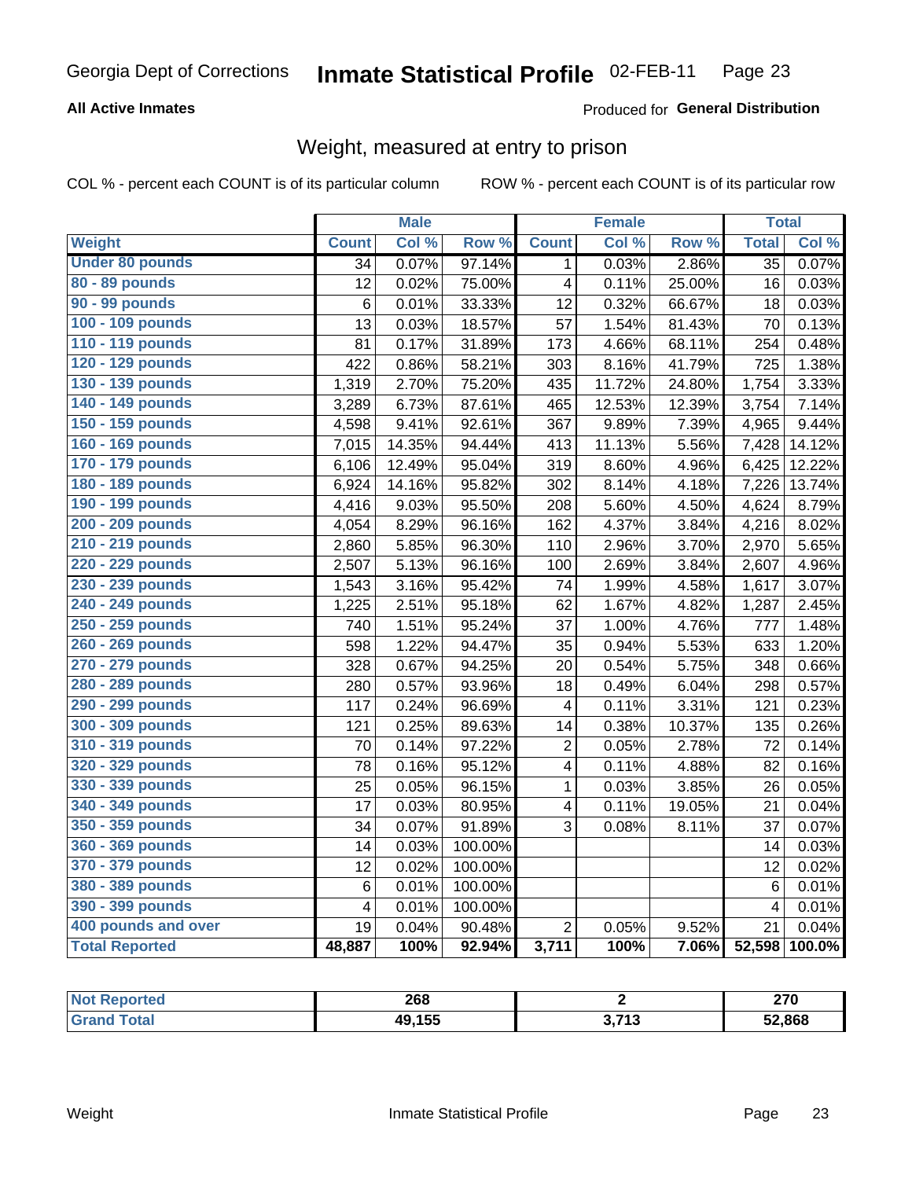# Georgia Dept of Corrections — Inmate Statistical Profile 02-FEB-11

**All Active Inmates** — Produced for **General Distribution**

## Weight, measured at entry to prison

COL % - percent each COUNT is of its particular column

ROW % - percent each COUNT is of its particular row

| | Male | | | Female | | | Total | |
|---|---|---|---|---|---|---|---|---|
| **Weight** | **Count** | **Col %** | **Row %** | **Count** | **Col %** | **Row %** | **Total** | **Col %** |
| **Under 80 pounds** | 34 | 0.07% | 97.14% | 1 | 0.03% | 2.86% | 35 | 0.07% |
| **80 - 89 pounds** | 12 | 0.02% | 75.00% | 4 | 0.11% | 25.00% | 16 | 0.03% |
| **90 - 99 pounds** | 6 | 0.01% | 33.33% | 12 | 0.32% | 66.67% | 18 | 0.03% |
| **100 - 109 pounds** | 13 | 0.03% | 18.57% | 57 | 1.54% | 81.43% | 70 | 0.13% |
| **110 - 119 pounds** | 81 | 0.17% | 31.89% | 173 | 4.66% | 68.11% | 254 | 0.48% |
| **120 - 129 pounds** | 422 | 0.86% | 58.21% | 303 | 8.16% | 41.79% | 725 | 1.38% |
| **130 - 139 pounds** | 1,319 | 2.70% | 75.20% | 435 | 11.72% | 24.80% | 1,754 | 3.33% |
| **140 - 149 pounds** | 3,289 | 6.73% | 87.61% | 465 | 12.53% | 12.39% | 3,754 | 7.14% |
| **150 - 159 pounds** | 4,598 | 9.41% | 92.61% | 367 | 9.89% | 7.39% | 4,965 | 9.44% |
| **160 - 169 pounds** | 7,015 | 14.35% | 94.44% | 413 | 11.13% | 5.56% | 7,428 | 14.12% |
| **170 - 179 pounds** | 6,106 | 12.49% | 95.04% | 319 | 8.60% | 4.96% | 6,425 | 12.22% |
| **180 - 189 pounds** | 6,924 | 14.16% | 95.82% | 302 | 8.14% | 4.18% | 7,226 | 13.74% |
| **190 - 199 pounds** | 4,416 | 9.03% | 95.50% | 208 | 5.60% | 4.50% | 4,624 | 8.79% |
| **200 - 209 pounds** | 4,054 | 8.29% | 96.16% | 162 | 4.37% | 3.84% | 4,216 | 8.02% |
| **210 - 219 pounds** | 2,860 | 5.85% | 96.30% | 110 | 2.96% | 3.70% | 2,970 | 5.65% |
| **220 - 229 pounds** | 2,507 | 5.13% | 96.16% | 100 | 2.69% | 3.84% | 2,607 | 4.96% |
| **230 - 239 pounds** | 1,543 | 3.16% | 95.42% | 74 | 1.99% | 4.58% | 1,617 | 3.07% |
| **240 - 249 pounds** | 1,225 | 2.51% | 95.18% | 62 | 1.67% | 4.82% | 1,287 | 2.45% |
| **250 - 259 pounds** | 740 | 1.51% | 95.24% | 37 | 1.00% | 4.76% | 777 | 1.48% |
| **260 - 269 pounds** | 598 | 1.22% | 94.47% | 35 | 0.94% | 5.53% | 633 | 1.20% |
| **270 - 279 pounds** | 328 | 0.67% | 94.25% | 20 | 0.54% | 5.75% | 348 | 0.66% |
| **280 - 289 pounds** | 280 | 0.57% | 93.96% | 18 | 0.49% | 6.04% | 298 | 0.57% |
| **290 - 299 pounds** | 117 | 0.24% | 96.69% | 4 | 0.11% | 3.31% | 121 | 0.23% |
| **300 - 309 pounds** | 121 | 0.25% | 89.63% | 14 | 0.38% | 10.37% | 135 | 0.26% |
| **310 - 319 pounds** | 70 | 0.14% | 97.22% | 2 | 0.05% | 2.78% | 72 | 0.14% |
| **320 - 329 pounds** | 78 | 0.16% | 95.12% | 4 | 0.11% | 4.88% | 82 | 0.16% |
| **330 - 339 pounds** | 25 | 0.05% | 96.15% | 1 | 0.03% | 3.85% | 26 | 0.05% |
| **340 - 349 pounds** | 17 | 0.03% | 80.95% | 4 | 0.11% | 19.05% | 21 | 0.04% |
| **350 - 359 pounds** | 34 | 0.07% | 91.89% | 3 | 0.08% | 8.11% | 37 | 0.07% |
| **360 - 369 pounds** | 14 | 0.03% | 100.00% | | | | 14 | 0.03% |
| **370 - 379 pounds** | 12 | 0.02% | 100.00% | | | | 12 | 0.02% |
| **380 - 389 pounds** | 6 | 0.01% | 100.00% | | | | 6 | 0.01% |
| **390 - 399 pounds** | 4 | 0.01% | 100.00% | | | | 4 | 0.01% |
| **400 pounds and over** | 19 | 0.04% | 90.48% | 2 | 0.05% | 9.52% | 21 | 0.04% |
| **Total Reported** | **48,887** | **100%** | **92.94%** | **3,711** | **100%** | **7.06%** | **52,598** | **100.0%** |

| | Male | Female | Total |
|---|---|---|---|
| **Not Reported** | 268 | 2 | 270 |
| **Grand Total** | 49,155 | 3,713 | 52,868 |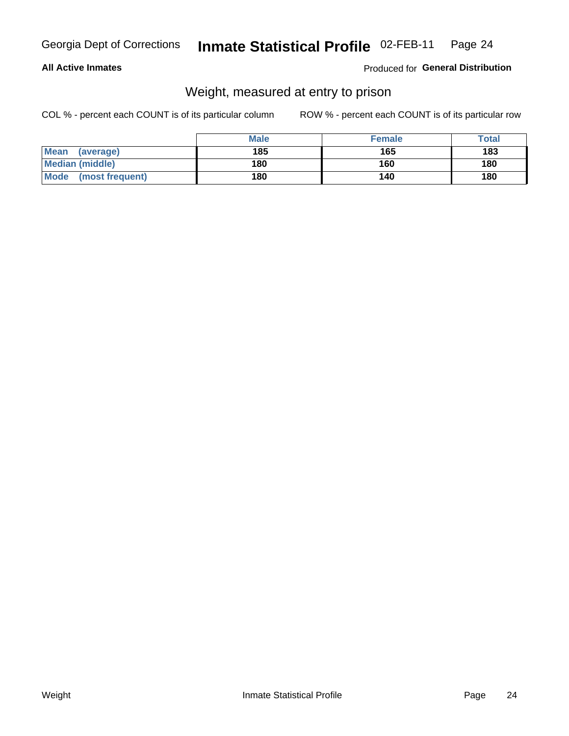**All Active Inmates**

Produced for **General Distribution**

## Weight, measured at entry to prison

COL % - percent each COUNT is of its particular column

ROW % - percent each COUNT is of its particular row

| | Male | Female | Total |
|---|---|---|---|
| **Mean (average)** | 185 | 165 | 183 |
| **Median (middle)** | 180 | 160 | 180 |
| **Mode (most frequent)** | 180 | 140 | 180 |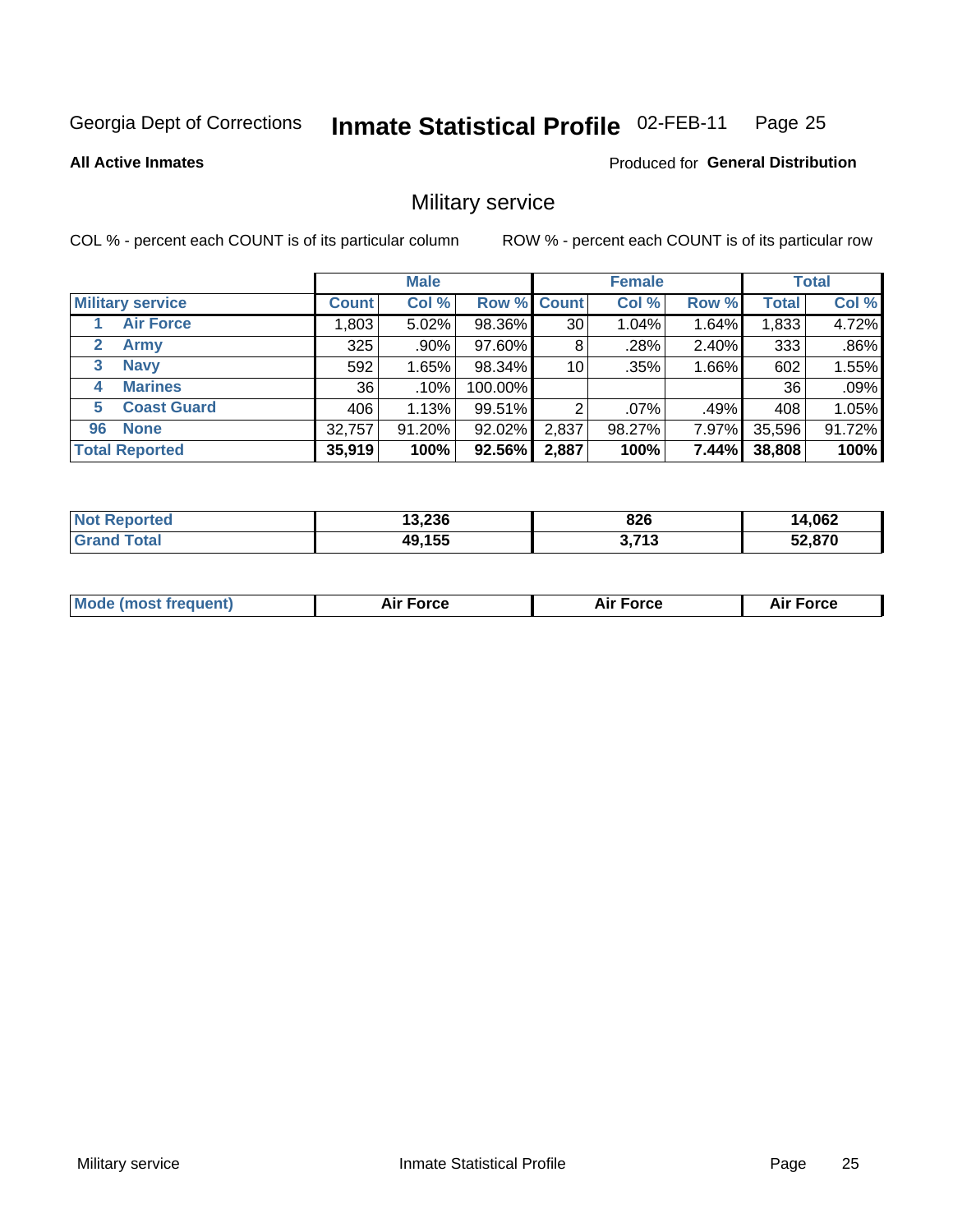Georgia Dept of Corrections **Inmate Statistical Profile** 02-FEB-11

**All Active Inmates**

Produced for **General Distribution**

## Military service

COL % - percent each COUNT is of its particular column

ROW % - percent each COUNT is of its particular row

| | Male | | | Female | | | Total | |
|---|---|---|---|---|---|---|---|---|
| **Military service** | **Count** | **Col %** | **Row %** | **Count** | **Col %** | **Row %** | **Total** | **Col %** |
| 1 **Air Force** | 1,803 | 5.02% | 98.36% | 30 | 1.04% | 1.64% | 1,833 | 4.72% |
| 2 **Army** | 325 | .90% | 97.60% | 8 | .28% | 2.40% | 333 | .86% |
| 3 **Navy** | 592 | 1.65% | 98.34% | 10 | .35% | 1.66% | 602 | 1.55% |
| 4 **Marines** | 36 | .10% | 100.00% | | | | 36 | .09% |
| 5 **Coast Guard** | 406 | 1.13% | 99.51% | 2 | .07% | .49% | 408 | 1.05% |
| 96 **None** | 32,757 | 91.20% | 92.02% | 2,837 | 98.27% | 7.97% | 35,596 | 91.72% |
| **Total Reported** | **35,919** | **100%** | **92.56%** | **2,887** | **100%** | **7.44%** | **38,808** | **100%** |

| | Male | Female | Total |
|---|---|---|---|
| **Not Reported** | **13,236** | **826** | **14,062** |
| **Grand Total** | **49,155** | **3,713** | **52,870** |

| | Male | Female | Total |
|---|---|---|---|
| **Mode (most frequent)** | **Air Force** | **Air Force** | **Air Force** |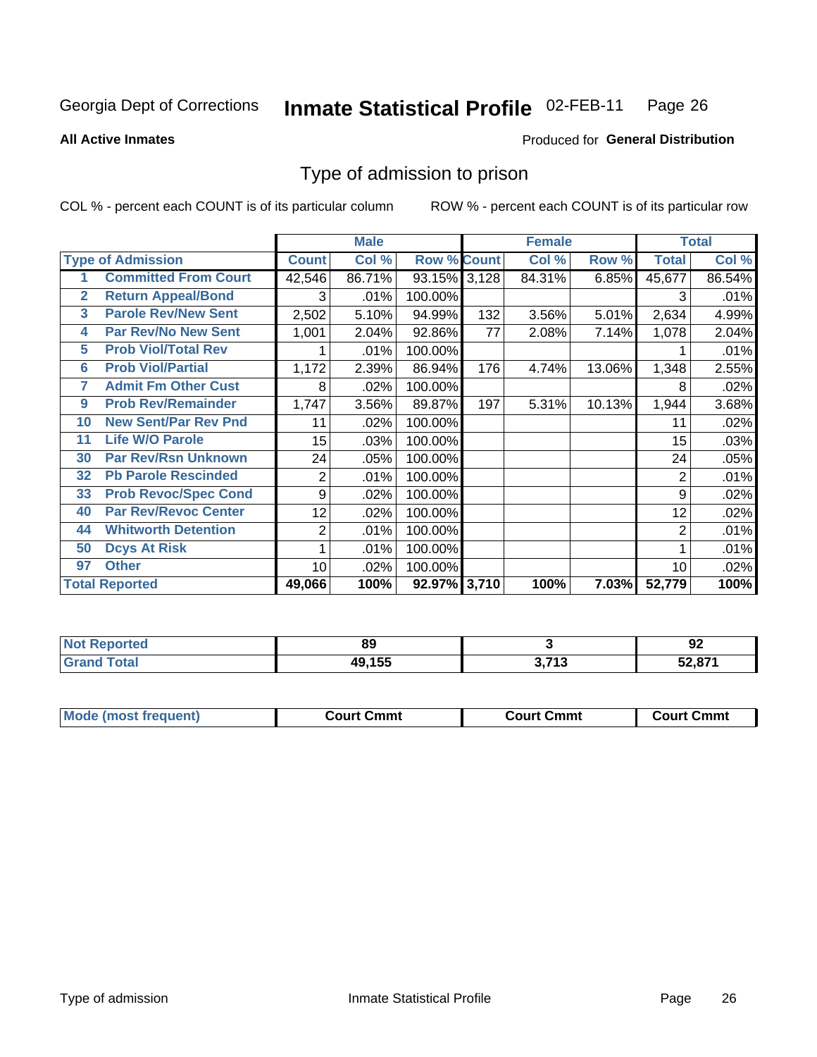Georgia Dept of Corrections **Inmate Statistical Profile** 02-FEB-11

**All Active Inmates**

Produced for **General Distribution**

## Type of admission to prison

COL % - percent each COUNT is of its particular column

ROW % - percent each COUNT is of its particular row

| | | Male | | | Female | | | Total | |
|---|---|---|---|---|---|---|---|---|---|
| | Type of Admission | Count | Col % | Row % | Count | Col % | Row % | Total | Col % |
| 1 | Committed From Court | 42,546 | 86.71% | 93.15% | 3,128 | 84.31% | 6.85% | 45,677 | 86.54% |
| 2 | Return Appeal/Bond | 3 | .01% | 100.00% | | | | 3 | .01% |
| 3 | Parole Rev/New Sent | 2,502 | 5.10% | 94.99% | 132 | 3.56% | 5.01% | 2,634 | 4.99% |
| 4 | Par Rev/No New Sent | 1,001 | 2.04% | 92.86% | 77 | 2.08% | 7.14% | 1,078 | 2.04% |
| 5 | Prob Viol/Total Rev | 1 | .01% | 100.00% | | | | 1 | .01% |
| 6 | Prob Viol/Partial | 1,172 | 2.39% | 86.94% | 176 | 4.74% | 13.06% | 1,348 | 2.55% |
| 7 | Admit Fm Other Cust | 8 | .02% | 100.00% | | | | 8 | .02% |
| 9 | Prob Rev/Remainder | 1,747 | 3.56% | 89.87% | 197 | 5.31% | 10.13% | 1,944 | 3.68% |
| 10 | New Sent/Par Rev Pnd | 11 | .02% | 100.00% | | | | 11 | .02% |
| 11 | Life W/O Parole | 15 | .03% | 100.00% | | | | 15 | .03% |
| 30 | Par Rev/Rsn Unknown | 24 | .05% | 100.00% | | | | 24 | .05% |
| 32 | Pb Parole Rescinded | 2 | .01% | 100.00% | | | | 2 | .01% |
| 33 | Prob Revoc/Spec Cond | 9 | .02% | 100.00% | | | | 9 | .02% |
| 40 | Par Rev/Revoc Center | 12 | .02% | 100.00% | | | | 12 | .02% |
| 44 | Whitworth Detention | 2 | .01% | 100.00% | | | | 2 | .01% |
| 50 | Dcys At Risk | 1 | .01% | 100.00% | | | | 1 | .01% |
| 97 | Other | 10 | .02% | 100.00% | | | | 10 | .02% |
| Total Reported | | 49,066 | 100% | 92.97% | 3,710 | 100% | 7.03% | 52,779 | 100% |

| | Male | Female | Total |
|---|---|---|---|
| Not Reported | 89 | 3 | 92 |
| Grand Total | 49,155 | 3,713 | 52,871 |

| | Male | Female | Total |
|---|---|---|---|
| Mode (most frequent) | Court Cmmt | Court Cmmt | Court Cmmt |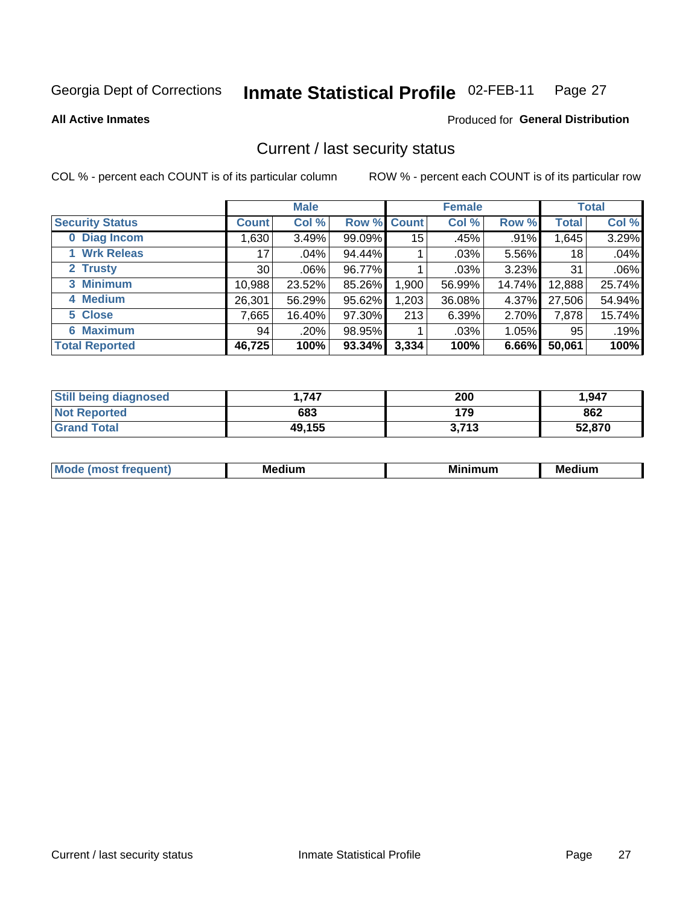Georgia Dept of Corrections **Inmate Statistical Profile** 02-FEB-11

**All Active Inmates**

Produced for **General Distribution**

## Current / last security status

COL % - percent each COUNT is of its particular column

ROW % - percent each COUNT is of its particular row

| | Male | | | Female | | | Total | |
|---|---|---|---|---|---|---|---|---|
| **Security Status** | **Count** | **Col %** | **Row %** | **Count** | **Col %** | **Row %** | **Total** | **Col %** |
| 0 Diag Incom | 1,630 | 3.49% | 99.09% | 15 | .45% | .91% | 1,645 | 3.29% |
| 1 Wrk Releas | 17 | .04% | 94.44% | 1 | .03% | 5.56% | 18 | .04% |
| 2 Trusty | 30 | .06% | 96.77% | 1 | .03% | 3.23% | 31 | .06% |
| 3 Minimum | 10,988 | 23.52% | 85.26% | 1,900 | 56.99% | 14.74% | 12,888 | 25.74% |
| 4 Medium | 26,301 | 56.29% | 95.62% | 1,203 | 36.08% | 4.37% | 27,506 | 54.94% |
| 5 Close | 7,665 | 16.40% | 97.30% | 213 | 6.39% | 2.70% | 7,878 | 15.74% |
| 6 Maximum | 94 | .20% | 98.95% | 1 | .03% | 1.05% | 95 | .19% |
| **Total Reported** | **46,725** | **100%** | **93.34%** | **3,334** | **100%** | **6.66%** | **50,061** | **100%** |

| | | | |
|---|---|---|---|
| **Still being diagnosed** | **1,747** | **200** | **1,947** |
| **Not Reported** | **683** | **179** | **862** |
| **Grand Total** | **49,155** | **3,713** | **52,870** |

| | | | |
|---|---|---|---|
| **Mode (most frequent)** | **Medium** | **Minimum** | **Medium** |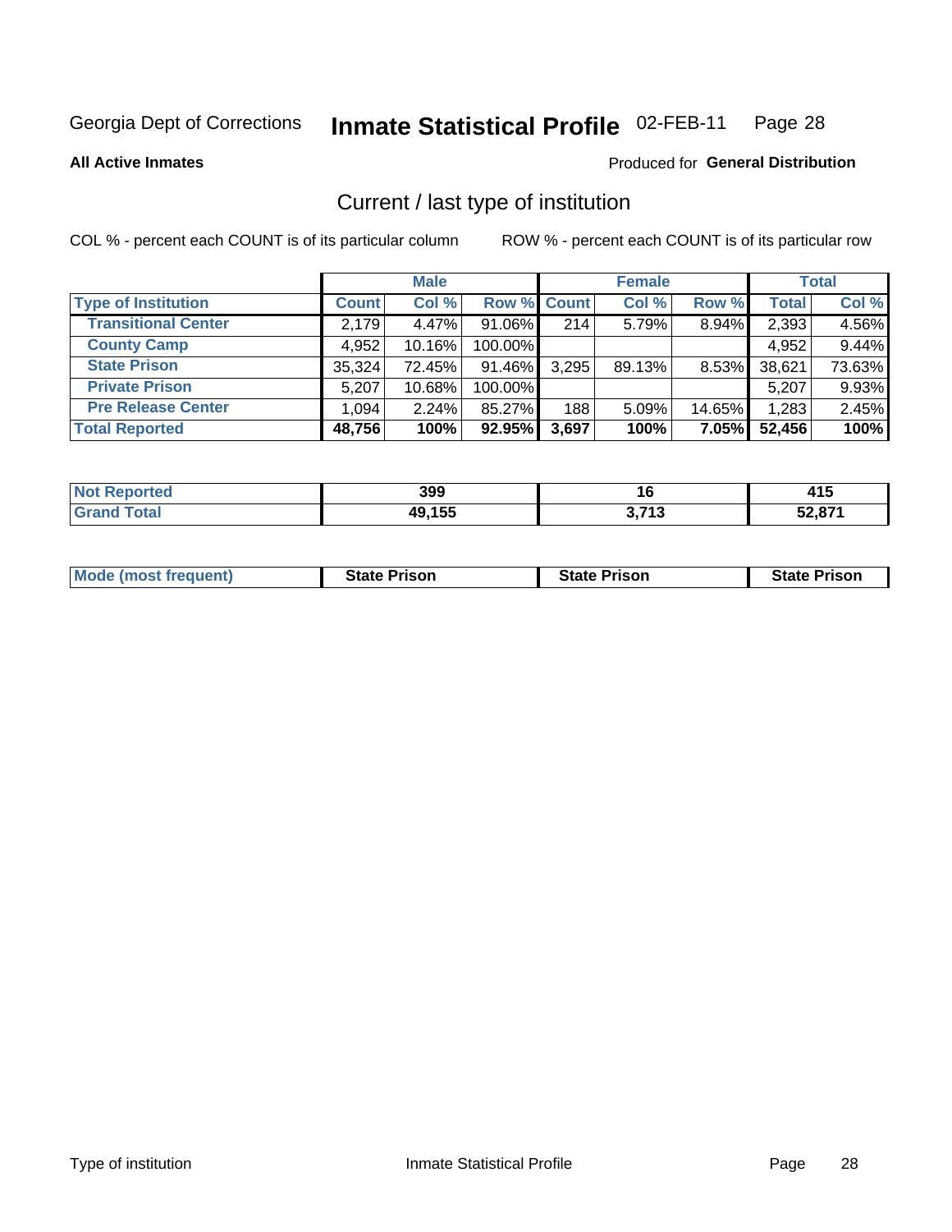Georgia Dept of Corrections **Inmate Statistical Profile** 02-FEB-11

**All Active Inmates**

Produced for **General Distribution**

## Current / last type of institution

COL % - percent each COUNT is of its particular column

ROW % - percent each COUNT is of its particular row

| | Male | | | Female | | | Total | |
|---|---|---|---|---|---|---|---|---|
| **Type of Institution** | **Count** | **Col %** | **Row %** | **Count** | **Col %** | **Row %** | **Total** | **Col %** |
| **Transitional Center** | 2,179 | 4.47% | 91.06% | 214 | 5.79% | 8.94% | 2,393 | 4.56% |
| **County Camp** | 4,952 | 10.16% | 100.00% | | | | 4,952 | 9.44% |
| **State Prison** | 35,324 | 72.45% | 91.46% | 3,295 | 89.13% | 8.53% | 38,621 | 73.63% |
| **Private Prison** | 5,207 | 10.68% | 100.00% | | | | 5,207 | 9.93% |
| **Pre Release Center** | 1,094 | 2.24% | 85.27% | 188 | 5.09% | 14.65% | 1,283 | 2.45% |
| **Total Reported** | **48,756** | **100%** | **92.95%** | **3,697** | **100%** | **7.05%** | **52,456** | **100%** |

| | Male | Female | Total |
|---|---|---|---|
| **Not Reported** | **399** | **16** | **415** |
| **Grand Total** | **49,155** | **3,713** | **52,871** |

| | Male | Female | Total |
|---|---|---|---|
| **Mode (most frequent)** | **State Prison** | **State Prison** | **State Prison** |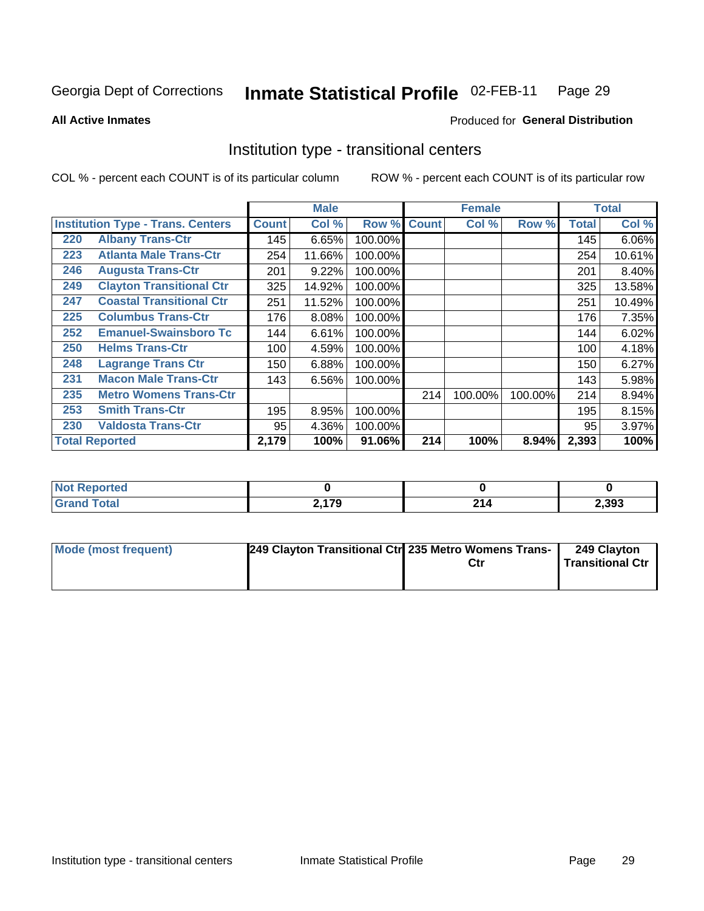Georgia Dept of Corrections **Inmate Statistical Profile** 02-FEB-11

**All Active Inmates**

Produced for **General Distribution**

## Institution type - transitional centers

COL % - percent each COUNT is of its particular column     ROW % - percent each COUNT is of its particular row

| | | Male | | | Female | | | Total | |
|---|---|---|---|---|---|---|---|---|---|
| **Institution Type - Trans. Centers** | | **Count** | **Col %** | **Row %** | **Count** | **Col %** | **Row %** | **Total** | **Col %** |
| 220 | Albany Trans-Ctr | 145 | 6.65% | 100.00% | | | | 145 | 6.06% |
| 223 | Atlanta Male Trans-Ctr | 254 | 11.66% | 100.00% | | | | 254 | 10.61% |
| 246 | Augusta Trans-Ctr | 201 | 9.22% | 100.00% | | | | 201 | 8.40% |
| 249 | Clayton Transitional Ctr | 325 | 14.92% | 100.00% | | | | 325 | 13.58% |
| 247 | Coastal Transitional Ctr | 251 | 11.52% | 100.00% | | | | 251 | 10.49% |
| 225 | Columbus Trans-Ctr | 176 | 8.08% | 100.00% | | | | 176 | 7.35% |
| 252 | Emanuel-Swainsboro Tc | 144 | 6.61% | 100.00% | | | | 144 | 6.02% |
| 250 | Helms Trans-Ctr | 100 | 4.59% | 100.00% | | | | 100 | 4.18% |
| 248 | Lagrange Trans Ctr | 150 | 6.88% | 100.00% | | | | 150 | 6.27% |
| 231 | Macon Male Trans-Ctr | 143 | 6.56% | 100.00% | | | | 143 | 5.98% |
| 235 | Metro Womens Trans-Ctr | | | | 214 | 100.00% | 100.00% | 214 | 8.94% |
| 253 | Smith Trans-Ctr | 195 | 8.95% | 100.00% | | | | 195 | 8.15% |
| 230 | Valdosta Trans-Ctr | 95 | 4.36% | 100.00% | | | | 95 | 3.97% |
| **Total Reported** | | **2,179** | **100%** | **91.06%** | **214** | **100%** | **8.94%** | **2,393** | **100%** |

| | Male | Female | Total |
|---|---|---|---|
| **Not Reported** | **0** | **0** | **0** |
| **Grand Total** | **2,179** | **214** | **2,393** |

| | Male | Female | Total |
|---|---|---|---|
| **Mode (most frequent)** | **249 Clayton Transitional Ctr** | **235 Metro Womens Trans-Ctr** | **249 Clayton Transitional Ctr** |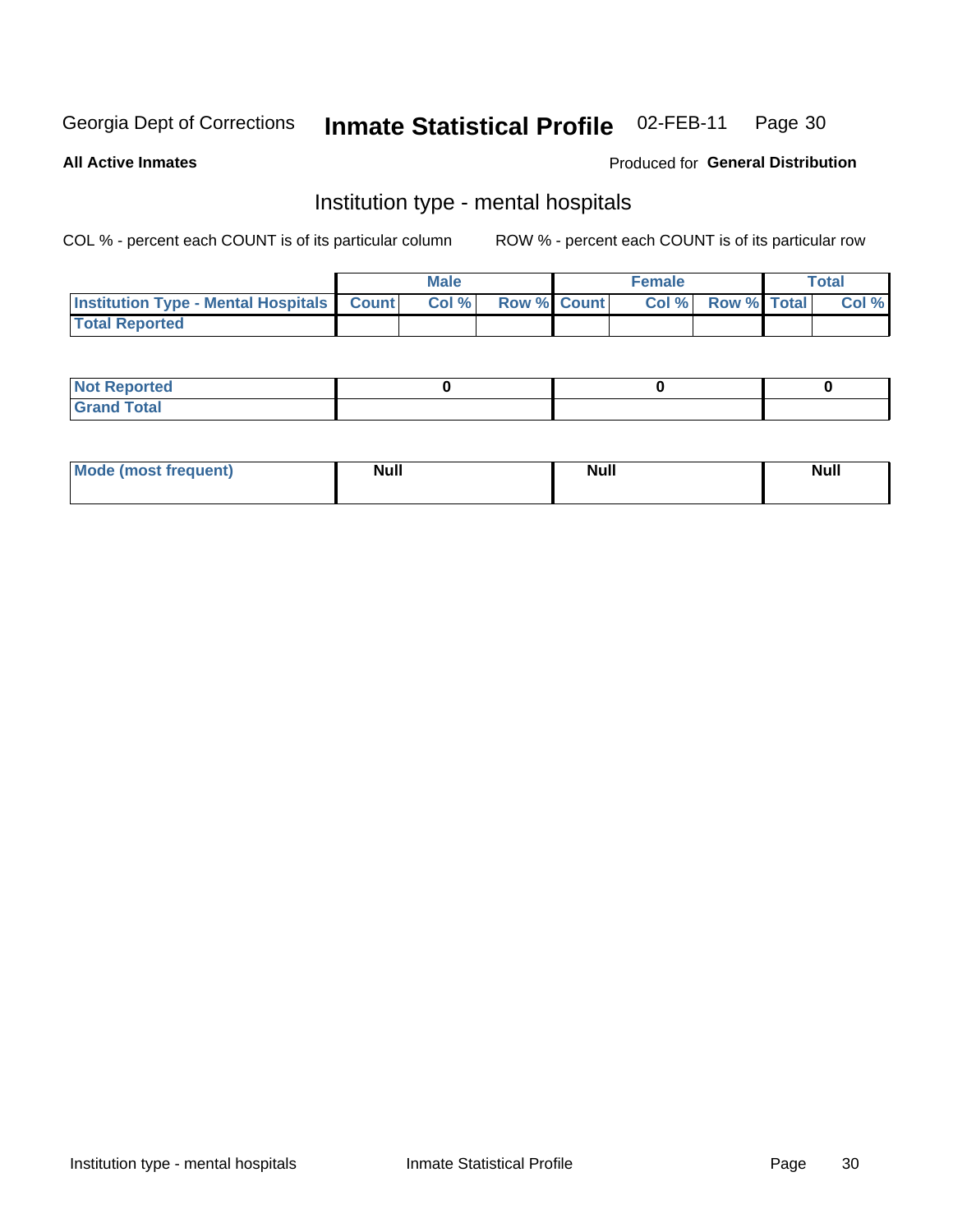Georgia Dept of Corrections **Inmate Statistical Profile** 02-FEB-11

**All Active Inmates**

Produced for **General Distribution**

## Institution type - mental hospitals

COL % - percent each COUNT is of its particular column

ROW % - percent each COUNT is of its particular row

| | Male | | | Female | | | Total | |
|---|---|---|---|---|---|---|---|---|
| **Institution Type - Mental Hospitals** | **Count** | **Col %** | **Row %** | **Count** | **Col %** | **Row %** | **Total** | **Col %** |
| **Total Reported** | | | | | | | | |

| | Male | Female | Total |
|---|---|---|---|
| **Not Reported** | 0 | 0 | 0 |
| **Grand Total** | | | |

| | Male | Female | Total |
|---|---|---|---|
| **Mode (most frequent)** | Null | Null | Null |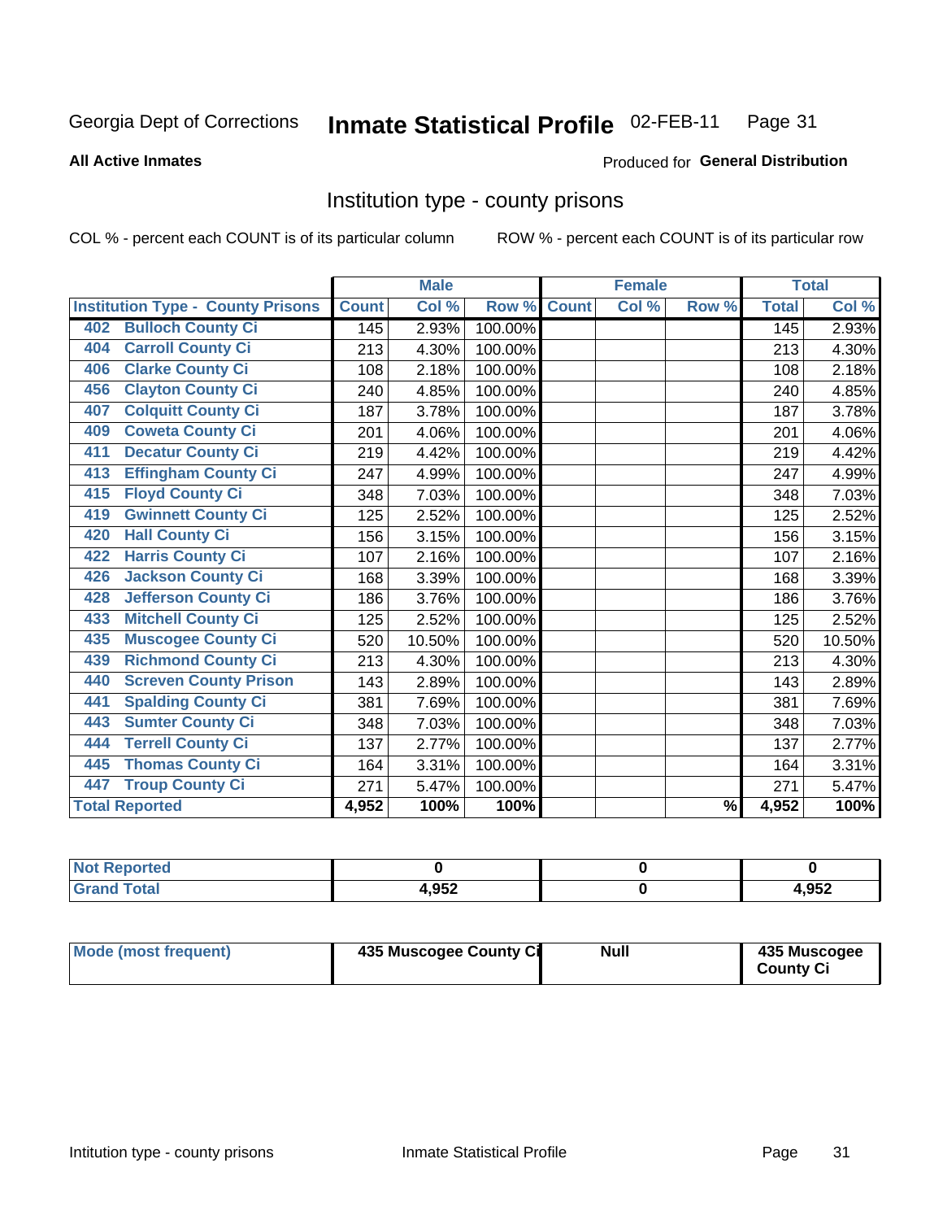Georgia Dept of Corrections **Inmate Statistical Profile** 02-FEB-11

**All Active Inmates**

Produced for **General Distribution**

## Institution type - county prisons

COL % - percent each COUNT is of its particular column

ROW % - percent each COUNT is of its particular row

| Institution Type - County Prisons | Male | | | Female | | | Total | |
|---|---|---|---|---|---|---|---|---|
| | Count | Col % | Row % | Count | Col % | Row % | Total | Col % |
| 402 Bulloch County Ci | 145 | 2.93% | 100.00% | | | | 145 | 2.93% |
| 404 Carroll County Ci | 213 | 4.30% | 100.00% | | | | 213 | 4.30% |
| 406 Clarke County Ci | 108 | 2.18% | 100.00% | | | | 108 | 2.18% |
| 456 Clayton County Ci | 240 | 4.85% | 100.00% | | | | 240 | 4.85% |
| 407 Colquitt County Ci | 187 | 3.78% | 100.00% | | | | 187 | 3.78% |
| 409 Coweta County Ci | 201 | 4.06% | 100.00% | | | | 201 | 4.06% |
| 411 Decatur County Ci | 219 | 4.42% | 100.00% | | | | 219 | 4.42% |
| 413 Effingham County Ci | 247 | 4.99% | 100.00% | | | | 247 | 4.99% |
| 415 Floyd County Ci | 348 | 7.03% | 100.00% | | | | 348 | 7.03% |
| 419 Gwinnett County Ci | 125 | 2.52% | 100.00% | | | | 125 | 2.52% |
| 420 Hall County Ci | 156 | 3.15% | 100.00% | | | | 156 | 3.15% |
| 422 Harris County Ci | 107 | 2.16% | 100.00% | | | | 107 | 2.16% |
| 426 Jackson County Ci | 168 | 3.39% | 100.00% | | | | 168 | 3.39% |
| 428 Jefferson County Ci | 186 | 3.76% | 100.00% | | | | 186 | 3.76% |
| 433 Mitchell County Ci | 125 | 2.52% | 100.00% | | | | 125 | 2.52% |
| 435 Muscogee County Ci | 520 | 10.50% | 100.00% | | | | 520 | 10.50% |
| 439 Richmond County Ci | 213 | 4.30% | 100.00% | | | | 213 | 4.30% |
| 440 Screven County Prison | 143 | 2.89% | 100.00% | | | | 143 | 2.89% |
| 441 Spalding County Ci | 381 | 7.69% | 100.00% | | | | 381 | 7.69% |
| 443 Sumter County Ci | 348 | 7.03% | 100.00% | | | | 348 | 7.03% |
| 444 Terrell County Ci | 137 | 2.77% | 100.00% | | | | 137 | 2.77% |
| 445 Thomas County Ci | 164 | 3.31% | 100.00% | | | | 164 | 3.31% |
| 447 Troup County Ci | 271 | 5.47% | 100.00% | | | | 271 | 5.47% |
| **Total Reported** | **4,952** | **100%** | **100%** | | | **%** | **4,952** | **100%** |

| | Male | Female | Total |
|---|---|---|---|
| Not Reported | 0 | 0 | 0 |
| Grand Total | 4,952 | 0 | 4,952 |

| | Male | Female | Total |
|---|---|---|---|
| Mode (most frequent) | 435 Muscogee County Ci | Null | 435 Muscogee County Ci |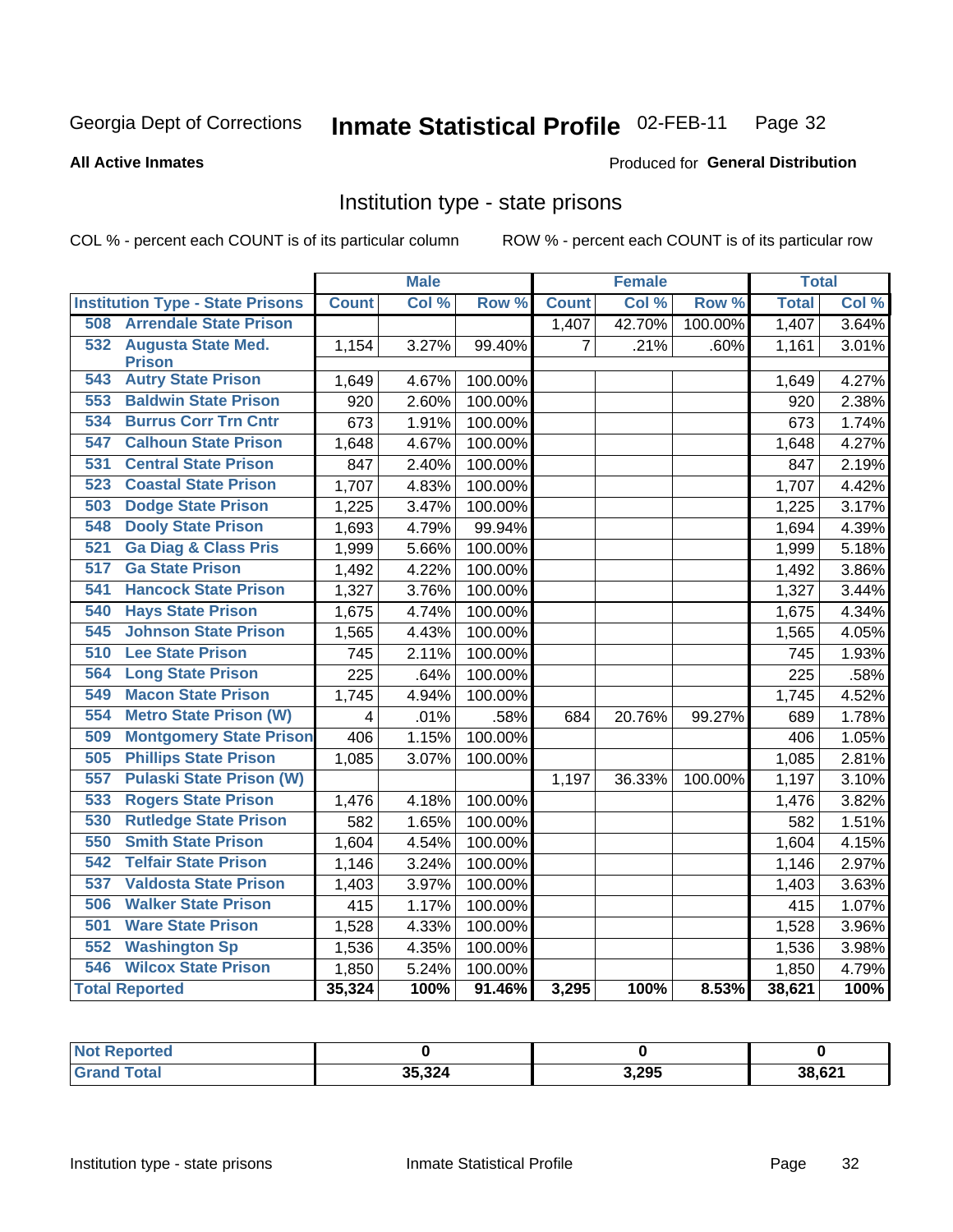# Georgia Dept of Corrections — Inmate Statistical Profile 02-FEB-11

**All Active Inmates**

Produced for **General Distribution**

## Institution type - state prisons

COL % - percent each COUNT is of its particular column

ROW % - percent each COUNT is of its particular row

| | Male | | | Female | | | Total | |
|---|---|---|---|---|---|---|---|---|
| **Institution Type - State Prisons** | **Count** | **Col %** | **Row %** | **Count** | **Col %** | **Row %** | **Total** | **Col %** |
| 508 Arrendale State Prison | | | | 1,407 | 42.70% | 100.00% | 1,407 | 3.64% |
| 532 Augusta State Med. Prison | 1,154 | 3.27% | 99.40% | 7 | .21% | .60% | 1,161 | 3.01% |
| 543 Autry State Prison | 1,649 | 4.67% | 100.00% | | | | 1,649 | 4.27% |
| 553 Baldwin State Prison | 920 | 2.60% | 100.00% | | | | 920 | 2.38% |
| 534 Burrus Corr Trn Cntr | 673 | 1.91% | 100.00% | | | | 673 | 1.74% |
| 547 Calhoun State Prison | 1,648 | 4.67% | 100.00% | | | | 1,648 | 4.27% |
| 531 Central State Prison | 847 | 2.40% | 100.00% | | | | 847 | 2.19% |
| 523 Coastal State Prison | 1,707 | 4.83% | 100.00% | | | | 1,707 | 4.42% |
| 503 Dodge State Prison | 1,225 | 3.47% | 100.00% | | | | 1,225 | 3.17% |
| 548 Dooly State Prison | 1,693 | 4.79% | 99.94% | | | | 1,694 | 4.39% |
| 521 Ga Diag & Class Pris | 1,999 | 5.66% | 100.00% | | | | 1,999 | 5.18% |
| 517 Ga State Prison | 1,492 | 4.22% | 100.00% | | | | 1,492 | 3.86% |
| 541 Hancock State Prison | 1,327 | 3.76% | 100.00% | | | | 1,327 | 3.44% |
| 540 Hays State Prison | 1,675 | 4.74% | 100.00% | | | | 1,675 | 4.34% |
| 545 Johnson State Prison | 1,565 | 4.43% | 100.00% | | | | 1,565 | 4.05% |
| 510 Lee State Prison | 745 | 2.11% | 100.00% | | | | 745 | 1.93% |
| 564 Long State Prison | 225 | .64% | 100.00% | | | | 225 | .58% |
| 549 Macon State Prison | 1,745 | 4.94% | 100.00% | | | | 1,745 | 4.52% |
| 554 Metro State Prison (W) | 4 | .01% | .58% | 684 | 20.76% | 99.27% | 689 | 1.78% |
| 509 Montgomery State Prison | 406 | 1.15% | 100.00% | | | | 406 | 1.05% |
| 505 Phillips State Prison | 1,085 | 3.07% | 100.00% | | | | 1,085 | 2.81% |
| 557 Pulaski State Prison (W) | | | | 1,197 | 36.33% | 100.00% | 1,197 | 3.10% |
| 533 Rogers State Prison | 1,476 | 4.18% | 100.00% | | | | 1,476 | 3.82% |
| 530 Rutledge State Prison | 582 | 1.65% | 100.00% | | | | 582 | 1.51% |
| 550 Smith State Prison | 1,604 | 4.54% | 100.00% | | | | 1,604 | 4.15% |
| 542 Telfair State Prison | 1,146 | 3.24% | 100.00% | | | | 1,146 | 2.97% |
| 537 Valdosta State Prison | 1,403 | 3.97% | 100.00% | | | | 1,403 | 3.63% |
| 506 Walker State Prison | 415 | 1.17% | 100.00% | | | | 415 | 1.07% |
| 501 Ware State Prison | 1,528 | 4.33% | 100.00% | | | | 1,528 | 3.96% |
| 552 Washington Sp | 1,536 | 4.35% | 100.00% | | | | 1,536 | 3.98% |
| 546 Wilcox State Prison | 1,850 | 5.24% | 100.00% | | | | 1,850 | 4.79% |
| **Total Reported** | **35,324** | **100%** | **91.46%** | **3,295** | **100%** | **8.53%** | **38,621** | **100%** |

| | Male | Female | Total |
|---|---|---|---|
| **Not Reported** | **0** | **0** | **0** |
| **Grand Total** | **35,324** | **3,295** | **38,621** |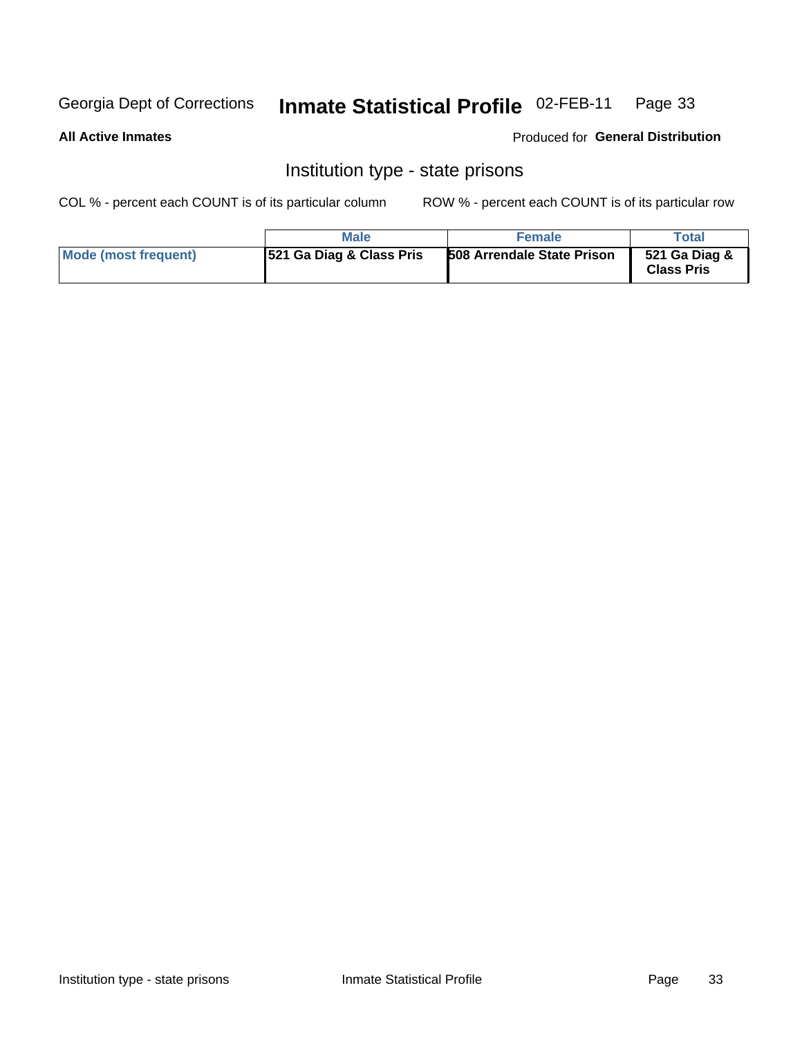Georgia Dept of Corrections **Inmate Statistical Profile** 02-FEB-11

**All Active Inmates**

Produced for **General Distribution**

## Institution type - state prisons

COL % - percent each COUNT is of its particular column ROW % - percent each COUNT is of its particular row

| | Male | Female | Total |
|---|---|---|---|
| **Mode (most frequent)** | **521 Ga Diag & Class Pris** | **508 Arrendale State Prison** | **521 Ga Diag & Class Pris** |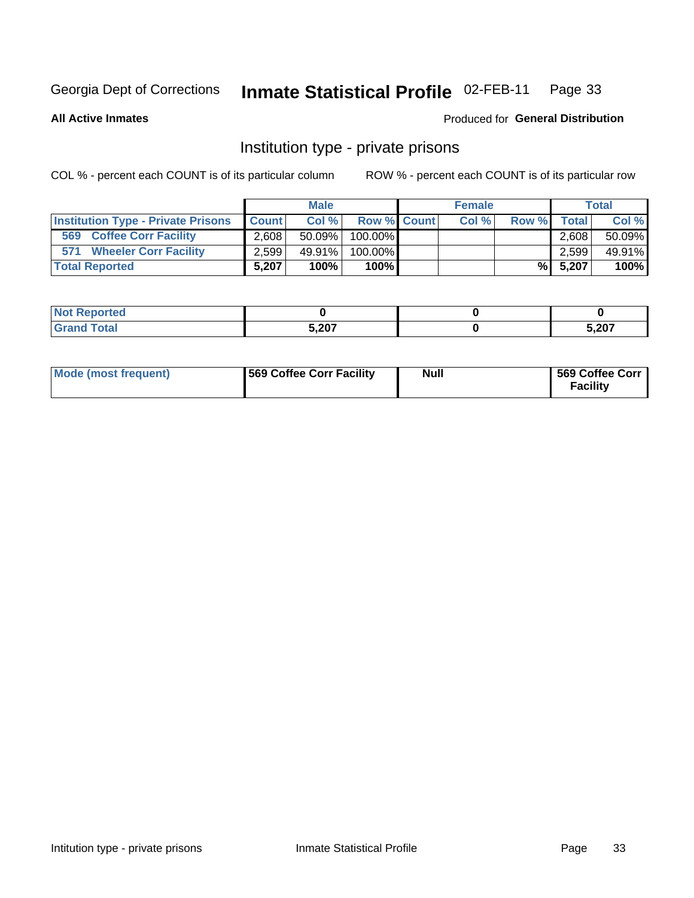Georgia Dept of Corrections **Inmate Statistical Profile** 02-FEB-11

**All Active Inmates**

Produced for **General Distribution**

## Institution type - private prisons

COL % - percent each COUNT is of its particular column

ROW % - percent each COUNT is of its particular row

| | Male | | | Female | | | Total | |
|---|---|---|---|---|---|---|---|---|
| **Institution Type - Private Prisons** | **Count** | **Col %** | **Row %** | **Count** | **Col %** | **Row %** | **Total** | **Col %** |
| **569 Coffee Corr Facility** | 2,608 | 50.09% | 100.00% | | | | 2,608 | 50.09% |
| **571 Wheeler Corr Facility** | 2,599 | 49.91% | 100.00% | | | | 2,599 | 49.91% |
| **Total Reported** | **5,207** | **100%** | **100%** | | | **%** | **5,207** | **100%** |

| | Male | Female | Total |
|---|---|---|---|
| **Not Reported** | **0** | **0** | **0** |
| **Grand Total** | **5,207** | **0** | **5,207** |

| | Male | Female | Total |
|---|---|---|---|
| **Mode (most frequent)** | **569 Coffee Corr Facility** | **Null** | **569 Coffee Corr Facility** |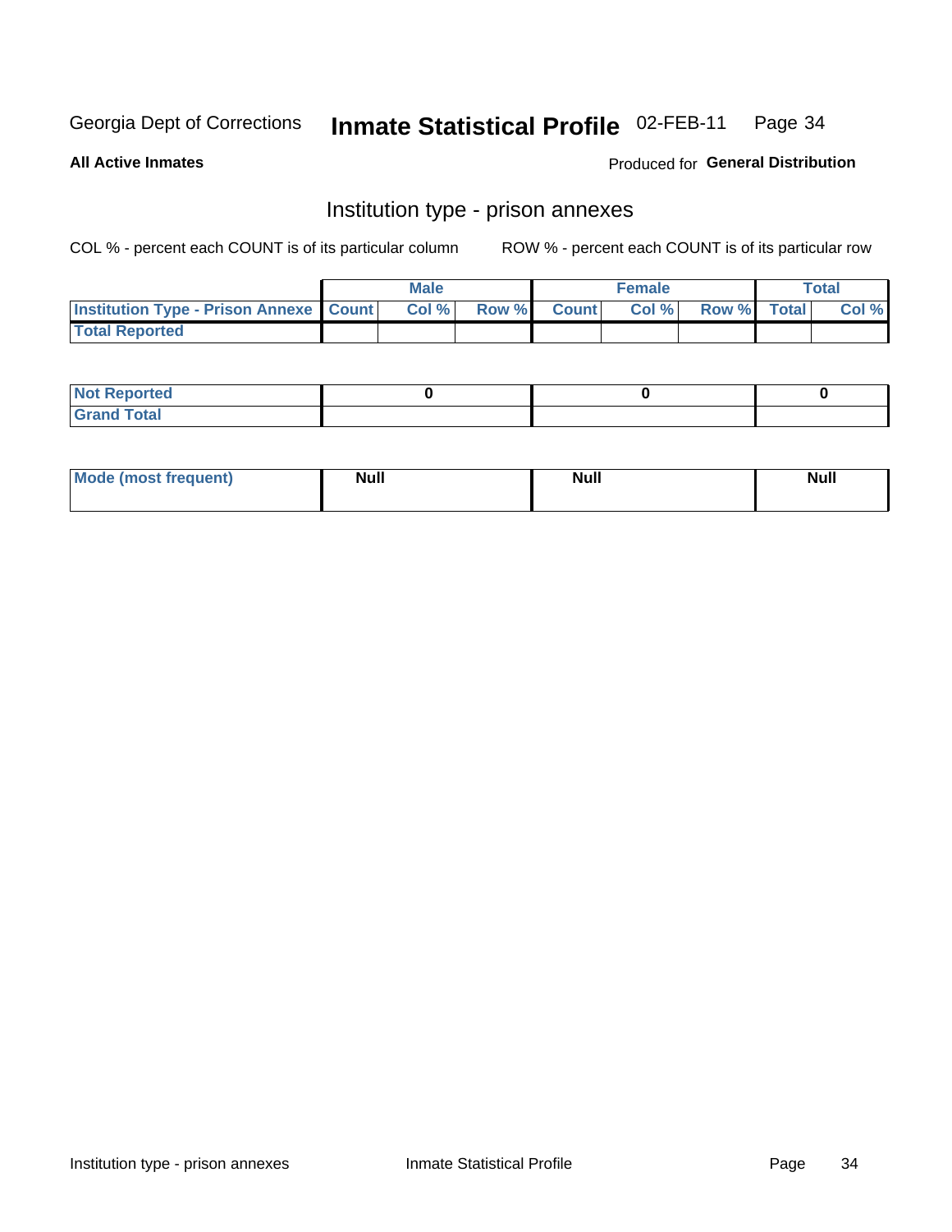Georgia Dept of Corrections **Inmate Statistical Profile** 02-FEB-11

**All Active Inmates**

Produced for **General Distribution**

## Institution type - prison annexes

COL % - percent each COUNT is of its particular column

ROW % - percent each COUNT is of its particular row

| | Male | | | Female | | | Total | |
|---|---|---|---|---|---|---|---|---|
| Institution Type - Prison Annexe | Count | Col % | Row % | Count | Col % | Row % | Total | Col % |
| Total Reported | | | | | | | | |

| | Male | Female | Total |
|---|---|---|---|
| Not Reported | 0 | 0 | 0 |
| Grand Total | | | |

| | Male | Female | Total |
|---|---|---|---|
| Mode (most frequent) | Null | Null | Null |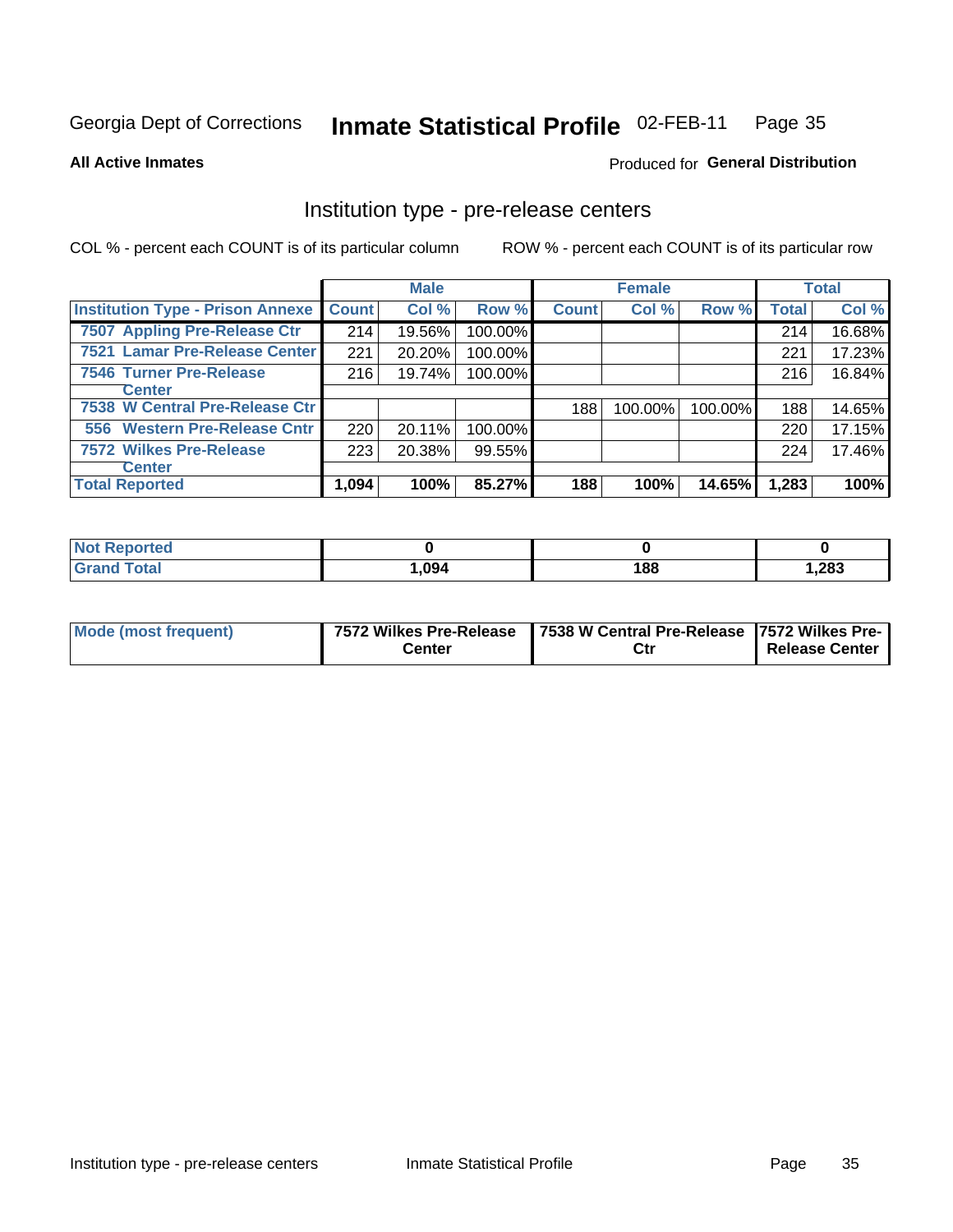Georgia Dept of Corrections **Inmate Statistical Profile** 02-FEB-11

**All Active Inmates**

Produced for **General Distribution**

## Institution type - pre-release centers

COL % - percent each COUNT is of its particular column ROW % - percent each COUNT is of its particular row

| | Male | | | Female | | | Total | |
|---|---|---|---|---|---|---|---|---|
| Institution Type - Prison Annexe | Count | Col % | Row % | Count | Col % | Row % | Total | Col % |
| 7507 Appling Pre-Release Ctr | 214 | 19.56% | 100.00% | | | | 214 | 16.68% |
| 7521 Lamar Pre-Release Center | 221 | 20.20% | 100.00% | | | | 221 | 17.23% |
| 7546 Turner Pre-Release Center | 216 | 19.74% | 100.00% | | | | 216 | 16.84% |
| 7538 W Central Pre-Release Ctr | | | | 188 | 100.00% | 100.00% | 188 | 14.65% |
| 556 Western Pre-Release Cntr | 220 | 20.11% | 100.00% | | | | 220 | 17.15% |
| 7572 Wilkes Pre-Release Center | 223 | 20.38% | 99.55% | | | | 224 | 17.46% |
| **Total Reported** | **1,094** | **100%** | **85.27%** | **188** | **100%** | **14.65%** | **1,283** | **100%** |

| | Male | Female | Total |
|---|---|---|---|
| Not Reported | 0 | 0 | 0 |
| Grand Total | 1,094 | 188 | 1,283 |

| | Male | Female | Total |
|---|---|---|---|
| Mode (most frequent) | 7572 Wilkes Pre-Release Center | 7538 W Central Pre-Release Ctr | 7572 Wilkes Pre-Release Center |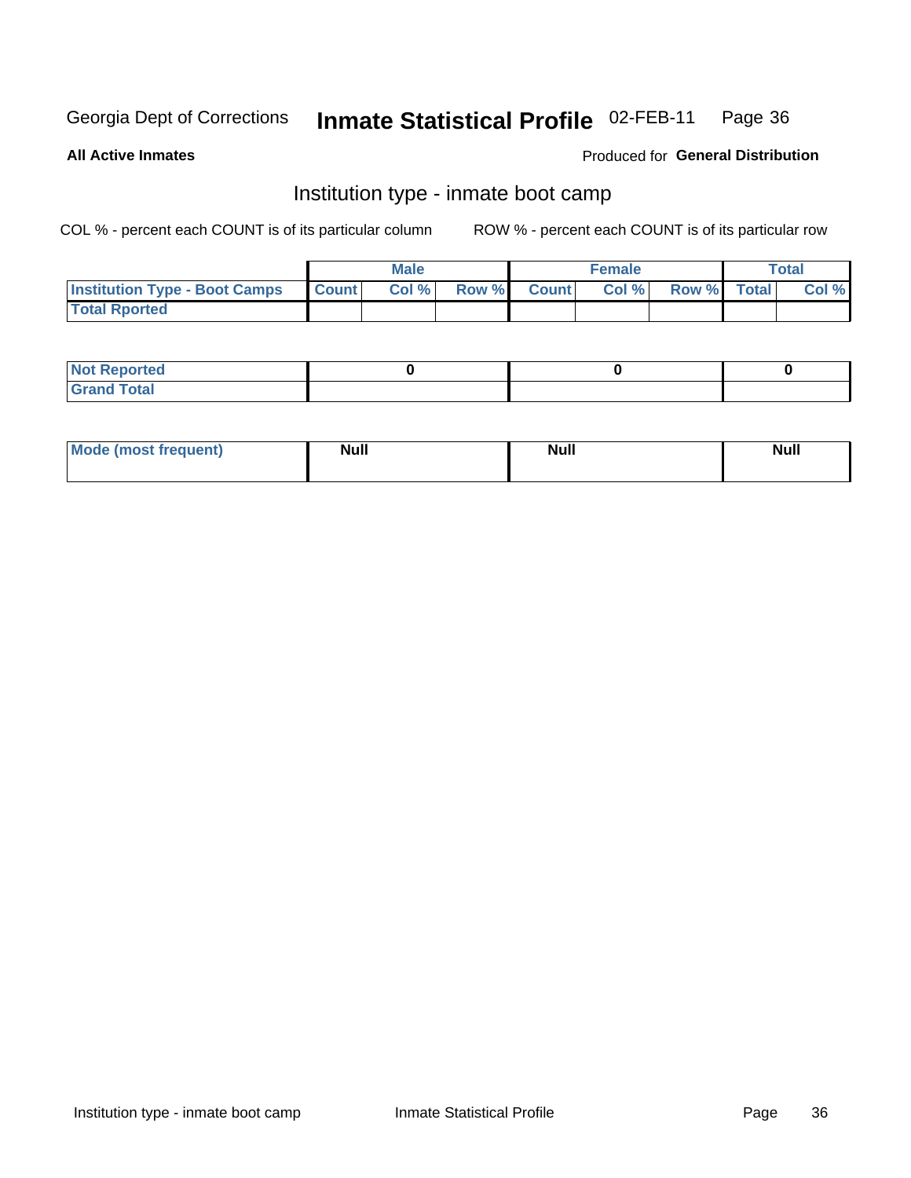Georgia Dept of Corrections **Inmate Statistical Profile** 02-FEB-11

**All Active Inmates**

Produced for **General Distribution**

## Institution type - inmate boot camp

COL % - percent each COUNT is of its particular column

ROW % - percent each COUNT is of its particular row

| | Male | | | Female | | | Total | |
|---|---|---|---|---|---|---|---|---|
| **Institution Type - Boot Camps** | **Count** | **Col %** | **Row %** | **Count** | **Col %** | **Row %** | **Total** | **Col %** |
| **Total Rported** | | | | | | | | |

| | Male | Female | Total |
|---|---|---|---|
| **Not Reported** | **0** | **0** | **0** |
| **Grand Total** | | | |

| | Male | Female | Total |
|---|---|---|---|
| **Mode (most frequent)** | **Null** | **Null** | **Null** |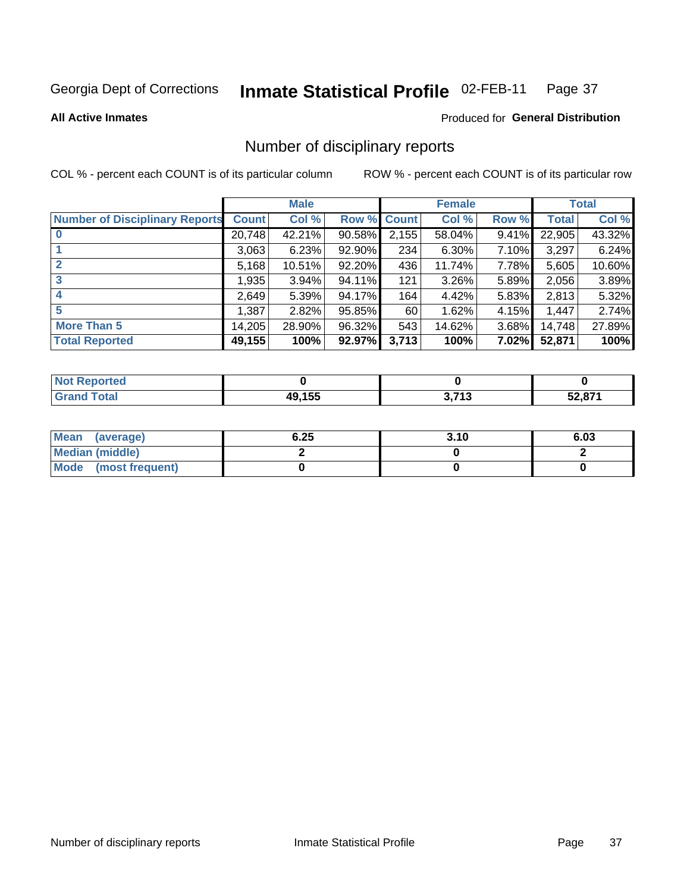Georgia Dept of Corrections **Inmate Statistical Profile** 02-FEB-11

**All Active Inmates**

Produced for **General Distribution**

# Number of disciplinary reports

COL % - percent each COUNT is of its particular column ROW % - percent each COUNT is of its particular row

| | Male | | | Female | | | Total | |
|---|---|---|---|---|---|---|---|---|
| **Number of Disciplinary Reports** | **Count** | **Col %** | **Row %** | **Count** | **Col %** | **Row %** | **Total** | **Col %** |
| **0** | 20,748 | 42.21% | 90.58% | 2,155 | 58.04% | 9.41% | 22,905 | 43.32% |
| **1** | 3,063 | 6.23% | 92.90% | 234 | 6.30% | 7.10% | 3,297 | 6.24% |
| **2** | 5,168 | 10.51% | 92.20% | 436 | 11.74% | 7.78% | 5,605 | 10.60% |
| **3** | 1,935 | 3.94% | 94.11% | 121 | 3.26% | 5.89% | 2,056 | 3.89% |
| **4** | 2,649 | 5.39% | 94.17% | 164 | 4.42% | 5.83% | 2,813 | 5.32% |
| **5** | 1,387 | 2.82% | 95.85% | 60 | 1.62% | 4.15% | 1,447 | 2.74% |
| **More Than 5** | 14,205 | 28.90% | 96.32% | 543 | 14.62% | 3.68% | 14,748 | 27.89% |
| **Total Reported** | **49,155** | **100%** | **92.97%** | **3,713** | **100%** | **7.02%** | **52,871** | **100%** |

| | Male | Female | Total |
|---|---|---|---|
| **Not Reported** | **0** | **0** | **0** |
| **Grand Total** | **49,155** | **3,713** | **52,871** |

| | Male | Female | Total |
|---|---|---|---|
| **Mean (average)** | **6.25** | **3.10** | **6.03** |
| **Median (middle)** | **2** | **0** | **2** |
| **Mode (most frequent)** | **0** | **0** | **0** |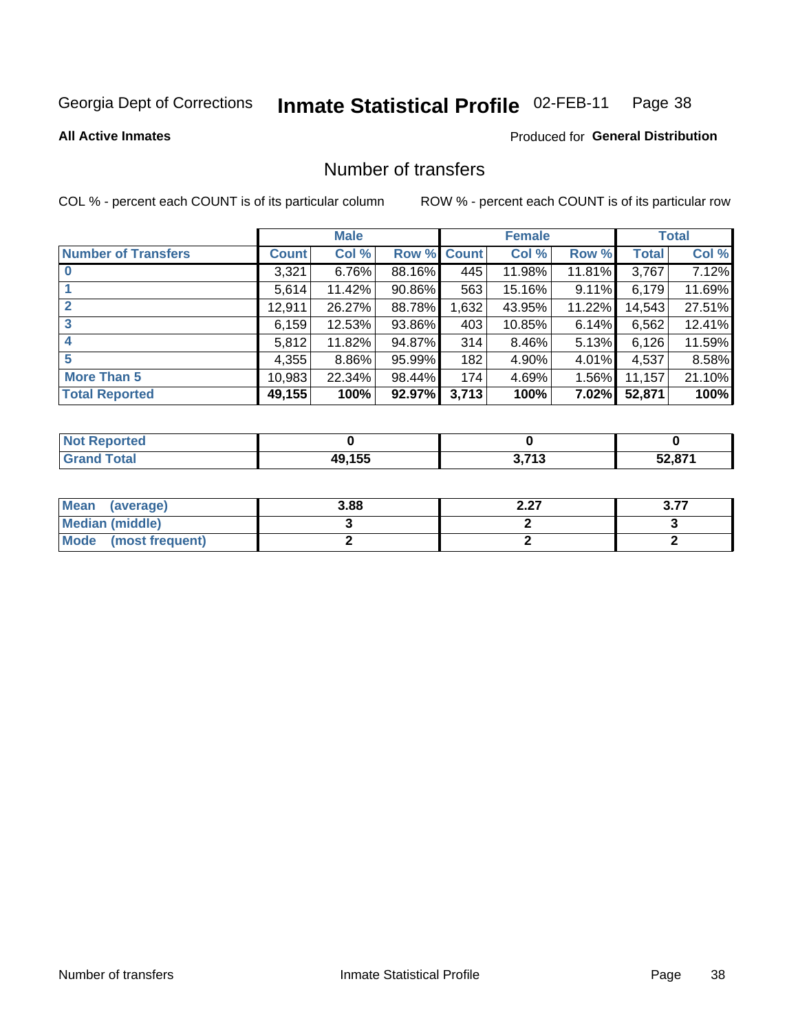Georgia Dept of Corrections **Inmate Statistical Profile** 02-FEB-11

**All Active Inmates**

Produced for **General Distribution**

## Number of transfers

COL % - percent each COUNT is of its particular column

ROW % - percent each COUNT is of its particular row

| | Male | | | Female | | | Total | |
|---|---|---|---|---|---|---|---|---|
| **Number of Transfers** | **Count** | **Col %** | **Row %** | **Count** | **Col %** | **Row %** | **Total** | **Col %** |
| **0** | 3,321 | 6.76% | 88.16% | 445 | 11.98% | 11.81% | 3,767 | 7.12% |
| **1** | 5,614 | 11.42% | 90.86% | 563 | 15.16% | 9.11% | 6,179 | 11.69% |
| **2** | 12,911 | 26.27% | 88.78% | 1,632 | 43.95% | 11.22% | 14,543 | 27.51% |
| **3** | 6,159 | 12.53% | 93.86% | 403 | 10.85% | 6.14% | 6,562 | 12.41% |
| **4** | 5,812 | 11.82% | 94.87% | 314 | 8.46% | 5.13% | 6,126 | 11.59% |
| **5** | 4,355 | 8.86% | 95.99% | 182 | 4.90% | 4.01% | 4,537 | 8.58% |
| **More Than 5** | 10,983 | 22.34% | 98.44% | 174 | 4.69% | 1.56% | 11,157 | 21.10% |
| **Total Reported** | **49,155** | **100%** | **92.97%** | **3,713** | **100%** | **7.02%** | **52,871** | **100%** |

| | Male | Female | Total |
|---|---|---|---|
| **Not Reported** | **0** | **0** | **0** |
| **Grand Total** | **49,155** | **3,713** | **52,871** |

| | Male | Female | Total |
|---|---|---|---|
| **Mean (average)** | **3.88** | **2.27** | **3.77** |
| **Median (middle)** | **3** | **2** | **3** |
| **Mode (most frequent)** | **2** | **2** | **2** |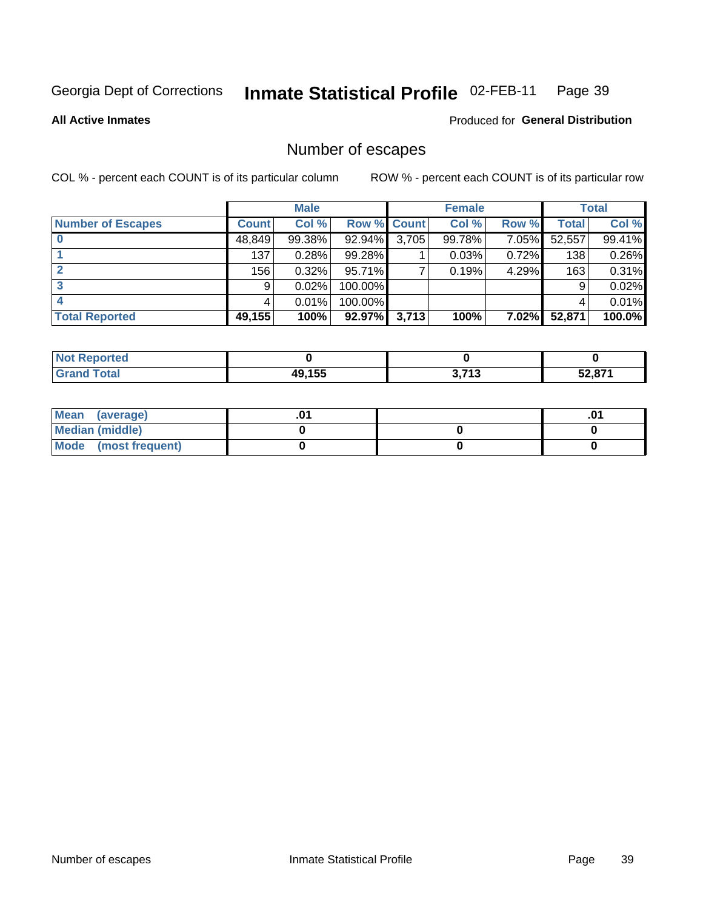Georgia Dept of Corrections **Inmate Statistical Profile** 02-FEB-11

**All Active Inmates**

Produced for **General Distribution**

## Number of escapes

COL % - percent each COUNT is of its particular column

ROW % - percent each COUNT is of its particular row

| | Male | | | Female | | | Total | |
|---|---|---|---|---|---|---|---|---|
| **Number of Escapes** | **Count** | **Col %** | **Row %** | **Count** | **Col %** | **Row %** | **Total** | **Col %** |
| **0** | 48,849 | 99.38% | 92.94% | 3,705 | 99.78% | 7.05% | 52,557 | 99.41% |
| **1** | 137 | 0.28% | 99.28% | 1 | 0.03% | 0.72% | 138 | 0.26% |
| **2** | 156 | 0.32% | 95.71% | 7 | 0.19% | 4.29% | 163 | 0.31% |
| **3** | 9 | 0.02% | 100.00% | | | | 9 | 0.02% |
| **4** | 4 | 0.01% | 100.00% | | | | 4 | 0.01% |
| **Total Reported** | **49,155** | **100%** | **92.97%** | **3,713** | **100%** | **7.02%** | **52,871** | **100.0%** |

| | Male | Female | Total |
|---|---|---|---|
| **Not Reported** | **0** | **0** | **0** |
| **Grand Total** | **49,155** | **3,713** | **52,871** |

| | Male | Female | Total |
|---|---|---|---|
| **Mean (average)** | **.01** | | **.01** |
| **Median (middle)** | **0** | **0** | **0** |
| **Mode (most frequent)** | **0** | **0** | **0** |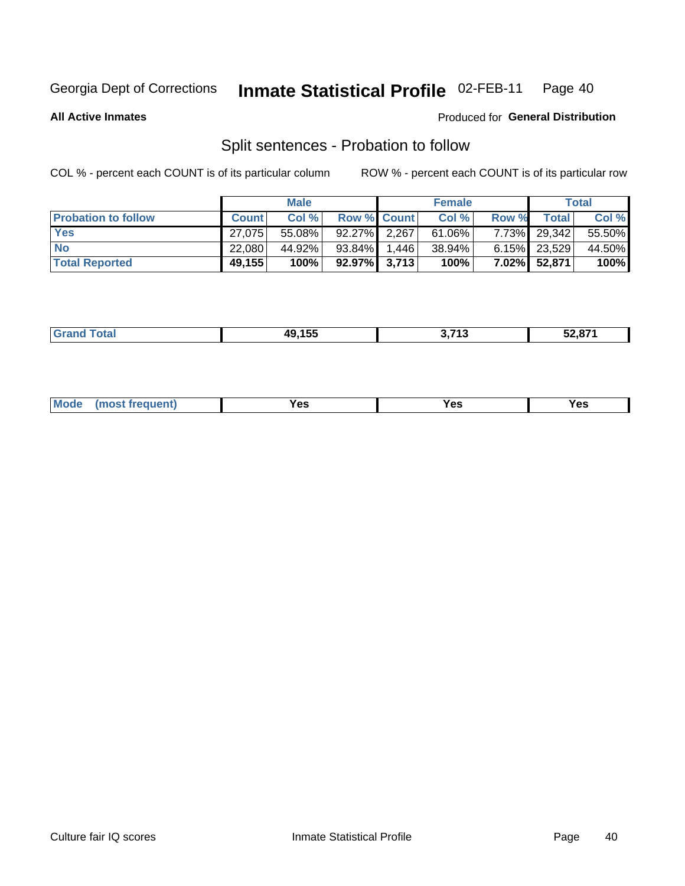Georgia Dept of Corrections **Inmate Statistical Profile** 02-FEB-11

**All Active Inmates**

Produced for **General Distribution**

## Split sentences - Probation to follow

COL % - percent each COUNT is of its particular column

ROW % - percent each COUNT is of its particular row

| | Male | | | Female | | | Total | |
|---|---|---|---|---|---|---|---|---|
| **Probation to follow** | **Count** | **Col %** | **Row %** | **Count** | **Col %** | **Row %** | **Total** | **Col %** |
| **Yes** | 27,075 | 55.08% | 92.27% | 2,267 | 61.06% | 7.73% | 29,342 | 55.50% |
| **No** | 22,080 | 44.92% | 93.84% | 1,446 | 38.94% | 6.15% | 23,529 | 44.50% |
| **Total Reported** | **49,155** | **100%** | **92.97%** | **3,713** | **100%** | **7.02%** | **52,871** | **100%** |

| | Male | Female | Total |
|---|---|---|---|
| **Grand Total** | **49,155** | **3,713** | **52,871** |

| | Male | Female | Total |
|---|---|---|---|
| **Mode (most frequent)** | **Yes** | **Yes** | **Yes** |

Culture fair IQ scores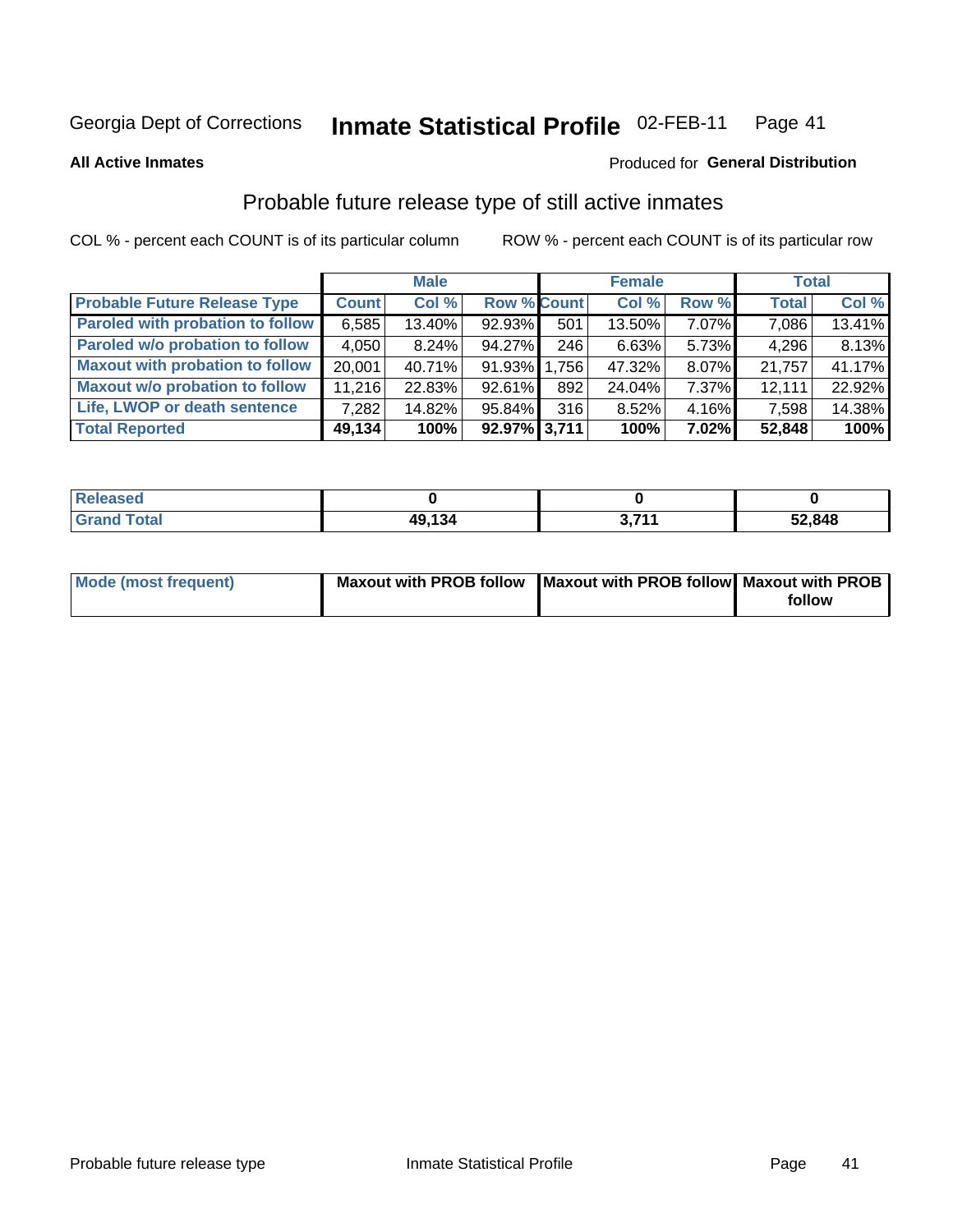Georgia Dept of Corrections **Inmate Statistical Profile** 02-FEB-11

**All Active Inmates**

Produced for **General Distribution**

## Probable future release type of still active inmates

COL % - percent each COUNT is of its particular column

ROW % - percent each COUNT is of its particular row

| | Male | | | Female | | | Total | |
|---|---|---|---|---|---|---|---|---|
| **Probable Future Release Type** | **Count** | **Col %** | **Row %** | **Count** | **Col %** | **Row %** | **Total** | **Col %** |
| **Paroled with probation to follow** | 6,585 | 13.40% | 92.93% | 501 | 13.50% | 7.07% | 7,086 | 13.41% |
| **Paroled w/o probation to follow** | 4,050 | 8.24% | 94.27% | 246 | 6.63% | 5.73% | 4,296 | 8.13% |
| **Maxout with probation to follow** | 20,001 | 40.71% | 91.93% | 1,756 | 47.32% | 8.07% | 21,757 | 41.17% |
| **Maxout w/o probation to follow** | 11,216 | 22.83% | 92.61% | 892 | 24.04% | 7.37% | 12,111 | 22.92% |
| **Life, LWOP or death sentence** | 7,282 | 14.82% | 95.84% | 316 | 8.52% | 4.16% | 7,598 | 14.38% |
| **Total Reported** | **49,134** | **100%** | **92.97%** | **3,711** | **100%** | **7.02%** | **52,848** | **100%** |

| | Male | Female | Total |
|---|---|---|---|
| **Released** | **0** | **0** | **0** |
| **Grand Total** | **49,134** | **3,711** | **52,848** |

| | Male | Female | Total |
|---|---|---|---|
| **Mode (most frequent)** | **Maxout with PROB follow** | **Maxout with PROB follow** | **Maxout with PROB follow** |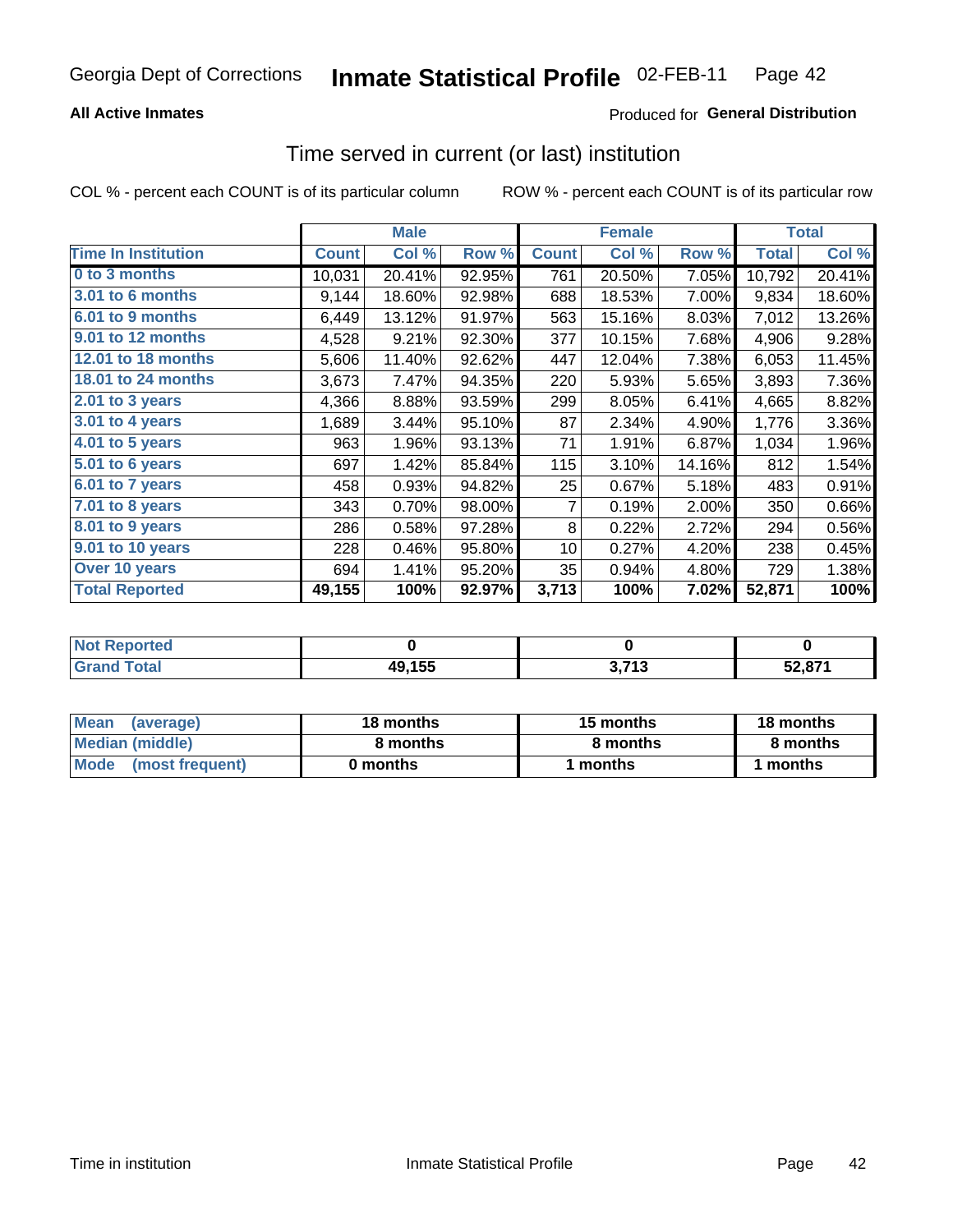Georgia Dept of Corrections **Inmate Statistical Profile** 02-FEB-11

**All Active Inmates**

Produced for **General Distribution**

## Time served in current (or last) institution

COL % - percent each COUNT is of its particular column

ROW % - percent each COUNT is of its particular row

| | Male | | | Female | | | Total | |
|---|---|---|---|---|---|---|---|---|
| **Time In Institution** | **Count** | **Col %** | **Row %** | **Count** | **Col %** | **Row %** | **Total** | **Col %** |
| **0 to 3 months** | 10,031 | 20.41% | 92.95% | 761 | 20.50% | 7.05% | 10,792 | 20.41% |
| **3.01 to 6 months** | 9,144 | 18.60% | 92.98% | 688 | 18.53% | 7.00% | 9,834 | 18.60% |
| **6.01 to 9 months** | 6,449 | 13.12% | 91.97% | 563 | 15.16% | 8.03% | 7,012 | 13.26% |
| **9.01 to 12 months** | 4,528 | 9.21% | 92.30% | 377 | 10.15% | 7.68% | 4,906 | 9.28% |
| **12.01 to 18 months** | 5,606 | 11.40% | 92.62% | 447 | 12.04% | 7.38% | 6,053 | 11.45% |
| **18.01 to 24 months** | 3,673 | 7.47% | 94.35% | 220 | 5.93% | 5.65% | 3,893 | 7.36% |
| **2.01 to 3 years** | 4,366 | 8.88% | 93.59% | 299 | 8.05% | 6.41% | 4,665 | 8.82% |
| **3.01 to 4 years** | 1,689 | 3.44% | 95.10% | 87 | 2.34% | 4.90% | 1,776 | 3.36% |
| **4.01 to 5 years** | 963 | 1.96% | 93.13% | 71 | 1.91% | 6.87% | 1,034 | 1.96% |
| **5.01 to 6 years** | 697 | 1.42% | 85.84% | 115 | 3.10% | 14.16% | 812 | 1.54% |
| **6.01 to 7 years** | 458 | 0.93% | 94.82% | 25 | 0.67% | 5.18% | 483 | 0.91% |
| **7.01 to 8 years** | 343 | 0.70% | 98.00% | 7 | 0.19% | 2.00% | 350 | 0.66% |
| **8.01 to 9 years** | 286 | 0.58% | 97.28% | 8 | 0.22% | 2.72% | 294 | 0.56% |
| **9.01 to 10 years** | 228 | 0.46% | 95.80% | 10 | 0.27% | 4.20% | 238 | 0.45% |
| **Over 10 years** | 694 | 1.41% | 95.20% | 35 | 0.94% | 4.80% | 729 | 1.38% |
| **Total Reported** | **49,155** | **100%** | **92.97%** | **3,713** | **100%** | **7.02%** | **52,871** | **100%** |

| | Male | Female | Total |
|---|---|---|---|
| **Not Reported** | **0** | **0** | **0** |
| **Grand Total** | **49,155** | **3,713** | **52,871** |

| | Male | Female | Total |
|---|---|---|---|
| **Mean (average)** | **18 months** | **15 months** | **18 months** |
| **Median (middle)** | **8 months** | **8 months** | **8 months** |
| **Mode (most frequent)** | **0 months** | **1 months** | **1 months** |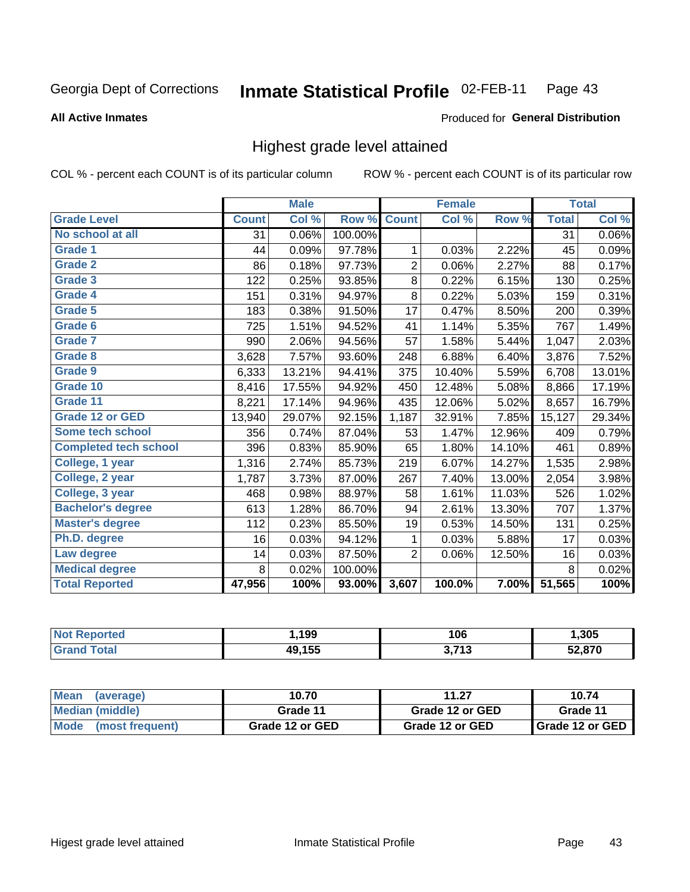Georgia Dept of Corrections **Inmate Statistical Profile** 02-FEB-11

**All Active Inmates**

Produced for **General Distribution**

## Highest grade level attained

COL % - percent each COUNT is of its particular column

ROW % - percent each COUNT is of its particular row

| | Male | | | Female | | | Total | |
|---|---|---|---|---|---|---|---|---|
| **Grade Level** | **Count** | **Col %** | **Row %** | **Count** | **Col %** | **Row %** | **Total** | **Col %** |
| No school at all | 31 | 0.06% | 100.00% | | | | 31 | 0.06% |
| Grade 1 | 44 | 0.09% | 97.78% | 1 | 0.03% | 2.22% | 45 | 0.09% |
| Grade 2 | 86 | 0.18% | 97.73% | 2 | 0.06% | 2.27% | 88 | 0.17% |
| Grade 3 | 122 | 0.25% | 93.85% | 8 | 0.22% | 6.15% | 130 | 0.25% |
| Grade 4 | 151 | 0.31% | 94.97% | 8 | 0.22% | 5.03% | 159 | 0.31% |
| Grade 5 | 183 | 0.38% | 91.50% | 17 | 0.47% | 8.50% | 200 | 0.39% |
| Grade 6 | 725 | 1.51% | 94.52% | 41 | 1.14% | 5.35% | 767 | 1.49% |
| Grade 7 | 990 | 2.06% | 94.56% | 57 | 1.58% | 5.44% | 1,047 | 2.03% |
| Grade 8 | 3,628 | 7.57% | 93.60% | 248 | 6.88% | 6.40% | 3,876 | 7.52% |
| Grade 9 | 6,333 | 13.21% | 94.41% | 375 | 10.40% | 5.59% | 6,708 | 13.01% |
| Grade 10 | 8,416 | 17.55% | 94.92% | 450 | 12.48% | 5.08% | 8,866 | 17.19% |
| Grade 11 | 8,221 | 17.14% | 94.96% | 435 | 12.06% | 5.02% | 8,657 | 16.79% |
| Grade 12 or GED | 13,940 | 29.07% | 92.15% | 1,187 | 32.91% | 7.85% | 15,127 | 29.34% |
| Some tech school | 356 | 0.74% | 87.04% | 53 | 1.47% | 12.96% | 409 | 0.79% |
| Completed tech school | 396 | 0.83% | 85.90% | 65 | 1.80% | 14.10% | 461 | 0.89% |
| College, 1 year | 1,316 | 2.74% | 85.73% | 219 | 6.07% | 14.27% | 1,535 | 2.98% |
| College, 2 year | 1,787 | 3.73% | 87.00% | 267 | 7.40% | 13.00% | 2,054 | 3.98% |
| College, 3 year | 468 | 0.98% | 88.97% | 58 | 1.61% | 11.03% | 526 | 1.02% |
| Bachelor's degree | 613 | 1.28% | 86.70% | 94 | 2.61% | 13.30% | 707 | 1.37% |
| Master's degree | 112 | 0.23% | 85.50% | 19 | 0.53% | 14.50% | 131 | 0.25% |
| Ph.D. degree | 16 | 0.03% | 94.12% | 1 | 0.03% | 5.88% | 17 | 0.03% |
| Law degree | 14 | 0.03% | 87.50% | 2 | 0.06% | 12.50% | 16 | 0.03% |
| Medical degree | 8 | 0.02% | 100.00% | | | | 8 | 0.02% |
| **Total Reported** | **47,956** | **100%** | **93.00%** | **3,607** | **100.0%** | **7.00%** | **51,565** | **100%** |

| | Male | Female | Total |
|---|---|---|---|
| Not Reported | 1,199 | 106 | 1,305 |
| Grand Total | 49,155 | 3,713 | 52,870 |

| | Male | Female | Total |
|---|---|---|---|
| Mean (average) | 10.70 | 11.27 | 10.74 |
| Median (middle) | Grade 11 | Grade 12 or GED | Grade 11 |
| Mode (most frequent) | Grade 12 or GED | Grade 12 or GED | Grade 12 or GED |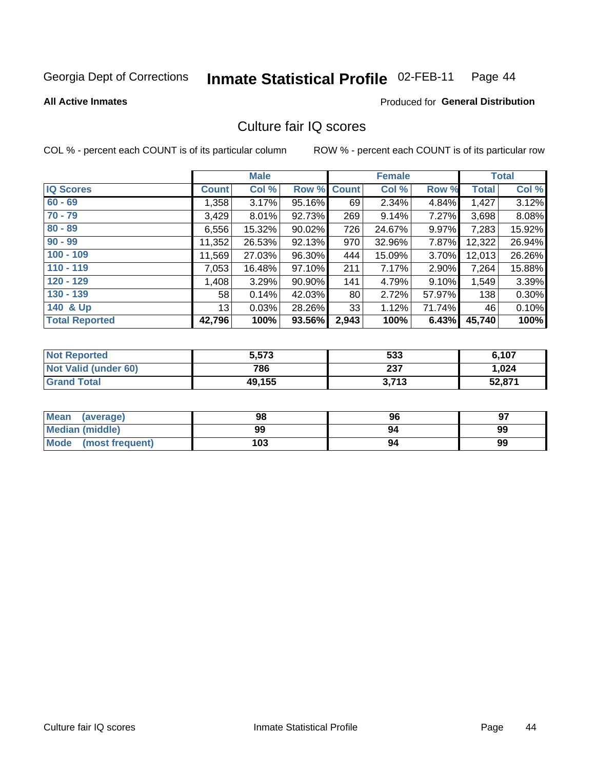Georgia Dept of Corrections **Inmate Statistical Profile** 02-FEB-11

**All Active Inmates**

Produced for **General Distribution**

## Culture fair IQ scores

COL % - percent each COUNT is of its particular column

ROW % - percent each COUNT is of its particular row

| | Male | | | Female | | | Total | |
|---|---|---|---|---|---|---|---|---|
| **IQ Scores** | **Count** | **Col %** | **Row %** | **Count** | **Col %** | **Row %** | **Total** | **Col %** |
| 60 - 69 | 1,358 | 3.17% | 95.16% | 69 | 2.34% | 4.84% | 1,427 | 3.12% |
| 70 - 79 | 3,429 | 8.01% | 92.73% | 269 | 9.14% | 7.27% | 3,698 | 8.08% |
| 80 - 89 | 6,556 | 15.32% | 90.02% | 726 | 24.67% | 9.97% | 7,283 | 15.92% |
| 90 - 99 | 11,352 | 26.53% | 92.13% | 970 | 32.96% | 7.87% | 12,322 | 26.94% |
| 100 - 109 | 11,569 | 27.03% | 96.30% | 444 | 15.09% | 3.70% | 12,013 | 26.26% |
| 110 - 119 | 7,053 | 16.48% | 97.10% | 211 | 7.17% | 2.90% | 7,264 | 15.88% |
| 120 - 129 | 1,408 | 3.29% | 90.90% | 141 | 4.79% | 9.10% | 1,549 | 3.39% |
| 130 - 139 | 58 | 0.14% | 42.03% | 80 | 2.72% | 57.97% | 138 | 0.30% |
| 140 & Up | 13 | 0.03% | 28.26% | 33 | 1.12% | 71.74% | 46 | 0.10% |
| **Total Reported** | **42,796** | **100%** | **93.56%** | **2,943** | **100%** | **6.43%** | **45,740** | **100%** |

| | Male | Female | Total |
|---|---|---|---|
| Not Reported | 5,573 | 533 | 6,107 |
| Not Valid (under 60) | 786 | 237 | 1,024 |
| Grand Total | 49,155 | 3,713 | 52,871 |

| | Male | Female | Total |
|---|---|---|---|
| Mean (average) | 98 | 96 | 97 |
| Median (middle) | 99 | 94 | 99 |
| Mode (most frequent) | 103 | 94 | 99 |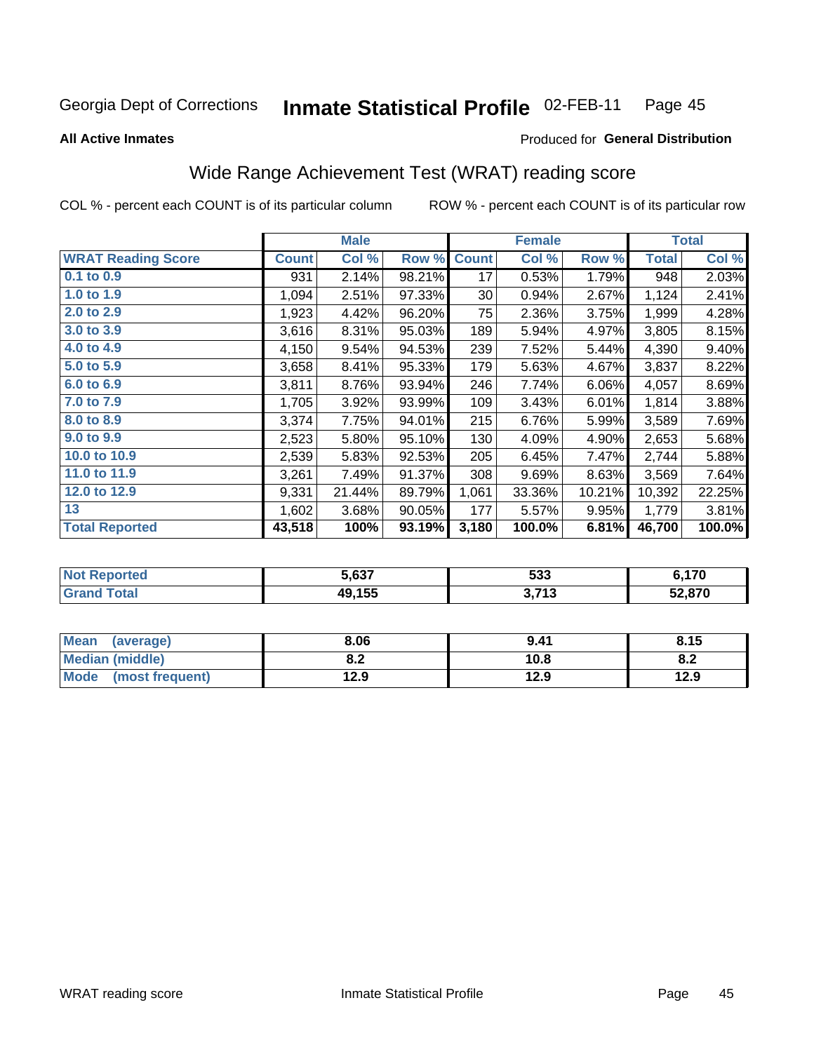Georgia Dept of Corrections **Inmate Statistical Profile** 02-FEB-11

**All Active Inmates**

Produced for **General Distribution**

## Wide Range Achievement Test (WRAT) reading score

COL % - percent each COUNT is of its particular column     ROW % - percent each COUNT is of its particular row

| | Male | | | Female | | | Total | |
|---|---|---|---|---|---|---|---|---|
| **WRAT Reading Score** | **Count** | **Col %** | **Row %** | **Count** | **Col %** | **Row %** | **Total** | **Col %** |
| 0.1 to 0.9 | 931 | 2.14% | 98.21% | 17 | 0.53% | 1.79% | 948 | 2.03% |
| 1.0 to 1.9 | 1,094 | 2.51% | 97.33% | 30 | 0.94% | 2.67% | 1,124 | 2.41% |
| 2.0 to 2.9 | 1,923 | 4.42% | 96.20% | 75 | 2.36% | 3.75% | 1,999 | 4.28% |
| 3.0 to 3.9 | 3,616 | 8.31% | 95.03% | 189 | 5.94% | 4.97% | 3,805 | 8.15% |
| 4.0 to 4.9 | 4,150 | 9.54% | 94.53% | 239 | 7.52% | 5.44% | 4,390 | 9.40% |
| 5.0 to 5.9 | 3,658 | 8.41% | 95.33% | 179 | 5.63% | 4.67% | 3,837 | 8.22% |
| 6.0 to 6.9 | 3,811 | 8.76% | 93.94% | 246 | 7.74% | 6.06% | 4,057 | 8.69% |
| 7.0 to 7.9 | 1,705 | 3.92% | 93.99% | 109 | 3.43% | 6.01% | 1,814 | 3.88% |
| 8.0 to 8.9 | 3,374 | 7.75% | 94.01% | 215 | 6.76% | 5.99% | 3,589 | 7.69% |
| 9.0 to 9.9 | 2,523 | 5.80% | 95.10% | 130 | 4.09% | 4.90% | 2,653 | 5.68% |
| 10.0 to 10.9 | 2,539 | 5.83% | 92.53% | 205 | 6.45% | 7.47% | 2,744 | 5.88% |
| 11.0 to 11.9 | 3,261 | 7.49% | 91.37% | 308 | 9.69% | 8.63% | 3,569 | 7.64% |
| 12.0 to 12.9 | 9,331 | 21.44% | 89.79% | 1,061 | 33.36% | 10.21% | 10,392 | 22.25% |
| 13 | 1,602 | 3.68% | 90.05% | 177 | 5.57% | 9.95% | 1,779 | 3.81% |
| **Total Reported** | **43,518** | **100%** | **93.19%** | **3,180** | **100.0%** | **6.81%** | **46,700** | **100.0%** |

| | Male | Female | Total |
|---|---|---|---|
| Not Reported | 5,637 | 533 | 6,170 |
| Grand Total | 49,155 | 3,713 | 52,870 |

| | Male | Female | Total |
|---|---|---|---|
| Mean (average) | 8.06 | 9.41 | 8.15 |
| Median (middle) | 8.2 | 10.8 | 8.2 |
| Mode (most frequent) | 12.9 | 12.9 | 12.9 |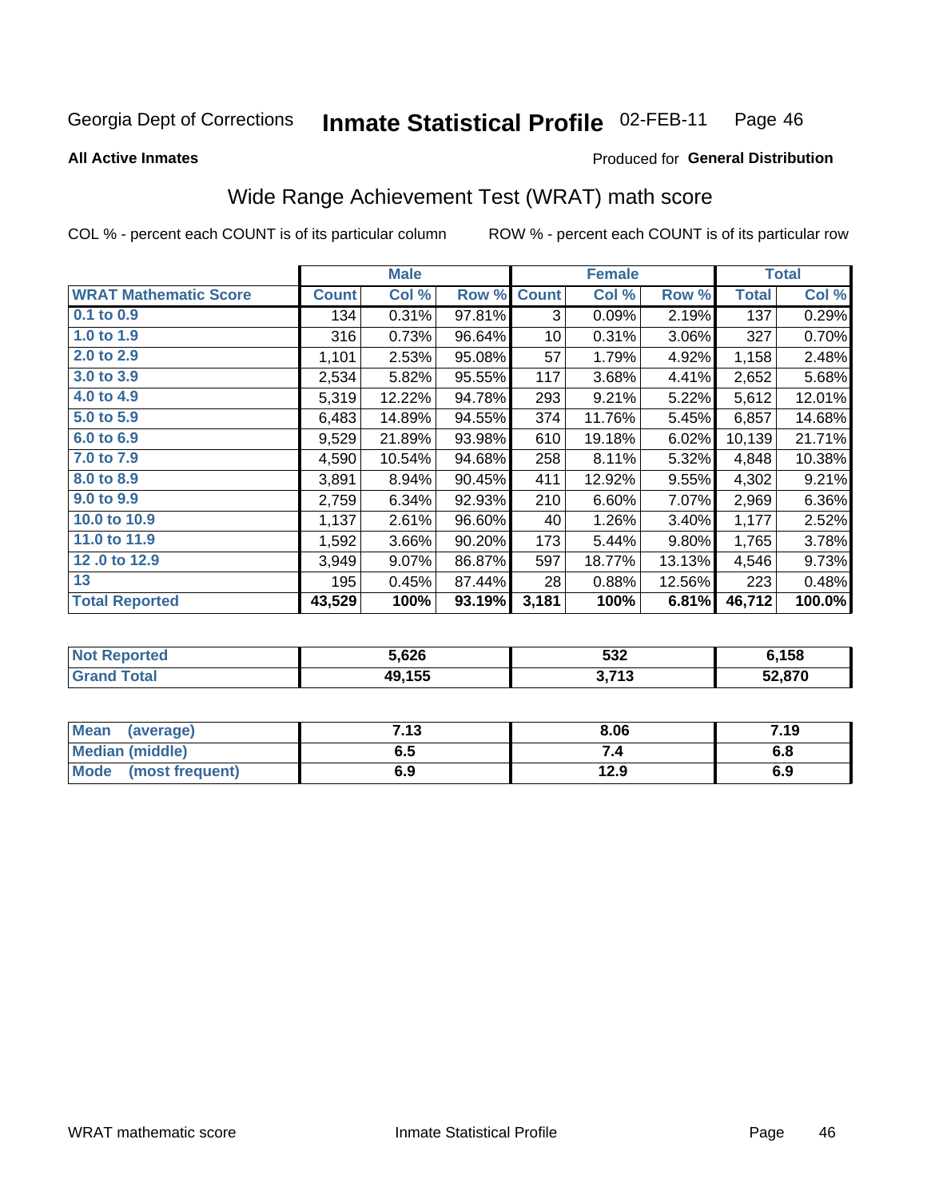Georgia Dept of Corrections **Inmate Statistical Profile** 02-FEB-11 Page 46

**All Active Inmates**

Produced for **General Distribution**

## Wide Range Achievement Test (WRAT) math score

COL % - percent each COUNT is of its particular column ROW % - percent each COUNT is of its particular row

| | Male | | | Female | | | Total | |
|---|---|---|---|---|---|---|---|---|
| **WRAT Mathematic Score** | **Count** | **Col %** | **Row %** | **Count** | **Col %** | **Row %** | **Total** | **Col %** |
| **0.1 to 0.9** | 134 | 0.31% | 97.81% | 3 | 0.09% | 2.19% | 137 | 0.29% |
| **1.0 to 1.9** | 316 | 0.73% | 96.64% | 10 | 0.31% | 3.06% | 327 | 0.70% |
| **2.0 to 2.9** | 1,101 | 2.53% | 95.08% | 57 | 1.79% | 4.92% | 1,158 | 2.48% |
| **3.0 to 3.9** | 2,534 | 5.82% | 95.55% | 117 | 3.68% | 4.41% | 2,652 | 5.68% |
| **4.0 to 4.9** | 5,319 | 12.22% | 94.78% | 293 | 9.21% | 5.22% | 5,612 | 12.01% |
| **5.0 to 5.9** | 6,483 | 14.89% | 94.55% | 374 | 11.76% | 5.45% | 6,857 | 14.68% |
| **6.0 to 6.9** | 9,529 | 21.89% | 93.98% | 610 | 19.18% | 6.02% | 10,139 | 21.71% |
| **7.0 to 7.9** | 4,590 | 10.54% | 94.68% | 258 | 8.11% | 5.32% | 4,848 | 10.38% |
| **8.0 to 8.9** | 3,891 | 8.94% | 90.45% | 411 | 12.92% | 9.55% | 4,302 | 9.21% |
| **9.0 to 9.9** | 2,759 | 6.34% | 92.93% | 210 | 6.60% | 7.07% | 2,969 | 6.36% |
| **10.0 to 10.9** | 1,137 | 2.61% | 96.60% | 40 | 1.26% | 3.40% | 1,177 | 2.52% |
| **11.0 to 11.9** | 1,592 | 3.66% | 90.20% | 173 | 5.44% | 9.80% | 1,765 | 3.78% |
| **12 .0 to 12.9** | 3,949 | 9.07% | 86.87% | 597 | 18.77% | 13.13% | 4,546 | 9.73% |
| **13** | 195 | 0.45% | 87.44% | 28 | 0.88% | 12.56% | 223 | 0.48% |
| **Total Reported** | **43,529** | **100%** | **93.19%** | **3,181** | **100%** | **6.81%** | **46,712** | **100.0%** |

| | Male | Female | Total |
|---|---|---|---|
| **Not Reported** | **5,626** | **532** | **6,158** |
| **Grand Total** | **49,155** | **3,713** | **52,870** |

| | Male | Female | Total |
|---|---|---|---|
| **Mean (average)** | **7.13** | **8.06** | **7.19** |
| **Median (middle)** | **6.5** | **7.4** | **6.8** |
| **Mode (most frequent)** | **6.9** | **12.9** | **6.9** |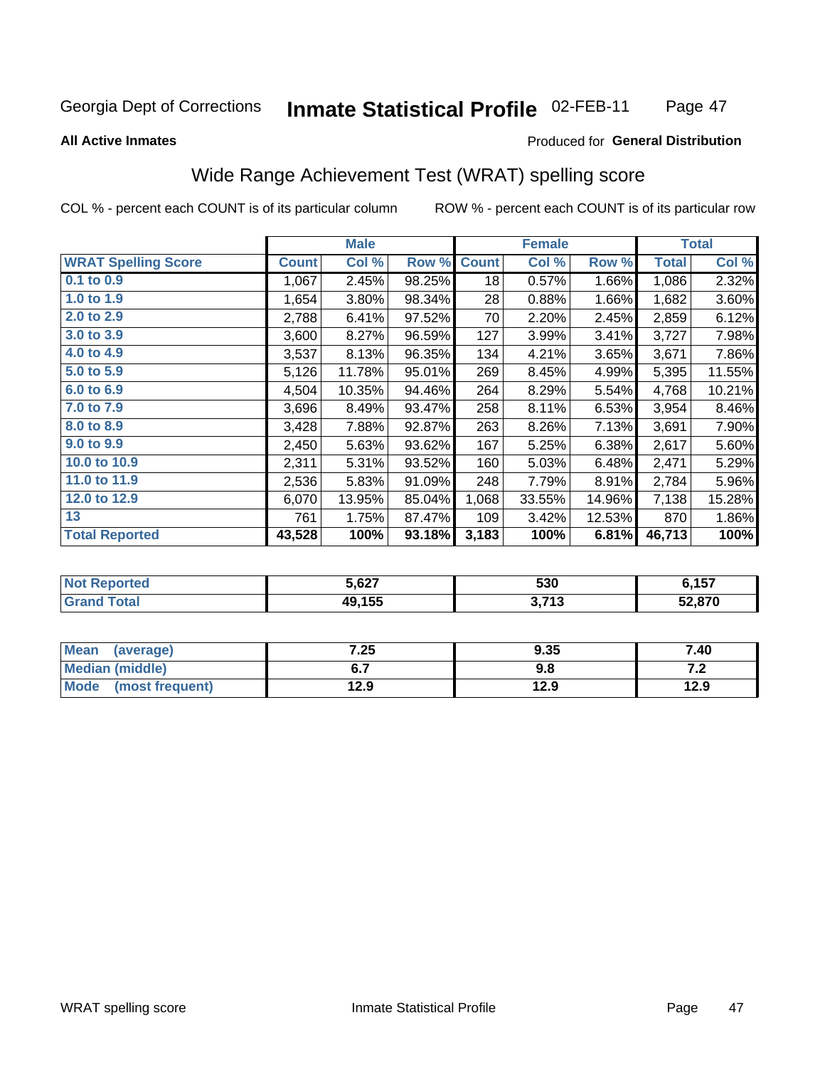Georgia Dept of Corrections **Inmate Statistical Profile** 02-FEB-11

**All Active Inmates**

Produced for **General Distribution**

## Wide Range Achievement Test (WRAT) spelling score

COL % - percent each COUNT is of its particular column     ROW % - percent each COUNT is of its particular row

| | Male | | | Female | | | Total | |
|---|---|---|---|---|---|---|---|---|
| **WRAT Spelling Score** | **Count** | **Col %** | **Row %** | **Count** | **Col %** | **Row %** | **Total** | **Col %** |
| 0.1 to 0.9 | 1,067 | 2.45% | 98.25% | 18 | 0.57% | 1.66% | 1,086 | 2.32% |
| 1.0 to 1.9 | 1,654 | 3.80% | 98.34% | 28 | 0.88% | 1.66% | 1,682 | 3.60% |
| 2.0 to 2.9 | 2,788 | 6.41% | 97.52% | 70 | 2.20% | 2.45% | 2,859 | 6.12% |
| 3.0 to 3.9 | 3,600 | 8.27% | 96.59% | 127 | 3.99% | 3.41% | 3,727 | 7.98% |
| 4.0 to 4.9 | 3,537 | 8.13% | 96.35% | 134 | 4.21% | 3.65% | 3,671 | 7.86% |
| 5.0 to 5.9 | 5,126 | 11.78% | 95.01% | 269 | 8.45% | 4.99% | 5,395 | 11.55% |
| 6.0 to 6.9 | 4,504 | 10.35% | 94.46% | 264 | 8.29% | 5.54% | 4,768 | 10.21% |
| 7.0 to 7.9 | 3,696 | 8.49% | 93.47% | 258 | 8.11% | 6.53% | 3,954 | 8.46% |
| 8.0 to 8.9 | 3,428 | 7.88% | 92.87% | 263 | 8.26% | 7.13% | 3,691 | 7.90% |
| 9.0 to 9.9 | 2,450 | 5.63% | 93.62% | 167 | 5.25% | 6.38% | 2,617 | 5.60% |
| 10.0 to 10.9 | 2,311 | 5.31% | 93.52% | 160 | 5.03% | 6.48% | 2,471 | 5.29% |
| 11.0 to 11.9 | 2,536 | 5.83% | 91.09% | 248 | 7.79% | 8.91% | 2,784 | 5.96% |
| 12.0 to 12.9 | 6,070 | 13.95% | 85.04% | 1,068 | 33.55% | 14.96% | 7,138 | 15.28% |
| 13 | 761 | 1.75% | 87.47% | 109 | 3.42% | 12.53% | 870 | 1.86% |
| **Total Reported** | **43,528** | **100%** | **93.18%** | **3,183** | **100%** | **6.81%** | **46,713** | **100%** |

| | Male | Female | Total |
|---|---|---|---|
| **Not Reported** | **5,627** | **530** | **6,157** |
| **Grand Total** | **49,155** | **3,713** | **52,870** |

| | Male | Female | Total |
|---|---|---|---|
| **Mean (average)** | **7.25** | **9.35** | **7.40** |
| **Median (middle)** | **6.7** | **9.8** | **7.2** |
| **Mode (most frequent)** | **12.9** | **12.9** | **12.9** |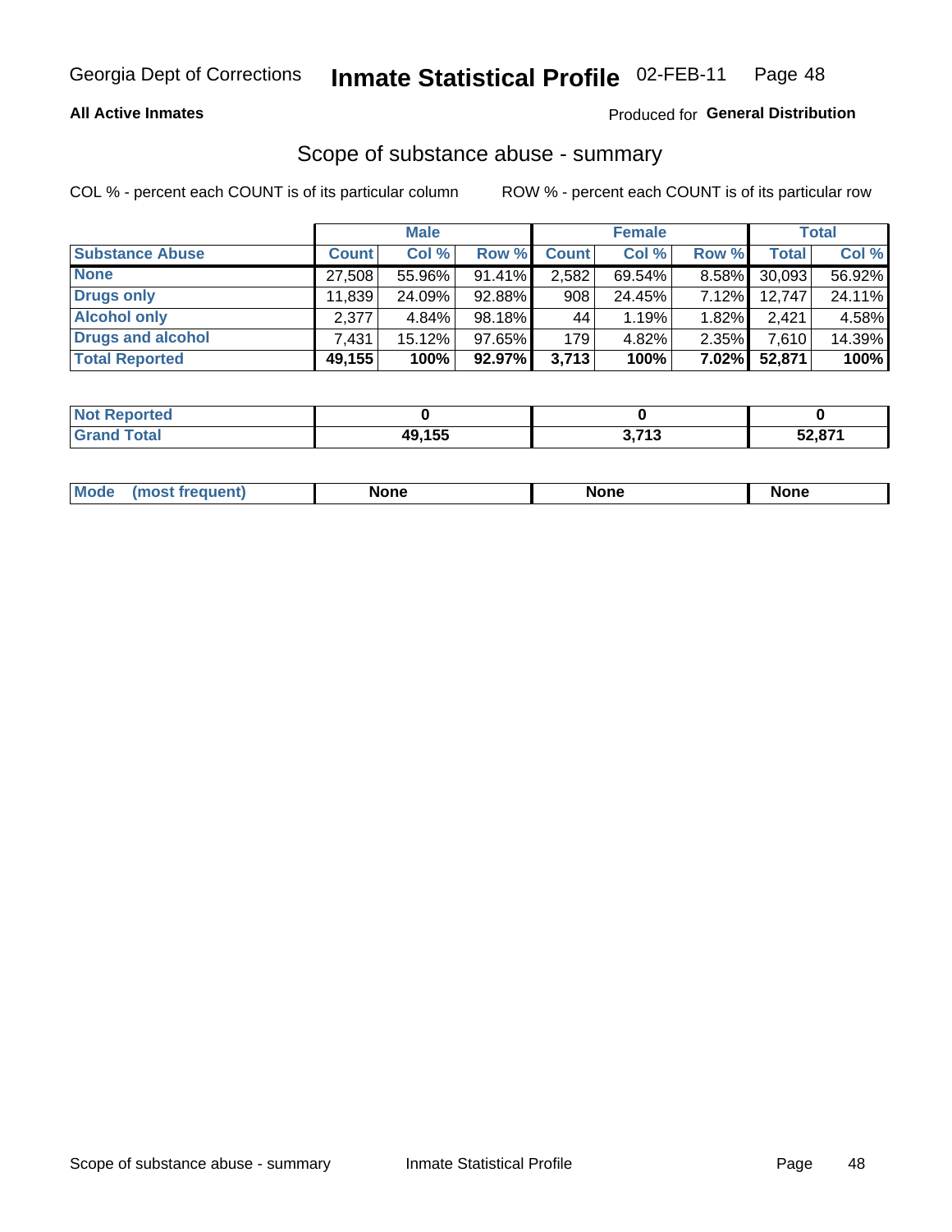**All Active Inmates**

Produced for **General Distribution**

## Scope of substance abuse - summary

COL % - percent each COUNT is of its particular column

ROW % - percent each COUNT is of its particular row

| | Male | | | Female | | | Total | |
|---|---|---|---|---|---|---|---|---|
| **Substance Abuse** | **Count** | **Col %** | **Row %** | **Count** | **Col %** | **Row %** | **Total** | **Col %** |
| **None** | 27,508 | 55.96% | 91.41% | 2,582 | 69.54% | 8.58% | 30,093 | 56.92% |
| **Drugs only** | 11,839 | 24.09% | 92.88% | 908 | 24.45% | 7.12% | 12,747 | 24.11% |
| **Alcohol only** | 2,377 | 4.84% | 98.18% | 44 | 1.19% | 1.82% | 2,421 | 4.58% |
| **Drugs and alcohol** | 7,431 | 15.12% | 97.65% | 179 | 4.82% | 2.35% | 7,610 | 14.39% |
| **Total Reported** | **49,155** | **100%** | **92.97%** | **3,713** | **100%** | **7.02%** | **52,871** | **100%** |

| | Male | Female | Total |
|---|---|---|---|
| **Not Reported** | **0** | **0** | **0** |
| **Grand Total** | **49,155** | **3,713** | **52,871** |

| | Male | Female | Total |
|---|---|---|---|
| **Mode (most frequent)** | **None** | **None** | **None** |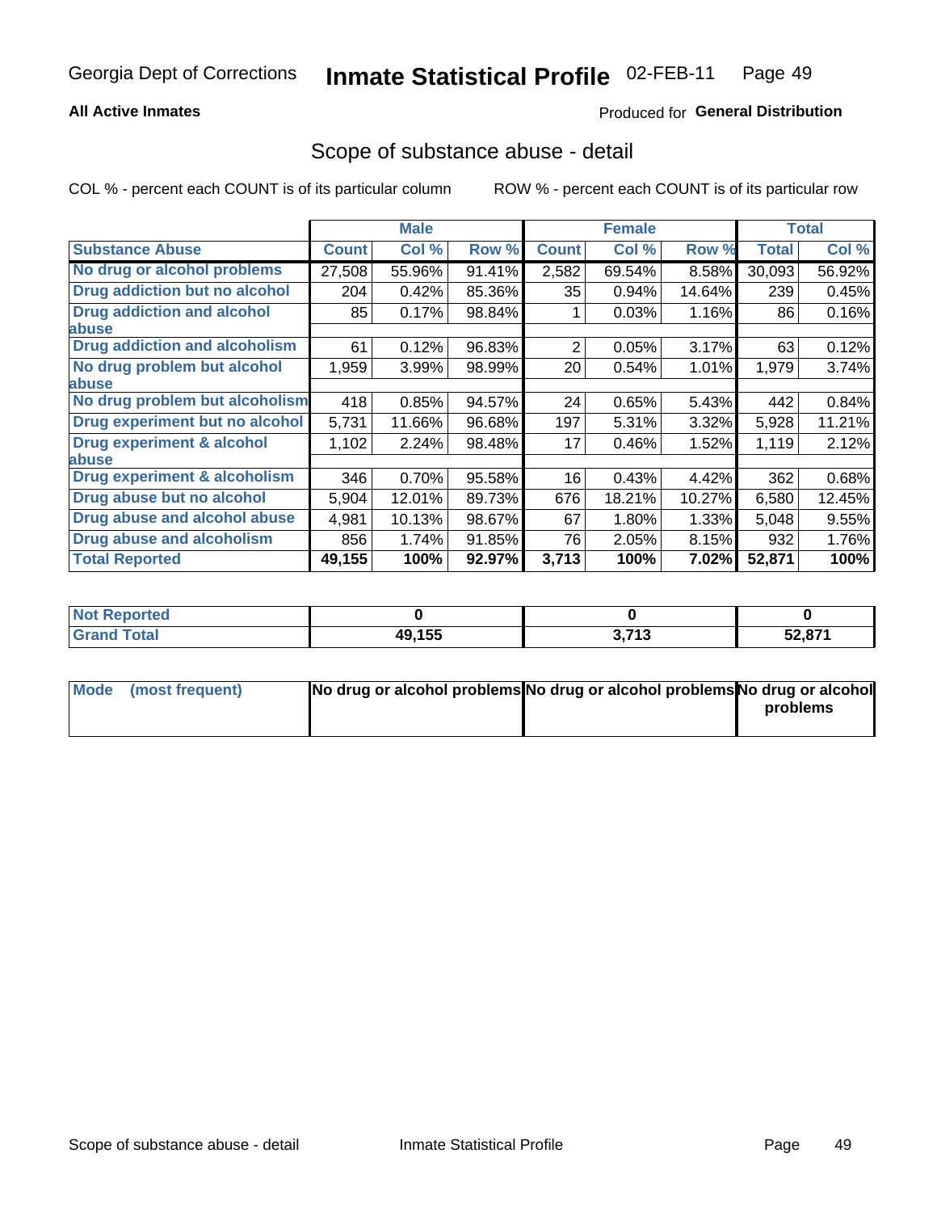Georgia Dept of Corrections **Inmate Statistical Profile** 02-FEB-11

**All Active Inmates**

Produced for **General Distribution**

## Scope of substance abuse - detail

COL % - percent each COUNT is of its particular column

ROW % - percent each COUNT is of its particular row

| | Male | | | Female | | | Total | |
|---|---|---|---|---|---|---|---|---|
| **Substance Abuse** | **Count** | **Col %** | **Row %** | **Count** | **Col %** | **Row %** | **Total** | **Col %** |
| **No drug or alcohol problems** | 27,508 | 55.96% | 91.41% | 2,582 | 69.54% | 8.58% | 30,093 | 56.92% |
| **Drug addiction but no alcohol** | 204 | 0.42% | 85.36% | 35 | 0.94% | 14.64% | 239 | 0.45% |
| **Drug addiction and alcohol abuse** | 85 | 0.17% | 98.84% | 1 | 0.03% | 1.16% | 86 | 0.16% |
| **Drug addiction and alcoholism** | 61 | 0.12% | 96.83% | 2 | 0.05% | 3.17% | 63 | 0.12% |
| **No drug problem but alcohol abuse** | 1,959 | 3.99% | 98.99% | 20 | 0.54% | 1.01% | 1,979 | 3.74% |
| **No drug problem but alcoholism** | 418 | 0.85% | 94.57% | 24 | 0.65% | 5.43% | 442 | 0.84% |
| **Drug experiment but no alcohol** | 5,731 | 11.66% | 96.68% | 197 | 5.31% | 3.32% | 5,928 | 11.21% |
| **Drug experiment & alcohol abuse** | 1,102 | 2.24% | 98.48% | 17 | 0.46% | 1.52% | 1,119 | 2.12% |
| **Drug experiment & alcoholism** | 346 | 0.70% | 95.58% | 16 | 0.43% | 4.42% | 362 | 0.68% |
| **Drug abuse but no alcohol** | 5,904 | 12.01% | 89.73% | 676 | 18.21% | 10.27% | 6,580 | 12.45% |
| **Drug abuse and alcohol abuse** | 4,981 | 10.13% | 98.67% | 67 | 1.80% | 1.33% | 5,048 | 9.55% |
| **Drug abuse and alcoholism** | 856 | 1.74% | 91.85% | 76 | 2.05% | 8.15% | 932 | 1.76% |
| **Total Reported** | **49,155** | **100%** | **92.97%** | **3,713** | **100%** | **7.02%** | **52,871** | **100%** |

| | Male | Female | Total |
|---|---|---|---|
| **Not Reported** | **0** | **0** | **0** |
| **Grand Total** | **49,155** | **3,713** | **52,871** |

| | Male | Female | Total |
|---|---|---|---|
| **Mode (most frequent)** | **No drug or alcohol problems** | **No drug or alcohol problems** | **No drug or alcohol problems** |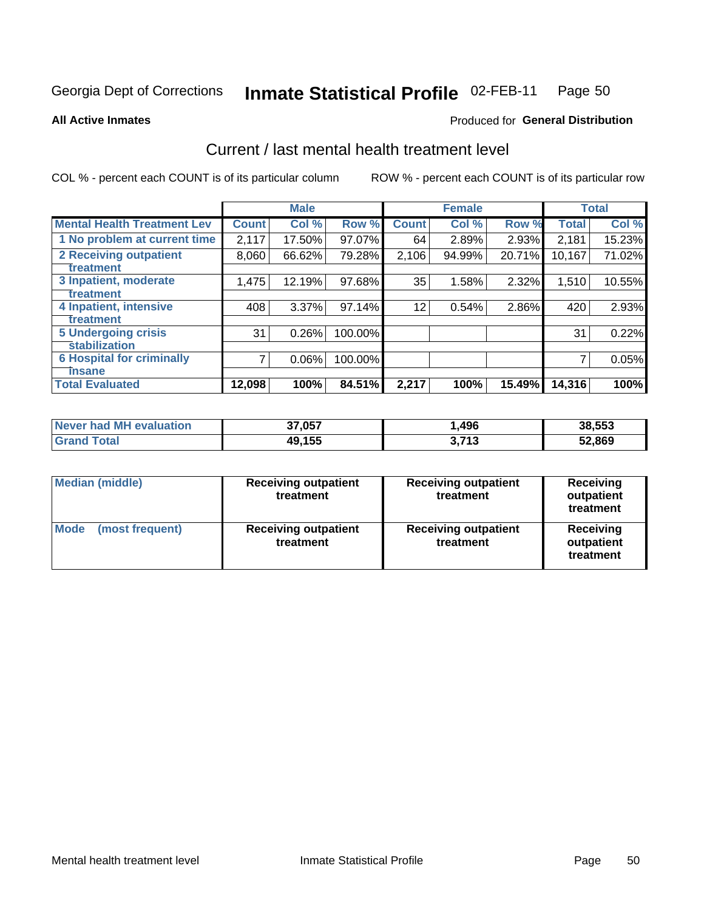Georgia Dept of Corrections **Inmate Statistical Profile** 02-FEB-11

**All Active Inmates**

Produced for **General Distribution**

## Current / last mental health treatment level

COL % - percent each COUNT is of its particular column

ROW % - percent each COUNT is of its particular row

| | Male | | | Female | | | Total | |
|---|---|---|---|---|---|---|---|---|
| **Mental Health Treatment Lev** | **Count** | **Col %** | **Row %** | **Count** | **Col %** | **Row %** | **Total** | **Col %** |
| 1 No problem at current time | 2,117 | 17.50% | 97.07% | 64 | 2.89% | 2.93% | 2,181 | 15.23% |
| 2 Receiving outpatient treatment | 8,060 | 66.62% | 79.28% | 2,106 | 94.99% | 20.71% | 10,167 | 71.02% |
| 3 Inpatient, moderate treatment | 1,475 | 12.19% | 97.68% | 35 | 1.58% | 2.32% | 1,510 | 10.55% |
| 4 Inpatient, intensive treatment | 408 | 3.37% | 97.14% | 12 | 0.54% | 2.86% | 420 | 2.93% |
| 5 Undergoing crisis stabilization | 31 | 0.26% | 100.00% | | | | 31 | 0.22% |
| 6 Hospital for criminally insane | 7 | 0.06% | 100.00% | | | | 7 | 0.05% |
| **Total Evaluated** | **12,098** | **100%** | **84.51%** | **2,217** | **100%** | **15.49%** | **14,316** | **100%** |

| | Male | Female | Total |
|---|---|---|---|
| **Never had MH evaluation** | **37,057** | **1,496** | **38,553** |
| **Grand Total** | **49,155** | **3,713** | **52,869** |

| | Male | Female | Total |
|---|---|---|---|
| **Median (middle)** | **Receiving outpatient treatment** | **Receiving outpatient treatment** | **Receiving outpatient treatment** |
| **Mode (most frequent)** | **Receiving outpatient treatment** | **Receiving outpatient treatment** | **Receiving outpatient treatment** |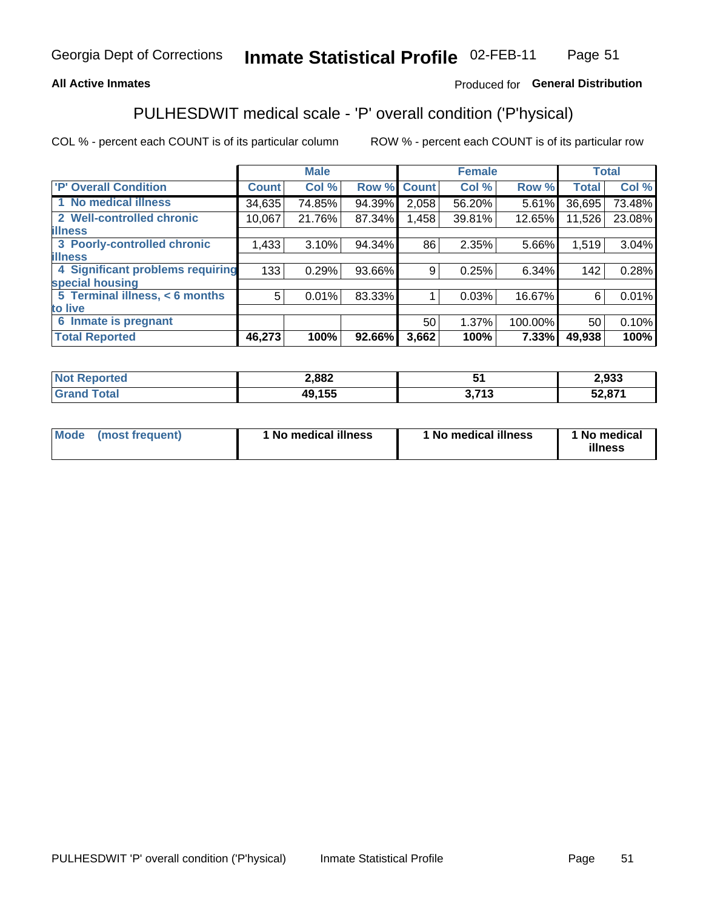**All Active Inmates**

Produced for **General Distribution**

## PULHESDWIT medical scale - 'P' overall condition ('P'hysical)

COL % - percent each COUNT is of its particular column

ROW % - percent each COUNT is of its particular row

| | Male | | | Female | | | Total | |
|---|---|---|---|---|---|---|---|---|
| 'P' Overall Condition | Count | Col % | Row % | Count | Col % | Row % | Total | Col % |
| 1 No medical illness | 34,635 | 74.85% | 94.39% | 2,058 | 56.20% | 5.61% | 36,695 | 73.48% |
| 2 Well-controlled chronic illness | 10,067 | 21.76% | 87.34% | 1,458 | 39.81% | 12.65% | 11,526 | 23.08% |
| 3 Poorly-controlled chronic illness | 1,433 | 3.10% | 94.34% | 86 | 2.35% | 5.66% | 1,519 | 3.04% |
| 4 Significant problems requiring special housing | 133 | 0.29% | 93.66% | 9 | 0.25% | 6.34% | 142 | 0.28% |
| 5 Terminal illness, < 6 months to live | 5 | 0.01% | 83.33% | 1 | 0.03% | 16.67% | 6 | 0.01% |
| 6 Inmate is pregnant | | | | 50 | 1.37% | 100.00% | 50 | 0.10% |
| **Total Reported** | **46,273** | **100%** | **92.66%** | **3,662** | **100%** | **7.33%** | **49,938** | **100%** |

| | Male | Female | Total |
|---|---|---|---|
| Not Reported | 2,882 | 51 | 2,933 |
| Grand Total | 49,155 | 3,713 | 52,871 |

| | Male | Female | Total |
|---|---|---|---|
| Mode (most frequent) | 1 No medical illness | 1 No medical illness | 1 No medical illness |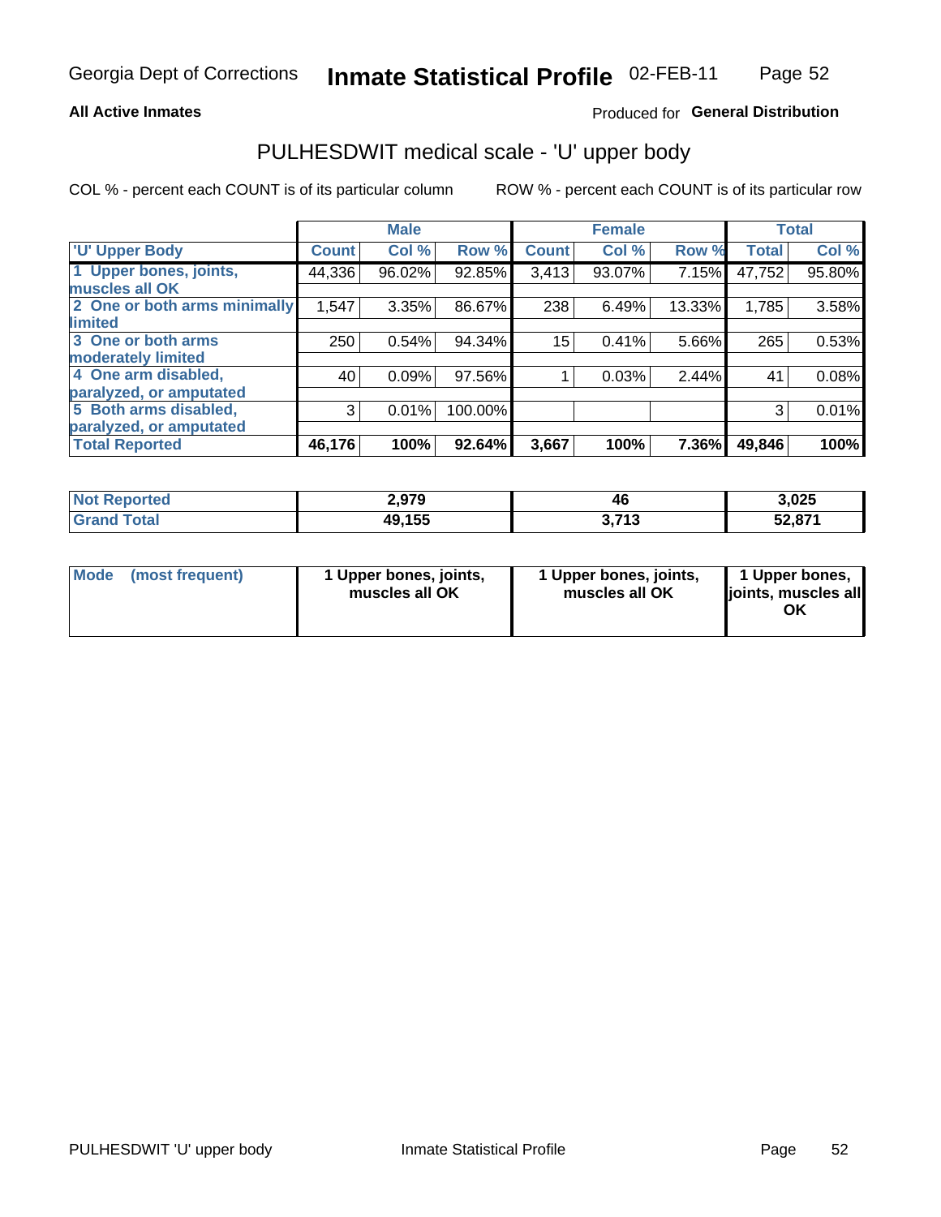Georgia Dept of Corrections **Inmate Statistical Profile** 02-FEB-11

**All Active Inmates**

Produced for **General Distribution**

## PULHESDWIT medical scale - 'U' upper body

COL % - percent each COUNT is of its particular column

ROW % - percent each COUNT is of its particular row

| | Male | | | Female | | | Total | |
|---|---|---|---|---|---|---|---|---|
| 'U' Upper Body | Count | Col % | Row % | Count | Col % | Row % | Total | Col % |
| 1 Upper bones, joints, muscles all OK | 44,336 | 96.02% | 92.85% | 3,413 | 93.07% | 7.15% | 47,752 | 95.80% |
| 2 One or both arms minimally limited | 1,547 | 3.35% | 86.67% | 238 | 6.49% | 13.33% | 1,785 | 3.58% |
| 3 One or both arms moderately limited | 250 | 0.54% | 94.34% | 15 | 0.41% | 5.66% | 265 | 0.53% |
| 4 One arm disabled, paralyzed, or amputated | 40 | 0.09% | 97.56% | 1 | 0.03% | 2.44% | 41 | 0.08% |
| 5 Both arms disabled, paralyzed, or amputated | 3 | 0.01% | 100.00% | | | | 3 | 0.01% |
| **Total Reported** | **46,176** | **100%** | **92.64%** | **3,667** | **100%** | **7.36%** | **49,846** | **100%** |

| | Male | Female | Total |
|---|---|---|---|
| Not Reported | 2,979 | 46 | 3,025 |
| Grand Total | 49,155 | 3,713 | 52,871 |

| | Male | Female | Total |
|---|---|---|---|
| Mode (most frequent) | 1 Upper bones, joints, muscles all OK | 1 Upper bones, joints, muscles all OK | 1 Upper bones, joints, muscles all OK |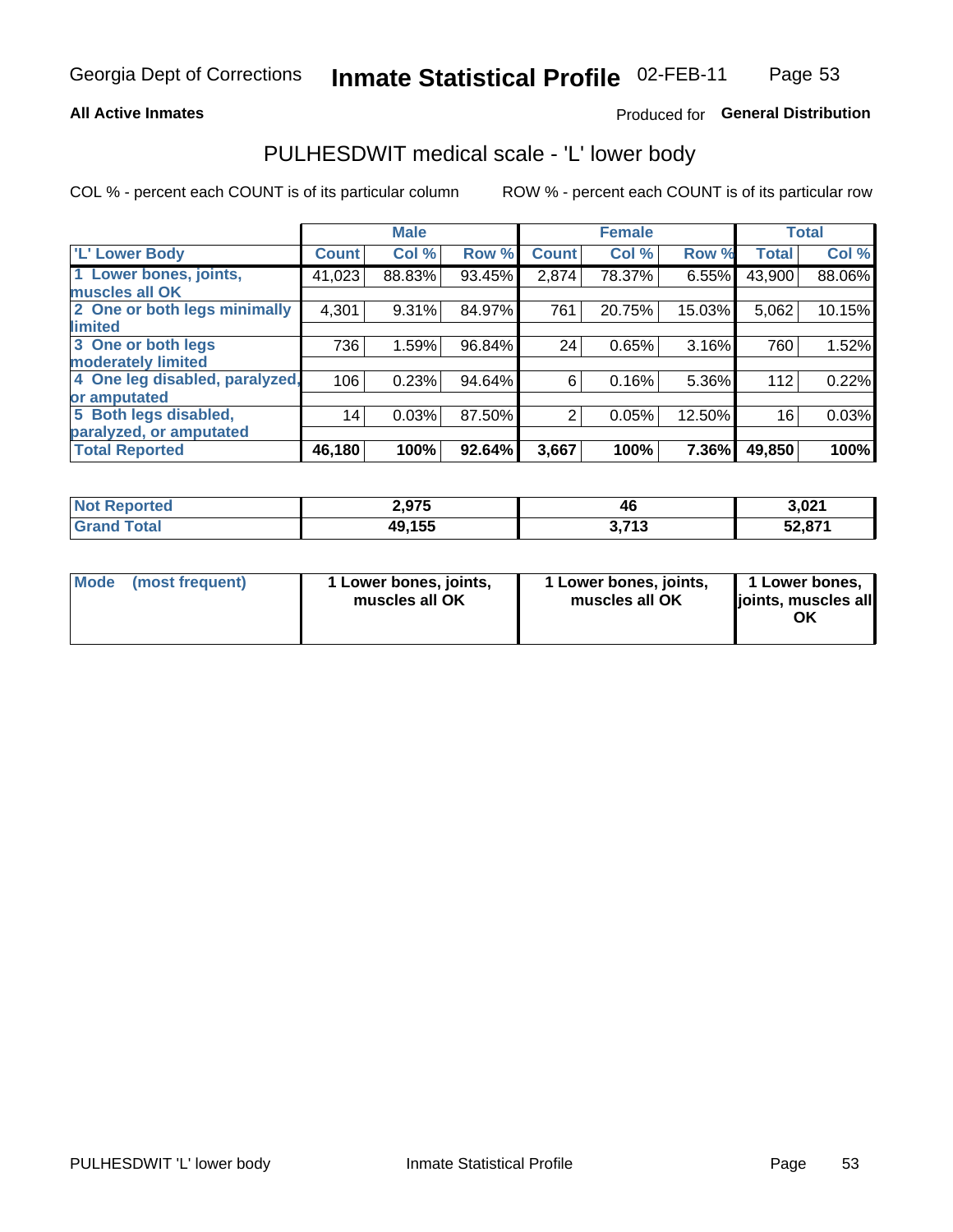# Inmate Statistical Profile

Georgia Dept of Corrections — 02-FEB-11

**All Active Inmates**

Produced for **General Distribution**

## PULHESDWIT medical scale - 'L' lower body

COL % - percent each COUNT is of its particular column

ROW % - percent each COUNT is of its particular row

| | Male | | | Female | | | Total | |
|---|---|---|---|---|---|---|---|---|
| **'L' Lower Body** | **Count** | **Col %** | **Row %** | **Count** | **Col %** | **Row %** | **Total** | **Col %** |
| **1 Lower bones, joints, muscles all OK** | 41,023 | 88.83% | 93.45% | 2,874 | 78.37% | 6.55% | 43,900 | 88.06% |
| **2 One or both legs minimally limited** | 4,301 | 9.31% | 84.97% | 761 | 20.75% | 15.03% | 5,062 | 10.15% |
| **3 One or both legs moderately limited** | 736 | 1.59% | 96.84% | 24 | 0.65% | 3.16% | 760 | 1.52% |
| **4 One leg disabled, paralyzed, or amputated** | 106 | 0.23% | 94.64% | 6 | 0.16% | 5.36% | 112 | 0.22% |
| **5 Both legs disabled, paralyzed, or amputated** | 14 | 0.03% | 87.50% | 2 | 0.05% | 12.50% | 16 | 0.03% |
| **Total Reported** | **46,180** | **100%** | **92.64%** | **3,667** | **100%** | **7.36%** | **49,850** | **100%** |

| | Male | Female | Total |
|---|---|---|---|
| **Not Reported** | **2,975** | **46** | **3,021** |
| **Grand Total** | **49,155** | **3,713** | **52,871** |

| | Male | Female | Total |
|---|---|---|---|
| **Mode (most frequent)** | **1 Lower bones, joints, muscles all OK** | **1 Lower bones, joints, muscles all OK** | **1 Lower bones, joints, muscles all OK** |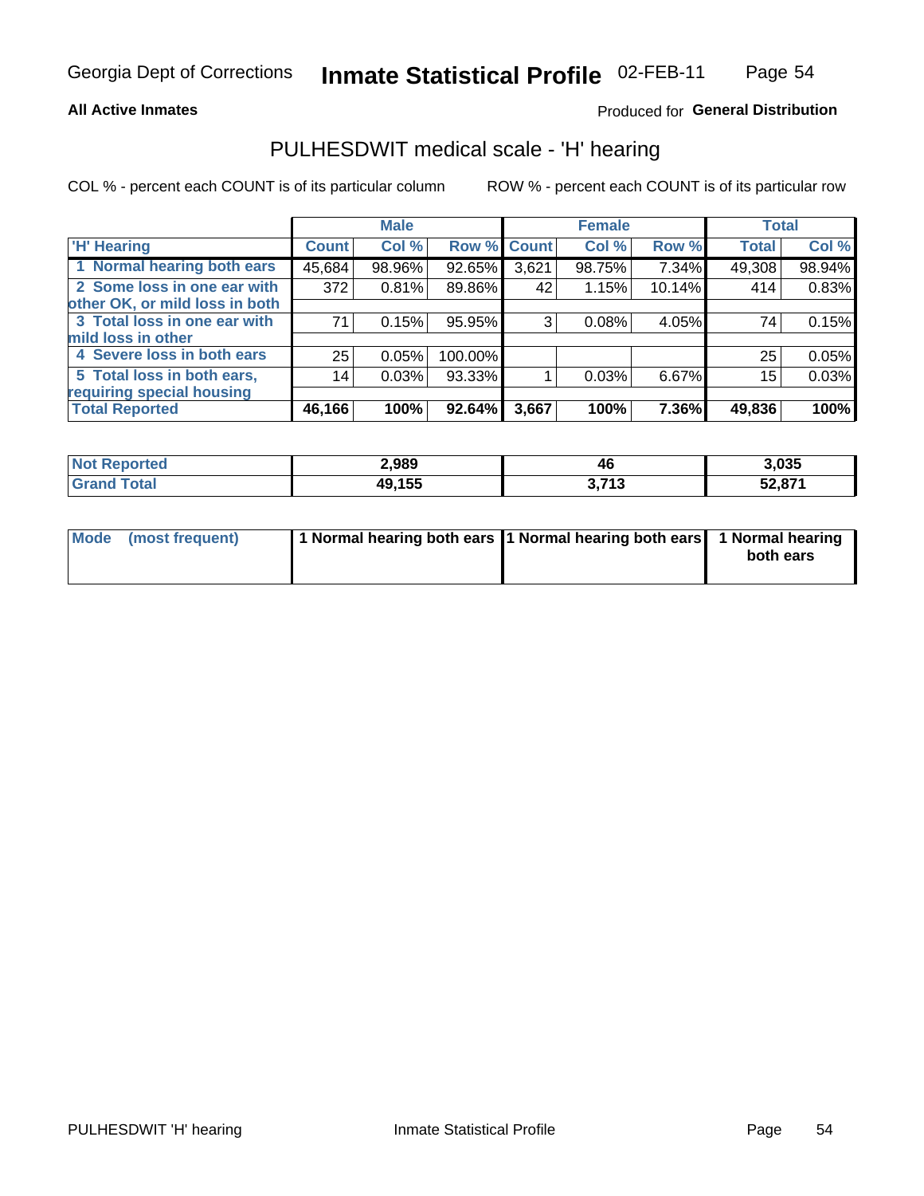**All Active Inmates**

Produced for **General Distribution**

## PULHESDWIT medical scale - 'H' hearing

COL % - percent each COUNT is of its particular column

ROW % - percent each COUNT is of its particular row

| | Male | | | Female | | | Total | |
|---|---|---|---|---|---|---|---|---|
| 'H' Hearing | Count | Col % | Row % | Count | Col % | Row % | Total | Col % |
| 1 Normal hearing both ears | 45,684 | 98.96% | 92.65% | 3,621 | 98.75% | 7.34% | 49,308 | 98.94% |
| 2 Some loss in one ear with other OK, or mild loss in both | 372 | 0.81% | 89.86% | 42 | 1.15% | 10.14% | 414 | 0.83% |
| 3 Total loss in one ear with mild loss in other | 71 | 0.15% | 95.95% | 3 | 0.08% | 4.05% | 74 | 0.15% |
| 4 Severe loss in both ears | 25 | 0.05% | 100.00% | | | | 25 | 0.05% |
| 5 Total loss in both ears, requiring special housing | 14 | 0.03% | 93.33% | 1 | 0.03% | 6.67% | 15 | 0.03% |
| **Total Reported** | **46,166** | **100%** | **92.64%** | **3,667** | **100%** | **7.36%** | **49,836** | **100%** |

| | Male | Female | Total |
|---|---|---|---|
| Not Reported | 2,989 | 46 | 3,035 |
| Grand Total | 49,155 | 3,713 | 52,871 |

| | Male | Female | Total |
|---|---|---|---|
| Mode (most frequent) | 1 Normal hearing both ears | 1 Normal hearing both ears | 1 Normal hearing both ears |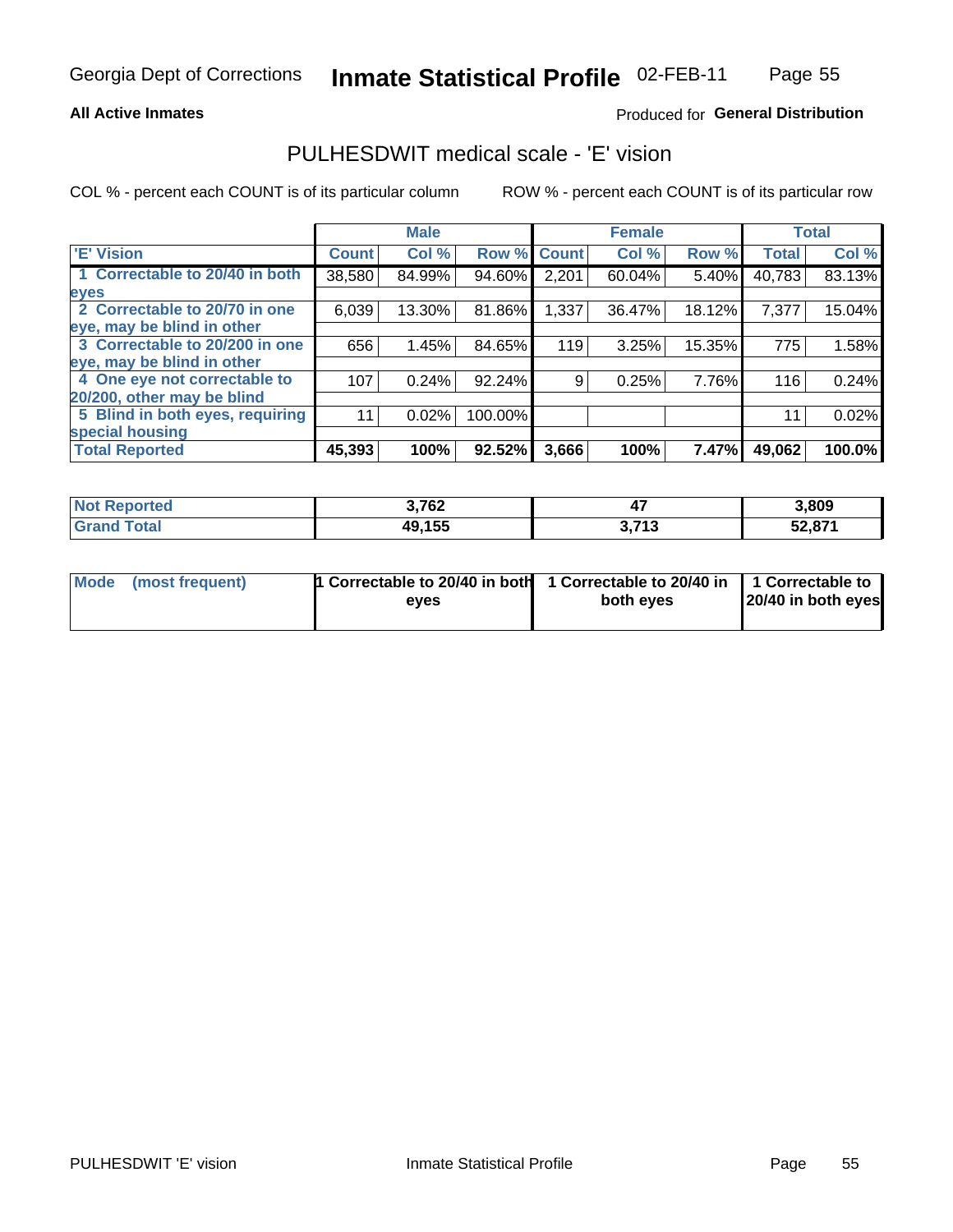Georgia Dept of Corrections **Inmate Statistical Profile** 02-FEB-11

**All Active Inmates**

Produced for **General Distribution**

## PULHESDWIT medical scale - 'E' vision

COL % - percent each COUNT is of its particular column

ROW % - percent each COUNT is of its particular row

| | Male | | | Female | | | Total | |
|---|---|---|---|---|---|---|---|---|
| 'E' Vision | Count | Col % | Row % | Count | Col % | Row % | Total | Col % |
| 1 Correctable to 20/40 in both eyes | 38,580 | 84.99% | 94.60% | 2,201 | 60.04% | 5.40% | 40,783 | 83.13% |
| 2 Correctable to 20/70 in one eye, may be blind in other | 6,039 | 13.30% | 81.86% | 1,337 | 36.47% | 18.12% | 7,377 | 15.04% |
| 3 Correctable to 20/200 in one eye, may be blind in other | 656 | 1.45% | 84.65% | 119 | 3.25% | 15.35% | 775 | 1.58% |
| 4 One eye not correctable to 20/200, other may be blind | 107 | 0.24% | 92.24% | 9 | 0.25% | 7.76% | 116 | 0.24% |
| 5 Blind in both eyes, requiring special housing | 11 | 0.02% | 100.00% | | | | 11 | 0.02% |
| **Total Reported** | **45,393** | **100%** | **92.52%** | **3,666** | **100%** | **7.47%** | **49,062** | **100.0%** |

| | Male | Female | Total |
|---|---|---|---|
| **Not Reported** | **3,762** | **47** | **3,809** |
| **Grand Total** | **49,155** | **3,713** | **52,871** |

| | Male | Female | Total |
|---|---|---|---|
| Mode (most frequent) | **1 Correctable to 20/40 in both eyes** | **1 Correctable to 20/40 in both eyes** | **1 Correctable to 20/40 in both eyes** |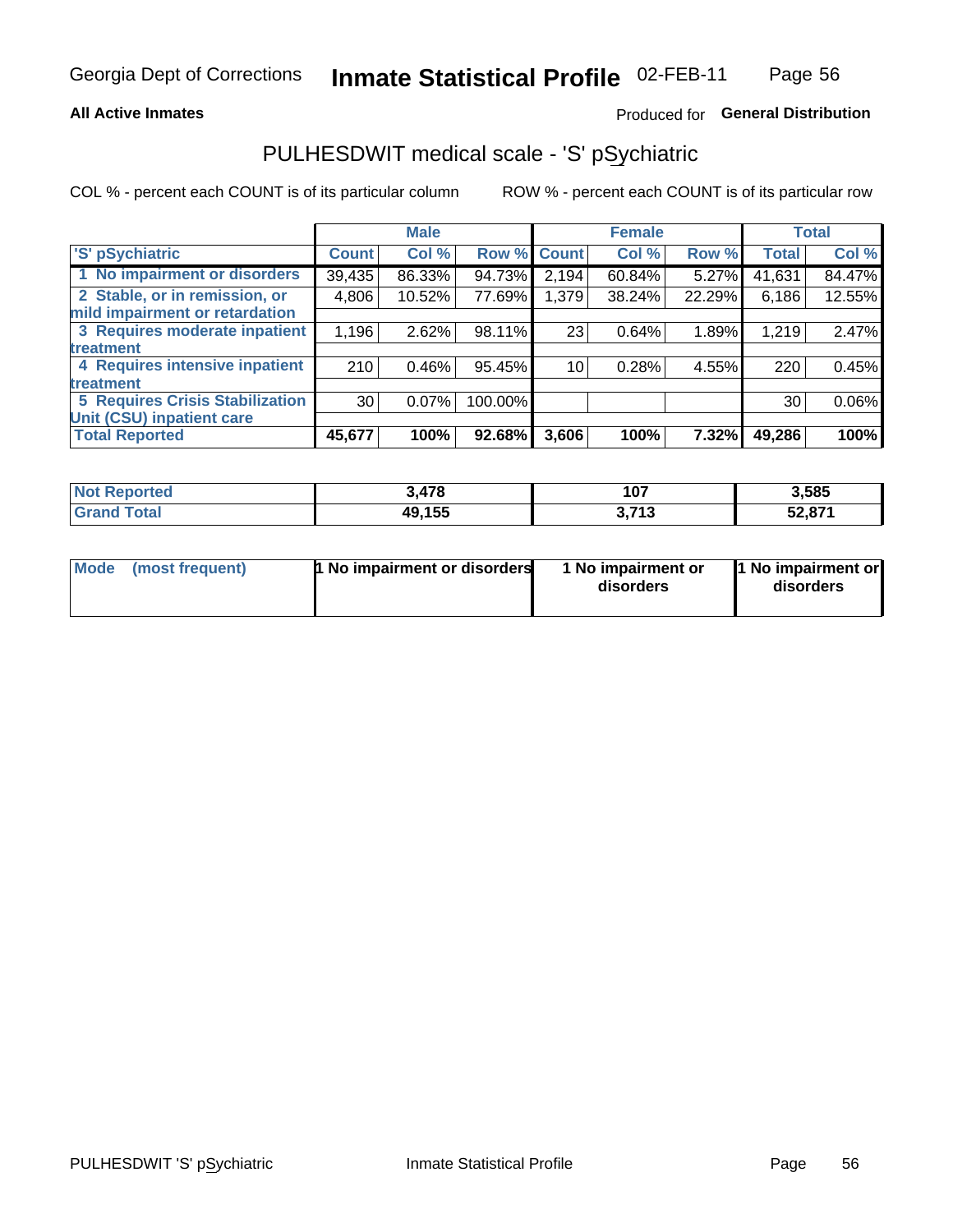Georgia Dept of Corrections **Inmate Statistical Profile** 02-FEB-11

**All Active Inmates**

Produced for **General Distribution**

## PULHESDWIT medical scale - 'S' pSychiatric

COL % - percent each COUNT is of its particular column ROW % - percent each COUNT is of its particular row

| 'S' pSychiatric | Male | | | Female | | | Total | |
|---|---|---|---|---|---|---|---|---|
| | Count | Col % | Row % | Count | Col % | Row % | Total | Col % |
| 1 No impairment or disorders | 39,435 | 86.33% | 94.73% | 2,194 | 60.84% | 5.27% | 41,631 | 84.47% |
| 2 Stable, or in remission, or mild impairment or retardation | 4,806 | 10.52% | 77.69% | 1,379 | 38.24% | 22.29% | 6,186 | 12.55% |
| 3 Requires moderate inpatient treatment | 1,196 | 2.62% | 98.11% | 23 | 0.64% | 1.89% | 1,219 | 2.47% |
| 4 Requires intensive inpatient treatment | 210 | 0.46% | 95.45% | 10 | 0.28% | 4.55% | 220 | 0.45% |
| 5 Requires Crisis Stabilization Unit (CSU) inpatient care | 30 | 0.07% | 100.00% | | | | 30 | 0.06% |
| **Total Reported** | **45,677** | **100%** | **92.68%** | **3,606** | **100%** | **7.32%** | **49,286** | **100%** |

| | Male | Female | Total |
|---|---|---|---|
| Not Reported | 3,478 | 107 | 3,585 |
| Grand Total | 49,155 | 3,713 | 52,871 |

| | Male | Female | Total |
|---|---|---|---|
| Mode (most frequent) | 1 No impairment or disorders | 1 No impairment or disorders | 1 No impairment or disorders |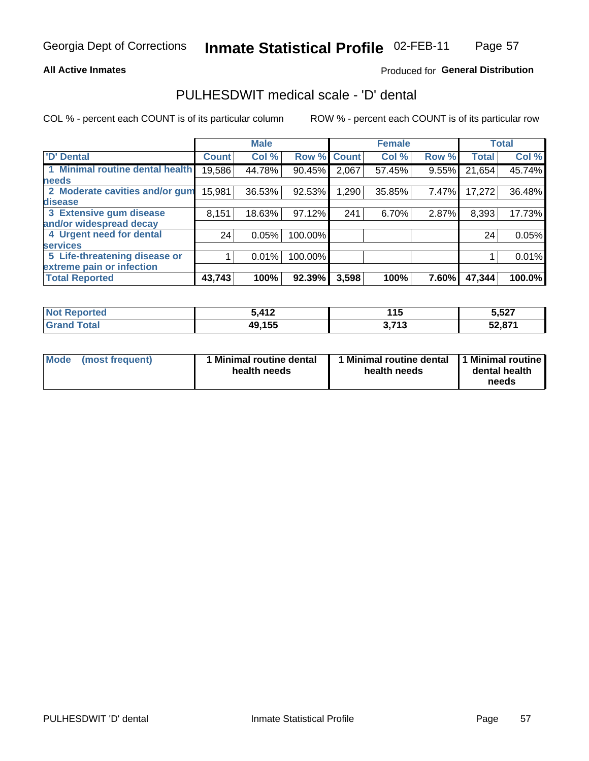**All Active Inmates**

Produced for **General Distribution**

## PULHESDWIT medical scale - 'D' dental

COL % - percent each COUNT is of its particular column

ROW % - percent each COUNT is of its particular row

| | Male | | | Female | | | Total | |
|---|---|---|---|---|---|---|---|---|
| 'D' Dental | Count | Col % | Row % | Count | Col % | Row % | Total | Col % |
| 1 Minimal routine dental health needs | 19,586 | 44.78% | 90.45% | 2,067 | 57.45% | 9.55% | 21,654 | 45.74% |
| 2 Moderate cavities and/or gum disease | 15,981 | 36.53% | 92.53% | 1,290 | 35.85% | 7.47% | 17,272 | 36.48% |
| 3 Extensive gum disease and/or widespread decay | 8,151 | 18.63% | 97.12% | 241 | 6.70% | 2.87% | 8,393 | 17.73% |
| 4 Urgent need for dental services | 24 | 0.05% | 100.00% | | | | 24 | 0.05% |
| 5 Life-threatening disease or extreme pain or infection | 1 | 0.01% | 100.00% | | | | 1 | 0.01% |
| **Total Reported** | **43,743** | **100%** | **92.39%** | **3,598** | **100%** | **7.60%** | **47,344** | **100.0%** |

| | Male | Female | Total |
|---|---|---|---|
| **Not Reported** | **5,412** | **115** | **5,527** |
| **Grand Total** | **49,155** | **3,713** | **52,871** |

| Mode (most frequent) | 1 Minimal routine dental health needs | 1 Minimal routine dental health needs | 1 Minimal routine dental health needs |
|---|---|---|---|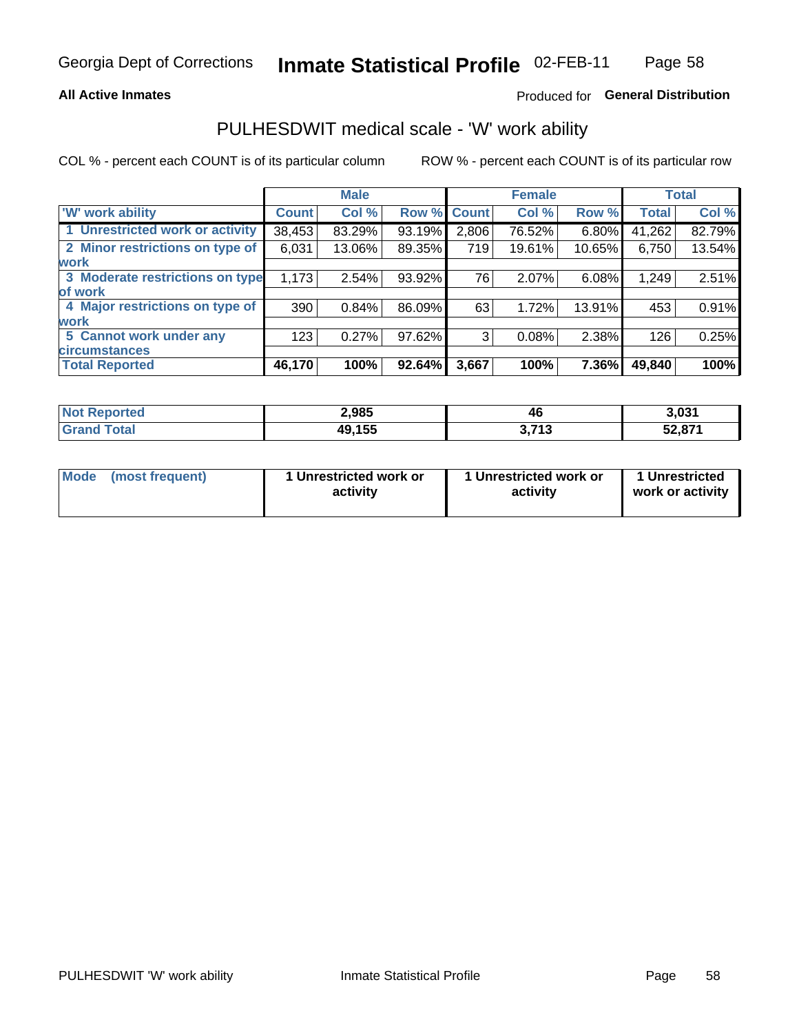Georgia Dept of Corrections **Inmate Statistical Profile** 02-FEB-11

**All Active Inmates**

Produced for **General Distribution**

## PULHESDWIT medical scale - 'W' work ability

COL % - percent each COUNT is of its particular column    ROW % - percent each COUNT is of its particular row

| | Male | | | Female | | | Total | |
|---|---|---|---|---|---|---|---|---|
| 'W' work ability | Count | Col % | Row % | Count | Col % | Row % | Total | Col % |
| 1 Unrestricted work or activity | 38,453 | 83.29% | 93.19% | 2,806 | 76.52% | 6.80% | 41,262 | 82.79% |
| 2 Minor restrictions on type of work | 6,031 | 13.06% | 89.35% | 719 | 19.61% | 10.65% | 6,750 | 13.54% |
| 3 Moderate restrictions on type of work | 1,173 | 2.54% | 93.92% | 76 | 2.07% | 6.08% | 1,249 | 2.51% |
| 4 Major restrictions on type of work | 390 | 0.84% | 86.09% | 63 | 1.72% | 13.91% | 453 | 0.91% |
| 5 Cannot work under any circumstances | 123 | 0.27% | 97.62% | 3 | 0.08% | 2.38% | 126 | 0.25% |
| **Total Reported** | **46,170** | **100%** | **92.64%** | **3,667** | **100%** | **7.36%** | **49,840** | **100%** |

| | Male | Female | Total |
|---|---|---|---|
| Not Reported | 2,985 | 46 | 3,031 |
| Grand Total | 49,155 | 3,713 | 52,871 |

| | Male | Female | Total |
|---|---|---|---|
| Mode (most frequent) | 1 Unrestricted work or activity | 1 Unrestricted work or activity | 1 Unrestricted work or activity |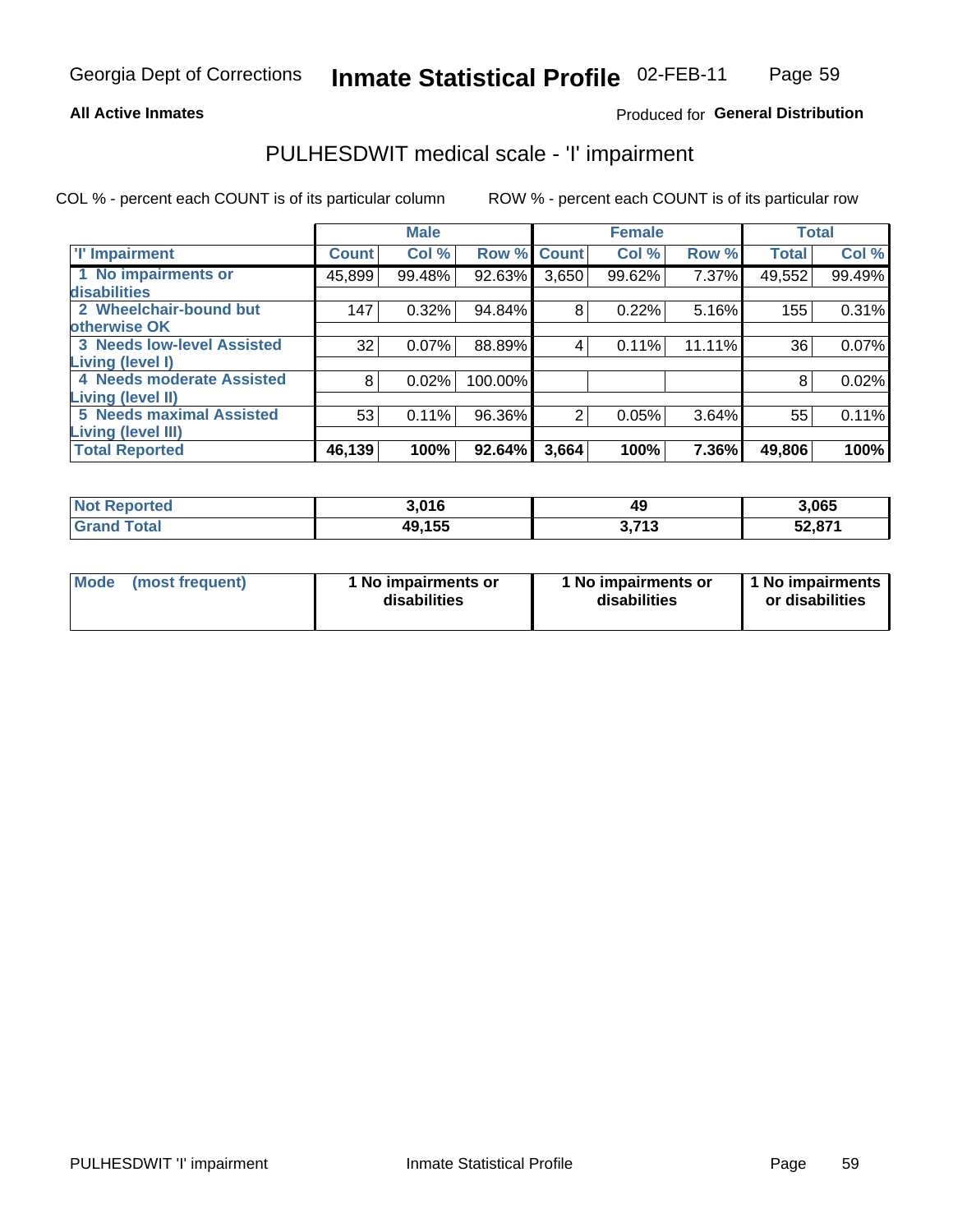Georgia Dept of Corrections **Inmate Statistical Profile** 02-FEB-11

**All Active Inmates**

Produced for **General Distribution**

## PULHESDWIT medical scale - 'I' impairment

COL % - percent each COUNT is of its particular column ROW % - percent each COUNT is of its particular row

| | Male | | | Female | | | Total | |
|---|---|---|---|---|---|---|---|---|
| 'I' Impairment | Count | Col % | Row % | Count | Col % | Row % | Total | Col % |
| 1 No impairments or disabilities | 45,899 | 99.48% | 92.63% | 3,650 | 99.62% | 7.37% | 49,552 | 99.49% |
| 2 Wheelchair-bound but otherwise OK | 147 | 0.32% | 94.84% | 8 | 0.22% | 5.16% | 155 | 0.31% |
| 3 Needs low-level Assisted Living (level I) | 32 | 0.07% | 88.89% | 4 | 0.11% | 11.11% | 36 | 0.07% |
| 4 Needs moderate Assisted Living (level II) | 8 | 0.02% | 100.00% | | | | 8 | 0.02% |
| 5 Needs maximal Assisted Living (level III) | 53 | 0.11% | 96.36% | 2 | 0.05% | 3.64% | 55 | 0.11% |
| **Total Reported** | **46,139** | **100%** | **92.64%** | **3,664** | **100%** | **7.36%** | **49,806** | **100%** |

| | Male | Female | Total |
|---|---|---|---|
| Not Reported | 3,016 | 49 | 3,065 |
| Grand Total | 49,155 | 3,713 | 52,871 |

| | Male | Female | Total |
|---|---|---|---|
| Mode (most frequent) | 1 No impairments or disabilities | 1 No impairments or disabilities | 1 No impairments or disabilities |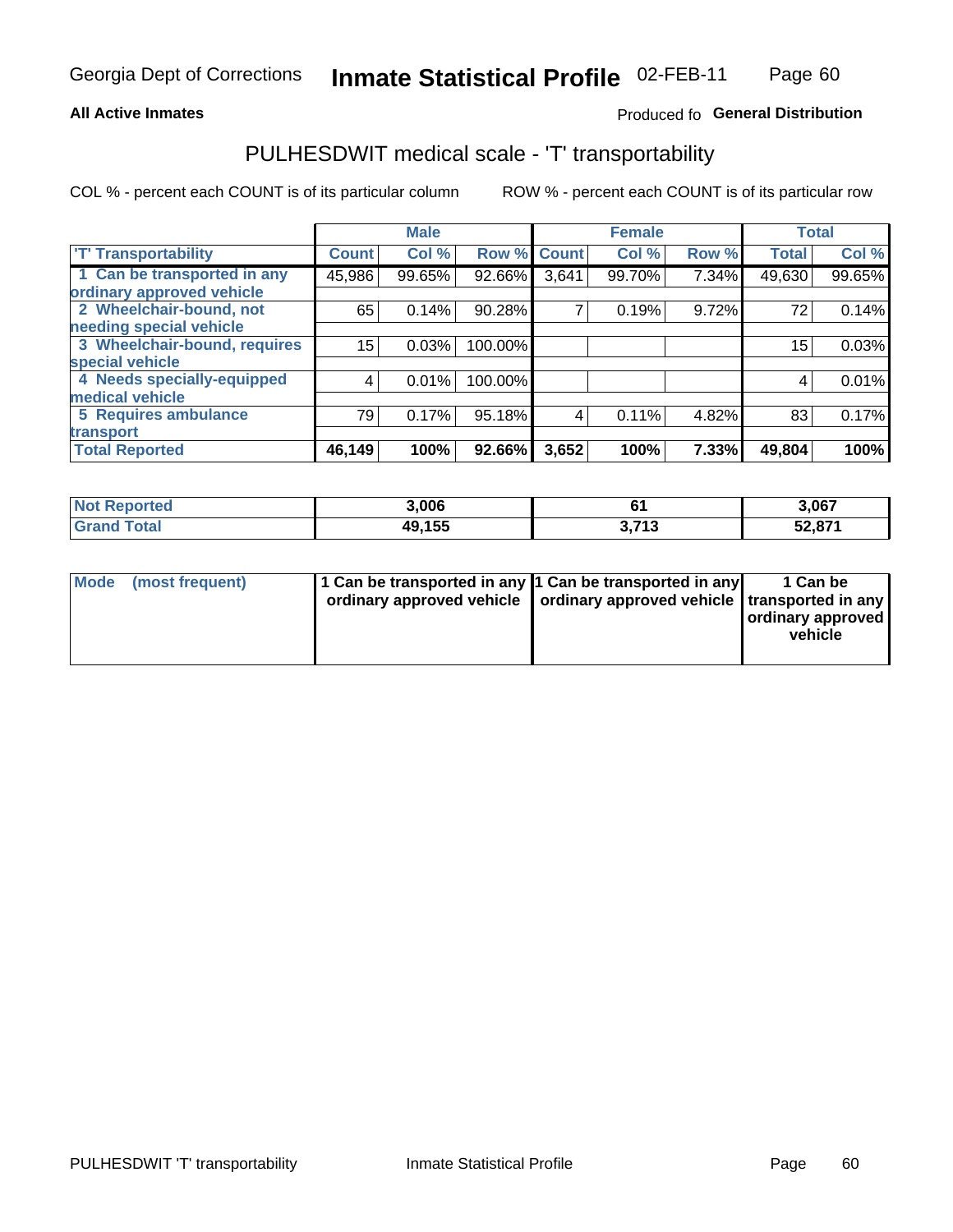Georgia Dept of Corrections **Inmate Statistical Profile** 02-FEB-11

**All Active Inmates**

Produced fo **General Distribution**

## PULHESDWIT medical scale - 'T' transportability

COL % - percent each COUNT is of its particular column

ROW % - percent each COUNT is of its particular row

| | Male | | | Female | | | Total | |
|---|---|---|---|---|---|---|---|---|
| 'T' Transportability | Count | Col % | Row % | Count | Col % | Row % | Total | Col % |
| 1 Can be transported in any ordinary approved vehicle | 45,986 | 99.65% | 92.66% | 3,641 | 99.70% | 7.34% | 49,630 | 99.65% |
| 2 Wheelchair-bound, not needing special vehicle | 65 | 0.14% | 90.28% | 7 | 0.19% | 9.72% | 72 | 0.14% |
| 3 Wheelchair-bound, requires special vehicle | 15 | 0.03% | 100.00% | | | | 15 | 0.03% |
| 4 Needs specially-equipped medical vehicle | 4 | 0.01% | 100.00% | | | | 4 | 0.01% |
| 5 Requires ambulance transport | 79 | 0.17% | 95.18% | 4 | 0.11% | 4.82% | 83 | 0.17% |
| **Total Reported** | **46,149** | **100%** | **92.66%** | **3,652** | **100%** | **7.33%** | **49,804** | **100%** |

| | Male | Female | Total |
|---|---|---|---|
| **Not Reported** | **3,006** | **61** | **3,067** |
| **Grand Total** | **49,155** | **3,713** | **52,871** |

| | Male | Female | Total |
|---|---|---|---|
| **Mode (most frequent)** | **1 Can be transported in any ordinary approved vehicle** | **1 Can be transported in any ordinary approved vehicle** | **1 Can be transported in any ordinary approved vehicle** |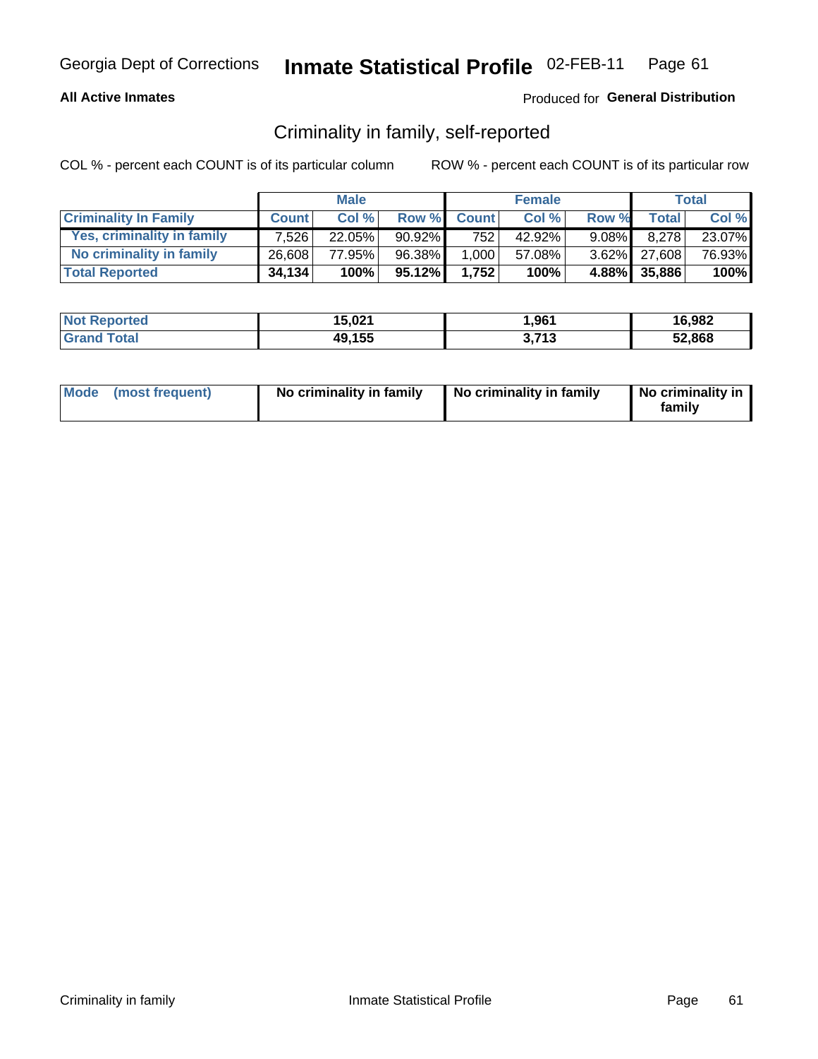Georgia Dept of Corrections **Inmate Statistical Profile** 02-FEB-11

**All Active Inmates**

Produced for **General Distribution**

## Criminality in family, self-reported

COL % - percent each COUNT is of its particular column

ROW % - percent each COUNT is of its particular row

| | Male | | | Female | | | Total | |
|---|---|---|---|---|---|---|---|---|
| **Criminality In Family** | **Count** | **Col %** | **Row %** | **Count** | **Col %** | **Row %** | **Total** | **Col %** |
| Yes, criminality in family | 7,526 | 22.05% | 90.92% | 752 | 42.92% | 9.08% | 8,278 | 23.07% |
| No criminality in family | 26,608 | 77.95% | 96.38% | 1,000 | 57.08% | 3.62% | 27,608 | 76.93% |
| **Total Reported** | **34,134** | **100%** | **95.12%** | **1,752** | **100%** | **4.88%** | **35,886** | **100%** |

| | Male | Female | Total |
|---|---|---|---|
| **Not Reported** | **15,021** | **1,961** | **16,982** |
| **Grand Total** | **49,155** | **3,713** | **52,868** |

| | Male | Female | Total |
|---|---|---|---|
| **Mode (most frequent)** | **No criminality in family** | **No criminality in family** | **No criminality in family** |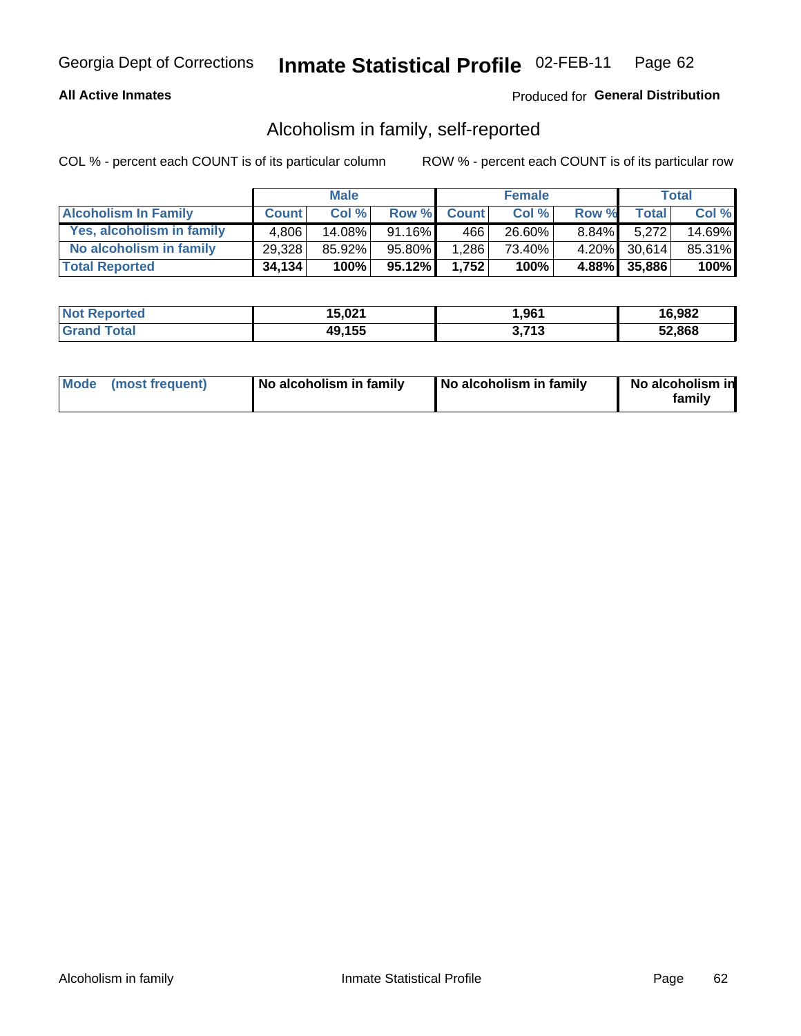Georgia Dept of Corrections **Inmate Statistical Profile** 02-FEB-11

**All Active Inmates**

Produced for **General Distribution**

## Alcoholism in family, self-reported

COL % - percent each COUNT is of its particular column     ROW % - percent each COUNT is of its particular row

| | Male | | | Female | | | Total | |
|---|---|---|---|---|---|---|---|---|
| **Alcoholism In Family** | **Count** | **Col %** | **Row %** | **Count** | **Col %** | **Row %** | **Total** | **Col %** |
| **Yes, alcoholism in family** | 4,806 | 14.08% | 91.16% | 466 | 26.60% | 8.84% | 5,272 | 14.69% |
| **No alcoholism in family** | 29,328 | 85.92% | 95.80% | 1,286 | 73.40% | 4.20% | 30,614 | 85.31% |
| **Total Reported** | **34,134** | **100%** | **95.12%** | **1,752** | **100%** | **4.88%** | **35,886** | **100%** |

| | Male | Female | Total |
|---|---|---|---|
| **Not Reported** | **15,021** | **1,961** | **16,982** |
| **Grand Total** | **49,155** | **3,713** | **52,868** |

| | Male | Female | Total |
|---|---|---|---|
| **Mode (most frequent)** | **No alcoholism in family** | **No alcoholism in family** | **No alcoholism in family** |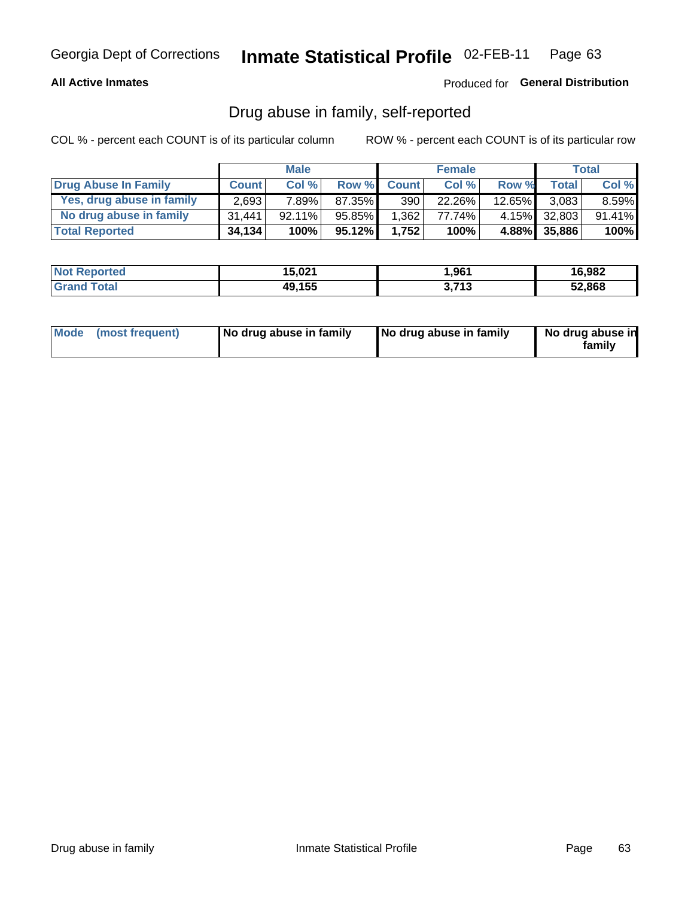Georgia Dept of Corrections **Inmate Statistical Profile** 02-FEB-11

**All Active Inmates** Produced for **General Distribution**

## Drug abuse in family, self-reported

COL % - percent each COUNT is of its particular column ROW % - percent each COUNT is of its particular row

| | Male | | | Female | | | Total | |
|---|---|---|---|---|---|---|---|---|
| **Drug Abuse In Family** | **Count** | **Col %** | **Row %** | **Count** | **Col %** | **Row %** | **Total** | **Col %** |
| Yes, drug abuse in family | 2,693 | 7.89% | 87.35% | 390 | 22.26% | 12.65% | 3,083 | 8.59% |
| No drug abuse in family | 31,441 | 92.11% | 95.85% | 1,362 | 77.74% | 4.15% | 32,803 | 91.41% |
| **Total Reported** | **34,134** | **100%** | **95.12%** | **1,752** | **100%** | **4.88%** | **35,886** | **100%** |

| | Male | Female | Total |
|---|---|---|---|
| **Not Reported** | **15,021** | **1,961** | **16,982** |
| **Grand Total** | **49,155** | **3,713** | **52,868** |

| | Male | Female | Total |
|---|---|---|---|
| **Mode (most frequent)** | **No drug abuse in family** | **No drug abuse in family** | **No drug abuse in family** |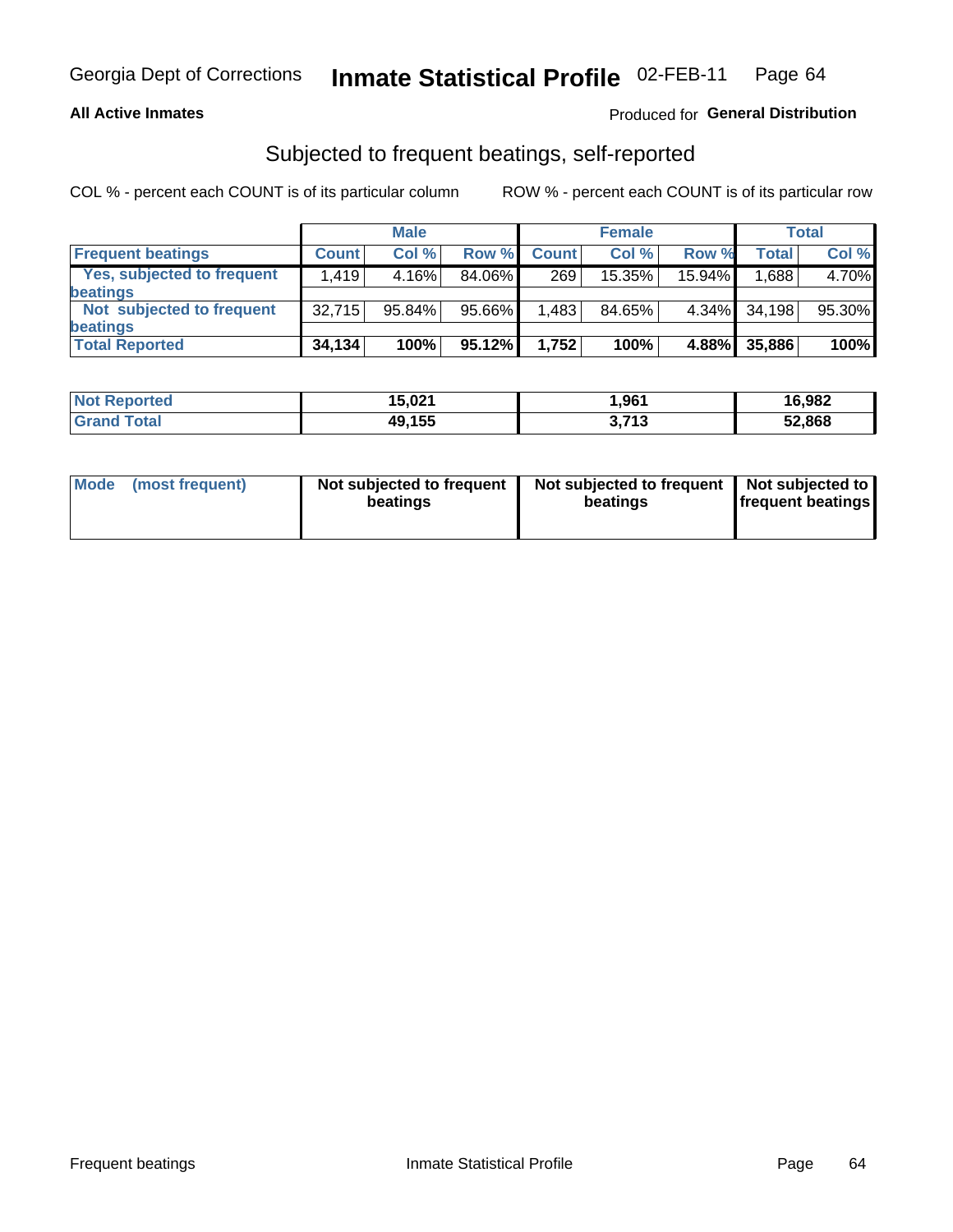Georgia Dept of Corrections **Inmate Statistical Profile** 02-FEB-11

**All Active Inmates**

Produced for **General Distribution**

## Subjected to frequent beatings, self-reported

COL % - percent each COUNT is of its particular column

ROW % - percent each COUNT is of its particular row

| | Male | | | Female | | | Total | |
|---|---|---|---|---|---|---|---|---|
| **Frequent beatings** | **Count** | **Col %** | **Row %** | **Count** | **Col %** | **Row %** | **Total** | **Col %** |
| **Yes, subjected to frequent beatings** | 1,419 | 4.16% | 84.06% | 269 | 15.35% | 15.94% | 1,688 | 4.70% |
| **Not subjected to frequent beatings** | 32,715 | 95.84% | 95.66% | 1,483 | 84.65% | 4.34% | 34,198 | 95.30% |
| **Total Reported** | **34,134** | **100%** | **95.12%** | **1,752** | **100%** | **4.88%** | **35,886** | **100%** |

| | Male | Female | Total |
|---|---|---|---|
| **Not Reported** | **15,021** | **1,961** | **16,982** |
| **Grand Total** | **49,155** | **3,713** | **52,868** |

| | Male | Female | Total |
|---|---|---|---|
| **Mode (most frequent)** | **Not subjected to frequent beatings** | **Not subjected to frequent beatings** | **Not subjected to frequent beatings** |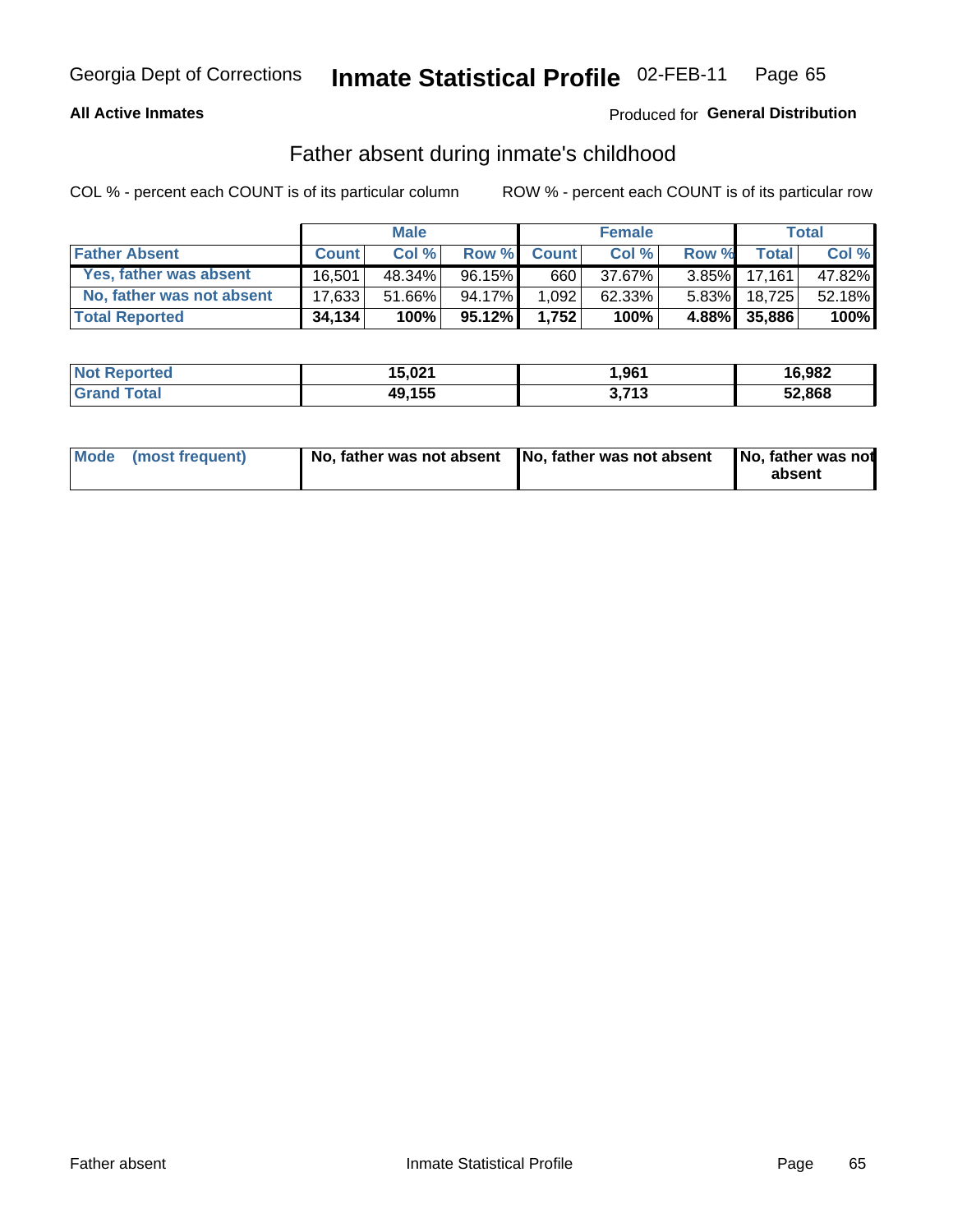Georgia Dept of Corrections **Inmate Statistical Profile** 02-FEB-11

**All Active Inmates**

Produced for **General Distribution**

## Father absent during inmate's childhood

COL % - percent each COUNT is of its particular column

ROW % - percent each COUNT is of its particular row

| | Male | | | Female | | | Total | |
|---|---|---|---|---|---|---|---|---|
| **Father Absent** | **Count** | **Col %** | **Row %** | **Count** | **Col %** | **Row %** | **Total** | **Col %** |
| **Yes, father was absent** | 16,501 | 48.34% | 96.15% | 660 | 37.67% | 3.85% | 17,161 | 47.82% |
| **No, father was not absent** | 17,633 | 51.66% | 94.17% | 1,092 | 62.33% | 5.83% | 18,725 | 52.18% |
| **Total Reported** | **34,134** | **100%** | **95.12%** | **1,752** | **100%** | **4.88%** | **35,886** | **100%** |

| | Male | Female | Total |
|---|---|---|---|
| **Not Reported** | **15,021** | **1,961** | **16,982** |
| **Grand Total** | **49,155** | **3,713** | **52,868** |

| | Male | Female | Total |
|---|---|---|---|
| **Mode (most frequent)** | **No, father was not absent** | **No, father was not absent** | **No, father was not absent** |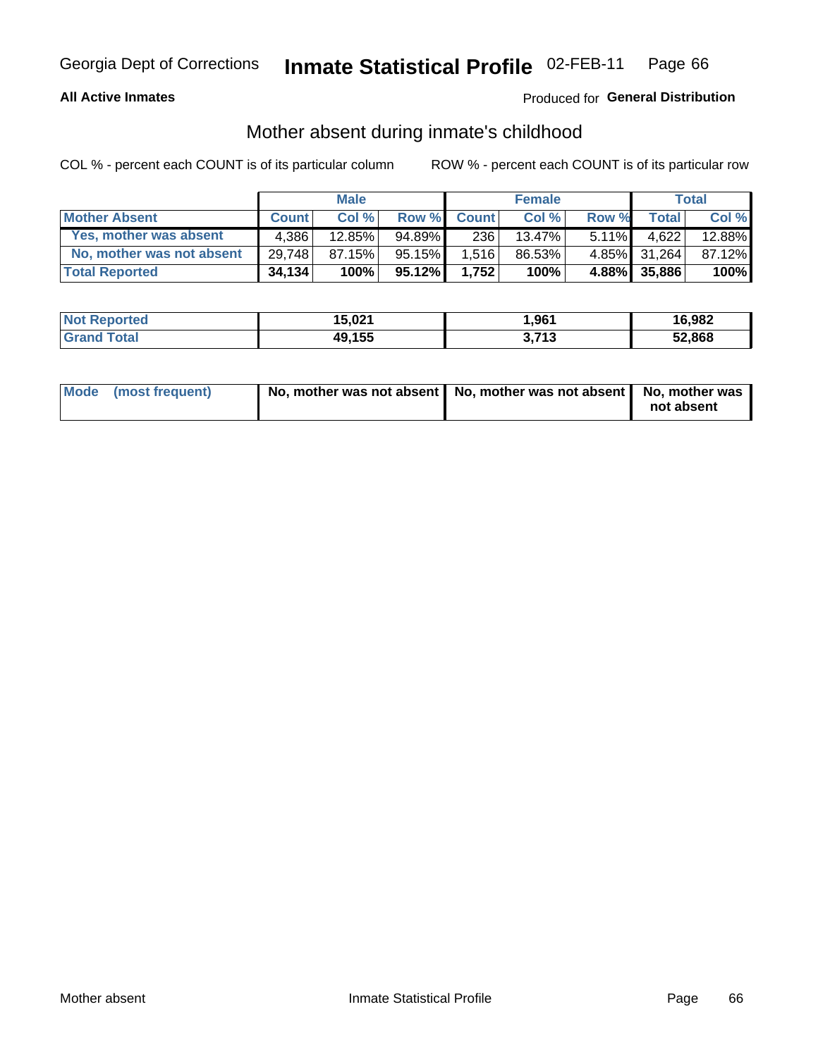**All Active Inmates**

Produced for **General Distribution**

## Mother absent during inmate's childhood

COL % - percent each COUNT is of its particular column

ROW % - percent each COUNT is of its particular row

| | Male | | | Female | | | Total | |
|---|---|---|---|---|---|---|---|---|
| **Mother Absent** | **Count** | **Col %** | **Row %** | **Count** | **Col %** | **Row %** | **Total** | **Col %** |
| Yes, mother was absent | 4,386 | 12.85% | 94.89% | 236 | 13.47% | 5.11% | 4,622 | 12.88% |
| No, mother was not absent | 29,748 | 87.15% | 95.15% | 1,516 | 86.53% | 4.85% | 31,264 | 87.12% |
| **Total Reported** | **34,134** | **100%** | **95.12%** | **1,752** | **100%** | **4.88%** | **35,886** | **100%** |

| | Male | Female | Total |
|---|---|---|---|
| **Not Reported** | **15,021** | **1,961** | **16,982** |
| **Grand Total** | **49,155** | **3,713** | **52,868** |

| | Male | Female | Total |
|---|---|---|---|
| **Mode (most frequent)** | **No, mother was not absent** | **No, mother was not absent** | **No, mother was not absent** |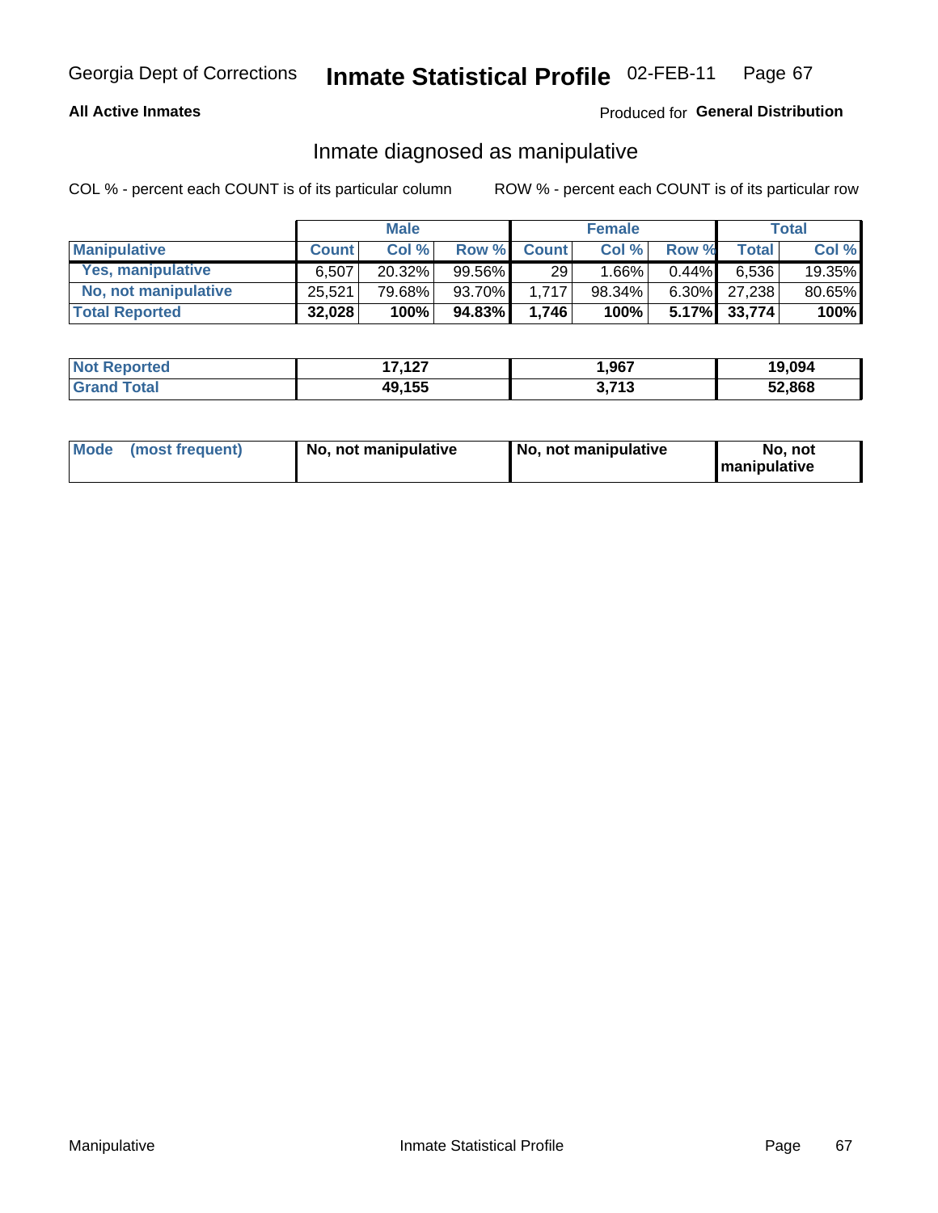Georgia Dept of Corrections **Inmate Statistical Profile** 02-FEB-11

**All Active Inmates**

Produced for **General Distribution**

## Inmate diagnosed as manipulative

COL % - percent each COUNT is of its particular column

ROW % - percent each COUNT is of its particular row

| | Male | | | Female | | | Total | |
|---|---|---|---|---|---|---|---|---|
| **Manipulative** | **Count** | **Col %** | **Row %** | **Count** | **Col %** | **Row %** | **Total** | **Col %** |
| **Yes, manipulative** | 6,507 | 20.32% | 99.56% | 29 | 1.66% | 0.44% | 6,536 | 19.35% |
| **No, not manipulative** | 25,521 | 79.68% | 93.70% | 1,717 | 98.34% | 6.30% | 27,238 | 80.65% |
| **Total Reported** | **32,028** | **100%** | **94.83%** | **1,746** | **100%** | **5.17%** | **33,774** | **100%** |

| | Male | Female | Total |
|---|---|---|---|
| **Not Reported** | **17,127** | **1,967** | **19,094** |
| **Grand Total** | **49,155** | **3,713** | **52,868** |

| | Male | Female | Total |
|---|---|---|---|
| **Mode (most frequent)** | **No, not manipulative** | **No, not manipulative** | **No, not manipulative** |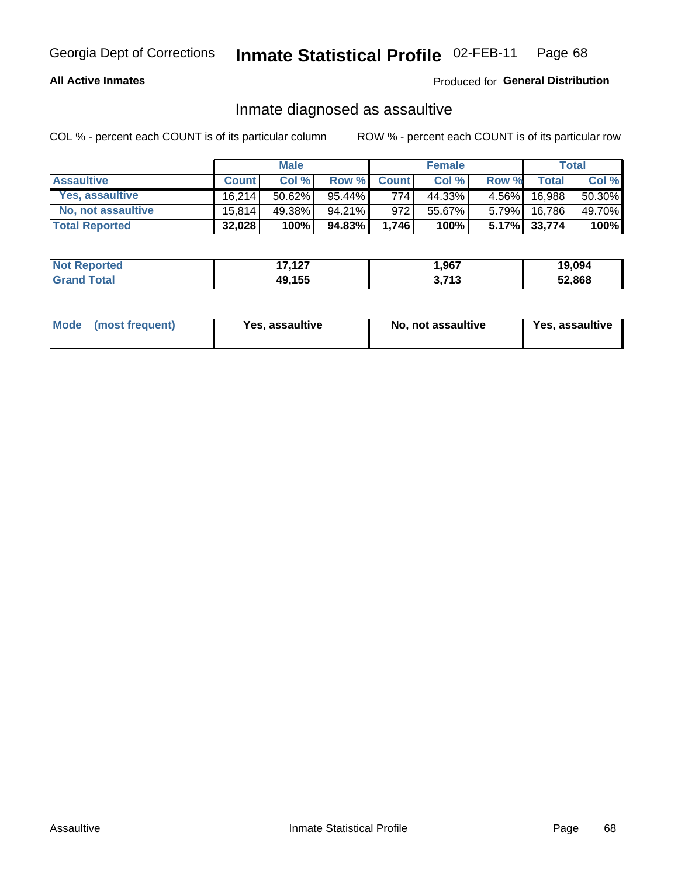Georgia Dept of Corrections **Inmate Statistical Profile** 02-FEB-11

**All Active Inmates**

Produced for **General Distribution**

## Inmate diagnosed as assaultive

COL % - percent each COUNT is of its particular column

ROW % - percent each COUNT is of its particular row

| | Male | | | Female | | | Total | |
|---|---|---|---|---|---|---|---|---|
| **Assaultive** | **Count** | **Col %** | **Row %** | **Count** | **Col %** | **Row %** | **Total** | **Col %** |
| **Yes, assaultive** | 16,214 | 50.62% | 95.44% | 774 | 44.33% | 4.56% | 16,988 | 50.30% |
| **No, not assaultive** | 15,814 | 49.38% | 94.21% | 972 | 55.67% | 5.79% | 16,786 | 49.70% |
| **Total Reported** | **32,028** | **100%** | **94.83%** | **1,746** | **100%** | **5.17%** | **33,774** | **100%** |

| | Male | Female | Total |
|---|---|---|---|
| **Not Reported** | **17,127** | **1,967** | **19,094** |
| **Grand Total** | **49,155** | **3,713** | **52,868** |

| **Mode (most frequent)** | **Yes, assaultive** | **No, not assaultive** | **Yes, assaultive** |
|---|---|---|---|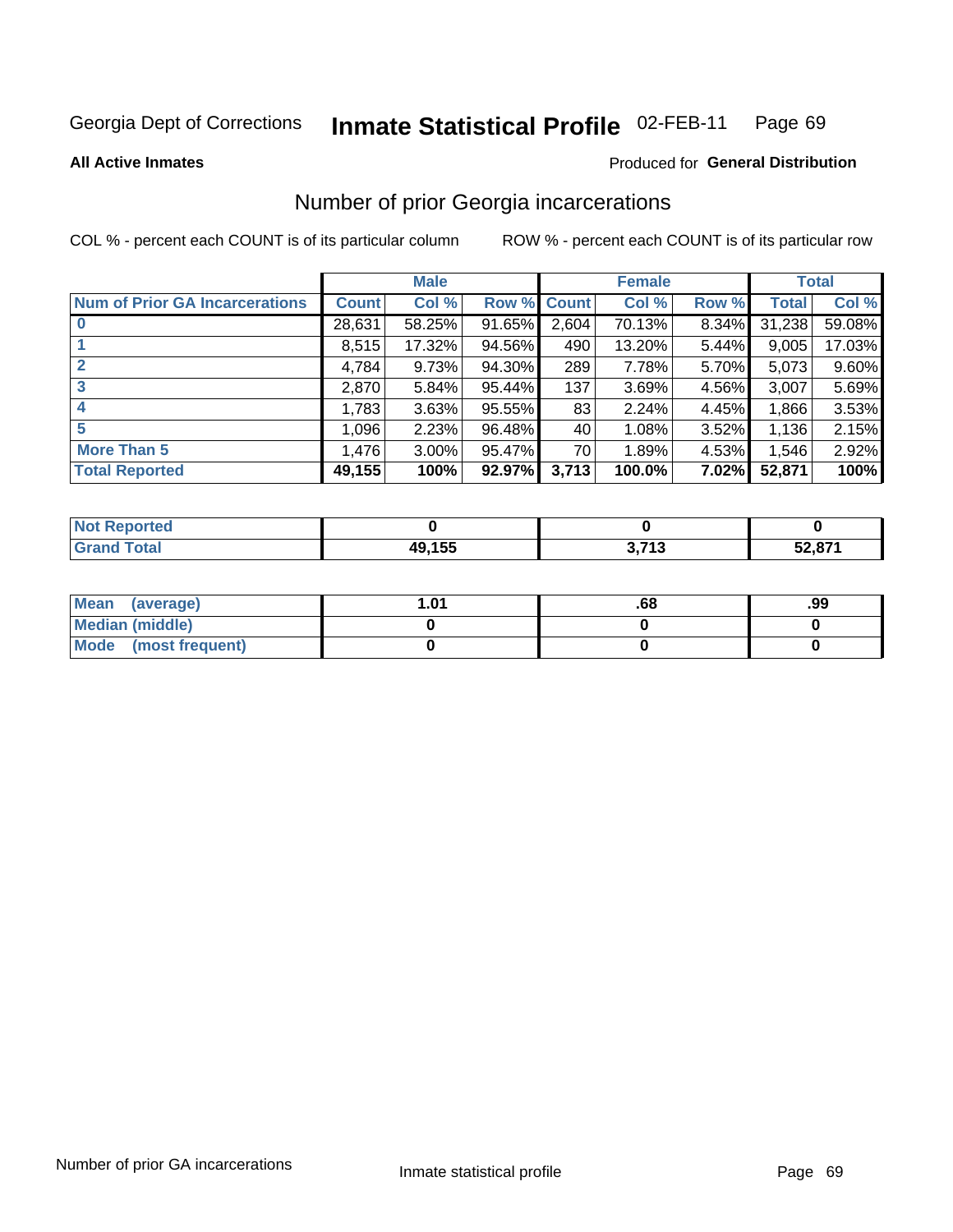Georgia Dept of Corrections **Inmate Statistical Profile** 02-FEB-11

**All Active Inmates**

Produced for **General Distribution**

## Number of prior Georgia incarcerations

COL % - percent each COUNT is of its particular column

ROW % - percent each COUNT is of its particular row

| | Male | | | Female | | | Total | |
|---|---|---|---|---|---|---|---|---|
| **Num of Prior GA Incarcerations** | **Count** | **Col %** | **Row %** | **Count** | **Col %** | **Row %** | **Total** | **Col %** |
| **0** | 28,631 | 58.25% | 91.65% | 2,604 | 70.13% | 8.34% | 31,238 | 59.08% |
| **1** | 8,515 | 17.32% | 94.56% | 490 | 13.20% | 5.44% | 9,005 | 17.03% |
| **2** | 4,784 | 9.73% | 94.30% | 289 | 7.78% | 5.70% | 5,073 | 9.60% |
| **3** | 2,870 | 5.84% | 95.44% | 137 | 3.69% | 4.56% | 3,007 | 5.69% |
| **4** | 1,783 | 3.63% | 95.55% | 83 | 2.24% | 4.45% | 1,866 | 3.53% |
| **5** | 1,096 | 2.23% | 96.48% | 40 | 1.08% | 3.52% | 1,136 | 2.15% |
| **More Than 5** | 1,476 | 3.00% | 95.47% | 70 | 1.89% | 4.53% | 1,546 | 2.92% |
| **Total Reported** | **49,155** | **100%** | **92.97%** | **3,713** | **100.0%** | **7.02%** | **52,871** | **100%** |

| | Male | Female | Total |
|---|---|---|---|
| **Not Reported** | **0** | **0** | **0** |
| **Grand Total** | **49,155** | **3,713** | **52,871** |

| | Male | Female | Total |
|---|---|---|---|
| **Mean (average)** | **1.01** | **.68** | **.99** |
| **Median (middle)** | **0** | **0** | **0** |
| **Mode (most frequent)** | **0** | **0** | **0** |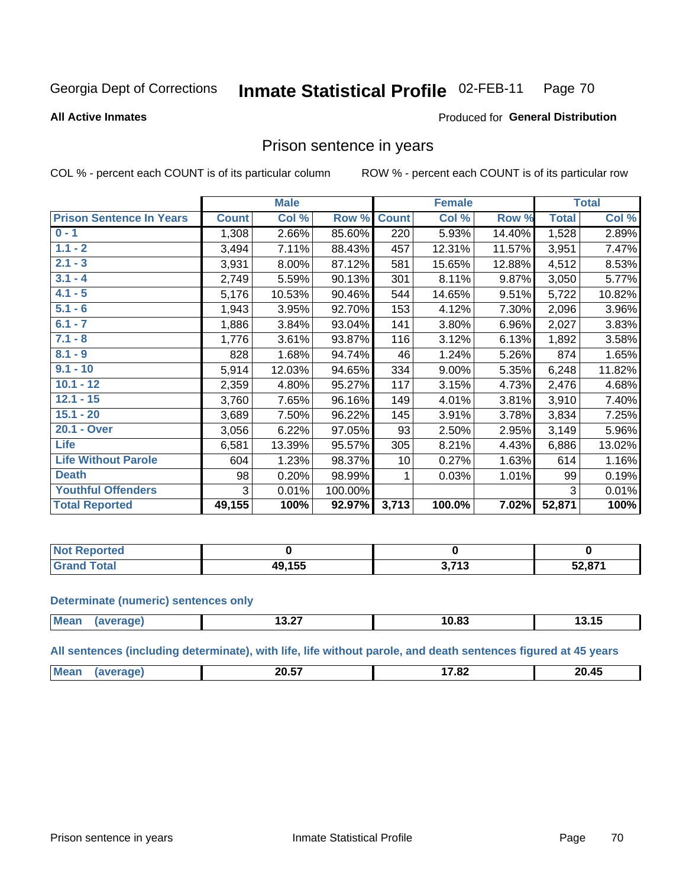Georgia Dept of Corrections **Inmate Statistical Profile** 02-FEB-11

**All Active Inmates**

Produced for **General Distribution**

## Prison sentence in years

COL % - percent each COUNT is of its particular column

ROW % - percent each COUNT is of its particular row

| | Male | | | Female | | | Total | |
|---|---|---|---|---|---|---|---|---|
| **Prison Sentence In Years** | **Count** | **Col %** | **Row %** | **Count** | **Col %** | **Row %** | **Total** | **Col %** |
| **0 - 1** | 1,308 | 2.66% | 85.60% | 220 | 5.93% | 14.40% | 1,528 | 2.89% |
| **1.1 - 2** | 3,494 | 7.11% | 88.43% | 457 | 12.31% | 11.57% | 3,951 | 7.47% |
| **2.1 - 3** | 3,931 | 8.00% | 87.12% | 581 | 15.65% | 12.88% | 4,512 | 8.53% |
| **3.1 - 4** | 2,749 | 5.59% | 90.13% | 301 | 8.11% | 9.87% | 3,050 | 5.77% |
| **4.1 - 5** | 5,176 | 10.53% | 90.46% | 544 | 14.65% | 9.51% | 5,722 | 10.82% |
| **5.1 - 6** | 1,943 | 3.95% | 92.70% | 153 | 4.12% | 7.30% | 2,096 | 3.96% |
| **6.1 - 7** | 1,886 | 3.84% | 93.04% | 141 | 3.80% | 6.96% | 2,027 | 3.83% |
| **7.1 - 8** | 1,776 | 3.61% | 93.87% | 116 | 3.12% | 6.13% | 1,892 | 3.58% |
| **8.1 - 9** | 828 | 1.68% | 94.74% | 46 | 1.24% | 5.26% | 874 | 1.65% |
| **9.1 - 10** | 5,914 | 12.03% | 94.65% | 334 | 9.00% | 5.35% | 6,248 | 11.82% |
| **10.1 - 12** | 2,359 | 4.80% | 95.27% | 117 | 3.15% | 4.73% | 2,476 | 4.68% |
| **12.1 - 15** | 3,760 | 7.65% | 96.16% | 149 | 4.01% | 3.81% | 3,910 | 7.40% |
| **15.1 - 20** | 3,689 | 7.50% | 96.22% | 145 | 3.91% | 3.78% | 3,834 | 7.25% |
| **20.1 - Over** | 3,056 | 6.22% | 97.05% | 93 | 2.50% | 2.95% | 3,149 | 5.96% |
| **Life** | 6,581 | 13.39% | 95.57% | 305 | 8.21% | 4.43% | 6,886 | 13.02% |
| **Life Without Parole** | 604 | 1.23% | 98.37% | 10 | 0.27% | 1.63% | 614 | 1.16% |
| **Death** | 98 | 0.20% | 98.99% | 1 | 0.03% | 1.01% | 99 | 0.19% |
| **Youthful Offenders** | 3 | 0.01% | 100.00% | | | | 3 | 0.01% |
| **Total Reported** | **49,155** | **100%** | **92.97%** | **3,713** | **100.0%** | **7.02%** | **52,871** | **100%** |

| | Male | Female | Total |
|---|---|---|---|
| **Not Reported** | **0** | **0** | **0** |
| **Grand Total** | **49,155** | **3,713** | **52,871** |

**Determinate (numeric) sentences only**

| | Male | Female | Total |
|---|---|---|---|
| **Mean (average)** | **13.27** | **10.83** | **13.15** |

**All sentences (including determinate), with life, life without parole, and death sentences figured at 45 years**

| | Male | Female | Total |
|---|---|---|---|
| **Mean (average)** | **20.57** | **17.82** | **20.45** |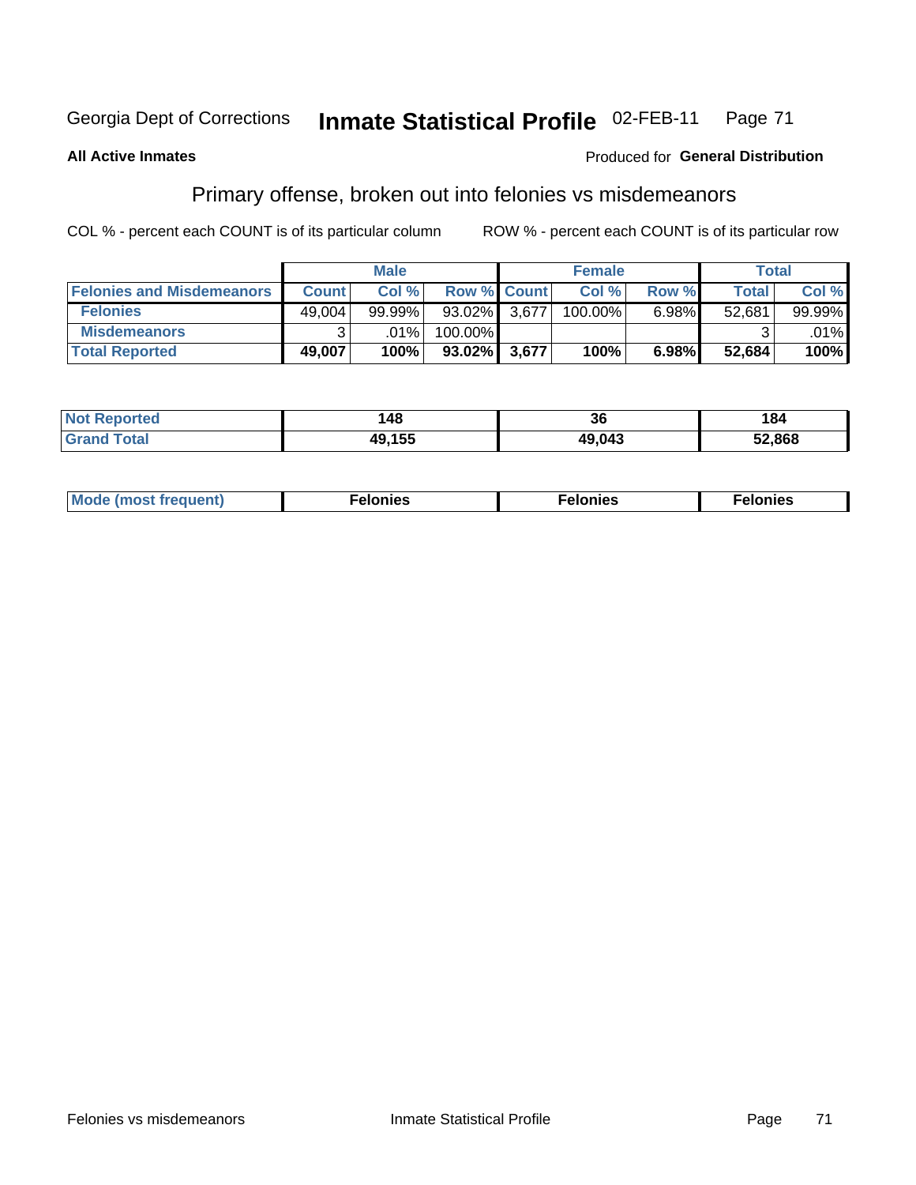Georgia Dept of Corrections **Inmate Statistical Profile** 02-FEB-11

**All Active Inmates**

Produced for **General Distribution**

## Primary offense, broken out into felonies vs misdemeanors

COL % - percent each COUNT is of its particular column ROW % - percent each COUNT is of its particular row

| | Male | | | Female | | | Total | |
|---|---|---|---|---|---|---|---|---|
| Felonies and Misdemeanors | Count | Col % | Row % | Count | Col % | Row % | Total | Col % |
| Felonies | 49,004 | 99.99% | 93.02% | 3,677 | 100.00% | 6.98% | 52,681 | 99.99% |
| Misdemeanors | 3 | .01% | 100.00% | | | | 3 | .01% |
| **Total Reported** | **49,007** | **100%** | **93.02%** | **3,677** | **100%** | **6.98%** | **52,684** | **100%** |

| | Male | Female | Total |
|---|---|---|---|
| Not Reported | **148** | **36** | **184** |
| Grand Total | **49,155** | **49,043** | **52,868** |

| | Male | Female | Total |
|---|---|---|---|
| Mode (most frequent) | **Felonies** | **Felonies** | **Felonies** |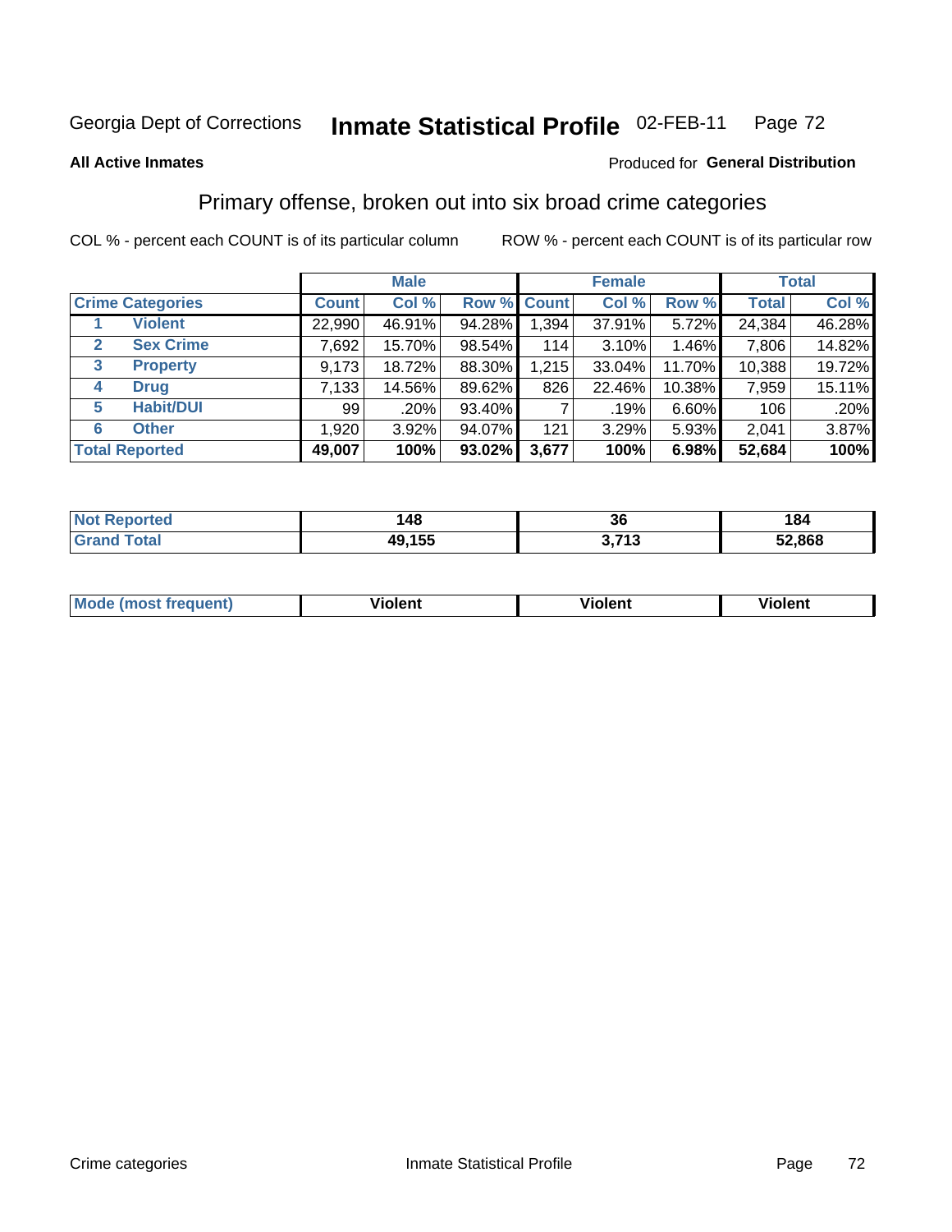Georgia Dept of Corrections **Inmate Statistical Profile** 02-FEB-11

**All Active Inmates**

Produced for **General Distribution**

## Primary offense, broken out into six broad crime categories

COL % - percent each COUNT is of its particular column

ROW % - percent each COUNT is of its particular row

| | | Male | | | Female | | | Total | |
|---|---|---|---|---|---|---|---|---|---|
| **Crime Categories** | | **Count** | **Col %** | **Row %** | **Count** | **Col %** | **Row %** | **Total** | **Col %** |
| 1 | **Violent** | 22,990 | 46.91% | 94.28% | 1,394 | 37.91% | 5.72% | 24,384 | 46.28% |
| 2 | **Sex Crime** | 7,692 | 15.70% | 98.54% | 114 | 3.10% | 1.46% | 7,806 | 14.82% |
| 3 | **Property** | 9,173 | 18.72% | 88.30% | 1,215 | 33.04% | 11.70% | 10,388 | 19.72% |
| 4 | **Drug** | 7,133 | 14.56% | 89.62% | 826 | 22.46% | 10.38% | 7,959 | 15.11% |
| 5 | **Habit/DUI** | 99 | .20% | 93.40% | 7 | .19% | 6.60% | 106 | .20% |
| 6 | **Other** | 1,920 | 3.92% | 94.07% | 121 | 3.29% | 5.93% | 2,041 | 3.87% |
| **Total Reported** | | **49,007** | **100%** | **93.02%** | **3,677** | **100%** | **6.98%** | **52,684** | **100%** |

| | Male | Female | Total |
|---|---|---|---|
| **Not Reported** | **148** | **36** | **184** |
| **Grand Total** | **49,155** | **3,713** | **52,868** |

| | Male | Female | Total |
|---|---|---|---|
| **Mode (most frequent)** | **Violent** | **Violent** | **Violent** |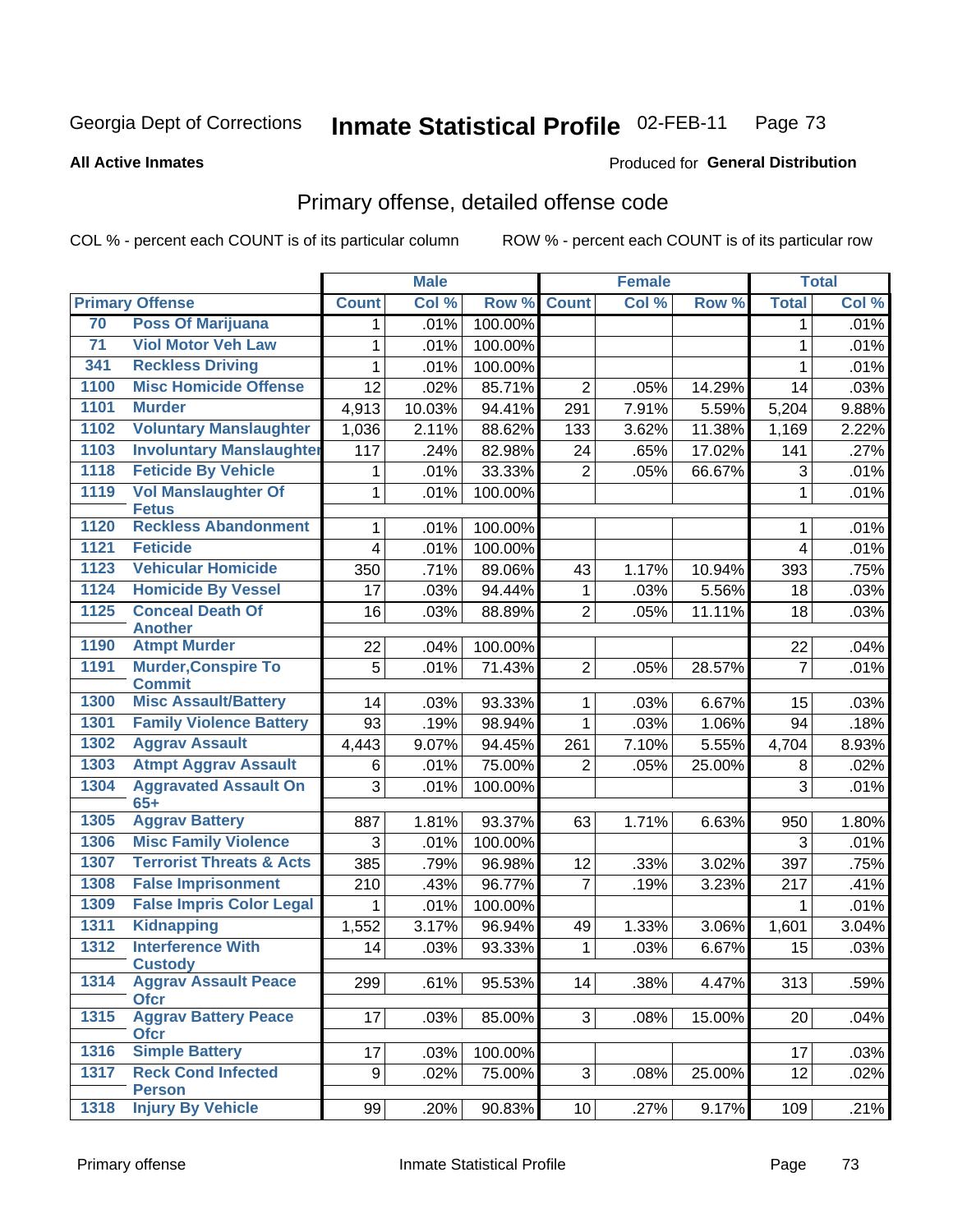Georgia Dept of Corrections **Inmate Statistical Profile** 02-FEB-11

**All Active Inmates**

Produced for **General Distribution**

## Primary offense, detailed offense code

COL % - percent each COUNT is of its particular column     ROW % - percent each COUNT is of its particular row

| Primary Offense | | Male | | | Female | | | Total | |
|---|---|---|---|---|---|---|---|---|---|
| | | Count | Col % | Row % | Count | Col % | Row % | Total | Col % |
| 70 | Poss Of Marijuana | 1 | .01% | 100.00% | | | | 1 | .01% |
| 71 | Viol Motor Veh Law | 1 | .01% | 100.00% | | | | 1 | .01% |
| 341 | Reckless Driving | 1 | .01% | 100.00% | | | | 1 | .01% |
| 1100 | Misc Homicide Offense | 12 | .02% | 85.71% | 2 | .05% | 14.29% | 14 | .03% |
| 1101 | Murder | 4,913 | 10.03% | 94.41% | 291 | 7.91% | 5.59% | 5,204 | 9.88% |
| 1102 | Voluntary Manslaughter | 1,036 | 2.11% | 88.62% | 133 | 3.62% | 11.38% | 1,169 | 2.22% |
| 1103 | Involuntary Manslaughter | 117 | .24% | 82.98% | 24 | .65% | 17.02% | 141 | .27% |
| 1118 | Feticide By Vehicle | 1 | .01% | 33.33% | 2 | .05% | 66.67% | 3 | .01% |
| 1119 | Vol Manslaughter Of Fetus | 1 | .01% | 100.00% | | | | 1 | .01% |
| 1120 | Reckless Abandonment | 1 | .01% | 100.00% | | | | 1 | .01% |
| 1121 | Feticide | 4 | .01% | 100.00% | | | | 4 | .01% |
| 1123 | Vehicular Homicide | 350 | .71% | 89.06% | 43 | 1.17% | 10.94% | 393 | .75% |
| 1124 | Homicide By Vessel | 17 | .03% | 94.44% | 1 | .03% | 5.56% | 18 | .03% |
| 1125 | Conceal Death Of Another | 16 | .03% | 88.89% | 2 | .05% | 11.11% | 18 | .03% |
| 1190 | Atmpt Murder | 22 | .04% | 100.00% | | | | 22 | .04% |
| 1191 | Murder,Conspire To Commit | 5 | .01% | 71.43% | 2 | .05% | 28.57% | 7 | .01% |
| 1300 | Misc Assault/Battery | 14 | .03% | 93.33% | 1 | .03% | 6.67% | 15 | .03% |
| 1301 | Family Violence Battery | 93 | .19% | 98.94% | 1 | .03% | 1.06% | 94 | .18% |
| 1302 | Aggrav Assault | 4,443 | 9.07% | 94.45% | 261 | 7.10% | 5.55% | 4,704 | 8.93% |
| 1303 | Atmpt Aggrav Assault | 6 | .01% | 75.00% | 2 | .05% | 25.00% | 8 | .02% |
| 1304 | Aggravated Assault On 65+ | 3 | .01% | 100.00% | | | | 3 | .01% |
| 1305 | Aggrav Battery | 887 | 1.81% | 93.37% | 63 | 1.71% | 6.63% | 950 | 1.80% |
| 1306 | Misc Family Violence | 3 | .01% | 100.00% | | | | 3 | .01% |
| 1307 | Terrorist Threats & Acts | 385 | .79% | 96.98% | 12 | .33% | 3.02% | 397 | .75% |
| 1308 | False Imprisonment | 210 | .43% | 96.77% | 7 | .19% | 3.23% | 217 | .41% |
| 1309 | False Impris Color Legal | 1 | .01% | 100.00% | | | | 1 | .01% |
| 1311 | Kidnapping | 1,552 | 3.17% | 96.94% | 49 | 1.33% | 3.06% | 1,601 | 3.04% |
| 1312 | Interference With Custody | 14 | .03% | 93.33% | 1 | .03% | 6.67% | 15 | .03% |
| 1314 | Aggrav Assault Peace Ofcr | 299 | .61% | 95.53% | 14 | .38% | 4.47% | 313 | .59% |
| 1315 | Aggrav Battery Peace Ofcr | 17 | .03% | 85.00% | 3 | .08% | 15.00% | 20 | .04% |
| 1316 | Simple Battery | 17 | .03% | 100.00% | | | | 17 | .03% |
| 1317 | Reck Cond Infected Person | 9 | .02% | 75.00% | 3 | .08% | 25.00% | 12 | .02% |
| 1318 | Injury By Vehicle | 99 | .20% | 90.83% | 10 | .27% | 9.17% | 109 | .21% |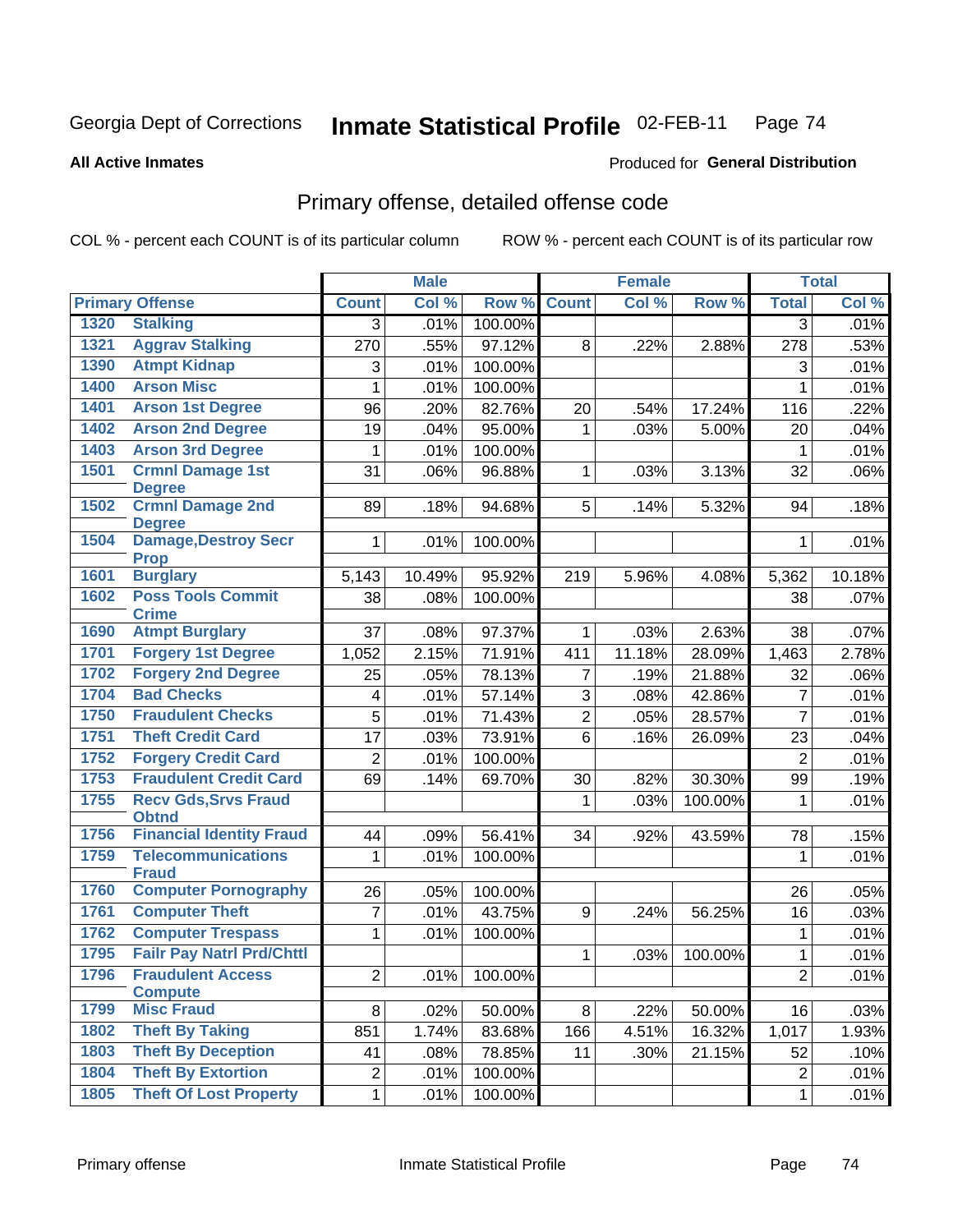Georgia Dept of Corrections **Inmate Statistical Profile** 02-FEB-11

**All Active Inmates**

Produced for **General Distribution**

## Primary offense, detailed offense code

COL % - percent each COUNT is of its particular column ROW % - percent each COUNT is of its particular row

| Primary Offense | | Male | | | Female | | | Total | |
|---|---|---|---|---|---|---|---|---|---|
| | | Count | Col % | Row % | Count | Col % | Row % | Total | Col % |
| 1320 | Stalking | 3 | .01% | 100.00% | | | | 3 | .01% |
| 1321 | Aggrav Stalking | 270 | .55% | 97.12% | 8 | .22% | 2.88% | 278 | .53% |
| 1390 | Atmpt Kidnap | 3 | .01% | 100.00% | | | | 3 | .01% |
| 1400 | Arson Misc | 1 | .01% | 100.00% | | | | 1 | .01% |
| 1401 | Arson 1st Degree | 96 | .20% | 82.76% | 20 | .54% | 17.24% | 116 | .22% |
| 1402 | Arson 2nd Degree | 19 | .04% | 95.00% | 1 | .03% | 5.00% | 20 | .04% |
| 1403 | Arson 3rd Degree | 1 | .01% | 100.00% | | | | 1 | .01% |
| 1501 | Crmnl Damage 1st Degree | 31 | .06% | 96.88% | 1 | .03% | 3.13% | 32 | .06% |
| 1502 | Crmnl Damage 2nd Degree | 89 | .18% | 94.68% | 5 | .14% | 5.32% | 94 | .18% |
| 1504 | Damage,Destroy Secr Prop | 1 | .01% | 100.00% | | | | 1 | .01% |
| 1601 | Burglary | 5,143 | 10.49% | 95.92% | 219 | 5.96% | 4.08% | 5,362 | 10.18% |
| 1602 | Poss Tools Commit Crime | 38 | .08% | 100.00% | | | | 38 | .07% |
| 1690 | Atmpt Burglary | 37 | .08% | 97.37% | 1 | .03% | 2.63% | 38 | .07% |
| 1701 | Forgery 1st Degree | 1,052 | 2.15% | 71.91% | 411 | 11.18% | 28.09% | 1,463 | 2.78% |
| 1702 | Forgery 2nd Degree | 25 | .05% | 78.13% | 7 | .19% | 21.88% | 32 | .06% |
| 1704 | Bad Checks | 4 | .01% | 57.14% | 3 | .08% | 42.86% | 7 | .01% |
| 1750 | Fraudulent Checks | 5 | .01% | 71.43% | 2 | .05% | 28.57% | 7 | .01% |
| 1751 | Theft Credit Card | 17 | .03% | 73.91% | 6 | .16% | 26.09% | 23 | .04% |
| 1752 | Forgery Credit Card | 2 | .01% | 100.00% | | | | 2 | .01% |
| 1753 | Fraudulent Credit Card | 69 | .14% | 69.70% | 30 | .82% | 30.30% | 99 | .19% |
| 1755 | Recv Gds,Srvs Fraud Obtnd | | | | 1 | .03% | 100.00% | 1 | .01% |
| 1756 | Financial Identity Fraud | 44 | .09% | 56.41% | 34 | .92% | 43.59% | 78 | .15% |
| 1759 | Telecommunications Fraud | 1 | .01% | 100.00% | | | | 1 | .01% |
| 1760 | Computer Pornography | 26 | .05% | 100.00% | | | | 26 | .05% |
| 1761 | Computer Theft | 7 | .01% | 43.75% | 9 | .24% | 56.25% | 16 | .03% |
| 1762 | Computer Trespass | 1 | .01% | 100.00% | | | | 1 | .01% |
| 1795 | Failr Pay Natrl Prd/Chttl | | | | 1 | .03% | 100.00% | 1 | .01% |
| 1796 | Fraudulent Access Compute | 2 | .01% | 100.00% | | | | 2 | .01% |
| 1799 | Misc Fraud | 8 | .02% | 50.00% | 8 | .22% | 50.00% | 16 | .03% |
| 1802 | Theft By Taking | 851 | 1.74% | 83.68% | 166 | 4.51% | 16.32% | 1,017 | 1.93% |
| 1803 | Theft By Deception | 41 | .08% | 78.85% | 11 | .30% | 21.15% | 52 | .10% |
| 1804 | Theft By Extortion | 2 | .01% | 100.00% | | | | 2 | .01% |
| 1805 | Theft Of Lost Property | 1 | .01% | 100.00% | | | | 1 | .01% |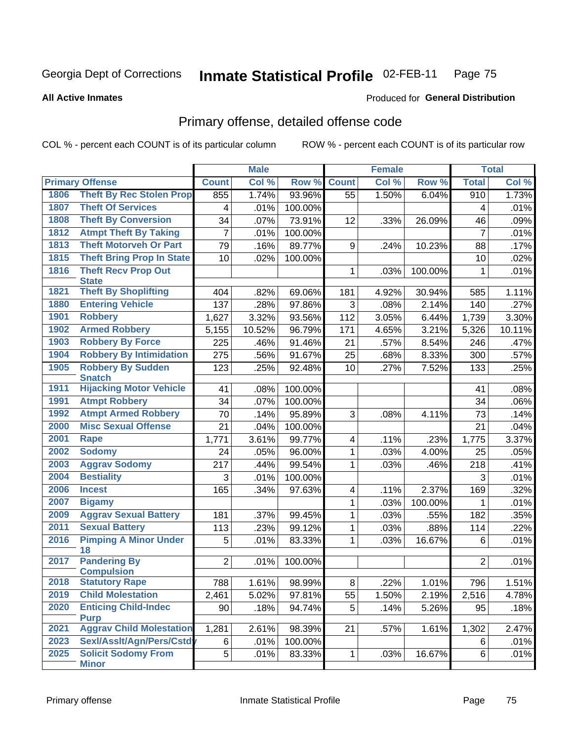Georgia Dept of Corrections **Inmate Statistical Profile** 02-FEB-11

**All Active Inmates**

Produced for **General Distribution**

## Primary offense, detailed offense code

COL % - percent each COUNT is of its particular column    ROW % - percent each COUNT is of its particular row

| Primary Offense | | Male | | | Female | | | Total | |
|---|---|---|---|---|---|---|---|---|---|
| | | Count | Col % | Row % | Count | Col % | Row % | Total | Col % |
| 1806 | Theft By Rec Stolen Prop | 855 | 1.74% | 93.96% | 55 | 1.50% | 6.04% | 910 | 1.73% |
| 1807 | Theft Of Services | 4 | .01% | 100.00% | | | | 4 | .01% |
| 1808 | Theft By Conversion | 34 | .07% | 73.91% | 12 | .33% | 26.09% | 46 | .09% |
| 1812 | Atmpt Theft By Taking | 7 | .01% | 100.00% | | | | 7 | .01% |
| 1813 | Theft Motorveh Or Part | 79 | .16% | 89.77% | 9 | .24% | 10.23% | 88 | .17% |
| 1815 | Theft Bring Prop In State | 10 | .02% | 100.00% | | | | 10 | .02% |
| 1816 | Theft Recv Prop Out State | | | | 1 | .03% | 100.00% | 1 | .01% |
| 1821 | Theft By Shoplifting | 404 | .82% | 69.06% | 181 | 4.92% | 30.94% | 585 | 1.11% |
| 1880 | Entering Vehicle | 137 | .28% | 97.86% | 3 | .08% | 2.14% | 140 | .27% |
| 1901 | Robbery | 1,627 | 3.32% | 93.56% | 112 | 3.05% | 6.44% | 1,739 | 3.30% |
| 1902 | Armed Robbery | 5,155 | 10.52% | 96.79% | 171 | 4.65% | 3.21% | 5,326 | 10.11% |
| 1903 | Robbery By Force | 225 | .46% | 91.46% | 21 | .57% | 8.54% | 246 | .47% |
| 1904 | Robbery By Intimidation | 275 | .56% | 91.67% | 25 | .68% | 8.33% | 300 | .57% |
| 1905 | Robbery By Sudden Snatch | 123 | .25% | 92.48% | 10 | .27% | 7.52% | 133 | .25% |
| 1911 | Hijacking Motor Vehicle | 41 | .08% | 100.00% | | | | 41 | .08% |
| 1991 | Atmpt Robbery | 34 | .07% | 100.00% | | | | 34 | .06% |
| 1992 | Atmpt Armed Robbery | 70 | .14% | 95.89% | 3 | .08% | 4.11% | 73 | .14% |
| 2000 | Misc Sexual Offense | 21 | .04% | 100.00% | | | | 21 | .04% |
| 2001 | Rape | 1,771 | 3.61% | 99.77% | 4 | .11% | .23% | 1,775 | 3.37% |
| 2002 | Sodomy | 24 | .05% | 96.00% | 1 | .03% | 4.00% | 25 | .05% |
| 2003 | Aggrav Sodomy | 217 | .44% | 99.54% | 1 | .03% | .46% | 218 | .41% |
| 2004 | Bestiality | 3 | .01% | 100.00% | | | | 3 | .01% |
| 2006 | Incest | 165 | .34% | 97.63% | 4 | .11% | 2.37% | 169 | .32% |
| 2007 | Bigamy | | | | 1 | .03% | 100.00% | 1 | .01% |
| 2009 | Aggrav Sexual Battery | 181 | .37% | 99.45% | 1 | .03% | .55% | 182 | .35% |
| 2011 | Sexual Battery | 113 | .23% | 99.12% | 1 | .03% | .88% | 114 | .22% |
| 2016 | Pimping A Minor Under 18 | 5 | .01% | 83.33% | 1 | .03% | 16.67% | 6 | .01% |
| 2017 | Pandering By Compulsion | 2 | .01% | 100.00% | | | | 2 | .01% |
| 2018 | Statutory Rape | 788 | 1.61% | 98.99% | 8 | .22% | 1.01% | 796 | 1.51% |
| 2019 | Child Molestation | 2,461 | 5.02% | 97.81% | 55 | 1.50% | 2.19% | 2,516 | 4.78% |
| 2020 | Enticing Child-Indec Purp | 90 | .18% | 94.74% | 5 | .14% | 5.26% | 95 | .18% |
| 2021 | Aggrav Child Molestation | 1,281 | 2.61% | 98.39% | 21 | .57% | 1.61% | 1,302 | 2.47% |
| 2023 | Sexl/Asslt/Agn/Pers/Cstdy | 6 | .01% | 100.00% | | | | 6 | .01% |
| 2025 | Solicit Sodomy From Minor | 5 | .01% | 83.33% | 1 | .03% | 16.67% | 6 | .01% |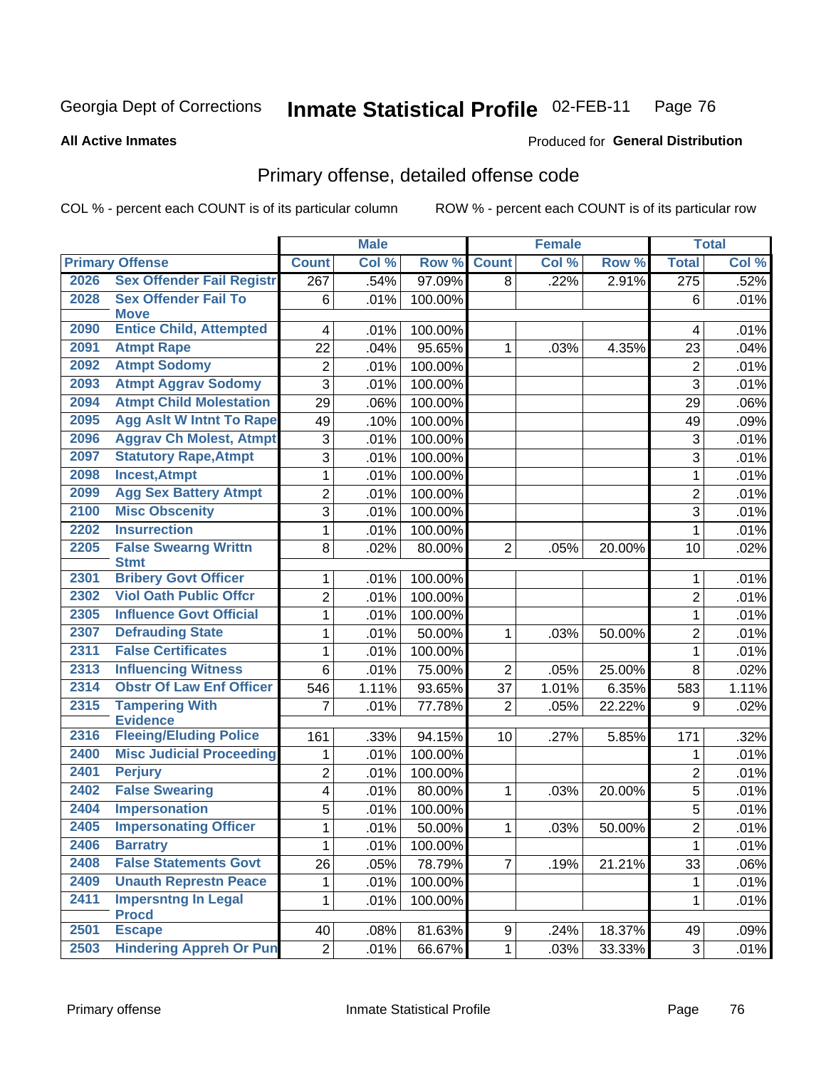Georgia Dept of Corrections **Inmate Statistical Profile** 02-FEB-11

**All Active Inmates**

Produced for **General Distribution**

## Primary offense, detailed offense code

COL % - percent each COUNT is of its particular column ROW % - percent each COUNT is of its particular row

| Primary Offense | | Male | | | Female | | | Total | |
|---|---|---|---|---|---|---|---|---|---|
| | | Count | Col % | Row % | Count | Col % | Row % | Total | Col % |
| 2026 | Sex Offender Fail Registr | 267 | .54% | 97.09% | 8 | .22% | 2.91% | 275 | .52% |
| 2028 | Sex Offender Fail To Move | 6 | .01% | 100.00% | | | | 6 | .01% |
| 2090 | Entice Child, Attempted | 4 | .01% | 100.00% | | | | 4 | .01% |
| 2091 | Atmpt Rape | 22 | .04% | 95.65% | 1 | .03% | 4.35% | 23 | .04% |
| 2092 | Atmpt Sodomy | 2 | .01% | 100.00% | | | | 2 | .01% |
| 2093 | Atmpt Aggrav Sodomy | 3 | .01% | 100.00% | | | | 3 | .01% |
| 2094 | Atmpt Child Molestation | 29 | .06% | 100.00% | | | | 29 | .06% |
| 2095 | Agg Aslt W Intnt To Rape | 49 | .10% | 100.00% | | | | 49 | .09% |
| 2096 | Aggrav Ch Molest, Atmpt | 3 | .01% | 100.00% | | | | 3 | .01% |
| 2097 | Statutory Rape,Atmpt | 3 | .01% | 100.00% | | | | 3 | .01% |
| 2098 | Incest,Atmpt | 1 | .01% | 100.00% | | | | 1 | .01% |
| 2099 | Agg Sex Battery Atmpt | 2 | .01% | 100.00% | | | | 2 | .01% |
| 2100 | Misc Obscenity | 3 | .01% | 100.00% | | | | 3 | .01% |
| 2202 | Insurrection | 1 | .01% | 100.00% | | | | 1 | .01% |
| 2205 | False Swearng Writtn Stmt | 8 | .02% | 80.00% | 2 | .05% | 20.00% | 10 | .02% |
| 2301 | Bribery Govt Officer | 1 | .01% | 100.00% | | | | 1 | .01% |
| 2302 | Viol Oath Public Offcr | 2 | .01% | 100.00% | | | | 2 | .01% |
| 2305 | Influence Govt Official | 1 | .01% | 100.00% | | | | 1 | .01% |
| 2307 | Defrauding State | 1 | .01% | 50.00% | 1 | .03% | 50.00% | 2 | .01% |
| 2311 | False Certificates | 1 | .01% | 100.00% | | | | 1 | .01% |
| 2313 | Influencing Witness | 6 | .01% | 75.00% | 2 | .05% | 25.00% | 8 | .02% |
| 2314 | Obstr Of Law Enf Officer | 546 | 1.11% | 93.65% | 37 | 1.01% | 6.35% | 583 | 1.11% |
| 2315 | Tampering With Evidence | 7 | .01% | 77.78% | 2 | .05% | 22.22% | 9 | .02% |
| 2316 | Fleeing/Eluding Police | 161 | .33% | 94.15% | 10 | .27% | 5.85% | 171 | .32% |
| 2400 | Misc Judicial Proceeding | 1 | .01% | 100.00% | | | | 1 | .01% |
| 2401 | Perjury | 2 | .01% | 100.00% | | | | 2 | .01% |
| 2402 | False Swearing | 4 | .01% | 80.00% | 1 | .03% | 20.00% | 5 | .01% |
| 2404 | Impersonation | 5 | .01% | 100.00% | | | | 5 | .01% |
| 2405 | Impersonating Officer | 1 | .01% | 50.00% | 1 | .03% | 50.00% | 2 | .01% |
| 2406 | Barratry | 1 | .01% | 100.00% | | | | 1 | .01% |
| 2408 | False Statements Govt | 26 | .05% | 78.79% | 7 | .19% | 21.21% | 33 | .06% |
| 2409 | Unauth Represtn Peace | 1 | .01% | 100.00% | | | | 1 | .01% |
| 2411 | Impersntng In Legal Procd | 1 | .01% | 100.00% | | | | 1 | .01% |
| 2501 | Escape | 40 | .08% | 81.63% | 9 | .24% | 18.37% | 49 | .09% |
| 2503 | Hindering Appreh Or Pun | 2 | .01% | 66.67% | 1 | .03% | 33.33% | 3 | .01% |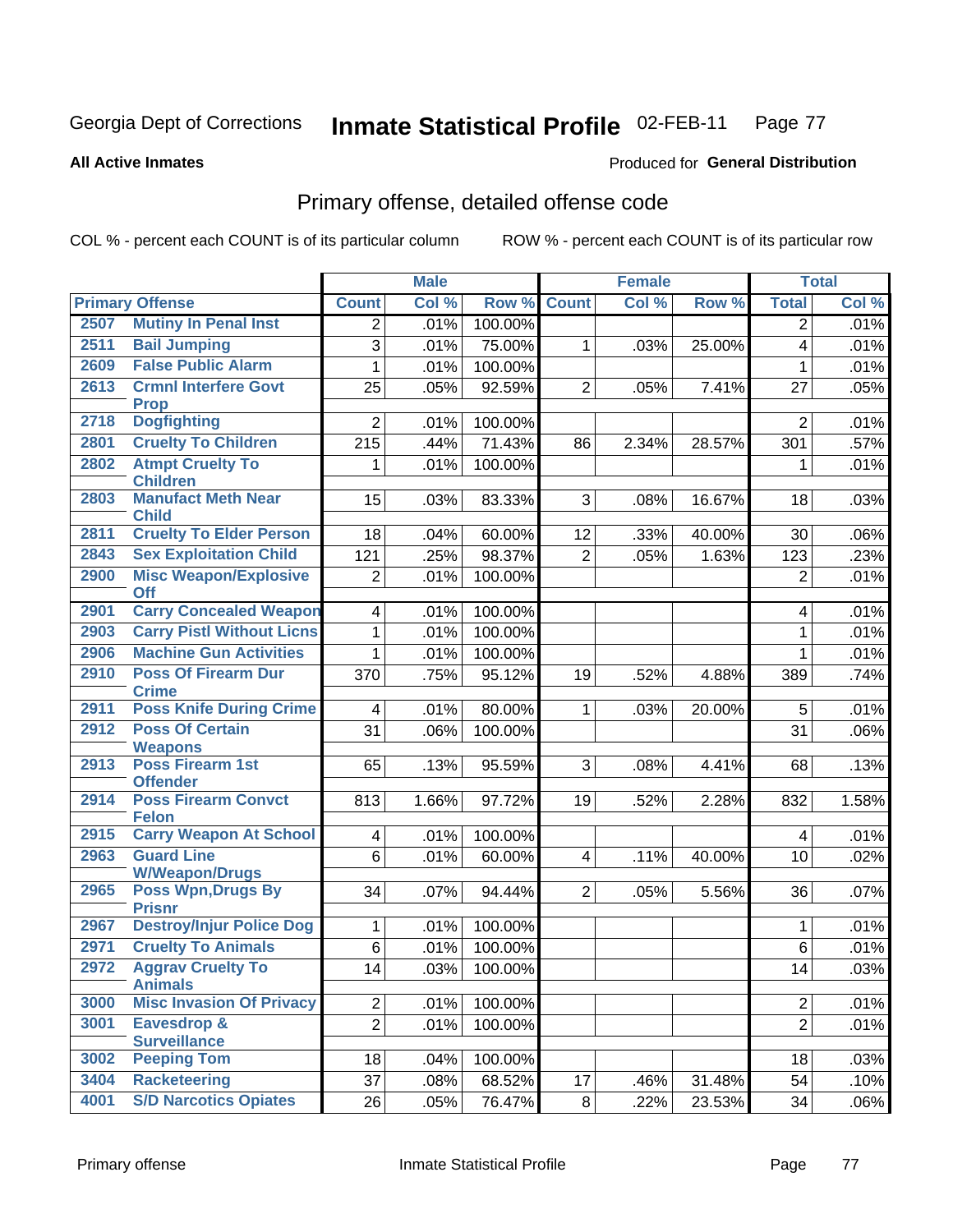Georgia Dept of Corrections **Inmate Statistical Profile** 02-FEB-11

**All Active Inmates**

Produced for **General Distribution**

## Primary offense, detailed offense code

COL % - percent each COUNT is of its particular column

ROW % - percent each COUNT is of its particular row

| Primary Offense | | Male | | | Female | | | Total | |
|---|---|---|---|---|---|---|---|---|---|
| | | Count | Col % | Row % | Count | Col % | Row % | Total | Col % |
| 2507 | Mutiny In Penal Inst | 2 | .01% | 100.00% | | | | 2 | .01% |
| 2511 | Bail Jumping | 3 | .01% | 75.00% | 1 | .03% | 25.00% | 4 | .01% |
| 2609 | False Public Alarm | 1 | .01% | 100.00% | | | | 1 | .01% |
| 2613 | Crmnl Interfere Govt Prop | 25 | .05% | 92.59% | 2 | .05% | 7.41% | 27 | .05% |
| 2718 | Dogfighting | 2 | .01% | 100.00% | | | | 2 | .01% |
| 2801 | Cruelty To Children | 215 | .44% | 71.43% | 86 | 2.34% | 28.57% | 301 | .57% |
| 2802 | Atmpt Cruelty To Children | 1 | .01% | 100.00% | | | | 1 | .01% |
| 2803 | Manufact Meth Near Child | 15 | .03% | 83.33% | 3 | .08% | 16.67% | 18 | .03% |
| 2811 | Cruelty To Elder Person | 18 | .04% | 60.00% | 12 | .33% | 40.00% | 30 | .06% |
| 2843 | Sex Exploitation Child | 121 | .25% | 98.37% | 2 | .05% | 1.63% | 123 | .23% |
| 2900 | Misc Weapon/Explosive Off | 2 | .01% | 100.00% | | | | 2 | .01% |
| 2901 | Carry Concealed Weapon | 4 | .01% | 100.00% | | | | 4 | .01% |
| 2903 | Carry Pistl Without Licns | 1 | .01% | 100.00% | | | | 1 | .01% |
| 2906 | Machine Gun Activities | 1 | .01% | 100.00% | | | | 1 | .01% |
| 2910 | Poss Of Firearm Dur Crime | 370 | .75% | 95.12% | 19 | .52% | 4.88% | 389 | .74% |
| 2911 | Poss Knife During Crime | 4 | .01% | 80.00% | 1 | .03% | 20.00% | 5 | .01% |
| 2912 | Poss Of Certain Weapons | 31 | .06% | 100.00% | | | | 31 | .06% |
| 2913 | Poss Firearm 1st Offender | 65 | .13% | 95.59% | 3 | .08% | 4.41% | 68 | .13% |
| 2914 | Poss Firearm Convct Felon | 813 | 1.66% | 97.72% | 19 | .52% | 2.28% | 832 | 1.58% |
| 2915 | Carry Weapon At School | 4 | .01% | 100.00% | | | | 4 | .01% |
| 2963 | Guard Line W/Weapon/Drugs | 6 | .01% | 60.00% | 4 | .11% | 40.00% | 10 | .02% |
| 2965 | Poss Wpn,Drugs By Prisnr | 34 | .07% | 94.44% | 2 | .05% | 5.56% | 36 | .07% |
| 2967 | Destroy/Injur Police Dog | 1 | .01% | 100.00% | | | | 1 | .01% |
| 2971 | Cruelty To Animals | 6 | .01% | 100.00% | | | | 6 | .01% |
| 2972 | Aggrav Cruelty To Animals | 14 | .03% | 100.00% | | | | 14 | .03% |
| 3000 | Misc Invasion Of Privacy | 2 | .01% | 100.00% | | | | 2 | .01% |
| 3001 | Eavesdrop & Surveillance | 2 | .01% | 100.00% | | | | 2 | .01% |
| 3002 | Peeping Tom | 18 | .04% | 100.00% | | | | 18 | .03% |
| 3404 | Racketeering | 37 | .08% | 68.52% | 17 | .46% | 31.48% | 54 | .10% |
| 4001 | S/D Narcotics Opiates | 26 | .05% | 76.47% | 8 | .22% | 23.53% | 34 | .06% |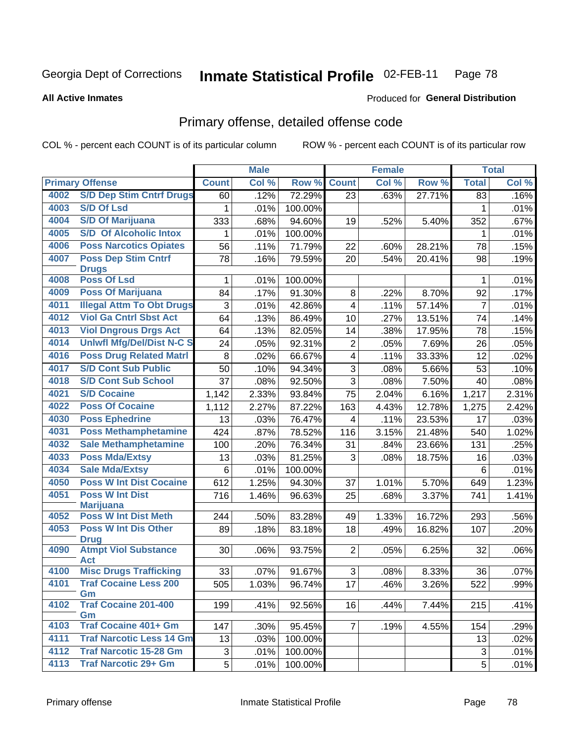Georgia Dept of Corrections **Inmate Statistical Profile** 02-FEB-11

**All Active Inmates**

Produced for **General Distribution**

## Primary offense, detailed offense code

COL % - percent each COUNT is of its particular column ROW % - percent each COUNT is of its particular row

| Primary Offense | | Male | | | Female | | | Total | |
|---|---|---|---|---|---|---|---|---|---|
| | | Count | Col % | Row % | Count | Col % | Row % | Total | Col % |
| 4002 | S/D Dep Stim Cntrf Drugs | 60 | .12% | 72.29% | 23 | .63% | 27.71% | 83 | .16% |
| 4003 | S/D Of Lsd | 1 | .01% | 100.00% | | | | 1 | .01% |
| 4004 | S/D Of Marijuana | 333 | .68% | 94.60% | 19 | .52% | 5.40% | 352 | .67% |
| 4005 | S/D Of Alcoholic Intox | 1 | .01% | 100.00% | | | | 1 | .01% |
| 4006 | Poss Narcotics Opiates | 56 | .11% | 71.79% | 22 | .60% | 28.21% | 78 | .15% |
| 4007 | Poss Dep Stim Cntrf Drugs | 78 | .16% | 79.59% | 20 | .54% | 20.41% | 98 | .19% |
| 4008 | Poss Of Lsd | 1 | .01% | 100.00% | | | | 1 | .01% |
| 4009 | Poss Of Marijuana | 84 | .17% | 91.30% | 8 | .22% | 8.70% | 92 | .17% |
| 4011 | Illegal Attm To Obt Drugs | 3 | .01% | 42.86% | 4 | .11% | 57.14% | 7 | .01% |
| 4012 | Viol Ga Cntrl Sbst Act | 64 | .13% | 86.49% | 10 | .27% | 13.51% | 74 | .14% |
| 4013 | Viol Dngrous Drgs Act | 64 | .13% | 82.05% | 14 | .38% | 17.95% | 78 | .15% |
| 4014 | Unlwfl Mfg/Del/Dist N-C S | 24 | .05% | 92.31% | 2 | .05% | 7.69% | 26 | .05% |
| 4016 | Poss Drug Related Matrl | 8 | .02% | 66.67% | 4 | .11% | 33.33% | 12 | .02% |
| 4017 | S/D Cont Sub Public | 50 | .10% | 94.34% | 3 | .08% | 5.66% | 53 | .10% |
| 4018 | S/D Cont Sub School | 37 | .08% | 92.50% | 3 | .08% | 7.50% | 40 | .08% |
| 4021 | S/D Cocaine | 1,142 | 2.33% | 93.84% | 75 | 2.04% | 6.16% | 1,217 | 2.31% |
| 4022 | Poss Of Cocaine | 1,112 | 2.27% | 87.22% | 163 | 4.43% | 12.78% | 1,275 | 2.42% |
| 4030 | Poss Ephedrine | 13 | .03% | 76.47% | 4 | .11% | 23.53% | 17 | .03% |
| 4031 | Poss Methamphetamine | 424 | .87% | 78.52% | 116 | 3.15% | 21.48% | 540 | 1.02% |
| 4032 | Sale Methamphetamine | 100 | .20% | 76.34% | 31 | .84% | 23.66% | 131 | .25% |
| 4033 | Poss Mda/Extsy | 13 | .03% | 81.25% | 3 | .08% | 18.75% | 16 | .03% |
| 4034 | Sale Mda/Extsy | 6 | .01% | 100.00% | | | | 6 | .01% |
| 4050 | Poss W Int Dist Cocaine | 612 | 1.25% | 94.30% | 37 | 1.01% | 5.70% | 649 | 1.23% |
| 4051 | Poss W Int Dist Marijuana | 716 | 1.46% | 96.63% | 25 | .68% | 3.37% | 741 | 1.41% |
| 4052 | Poss W Int Dist Meth | 244 | .50% | 83.28% | 49 | 1.33% | 16.72% | 293 | .56% |
| 4053 | Poss W Int Dis Other Drug | 89 | .18% | 83.18% | 18 | .49% | 16.82% | 107 | .20% |
| 4090 | Atmpt Viol Substance Act | 30 | .06% | 93.75% | 2 | .05% | 6.25% | 32 | .06% |
| 4100 | Misc Drugs Trafficking | 33 | .07% | 91.67% | 3 | .08% | 8.33% | 36 | .07% |
| 4101 | Traf Cocaine Less 200 Gm | 505 | 1.03% | 96.74% | 17 | .46% | 3.26% | 522 | .99% |
| 4102 | Traf Cocaine 201-400 Gm | 199 | .41% | 92.56% | 16 | .44% | 7.44% | 215 | .41% |
| 4103 | Traf Cocaine 401+ Gm | 147 | .30% | 95.45% | 7 | .19% | 4.55% | 154 | .29% |
| 4111 | Traf Narcotic Less 14 Gm | 13 | .03% | 100.00% | | | | 13 | .02% |
| 4112 | Traf Narcotic 15-28 Gm | 3 | .01% | 100.00% | | | | 3 | .01% |
| 4113 | Traf Narcotic 29+ Gm | 5 | .01% | 100.00% | | | | 5 | .01% |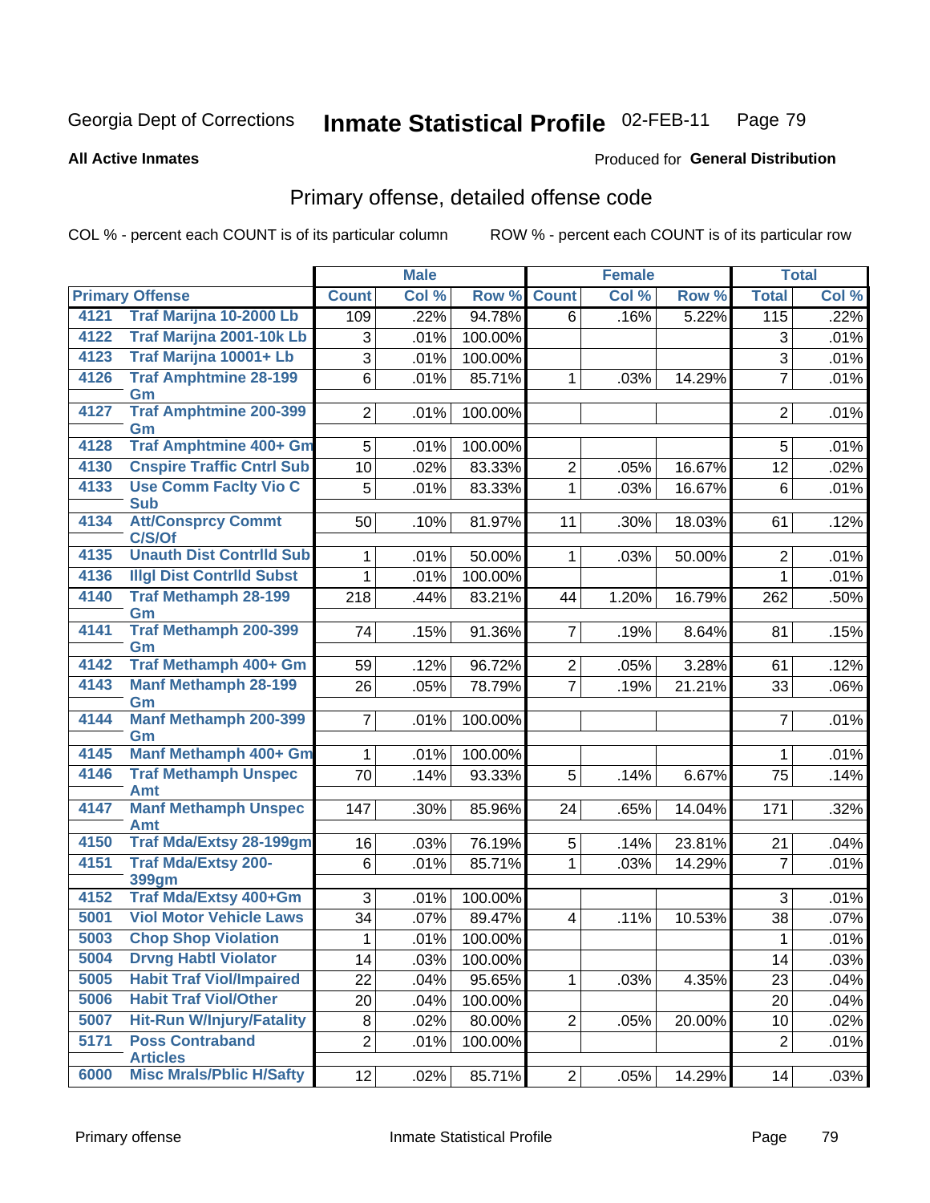Georgia Dept of Corrections **Inmate Statistical Profile** 02-FEB-11

**All Active Inmates**

Produced for **General Distribution**

## Primary offense, detailed offense code

COL % - percent each COUNT is of its particular column

ROW % - percent each COUNT is of its particular row

| Primary Offense | | Male | | | Female | | | Total | |
|---|---|---|---|---|---|---|---|---|---|
| | | Count | Col % | Row % | Count | Col % | Row % | Total | Col % |
| 4121 | Traf Marijna 10-2000 Lb | 109 | .22% | 94.78% | 6 | .16% | 5.22% | 115 | .22% |
| 4122 | Traf Marijna 2001-10k Lb | 3 | .01% | 100.00% | | | | 3 | .01% |
| 4123 | Traf Marijna 10001+ Lb | 3 | .01% | 100.00% | | | | 3 | .01% |
| 4126 | Traf Amphtmine 28-199 Gm | 6 | .01% | 85.71% | 1 | .03% | 14.29% | 7 | .01% |
| 4127 | Traf Amphtmine 200-399 Gm | 2 | .01% | 100.00% | | | | 2 | .01% |
| 4128 | Traf Amphtmine 400+ Gm | 5 | .01% | 100.00% | | | | 5 | .01% |
| 4130 | Cnspire Traffic Cntrl Sub | 10 | .02% | 83.33% | 2 | .05% | 16.67% | 12 | .02% |
| 4133 | Use Comm Faclty Vio C Sub | 5 | .01% | 83.33% | 1 | .03% | 16.67% | 6 | .01% |
| 4134 | Att/Consprcy Commt C/S/Of | 50 | .10% | 81.97% | 11 | .30% | 18.03% | 61 | .12% |
| 4135 | Unauth Dist Contrlld Sub | 1 | .01% | 50.00% | 1 | .03% | 50.00% | 2 | .01% |
| 4136 | Illgl Dist Contrlld Subst | 1 | .01% | 100.00% | | | | 1 | .01% |
| 4140 | Traf Methamph 28-199 Gm | 218 | .44% | 83.21% | 44 | 1.20% | 16.79% | 262 | .50% |
| 4141 | Traf Methamph 200-399 Gm | 74 | .15% | 91.36% | 7 | .19% | 8.64% | 81 | .15% |
| 4142 | Traf Methamph 400+ Gm | 59 | .12% | 96.72% | 2 | .05% | 3.28% | 61 | .12% |
| 4143 | Manf Methamph 28-199 Gm | 26 | .05% | 78.79% | 7 | .19% | 21.21% | 33 | .06% |
| 4144 | Manf Methamph 200-399 Gm | 7 | .01% | 100.00% | | | | 7 | .01% |
| 4145 | Manf Methamph 400+ Gm | 1 | .01% | 100.00% | | | | 1 | .01% |
| 4146 | Traf Methamph Unspec Amt | 70 | .14% | 93.33% | 5 | .14% | 6.67% | 75 | .14% |
| 4147 | Manf Methamph Unspec Amt | 147 | .30% | 85.96% | 24 | .65% | 14.04% | 171 | .32% |
| 4150 | Traf Mda/Extsy 28-199gm | 16 | .03% | 76.19% | 5 | .14% | 23.81% | 21 | .04% |
| 4151 | Traf Mda/Extsy 200-399gm | 6 | .01% | 85.71% | 1 | .03% | 14.29% | 7 | .01% |
| 4152 | Traf Mda/Extsy 400+Gm | 3 | .01% | 100.00% | | | | 3 | .01% |
| 5001 | Viol Motor Vehicle Laws | 34 | .07% | 89.47% | 4 | .11% | 10.53% | 38 | .07% |
| 5003 | Chop Shop Violation | 1 | .01% | 100.00% | | | | 1 | .01% |
| 5004 | Drvng Habtl Violator | 14 | .03% | 100.00% | | | | 14 | .03% |
| 5005 | Habit Traf Viol/Impaired | 22 | .04% | 95.65% | 1 | .03% | 4.35% | 23 | .04% |
| 5006 | Habit Traf Viol/Other | 20 | .04% | 100.00% | | | | 20 | .04% |
| 5007 | Hit-Run W/Injury/Fatality | 8 | .02% | 80.00% | 2 | .05% | 20.00% | 10 | .02% |
| 5171 | Poss Contraband Articles | 2 | .01% | 100.00% | | | | 2 | .01% |
| 6000 | Misc Mrals/Pblic H/Safty | 12 | .02% | 85.71% | 2 | .05% | 14.29% | 14 | .03% |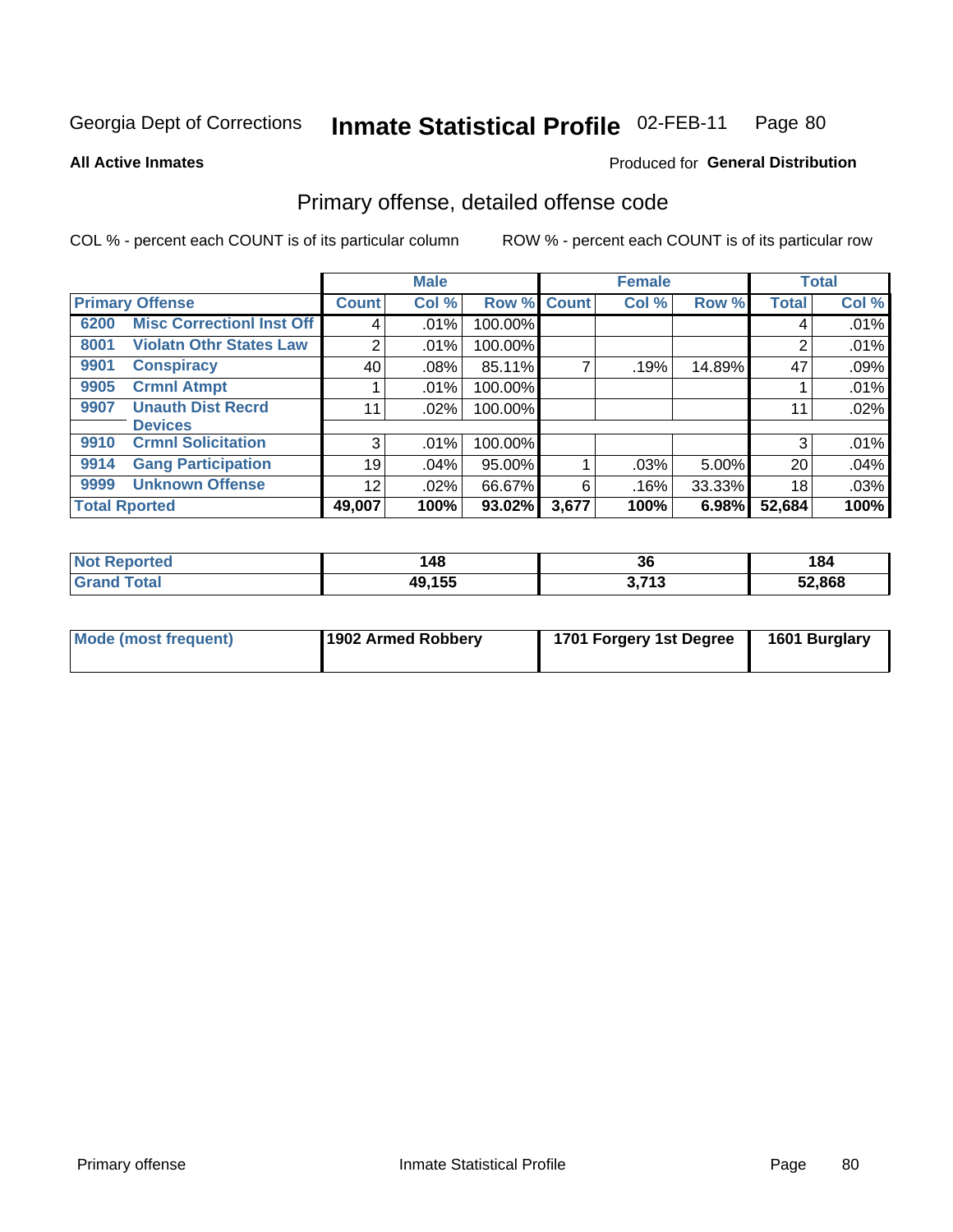Georgia Dept of Corrections **Inmate Statistical Profile** 02-FEB-11 Page 80

**All Active Inmates**

Produced for **General Distribution**

## Primary offense, detailed offense code

COL % - percent each COUNT is of its particular column

ROW % - percent each COUNT is of its particular row

| Primary Offense | | Male | | | Female | | | Total | |
|---|---|---|---|---|---|---|---|---|---|
| | | Count | Col % | Row % | Count | Col % | Row % | Total | Col % |
| 6200 | Misc Correctionl Inst Off | 4 | .01% | 100.00% | | | | 4 | .01% |
| 8001 | Violatn Othr States Law | 2 | .01% | 100.00% | | | | 2 | .01% |
| 9901 | Conspiracy | 40 | .08% | 85.11% | 7 | .19% | 14.89% | 47 | .09% |
| 9905 | Crmnl Atmpt | 1 | .01% | 100.00% | | | | 1 | .01% |
| 9907 | Unauth Dist Recrd Devices | 11 | .02% | 100.00% | | | | 11 | .02% |
| 9910 | Crmnl Solicitation | 3 | .01% | 100.00% | | | | 3 | .01% |
| 9914 | Gang Participation | 19 | .04% | 95.00% | 1 | .03% | 5.00% | 20 | .04% |
| 9999 | Unknown Offense | 12 | .02% | 66.67% | 6 | .16% | 33.33% | 18 | .03% |
| **Total Rported** | | **49,007** | **100%** | **93.02%** | **3,677** | **100%** | **6.98%** | **52,684** | **100%** |

| | Male | Female | Total |
|---|---|---|---|
| Not Reported | 148 | 36 | 184 |
| Grand Total | 49,155 | 3,713 | 52,868 |

| | Male | Female | Total |
|---|---|---|---|
| Mode (most frequent) | 1902 Armed Robbery | 1701 Forgery 1st Degree | 1601 Burglary |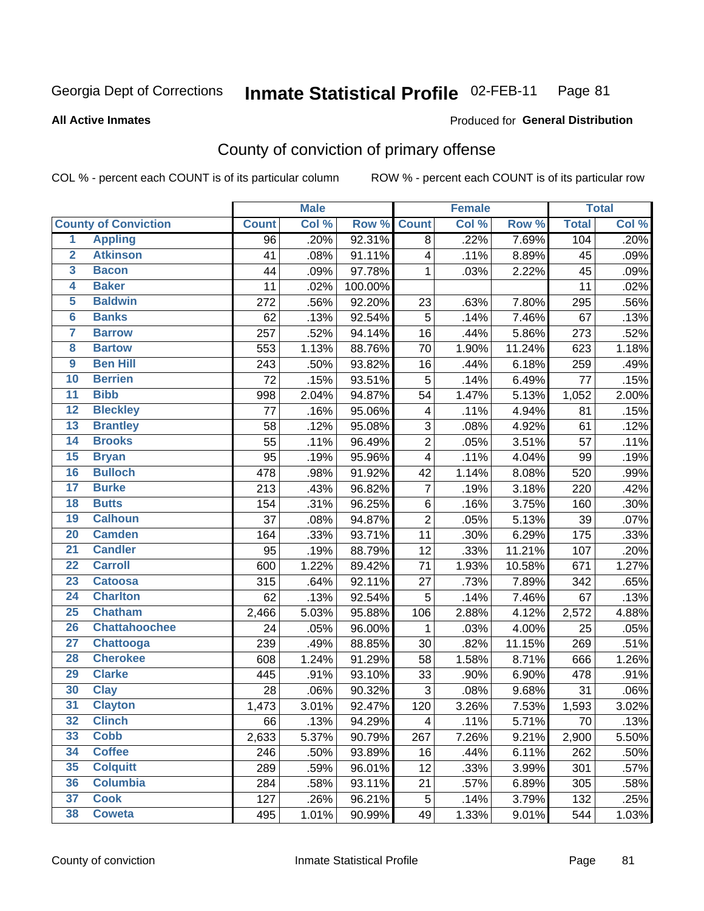Georgia Dept of Corrections **Inmate Statistical Profile** 02-FEB-11

**All Active Inmates**

Produced for **General Distribution**

## County of conviction of primary offense

COL % - percent each COUNT is of its particular column ROW % - percent each COUNT is of its particular row

| | | Male | | | Female | | | Total | |
|---|---|---|---|---|---|---|---|---|---|
| County of Conviction | | Count | Col % | Row % | Count | Col % | Row % | Total | Col % |
| 1 | Appling | 96 | .20% | 92.31% | 8 | .22% | 7.69% | 104 | .20% |
| 2 | Atkinson | 41 | .08% | 91.11% | 4 | .11% | 8.89% | 45 | .09% |
| 3 | Bacon | 44 | .09% | 97.78% | 1 | .03% | 2.22% | 45 | .09% |
| 4 | Baker | 11 | .02% | 100.00% | | | | 11 | .02% |
| 5 | Baldwin | 272 | .56% | 92.20% | 23 | .63% | 7.80% | 295 | .56% |
| 6 | Banks | 62 | .13% | 92.54% | 5 | .14% | 7.46% | 67 | .13% |
| 7 | Barrow | 257 | .52% | 94.14% | 16 | .44% | 5.86% | 273 | .52% |
| 8 | Bartow | 553 | 1.13% | 88.76% | 70 | 1.90% | 11.24% | 623 | 1.18% |
| 9 | Ben Hill | 243 | .50% | 93.82% | 16 | .44% | 6.18% | 259 | .49% |
| 10 | Berrien | 72 | .15% | 93.51% | 5 | .14% | 6.49% | 77 | .15% |
| 11 | Bibb | 998 | 2.04% | 94.87% | 54 | 1.47% | 5.13% | 1,052 | 2.00% |
| 12 | Bleckley | 77 | .16% | 95.06% | 4 | .11% | 4.94% | 81 | .15% |
| 13 | Brantley | 58 | .12% | 95.08% | 3 | .08% | 4.92% | 61 | .12% |
| 14 | Brooks | 55 | .11% | 96.49% | 2 | .05% | 3.51% | 57 | .11% |
| 15 | Bryan | 95 | .19% | 95.96% | 4 | .11% | 4.04% | 99 | .19% |
| 16 | Bulloch | 478 | .98% | 91.92% | 42 | 1.14% | 8.08% | 520 | .99% |
| 17 | Burke | 213 | .43% | 96.82% | 7 | .19% | 3.18% | 220 | .42% |
| 18 | Butts | 154 | .31% | 96.25% | 6 | .16% | 3.75% | 160 | .30% |
| 19 | Calhoun | 37 | .08% | 94.87% | 2 | .05% | 5.13% | 39 | .07% |
| 20 | Camden | 164 | .33% | 93.71% | 11 | .30% | 6.29% | 175 | .33% |
| 21 | Candler | 95 | .19% | 88.79% | 12 | .33% | 11.21% | 107 | .20% |
| 22 | Carroll | 600 | 1.22% | 89.42% | 71 | 1.93% | 10.58% | 671 | 1.27% |
| 23 | Catoosa | 315 | .64% | 92.11% | 27 | .73% | 7.89% | 342 | .65% |
| 24 | Charlton | 62 | .13% | 92.54% | 5 | .14% | 7.46% | 67 | .13% |
| 25 | Chatham | 2,466 | 5.03% | 95.88% | 106 | 2.88% | 4.12% | 2,572 | 4.88% |
| 26 | Chattahoochee | 24 | .05% | 96.00% | 1 | .03% | 4.00% | 25 | .05% |
| 27 | Chattooga | 239 | .49% | 88.85% | 30 | .82% | 11.15% | 269 | .51% |
| 28 | Cherokee | 608 | 1.24% | 91.29% | 58 | 1.58% | 8.71% | 666 | 1.26% |
| 29 | Clarke | 445 | .91% | 93.10% | 33 | .90% | 6.90% | 478 | .91% |
| 30 | Clay | 28 | .06% | 90.32% | 3 | .08% | 9.68% | 31 | .06% |
| 31 | Clayton | 1,473 | 3.01% | 92.47% | 120 | 3.26% | 7.53% | 1,593 | 3.02% |
| 32 | Clinch | 66 | .13% | 94.29% | 4 | .11% | 5.71% | 70 | .13% |
| 33 | Cobb | 2,633 | 5.37% | 90.79% | 267 | 7.26% | 9.21% | 2,900 | 5.50% |
| 34 | Coffee | 246 | .50% | 93.89% | 16 | .44% | 6.11% | 262 | .50% |
| 35 | Colquitt | 289 | .59% | 96.01% | 12 | .33% | 3.99% | 301 | .57% |
| 36 | Columbia | 284 | .58% | 93.11% | 21 | .57% | 6.89% | 305 | .58% |
| 37 | Cook | 127 | .26% | 96.21% | 5 | .14% | 3.79% | 132 | .25% |
| 38 | Coweta | 495 | 1.01% | 90.99% | 49 | 1.33% | 9.01% | 544 | 1.03% |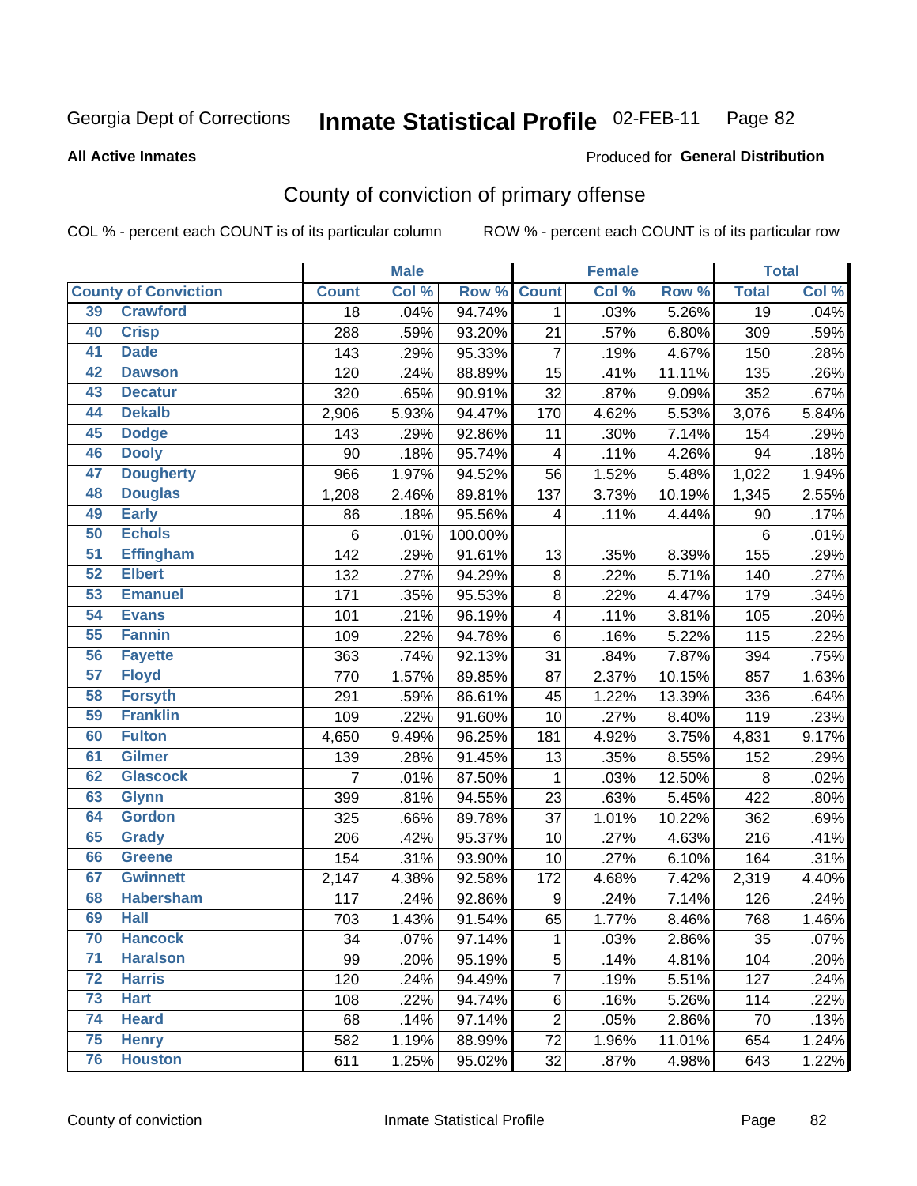Georgia Dept of Corrections **Inmate Statistical Profile** 02-FEB-11

**All Active Inmates**

Produced for **General Distribution**

## County of conviction of primary offense

COL % - percent each COUNT is of its particular column ROW % - percent each COUNT is of its particular row

| County of Conviction | | Male | | | Female | | | Total | |
|---|---|---|---|---|---|---|---|---|---|
| | | Count | Col % | Row % | Count | Col % | Row % | Total | Col % |
| 39 | Crawford | 18 | .04% | 94.74% | 1 | .03% | 5.26% | 19 | .04% |
| 40 | Crisp | 288 | .59% | 93.20% | 21 | .57% | 6.80% | 309 | .59% |
| 41 | Dade | 143 | .29% | 95.33% | 7 | .19% | 4.67% | 150 | .28% |
| 42 | Dawson | 120 | .24% | 88.89% | 15 | .41% | 11.11% | 135 | .26% |
| 43 | Decatur | 320 | .65% | 90.91% | 32 | .87% | 9.09% | 352 | .67% |
| 44 | Dekalb | 2,906 | 5.93% | 94.47% | 170 | 4.62% | 5.53% | 3,076 | 5.84% |
| 45 | Dodge | 143 | .29% | 92.86% | 11 | .30% | 7.14% | 154 | .29% |
| 46 | Dooly | 90 | .18% | 95.74% | 4 | .11% | 4.26% | 94 | .18% |
| 47 | Dougherty | 966 | 1.97% | 94.52% | 56 | 1.52% | 5.48% | 1,022 | 1.94% |
| 48 | Douglas | 1,208 | 2.46% | 89.81% | 137 | 3.73% | 10.19% | 1,345 | 2.55% |
| 49 | Early | 86 | .18% | 95.56% | 4 | .11% | 4.44% | 90 | .17% |
| 50 | Echols | 6 | .01% | 100.00% | | | | 6 | .01% |
| 51 | Effingham | 142 | .29% | 91.61% | 13 | .35% | 8.39% | 155 | .29% |
| 52 | Elbert | 132 | .27% | 94.29% | 8 | .22% | 5.71% | 140 | .27% |
| 53 | Emanuel | 171 | .35% | 95.53% | 8 | .22% | 4.47% | 179 | .34% |
| 54 | Evans | 101 | .21% | 96.19% | 4 | .11% | 3.81% | 105 | .20% |
| 55 | Fannin | 109 | .22% | 94.78% | 6 | .16% | 5.22% | 115 | .22% |
| 56 | Fayette | 363 | .74% | 92.13% | 31 | .84% | 7.87% | 394 | .75% |
| 57 | Floyd | 770 | 1.57% | 89.85% | 87 | 2.37% | 10.15% | 857 | 1.63% |
| 58 | Forsyth | 291 | .59% | 86.61% | 45 | 1.22% | 13.39% | 336 | .64% |
| 59 | Franklin | 109 | .22% | 91.60% | 10 | .27% | 8.40% | 119 | .23% |
| 60 | Fulton | 4,650 | 9.49% | 96.25% | 181 | 4.92% | 3.75% | 4,831 | 9.17% |
| 61 | Gilmer | 139 | .28% | 91.45% | 13 | .35% | 8.55% | 152 | .29% |
| 62 | Glascock | 7 | .01% | 87.50% | 1 | .03% | 12.50% | 8 | .02% |
| 63 | Glynn | 399 | .81% | 94.55% | 23 | .63% | 5.45% | 422 | .80% |
| 64 | Gordon | 325 | .66% | 89.78% | 37 | 1.01% | 10.22% | 362 | .69% |
| 65 | Grady | 206 | .42% | 95.37% | 10 | .27% | 4.63% | 216 | .41% |
| 66 | Greene | 154 | .31% | 93.90% | 10 | .27% | 6.10% | 164 | .31% |
| 67 | Gwinnett | 2,147 | 4.38% | 92.58% | 172 | 4.68% | 7.42% | 2,319 | 4.40% |
| 68 | Habersham | 117 | .24% | 92.86% | 9 | .24% | 7.14% | 126 | .24% |
| 69 | Hall | 703 | 1.43% | 91.54% | 65 | 1.77% | 8.46% | 768 | 1.46% |
| 70 | Hancock | 34 | .07% | 97.14% | 1 | .03% | 2.86% | 35 | .07% |
| 71 | Haralson | 99 | .20% | 95.19% | 5 | .14% | 4.81% | 104 | .20% |
| 72 | Harris | 120 | .24% | 94.49% | 7 | .19% | 5.51% | 127 | .24% |
| 73 | Hart | 108 | .22% | 94.74% | 6 | .16% | 5.26% | 114 | .22% |
| 74 | Heard | 68 | .14% | 97.14% | 2 | .05% | 2.86% | 70 | .13% |
| 75 | Henry | 582 | 1.19% | 88.99% | 72 | 1.96% | 11.01% | 654 | 1.24% |
| 76 | Houston | 611 | 1.25% | 95.02% | 32 | .87% | 4.98% | 643 | 1.22% |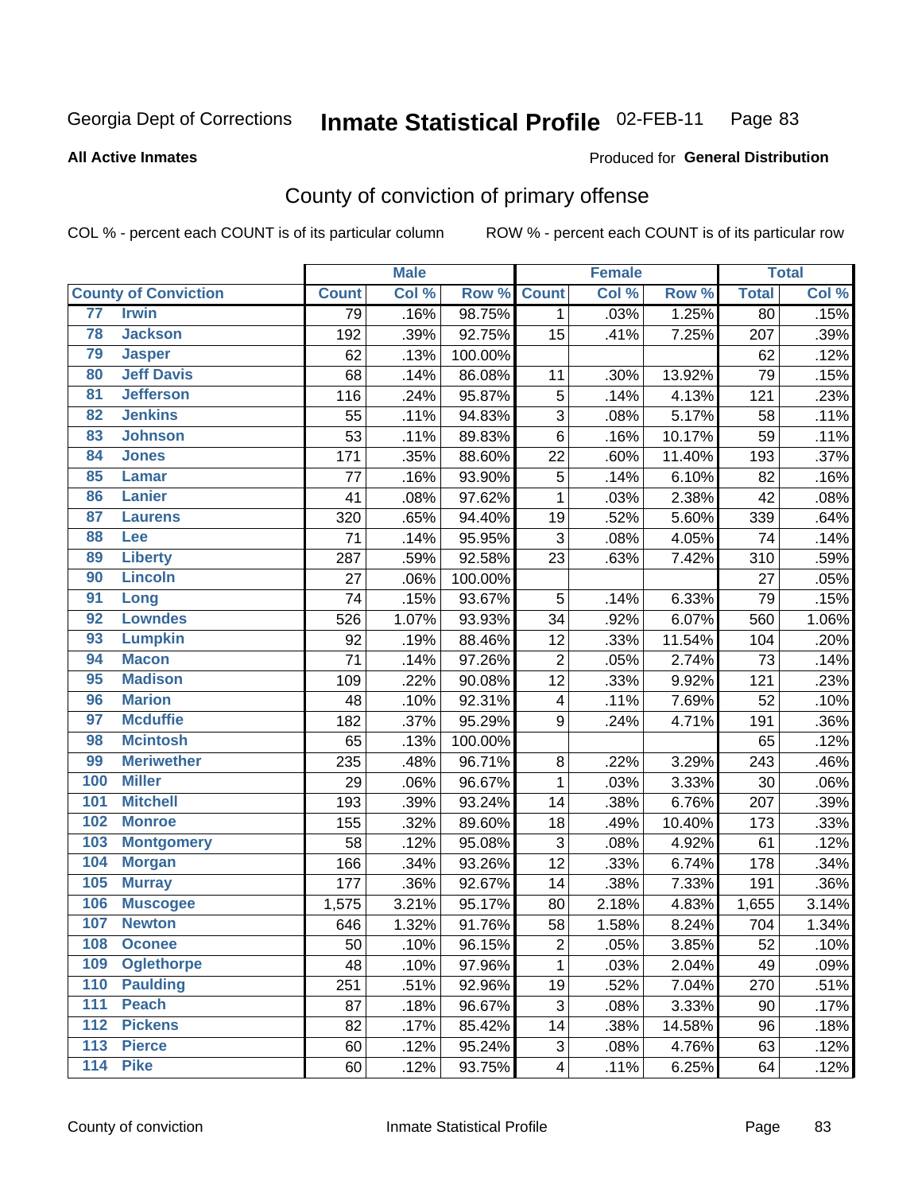Georgia Dept of Corrections **Inmate Statistical Profile** 02-FEB-11 Page 83

**All Active Inmates**

Produced for **General Distribution**

## County of conviction of primary offense

COL % - percent each COUNT is of its particular column    ROW % - percent each COUNT is of its particular row

| County of Conviction | | Male | | | Female | | | Total | |
|---|---|---|---|---|---|---|---|---|---|
| | | Count | Col % | Row % | Count | Col % | Row % | Total | Col % |
| 77 | Irwin | 79 | .16% | 98.75% | 1 | .03% | 1.25% | 80 | .15% |
| 78 | Jackson | 192 | .39% | 92.75% | 15 | .41% | 7.25% | 207 | .39% |
| 79 | Jasper | 62 | .13% | 100.00% | | | | 62 | .12% |
| 80 | Jeff Davis | 68 | .14% | 86.08% | 11 | .30% | 13.92% | 79 | .15% |
| 81 | Jefferson | 116 | .24% | 95.87% | 5 | .14% | 4.13% | 121 | .23% |
| 82 | Jenkins | 55 | .11% | 94.83% | 3 | .08% | 5.17% | 58 | .11% |
| 83 | Johnson | 53 | .11% | 89.83% | 6 | .16% | 10.17% | 59 | .11% |
| 84 | Jones | 171 | .35% | 88.60% | 22 | .60% | 11.40% | 193 | .37% |
| 85 | Lamar | 77 | .16% | 93.90% | 5 | .14% | 6.10% | 82 | .16% |
| 86 | Lanier | 41 | .08% | 97.62% | 1 | .03% | 2.38% | 42 | .08% |
| 87 | Laurens | 320 | .65% | 94.40% | 19 | .52% | 5.60% | 339 | .64% |
| 88 | Lee | 71 | .14% | 95.95% | 3 | .08% | 4.05% | 74 | .14% |
| 89 | Liberty | 287 | .59% | 92.58% | 23 | .63% | 7.42% | 310 | .59% |
| 90 | Lincoln | 27 | .06% | 100.00% | | | | 27 | .05% |
| 91 | Long | 74 | .15% | 93.67% | 5 | .14% | 6.33% | 79 | .15% |
| 92 | Lowndes | 526 | 1.07% | 93.93% | 34 | .92% | 6.07% | 560 | 1.06% |
| 93 | Lumpkin | 92 | .19% | 88.46% | 12 | .33% | 11.54% | 104 | .20% |
| 94 | Macon | 71 | .14% | 97.26% | 2 | .05% | 2.74% | 73 | .14% |
| 95 | Madison | 109 | .22% | 90.08% | 12 | .33% | 9.92% | 121 | .23% |
| 96 | Marion | 48 | .10% | 92.31% | 4 | .11% | 7.69% | 52 | .10% |
| 97 | Mcduffie | 182 | .37% | 95.29% | 9 | .24% | 4.71% | 191 | .36% |
| 98 | Mcintosh | 65 | .13% | 100.00% | | | | 65 | .12% |
| 99 | Meriwether | 235 | .48% | 96.71% | 8 | .22% | 3.29% | 243 | .46% |
| 100 | Miller | 29 | .06% | 96.67% | 1 | .03% | 3.33% | 30 | .06% |
| 101 | Mitchell | 193 | .39% | 93.24% | 14 | .38% | 6.76% | 207 | .39% |
| 102 | Monroe | 155 | .32% | 89.60% | 18 | .49% | 10.40% | 173 | .33% |
| 103 | Montgomery | 58 | .12% | 95.08% | 3 | .08% | 4.92% | 61 | .12% |
| 104 | Morgan | 166 | .34% | 93.26% | 12 | .33% | 6.74% | 178 | .34% |
| 105 | Murray | 177 | .36% | 92.67% | 14 | .38% | 7.33% | 191 | .36% |
| 106 | Muscogee | 1,575 | 3.21% | 95.17% | 80 | 2.18% | 4.83% | 1,655 | 3.14% |
| 107 | Newton | 646 | 1.32% | 91.76% | 58 | 1.58% | 8.24% | 704 | 1.34% |
| 108 | Oconee | 50 | .10% | 96.15% | 2 | .05% | 3.85% | 52 | .10% |
| 109 | Oglethorpe | 48 | .10% | 97.96% | 1 | .03% | 2.04% | 49 | .09% |
| 110 | Paulding | 251 | .51% | 92.96% | 19 | .52% | 7.04% | 270 | .51% |
| 111 | Peach | 87 | .18% | 96.67% | 3 | .08% | 3.33% | 90 | .17% |
| 112 | Pickens | 82 | .17% | 85.42% | 14 | .38% | 14.58% | 96 | .18% |
| 113 | Pierce | 60 | .12% | 95.24% | 3 | .08% | 4.76% | 63 | .12% |
| 114 | Pike | 60 | .12% | 93.75% | 4 | .11% | 6.25% | 64 | .12% |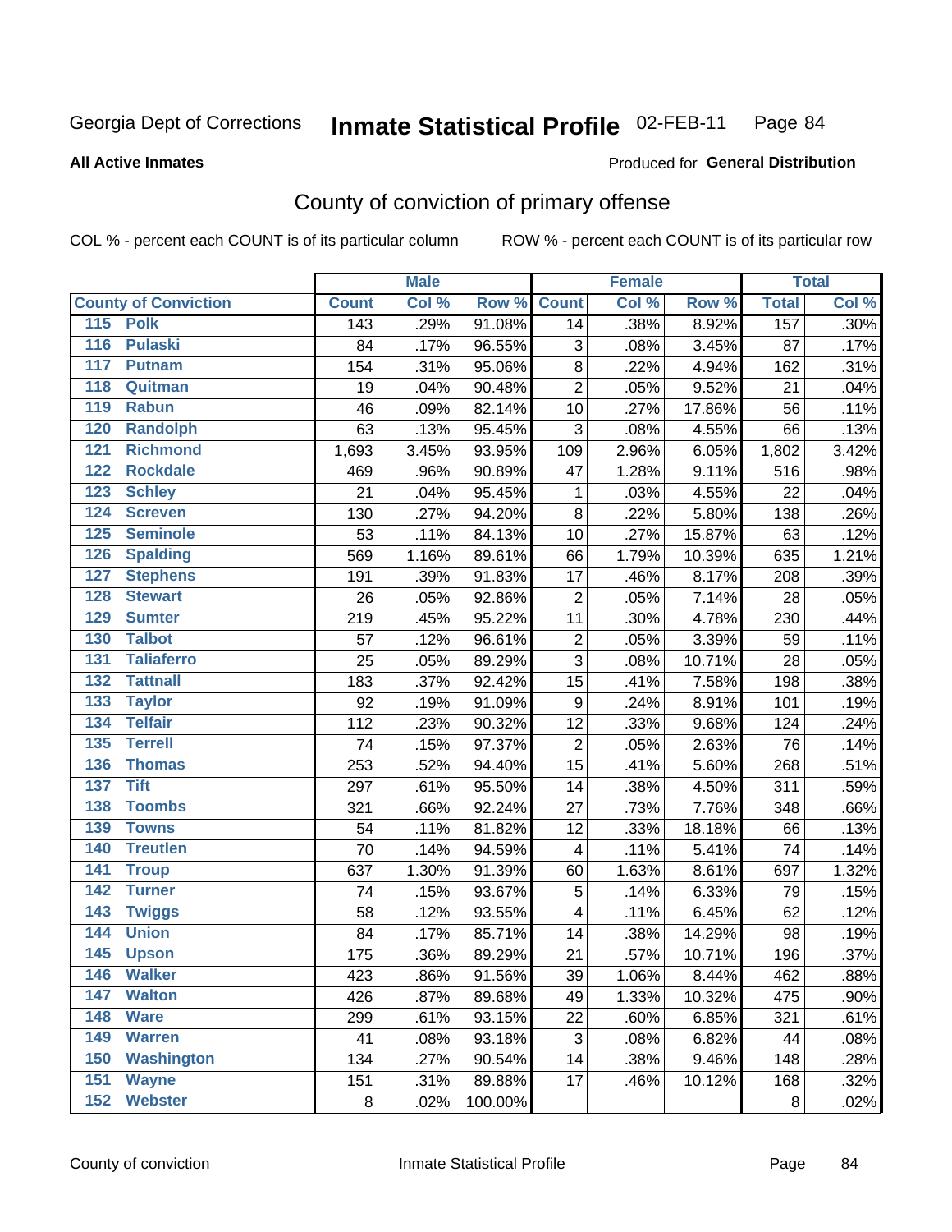Georgia Dept of Corrections **Inmate Statistical Profile** 02-FEB-11 Page 84

**All Active Inmates**

Produced for **General Distribution**

## County of conviction of primary offense

COL % - percent each COUNT is of its particular column ROW % - percent each COUNT is of its particular row

| County of Conviction | Male | | | Female | | | Total | |
|---|---|---|---|---|---|---|---|---|
| | Count | Col % | Row % | Count | Col % | Row % | Total | Col % |
| 115 Polk | 143 | .29% | 91.08% | 14 | .38% | 8.92% | 157 | .30% |
| 116 Pulaski | 84 | .17% | 96.55% | 3 | .08% | 3.45% | 87 | .17% |
| 117 Putnam | 154 | .31% | 95.06% | 8 | .22% | 4.94% | 162 | .31% |
| 118 Quitman | 19 | .04% | 90.48% | 2 | .05% | 9.52% | 21 | .04% |
| 119 Rabun | 46 | .09% | 82.14% | 10 | .27% | 17.86% | 56 | .11% |
| 120 Randolph | 63 | .13% | 95.45% | 3 | .08% | 4.55% | 66 | .13% |
| 121 Richmond | 1,693 | 3.45% | 93.95% | 109 | 2.96% | 6.05% | 1,802 | 3.42% |
| 122 Rockdale | 469 | .96% | 90.89% | 47 | 1.28% | 9.11% | 516 | .98% |
| 123 Schley | 21 | .04% | 95.45% | 1 | .03% | 4.55% | 22 | .04% |
| 124 Screven | 130 | .27% | 94.20% | 8 | .22% | 5.80% | 138 | .26% |
| 125 Seminole | 53 | .11% | 84.13% | 10 | .27% | 15.87% | 63 | .12% |
| 126 Spalding | 569 | 1.16% | 89.61% | 66 | 1.79% | 10.39% | 635 | 1.21% |
| 127 Stephens | 191 | .39% | 91.83% | 17 | .46% | 8.17% | 208 | .39% |
| 128 Stewart | 26 | .05% | 92.86% | 2 | .05% | 7.14% | 28 | .05% |
| 129 Sumter | 219 | .45% | 95.22% | 11 | .30% | 4.78% | 230 | .44% |
| 130 Talbot | 57 | .12% | 96.61% | 2 | .05% | 3.39% | 59 | .11% |
| 131 Taliaferro | 25 | .05% | 89.29% | 3 | .08% | 10.71% | 28 | .05% |
| 132 Tattnall | 183 | .37% | 92.42% | 15 | .41% | 7.58% | 198 | .38% |
| 133 Taylor | 92 | .19% | 91.09% | 9 | .24% | 8.91% | 101 | .19% |
| 134 Telfair | 112 | .23% | 90.32% | 12 | .33% | 9.68% | 124 | .24% |
| 135 Terrell | 74 | .15% | 97.37% | 2 | .05% | 2.63% | 76 | .14% |
| 136 Thomas | 253 | .52% | 94.40% | 15 | .41% | 5.60% | 268 | .51% |
| 137 Tift | 297 | .61% | 95.50% | 14 | .38% | 4.50% | 311 | .59% |
| 138 Toombs | 321 | .66% | 92.24% | 27 | .73% | 7.76% | 348 | .66% |
| 139 Towns | 54 | .11% | 81.82% | 12 | .33% | 18.18% | 66 | .13% |
| 140 Treutlen | 70 | .14% | 94.59% | 4 | .11% | 5.41% | 74 | .14% |
| 141 Troup | 637 | 1.30% | 91.39% | 60 | 1.63% | 8.61% | 697 | 1.32% |
| 142 Turner | 74 | .15% | 93.67% | 5 | .14% | 6.33% | 79 | .15% |
| 143 Twiggs | 58 | .12% | 93.55% | 4 | .11% | 6.45% | 62 | .12% |
| 144 Union | 84 | .17% | 85.71% | 14 | .38% | 14.29% | 98 | .19% |
| 145 Upson | 175 | .36% | 89.29% | 21 | .57% | 10.71% | 196 | .37% |
| 146 Walker | 423 | .86% | 91.56% | 39 | 1.06% | 8.44% | 462 | .88% |
| 147 Walton | 426 | .87% | 89.68% | 49 | 1.33% | 10.32% | 475 | .90% |
| 148 Ware | 299 | .61% | 93.15% | 22 | .60% | 6.85% | 321 | .61% |
| 149 Warren | 41 | .08% | 93.18% | 3 | .08% | 6.82% | 44 | .08% |
| 150 Washington | 134 | .27% | 90.54% | 14 | .38% | 9.46% | 148 | .28% |
| 151 Wayne | 151 | .31% | 89.88% | 17 | .46% | 10.12% | 168 | .32% |
| 152 Webster | 8 | .02% | 100.00% | | | | 8 | .02% |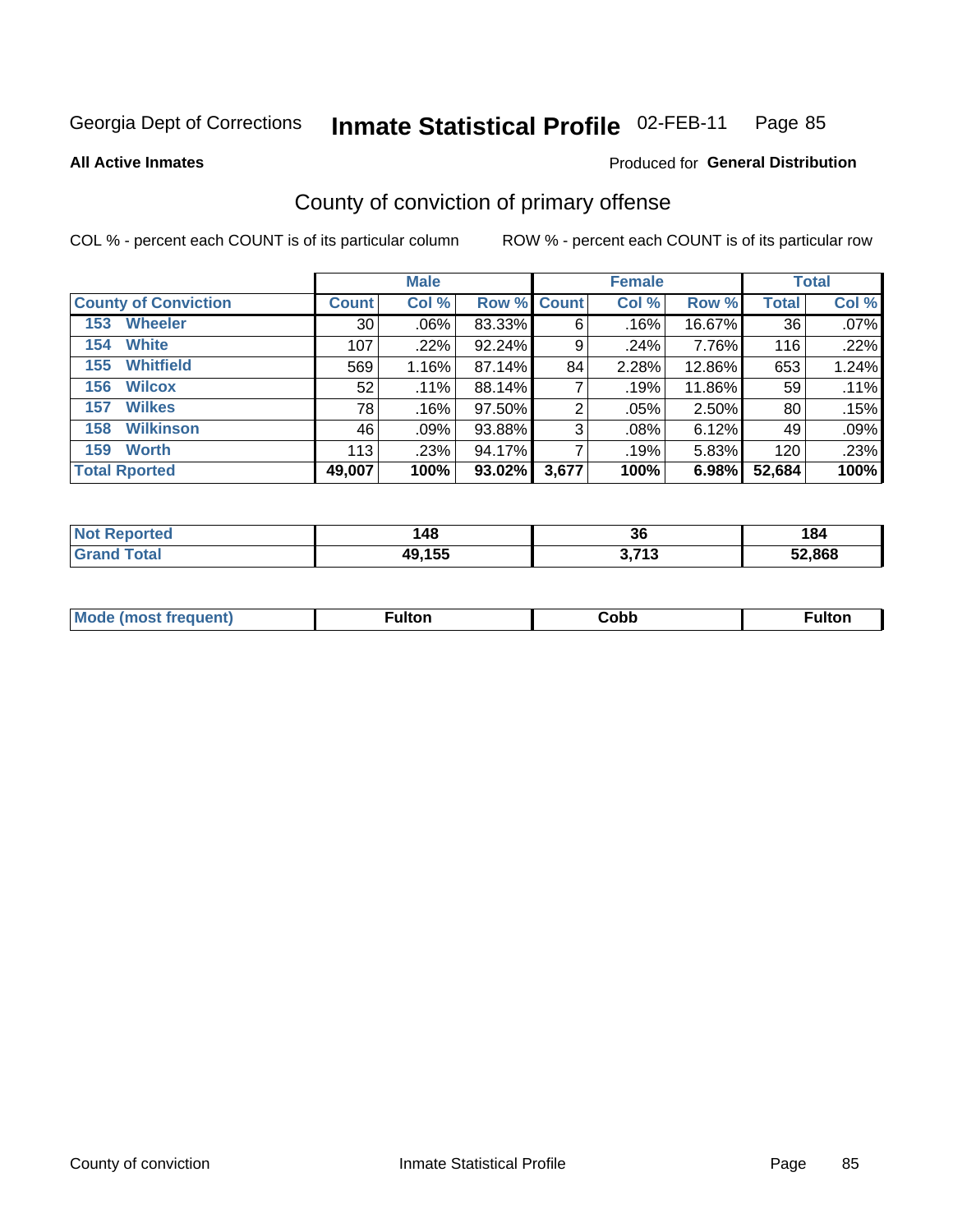Georgia Dept of Corrections **Inmate Statistical Profile** 02-FEB-11

**All Active Inmates**

Produced for **General Distribution**

## County of conviction of primary offense

COL % - percent each COUNT is of its particular column ROW % - percent each COUNT is of its particular row

| | Male | | | Female | | | Total | |
|---|---|---|---|---|---|---|---|---|
| **County of Conviction** | **Count** | **Col %** | **Row %** | **Count** | **Col %** | **Row %** | **Total** | **Col %** |
| 153 Wheeler | 30 | .06% | 83.33% | 6 | .16% | 16.67% | 36 | .07% |
| 154 White | 107 | .22% | 92.24% | 9 | .24% | 7.76% | 116 | .22% |
| 155 Whitfield | 569 | 1.16% | 87.14% | 84 | 2.28% | 12.86% | 653 | 1.24% |
| 156 Wilcox | 52 | .11% | 88.14% | 7 | .19% | 11.86% | 59 | .11% |
| 157 Wilkes | 78 | .16% | 97.50% | 2 | .05% | 2.50% | 80 | .15% |
| 158 Wilkinson | 46 | .09% | 93.88% | 3 | .08% | 6.12% | 49 | .09% |
| 159 Worth | 113 | .23% | 94.17% | 7 | .19% | 5.83% | 120 | .23% |
| **Total Rported** | **49,007** | **100%** | **93.02%** | **3,677** | **100%** | **6.98%** | **52,684** | **100%** |

| | Male | Female | Total |
|---|---|---|---|
| **Not Reported** | **148** | **36** | **184** |
| **Grand Total** | **49,155** | **3,713** | **52,868** |

| | Male | Female | Total |
|---|---|---|---|
| **Mode (most frequent)** | **Fulton** | **Cobb** | **Fulton** |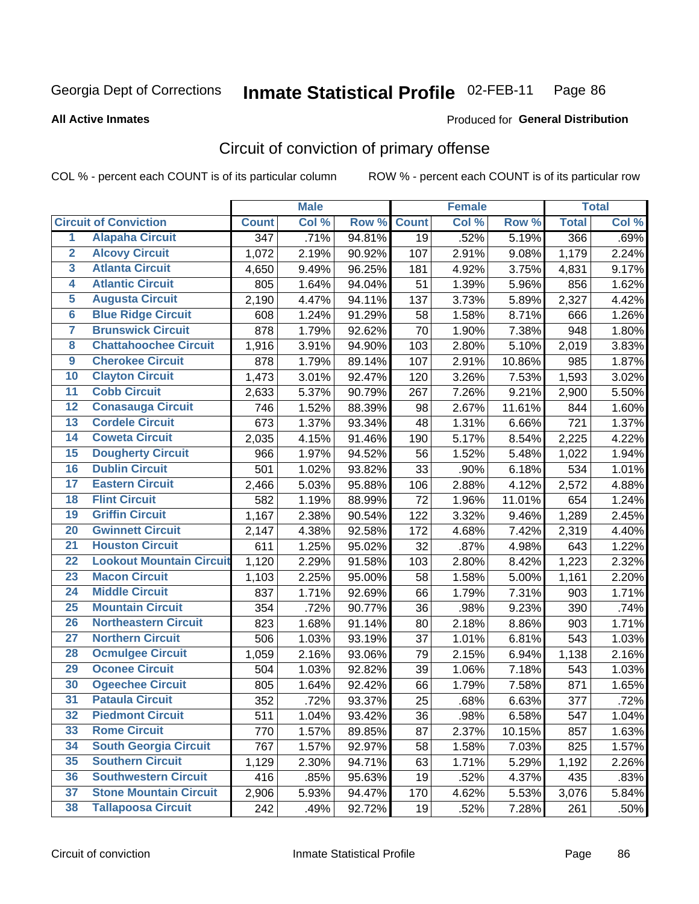Georgia Dept of Corrections **Inmate Statistical Profile** 02-FEB-11

**All Active Inmates**

Produced for **General Distribution**

## Circuit of conviction of primary offense

COL % - percent each COUNT is of its particular column ROW % - percent each COUNT is of its particular row

| | | Male | | | Female | | | Total | |
|---|---|---|---|---|---|---|---|---|---|
| **Circuit of Conviction** | | **Count** | **Col %** | **Row %** | **Count** | **Col %** | **Row %** | **Total** | **Col %** |
| 1 | Alapaha Circuit | 347 | .71% | 94.81% | 19 | .52% | 5.19% | 366 | .69% |
| 2 | Alcovy Circuit | 1,072 | 2.19% | 90.92% | 107 | 2.91% | 9.08% | 1,179 | 2.24% |
| 3 | Atlanta Circuit | 4,650 | 9.49% | 96.25% | 181 | 4.92% | 3.75% | 4,831 | 9.17% |
| 4 | Atlantic Circuit | 805 | 1.64% | 94.04% | 51 | 1.39% | 5.96% | 856 | 1.62% |
| 5 | Augusta Circuit | 2,190 | 4.47% | 94.11% | 137 | 3.73% | 5.89% | 2,327 | 4.42% |
| 6 | Blue Ridge Circuit | 608 | 1.24% | 91.29% | 58 | 1.58% | 8.71% | 666 | 1.26% |
| 7 | Brunswick Circuit | 878 | 1.79% | 92.62% | 70 | 1.90% | 7.38% | 948 | 1.80% |
| 8 | Chattahoochee Circuit | 1,916 | 3.91% | 94.90% | 103 | 2.80% | 5.10% | 2,019 | 3.83% |
| 9 | Cherokee Circuit | 878 | 1.79% | 89.14% | 107 | 2.91% | 10.86% | 985 | 1.87% |
| 10 | Clayton Circuit | 1,473 | 3.01% | 92.47% | 120 | 3.26% | 7.53% | 1,593 | 3.02% |
| 11 | Cobb Circuit | 2,633 | 5.37% | 90.79% | 267 | 7.26% | 9.21% | 2,900 | 5.50% |
| 12 | Conasauga Circuit | 746 | 1.52% | 88.39% | 98 | 2.67% | 11.61% | 844 | 1.60% |
| 13 | Cordele Circuit | 673 | 1.37% | 93.34% | 48 | 1.31% | 6.66% | 721 | 1.37% |
| 14 | Coweta Circuit | 2,035 | 4.15% | 91.46% | 190 | 5.17% | 8.54% | 2,225 | 4.22% |
| 15 | Dougherty Circuit | 966 | 1.97% | 94.52% | 56 | 1.52% | 5.48% | 1,022 | 1.94% |
| 16 | Dublin Circuit | 501 | 1.02% | 93.82% | 33 | .90% | 6.18% | 534 | 1.01% |
| 17 | Eastern Circuit | 2,466 | 5.03% | 95.88% | 106 | 2.88% | 4.12% | 2,572 | 4.88% |
| 18 | Flint Circuit | 582 | 1.19% | 88.99% | 72 | 1.96% | 11.01% | 654 | 1.24% |
| 19 | Griffin Circuit | 1,167 | 2.38% | 90.54% | 122 | 3.32% | 9.46% | 1,289 | 2.45% |
| 20 | Gwinnett Circuit | 2,147 | 4.38% | 92.58% | 172 | 4.68% | 7.42% | 2,319 | 4.40% |
| 21 | Houston Circuit | 611 | 1.25% | 95.02% | 32 | .87% | 4.98% | 643 | 1.22% |
| 22 | Lookout Mountain Circuit | 1,120 | 2.29% | 91.58% | 103 | 2.80% | 8.42% | 1,223 | 2.32% |
| 23 | Macon Circuit | 1,103 | 2.25% | 95.00% | 58 | 1.58% | 5.00% | 1,161 | 2.20% |
| 24 | Middle Circuit | 837 | 1.71% | 92.69% | 66 | 1.79% | 7.31% | 903 | 1.71% |
| 25 | Mountain Circuit | 354 | .72% | 90.77% | 36 | .98% | 9.23% | 390 | .74% |
| 26 | Northeastern Circuit | 823 | 1.68% | 91.14% | 80 | 2.18% | 8.86% | 903 | 1.71% |
| 27 | Northern Circuit | 506 | 1.03% | 93.19% | 37 | 1.01% | 6.81% | 543 | 1.03% |
| 28 | Ocmulgee Circuit | 1,059 | 2.16% | 93.06% | 79 | 2.15% | 6.94% | 1,138 | 2.16% |
| 29 | Oconee Circuit | 504 | 1.03% | 92.82% | 39 | 1.06% | 7.18% | 543 | 1.03% |
| 30 | Ogeechee Circuit | 805 | 1.64% | 92.42% | 66 | 1.79% | 7.58% | 871 | 1.65% |
| 31 | Pataula Circuit | 352 | .72% | 93.37% | 25 | .68% | 6.63% | 377 | .72% |
| 32 | Piedmont Circuit | 511 | 1.04% | 93.42% | 36 | .98% | 6.58% | 547 | 1.04% |
| 33 | Rome Circuit | 770 | 1.57% | 89.85% | 87 | 2.37% | 10.15% | 857 | 1.63% |
| 34 | South Georgia Circuit | 767 | 1.57% | 92.97% | 58 | 1.58% | 7.03% | 825 | 1.57% |
| 35 | Southern Circuit | 1,129 | 2.30% | 94.71% | 63 | 1.71% | 5.29% | 1,192 | 2.26% |
| 36 | Southwestern Circuit | 416 | .85% | 95.63% | 19 | .52% | 4.37% | 435 | .83% |
| 37 | Stone Mountain Circuit | 2,906 | 5.93% | 94.47% | 170 | 4.62% | 5.53% | 3,076 | 5.84% |
| 38 | Tallapoosa Circuit | 242 | .49% | 92.72% | 19 | .52% | 7.28% | 261 | .50% |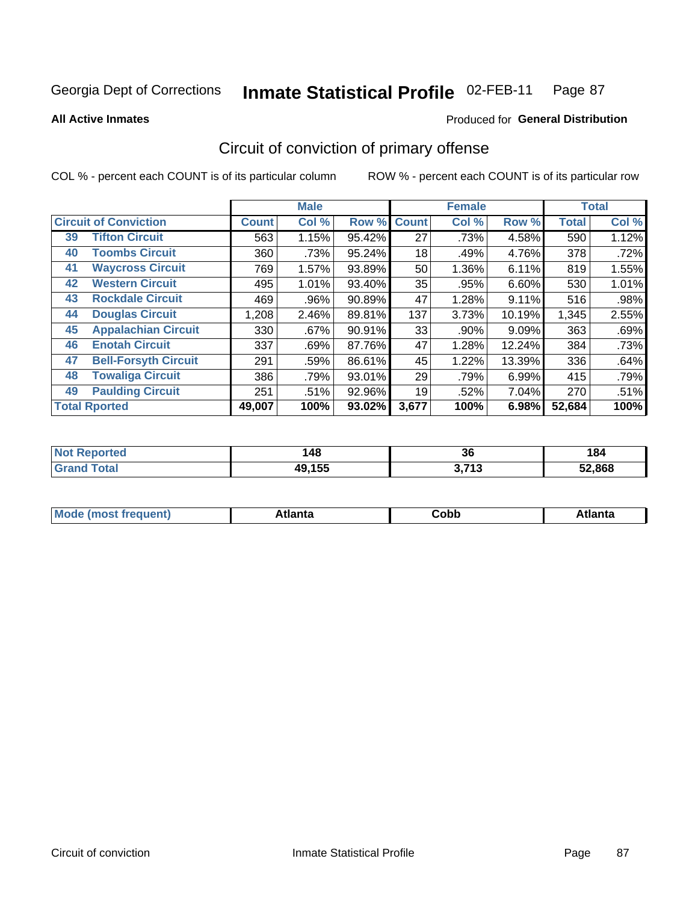Georgia Dept of Corrections **Inmate Statistical Profile** 02-FEB-11

**All Active Inmates**

Produced for **General Distribution**

## Circuit of conviction of primary offense

COL % - percent each COUNT is of its particular column

ROW % - percent each COUNT is of its particular row

| Circuit of Conviction | | Male | | | Female | | | Total | |
|---|---|---|---|---|---|---|---|---|---|
| | | Count | Col % | Row % | Count | Col % | Row % | Total | Col % |
| 39 | Tifton Circuit | 563 | 1.15% | 95.42% | 27 | .73% | 4.58% | 590 | 1.12% |
| 40 | Toombs Circuit | 360 | .73% | 95.24% | 18 | .49% | 4.76% | 378 | .72% |
| 41 | Waycross Circuit | 769 | 1.57% | 93.89% | 50 | 1.36% | 6.11% | 819 | 1.55% |
| 42 | Western Circuit | 495 | 1.01% | 93.40% | 35 | .95% | 6.60% | 530 | 1.01% |
| 43 | Rockdale Circuit | 469 | .96% | 90.89% | 47 | 1.28% | 9.11% | 516 | .98% |
| 44 | Douglas Circuit | 1,208 | 2.46% | 89.81% | 137 | 3.73% | 10.19% | 1,345 | 2.55% |
| 45 | Appalachian Circuit | 330 | .67% | 90.91% | 33 | .90% | 9.09% | 363 | .69% |
| 46 | Enotah Circuit | 337 | .69% | 87.76% | 47 | 1.28% | 12.24% | 384 | .73% |
| 47 | Bell-Forsyth Circuit | 291 | .59% | 86.61% | 45 | 1.22% | 13.39% | 336 | .64% |
| 48 | Towaliga Circuit | 386 | .79% | 93.01% | 29 | .79% | 6.99% | 415 | .79% |
| 49 | Paulding Circuit | 251 | .51% | 92.96% | 19 | .52% | 7.04% | 270 | .51% |
| **Total Rported** | | **49,007** | **100%** | **93.02%** | **3,677** | **100%** | **6.98%** | **52,684** | **100%** |

| | Male | Female | Total |
|---|---|---|---|
| Not Reported | **148** | **36** | **184** |
| Grand Total | **49,155** | **3,713** | **52,868** |

| | Male | Female | Total |
|---|---|---|---|
| Mode (most frequent) | **Atlanta** | **Cobb** | **Atlanta** |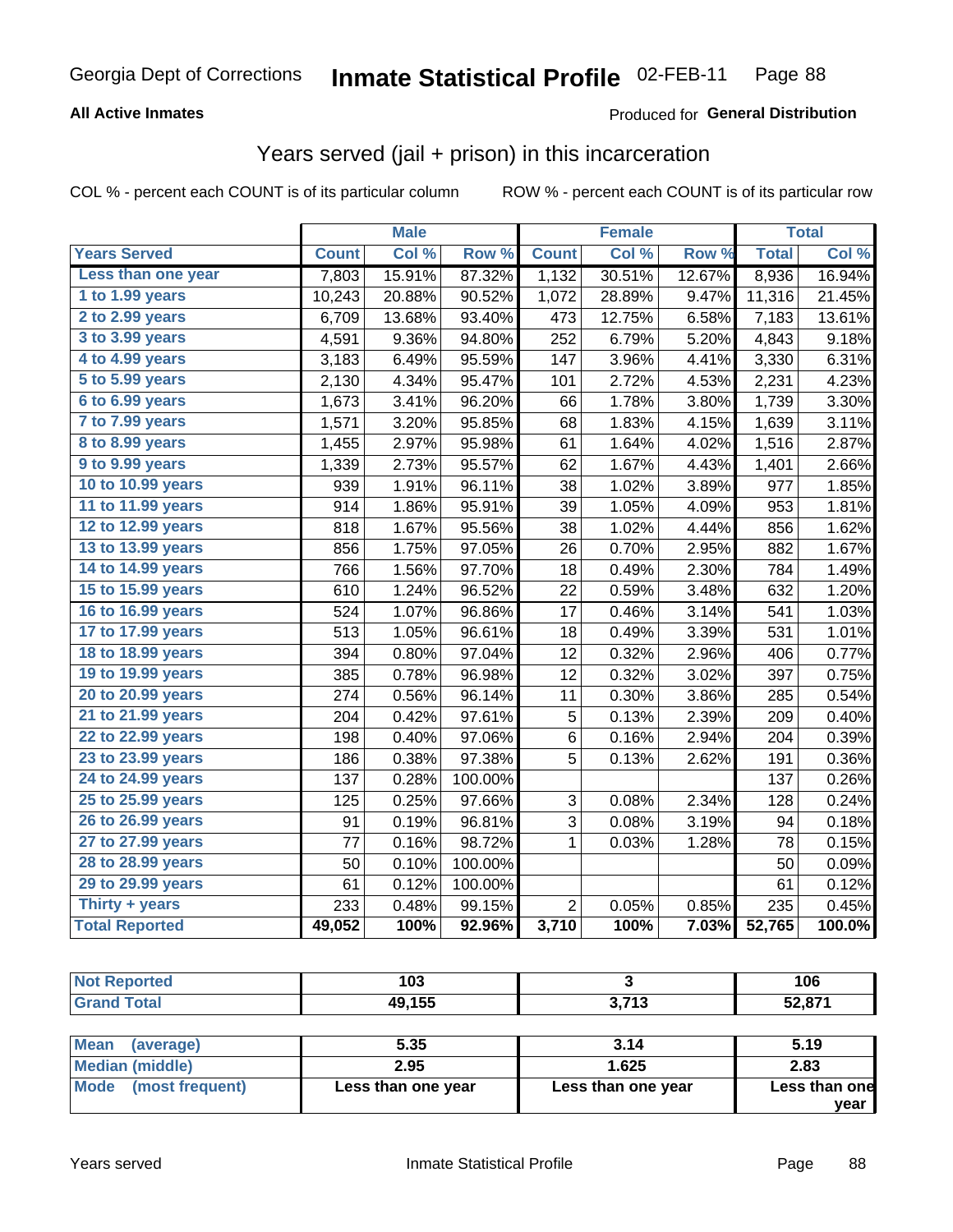Georgia Dept of Corrections **Inmate Statistical Profile** 02-FEB-11

**All Active Inmates**

Produced for **General Distribution**

## Years served (jail + prison) in this incarceration

COL % - percent each COUNT is of its particular column ROW % - percent each COUNT is of its particular row

| | Male | | | Female | | | Total | |
|---|---|---|---|---|---|---|---|---|
| **Years Served** | **Count** | **Col %** | **Row %** | **Count** | **Col %** | **Row %** | **Total** | **Col %** |
| Less than one year | 7,803 | 15.91% | 87.32% | 1,132 | 30.51% | 12.67% | 8,936 | 16.94% |
| 1 to 1.99 years | 10,243 | 20.88% | 90.52% | 1,072 | 28.89% | 9.47% | 11,316 | 21.45% |
| 2 to 2.99 years | 6,709 | 13.68% | 93.40% | 473 | 12.75% | 6.58% | 7,183 | 13.61% |
| 3 to 3.99 years | 4,591 | 9.36% | 94.80% | 252 | 6.79% | 5.20% | 4,843 | 9.18% |
| 4 to 4.99 years | 3,183 | 6.49% | 95.59% | 147 | 3.96% | 4.41% | 3,330 | 6.31% |
| 5 to 5.99 years | 2,130 | 4.34% | 95.47% | 101 | 2.72% | 4.53% | 2,231 | 4.23% |
| 6 to 6.99 years | 1,673 | 3.41% | 96.20% | 66 | 1.78% | 3.80% | 1,739 | 3.30% |
| 7 to 7.99 years | 1,571 | 3.20% | 95.85% | 68 | 1.83% | 4.15% | 1,639 | 3.11% |
| 8 to 8.99 years | 1,455 | 2.97% | 95.98% | 61 | 1.64% | 4.02% | 1,516 | 2.87% |
| 9 to 9.99 years | 1,339 | 2.73% | 95.57% | 62 | 1.67% | 4.43% | 1,401 | 2.66% |
| 10 to 10.99 years | 939 | 1.91% | 96.11% | 38 | 1.02% | 3.89% | 977 | 1.85% |
| 11 to 11.99 years | 914 | 1.86% | 95.91% | 39 | 1.05% | 4.09% | 953 | 1.81% |
| 12 to 12.99 years | 818 | 1.67% | 95.56% | 38 | 1.02% | 4.44% | 856 | 1.62% |
| 13 to 13.99 years | 856 | 1.75% | 97.05% | 26 | 0.70% | 2.95% | 882 | 1.67% |
| 14 to 14.99 years | 766 | 1.56% | 97.70% | 18 | 0.49% | 2.30% | 784 | 1.49% |
| 15 to 15.99 years | 610 | 1.24% | 96.52% | 22 | 0.59% | 3.48% | 632 | 1.20% |
| 16 to 16.99 years | 524 | 1.07% | 96.86% | 17 | 0.46% | 3.14% | 541 | 1.03% |
| 17 to 17.99 years | 513 | 1.05% | 96.61% | 18 | 0.49% | 3.39% | 531 | 1.01% |
| 18 to 18.99 years | 394 | 0.80% | 97.04% | 12 | 0.32% | 2.96% | 406 | 0.77% |
| 19 to 19.99 years | 385 | 0.78% | 96.98% | 12 | 0.32% | 3.02% | 397 | 0.75% |
| 20 to 20.99 years | 274 | 0.56% | 96.14% | 11 | 0.30% | 3.86% | 285 | 0.54% |
| 21 to 21.99 years | 204 | 0.42% | 97.61% | 5 | 0.13% | 2.39% | 209 | 0.40% |
| 22 to 22.99 years | 198 | 0.40% | 97.06% | 6 | 0.16% | 2.94% | 204 | 0.39% |
| 23 to 23.99 years | 186 | 0.38% | 97.38% | 5 | 0.13% | 2.62% | 191 | 0.36% |
| 24 to 24.99 years | 137 | 0.28% | 100.00% | | | | 137 | 0.26% |
| 25 to 25.99 years | 125 | 0.25% | 97.66% | 3 | 0.08% | 2.34% | 128 | 0.24% |
| 26 to 26.99 years | 91 | 0.19% | 96.81% | 3 | 0.08% | 3.19% | 94 | 0.18% |
| 27 to 27.99 years | 77 | 0.16% | 98.72% | 1 | 0.03% | 1.28% | 78 | 0.15% |
| 28 to 28.99 years | 50 | 0.10% | 100.00% | | | | 50 | 0.09% |
| 29 to 29.99 years | 61 | 0.12% | 100.00% | | | | 61 | 0.12% |
| Thirty + years | 233 | 0.48% | 99.15% | 2 | 0.05% | 0.85% | 235 | 0.45% |
| **Total Reported** | **49,052** | **100%** | **92.96%** | **3,710** | **100%** | **7.03%** | **52,765** | **100.0%** |

| | Male | Female | Total |
|---|---|---|---|
| Not Reported | 103 | 3 | 106 |
| Grand Total | 49,155 | 3,713 | 52,871 |

| | Male | Female | Total |
|---|---|---|---|
| Mean (average) | 5.35 | 3.14 | 5.19 |
| Median (middle) | 2.95 | 1.625 | 2.83 |
| Mode (most frequent) | Less than one year | Less than one year | Less than one year |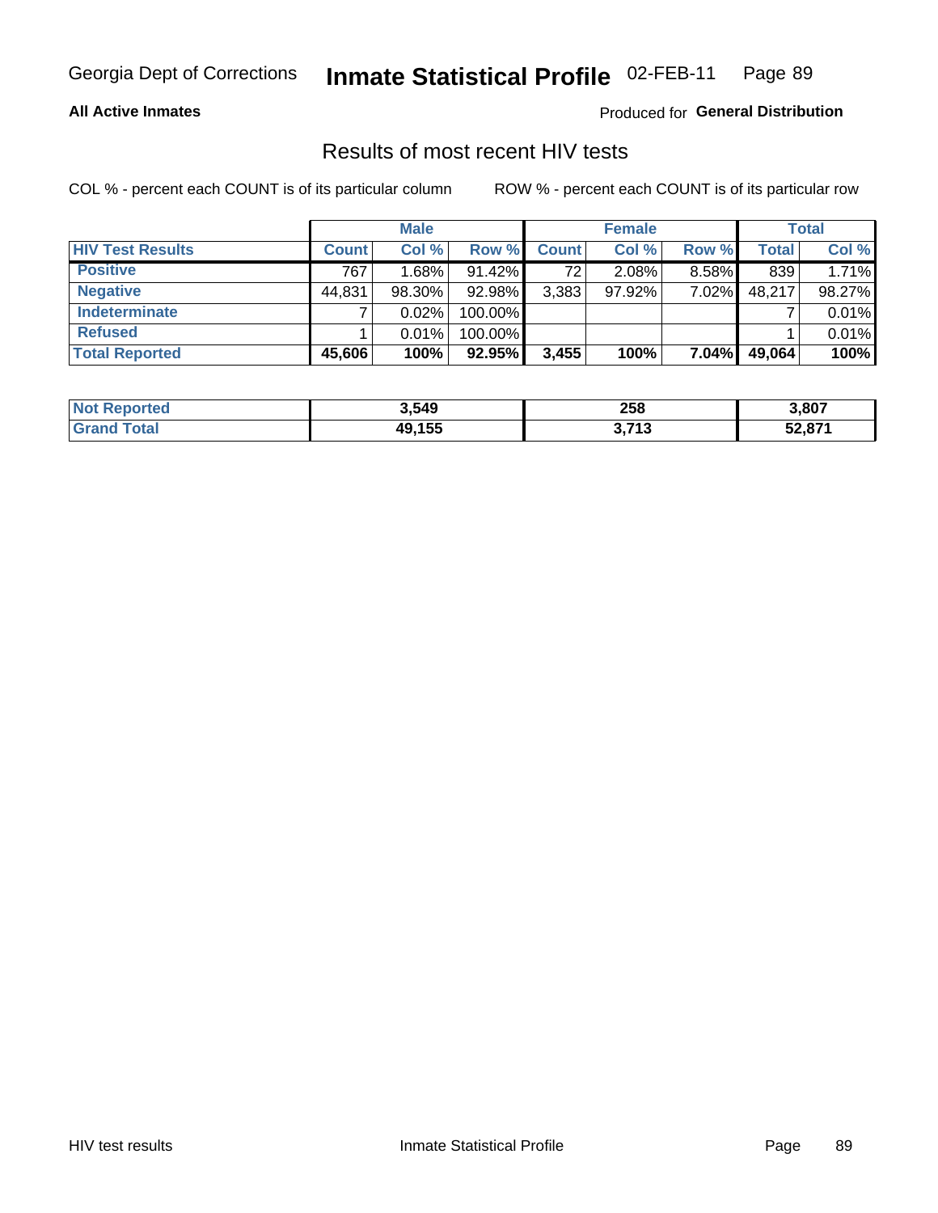# Inmate Statistical Profile

Georgia Dept of Corrections — 02-FEB-11

**All Active Inmates**

Produced for **General Distribution**

## Results of most recent HIV tests

COL % - percent each COUNT is of its particular column

ROW % - percent each COUNT is of its particular row

| | Male | | | Female | | | Total | |
|---|---|---|---|---|---|---|---|---|
| **HIV Test Results** | **Count** | **Col %** | **Row %** | **Count** | **Col %** | **Row %** | **Total** | **Col %** |
| **Positive** | 767 | 1.68% | 91.42% | 72 | 2.08% | 8.58% | 839 | 1.71% |
| **Negative** | 44,831 | 98.30% | 92.98% | 3,383 | 97.92% | 7.02% | 48,217 | 98.27% |
| **Indeterminate** | 7 | 0.02% | 100.00% | | | | 7 | 0.01% |
| **Refused** | 1 | 0.01% | 100.00% | | | | 1 | 0.01% |
| **Total Reported** | **45,606** | **100%** | **92.95%** | **3,455** | **100%** | **7.04%** | **49,064** | **100%** |

| | Male | Female | Total |
|---|---|---|---|
| **Not Reported** | **3,549** | **258** | **3,807** |
| **Grand Total** | **49,155** | **3,713** | **52,871** |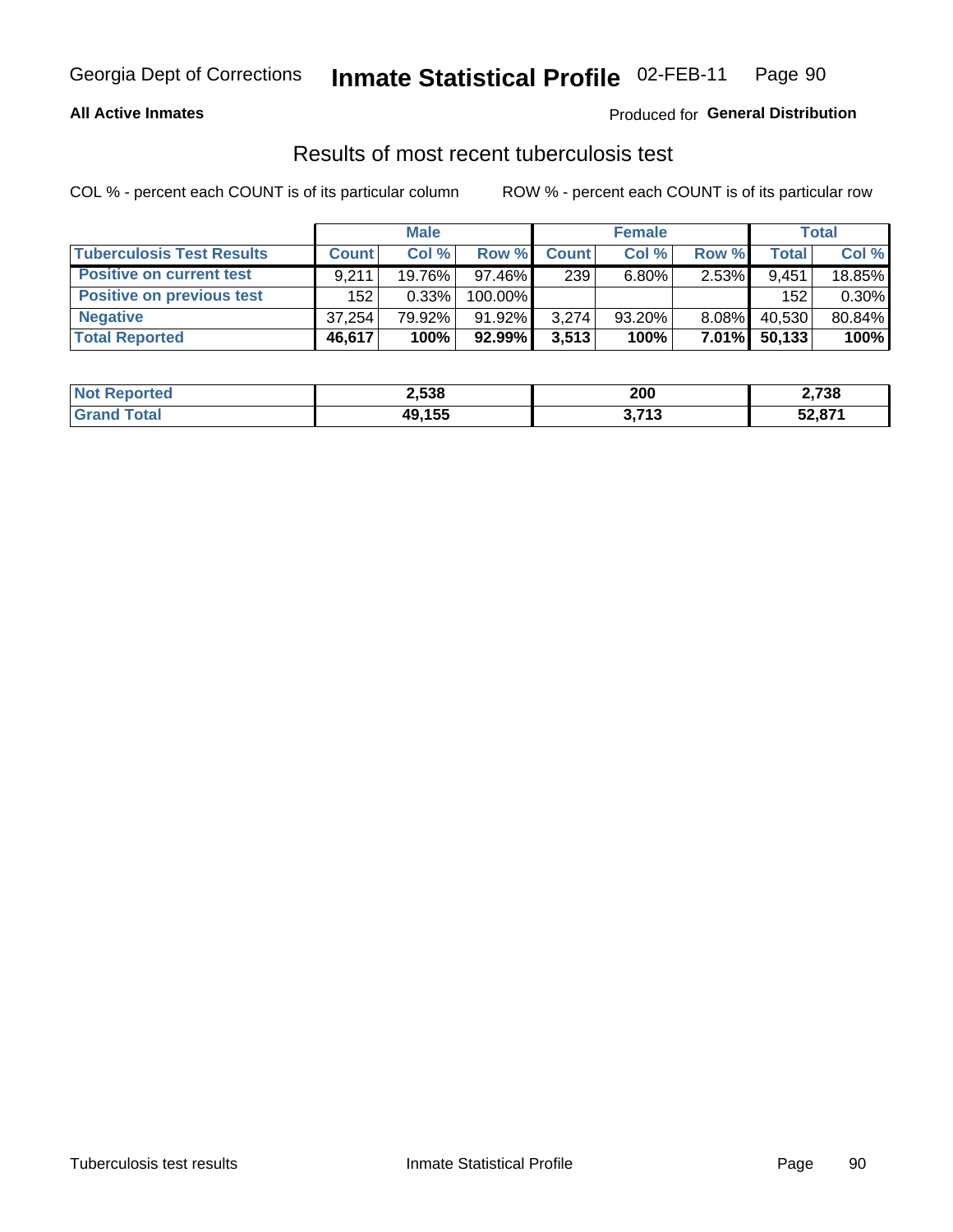**All Active Inmates**

Produced for **General Distribution**

## Results of most recent tuberculosis test

COL % - percent each COUNT is of its particular column

ROW % - percent each COUNT is of its particular row

| | Male | | | Female | | | Total | |
|---|---|---|---|---|---|---|---|---|
| **Tuberculosis Test Results** | **Count** | **Col %** | **Row %** | **Count** | **Col %** | **Row %** | **Total** | **Col %** |
| **Positive on current test** | 9,211 | 19.76% | 97.46% | 239 | 6.80% | 2.53% | 9,451 | 18.85% |
| **Positive on previous test** | 152 | 0.33% | 100.00% | | | | 152 | 0.30% |
| **Negative** | 37,254 | 79.92% | 91.92% | 3,274 | 93.20% | 8.08% | 40,530 | 80.84% |
| **Total Reported** | **46,617** | **100%** | **92.99%** | **3,513** | **100%** | **7.01%** | **50,133** | **100%** |

| | Male | Female | Total |
|---|---|---|---|
| **Not Reported** | **2,538** | **200** | **2,738** |
| **Grand Total** | **49,155** | **3,713** | **52,871** |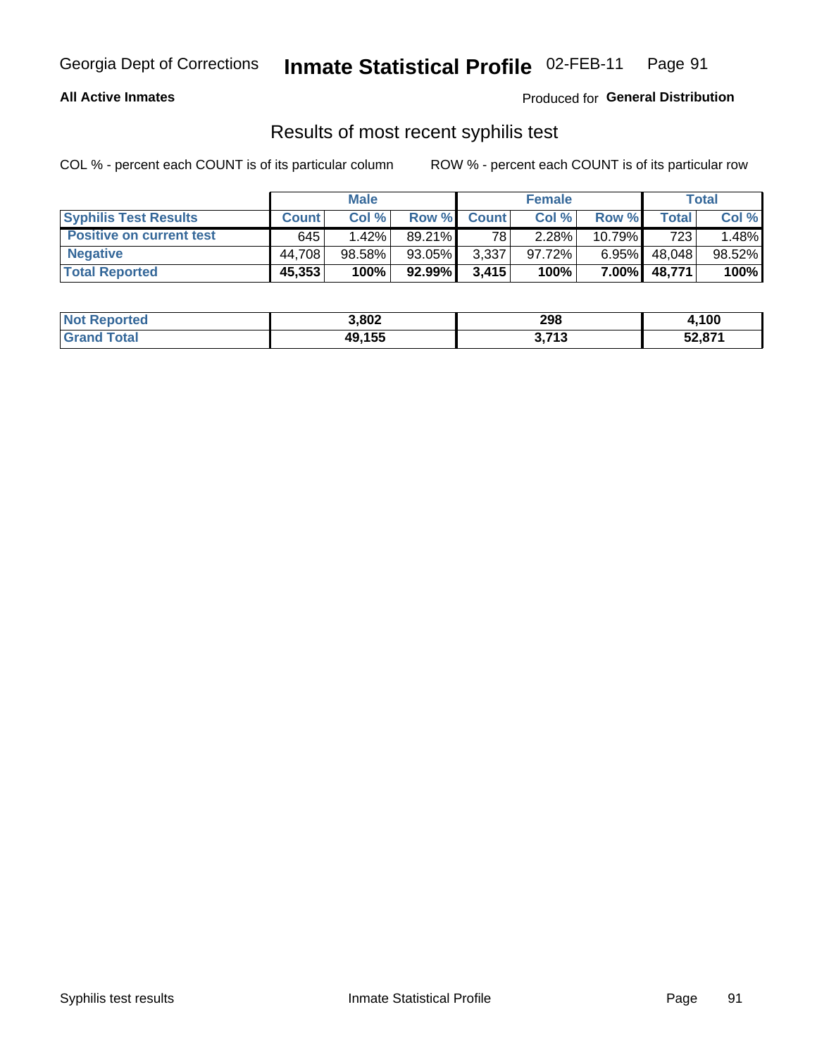Georgia Dept of Corrections **Inmate Statistical Profile** 02-FEB-11

**All Active Inmates**

Produced for **General Distribution**

## Results of most recent syphilis test

COL % - percent each COUNT is of its particular column    ROW % - percent each COUNT is of its particular row

| | Male | | | Female | | | Total | |
|---|---|---|---|---|---|---|---|---|
| **Syphilis Test Results** | **Count** | **Col %** | **Row %** | **Count** | **Col %** | **Row %** | **Total** | **Col %** |
| **Positive on current test** | 645 | 1.42% | 89.21% | 78 | 2.28% | 10.79% | 723 | 1.48% |
| **Negative** | 44,708 | 98.58% | 93.05% | 3,337 | 97.72% | 6.95% | 48,048 | 98.52% |
| **Total Reported** | **45,353** | **100%** | **92.99%** | **3,415** | **100%** | **7.00%** | **48,771** | **100%** |

| | Male | Female | Total |
|---|---|---|---|
| **Not Reported** | **3,802** | **298** | **4,100** |
| **Grand Total** | **49,155** | **3,713** | **52,871** |

Syphilis test results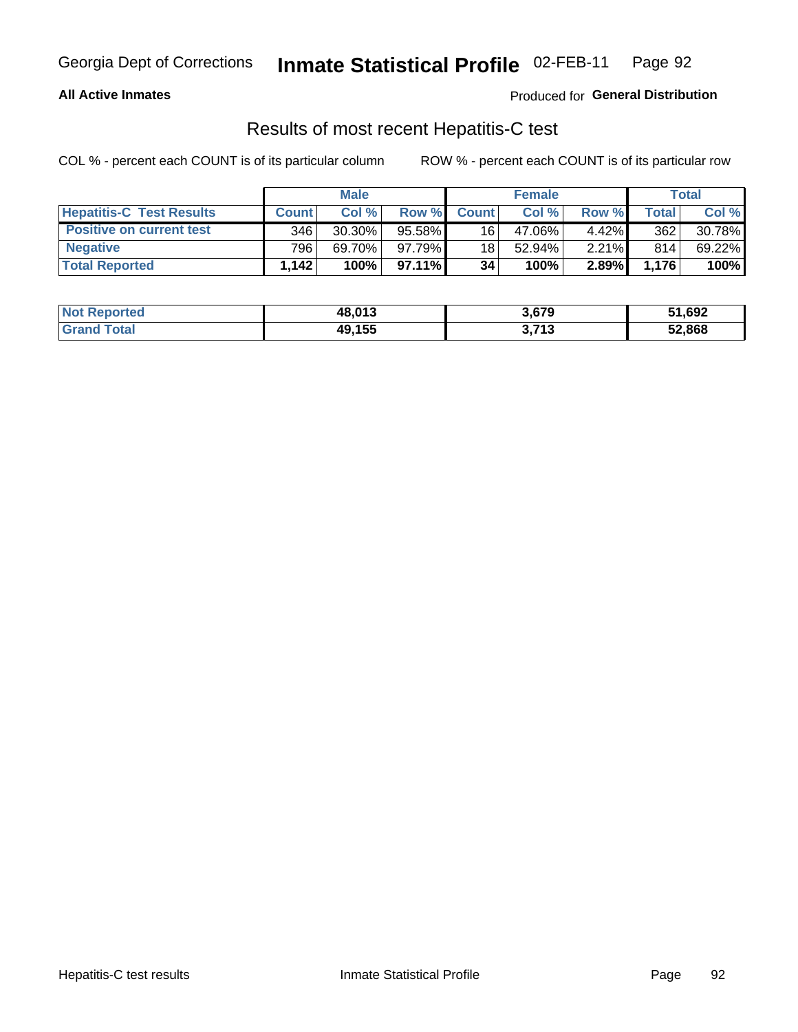Georgia Dept of Corrections **Inmate Statistical Profile** 02-FEB-11

**All Active Inmates**

Produced for **General Distribution**

## Results of most recent Hepatitis-C test

COL % - percent each COUNT is of its particular column

ROW % - percent each COUNT is of its particular row

| | Male | | | Female | | | Total | |
|---|---|---|---|---|---|---|---|---|
| **Hepatitis-C Test Results** | **Count** | **Col %** | **Row %** | **Count** | **Col %** | **Row %** | **Total** | **Col %** |
| **Positive on current test** | 346 | 30.30% | 95.58% | 16 | 47.06% | 4.42% | 362 | 30.78% |
| **Negative** | 796 | 69.70% | 97.79% | 18 | 52.94% | 2.21% | 814 | 69.22% |
| **Total Reported** | **1,142** | **100%** | **97.11%** | **34** | **100%** | **2.89%** | **1,176** | **100%** |

| | Male | Female | Total |
|---|---|---|---|
| **Not Reported** | **48,013** | **3,679** | **51,692** |
| **Grand Total** | **49,155** | **3,713** | **52,868** |